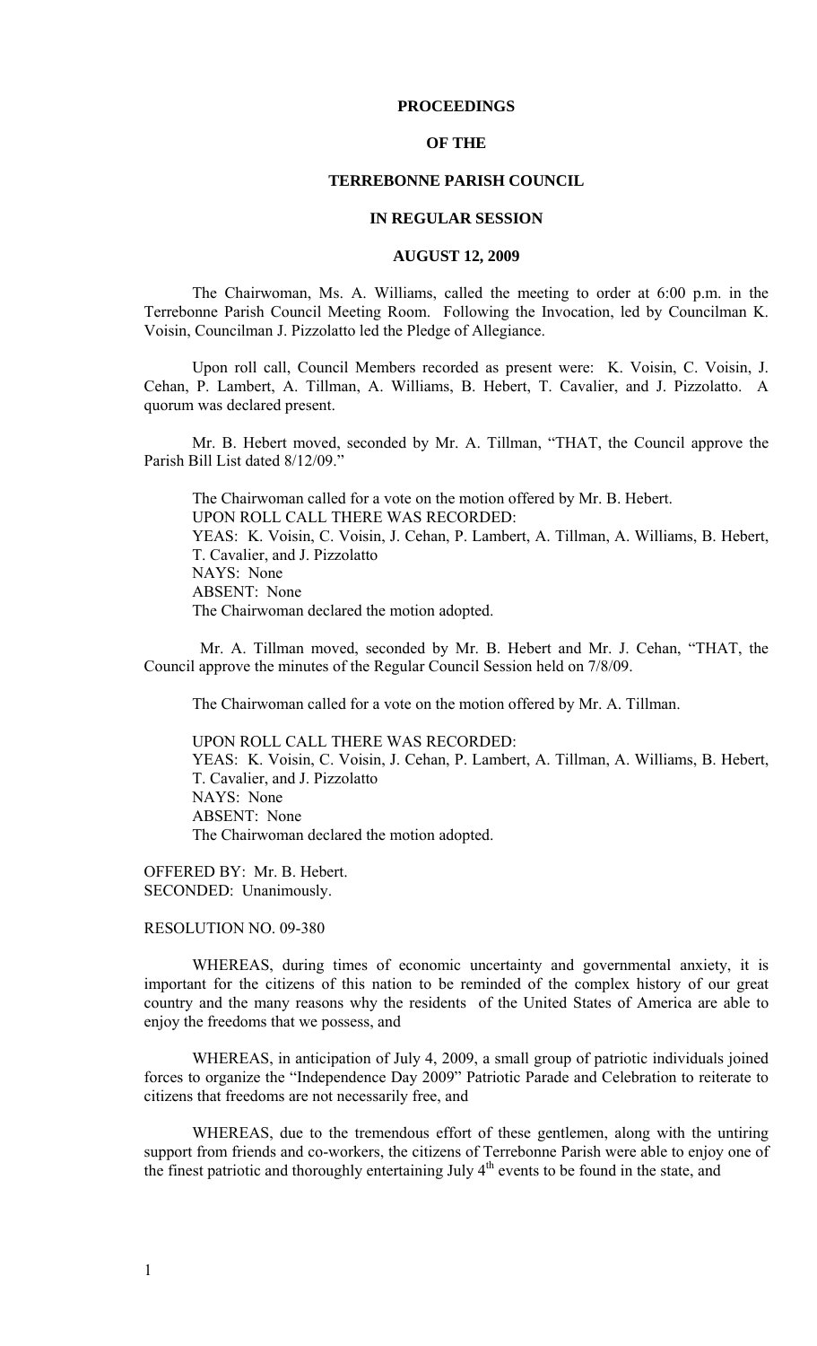# PROCEEDINGS

# OF THE

# TERREBONNE PARISH COUNCIL

# IN REGULAR SESSION

# AUGUST 12, 2009

The Chairwoman, Ms. A. Williams, called the meeting to order at 6:00 p.m. in the Terrebonne Parish Council Meeting Room. Following the Invocation, led by Councilman K. Voisin, Councilman J. Pizzolatto led the Pledge of Allegiance.

Upon roll call, Council Members recorded as present were: K. Voisin, C. Voisin, J. Cehan, P. Lambert, A. Tillman, A. Williams, B. Hebert, T. Cavalier, and J. Pizzolatto. A quorum was declared present.

Mr. B. Hebert moved, seconded by Mr. A. Tillman, "THAT, the Council approve the Parish Bill List dated 8/12/09."

The Chairwoman called for a vote on the motion offered by Mr. B. Hebert.
UPON ROLL CALL THERE WAS RECORDED:
YEAS: K. Voisin, C. Voisin, J. Cehan, P. Lambert, A. Tillman, A. Williams, B. Hebert, T. Cavalier, and J. Pizzolatto
NAYS: None
ABSENT: None
The Chairwoman declared the motion adopted.

Mr. A. Tillman moved, seconded by Mr. B. Hebert and Mr. J. Cehan, "THAT, the Council approve the minutes of the Regular Council Session held on 7/8/09.

The Chairwoman called for a vote on the motion offered by Mr. A. Tillman.

UPON ROLL CALL THERE WAS RECORDED:
YEAS: K. Voisin, C. Voisin, J. Cehan, P. Lambert, A. Tillman, A. Williams, B. Hebert, T. Cavalier, and J. Pizzolatto
NAYS: None
ABSENT: None
The Chairwoman declared the motion adopted.

OFFERED BY: Mr. B. Hebert.
SECONDED: Unanimously.

RESOLUTION NO. 09-380

WHEREAS, during times of economic uncertainty and governmental anxiety, it is important for the citizens of this nation to be reminded of the complex history of our great country and the many reasons why the residents of the United States of America are able to enjoy the freedoms that we possess, and

WHEREAS, in anticipation of July 4, 2009, a small group of patriotic individuals joined forces to organize the "Independence Day 2009" Patriotic Parade and Celebration to reiterate to citizens that freedoms are not necessarily free, and

WHEREAS, due to the tremendous effort of these gentlemen, along with the untiring support from friends and co-workers, the citizens of Terrebonne Parish were able to enjoy one of the finest patriotic and thoroughly entertaining July 4th events to be found in the state, and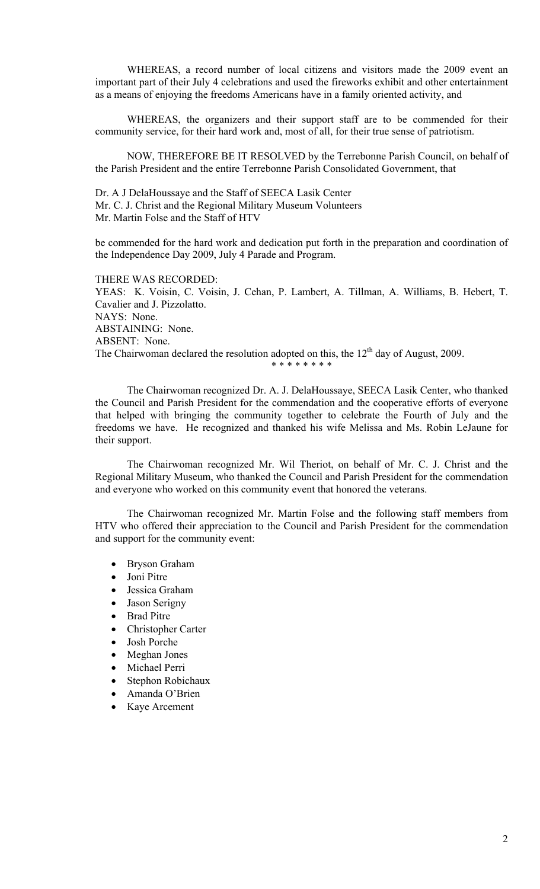WHEREAS, a record number of local citizens and visitors made the 2009 event an important part of their July 4 celebrations and used the fireworks exhibit and other entertainment as a means of enjoying the freedoms Americans have in a family oriented activity, and

WHEREAS, the organizers and their support staff are to be commended for their community service, for their hard work and, most of all, for their true sense of patriotism.

NOW, THEREFORE BE IT RESOLVED by the Terrebonne Parish Council, on behalf of the Parish President and the entire Terrebonne Parish Consolidated Government, that

Dr. A J DelaHoussaye and the Staff of SEECA Lasik Center
Mr. C. J. Christ and the Regional Military Museum Volunteers
Mr. Martin Folse and the Staff of HTV

be commended for the hard work and dedication put forth in the preparation and coordination of the Independence Day 2009, July 4 Parade and Program.

THERE WAS RECORDED:
YEAS: K. Voisin, C. Voisin, J. Cehan, P. Lambert, A. Tillman, A. Williams, B. Hebert, T. Cavalier and J. Pizzolatto.
NAYS: None.
ABSTAINING: None.
ABSENT: None.
The Chairwoman declared the resolution adopted on this, the 12th day of August, 2009.

* * * * * * * *

The Chairwoman recognized Dr. A. J. DelaHoussaye, SEECA Lasik Center, who thanked the Council and Parish President for the commendation and the cooperative efforts of everyone that helped with bringing the community together to celebrate the Fourth of July and the freedoms we have. He recognized and thanked his wife Melissa and Ms. Robin LeJaune for their support.

The Chairwoman recognized Mr. Wil Theriot, on behalf of Mr. C. J. Christ and the Regional Military Museum, who thanked the Council and Parish President for the commendation and everyone who worked on this community event that honored the veterans.

The Chairwoman recognized Mr. Martin Folse and the following staff members from HTV who offered their appreciation to the Council and Parish President for the commendation and support for the community event:

- Bryson Graham
- Joni Pitre
- Jessica Graham
- Jason Serigny
- Brad Pitre
- Christopher Carter
- Josh Porche
- Meghan Jones
- Michael Perri
- Stephon Robichaux
- Amanda O'Brien
- Kaye Arcement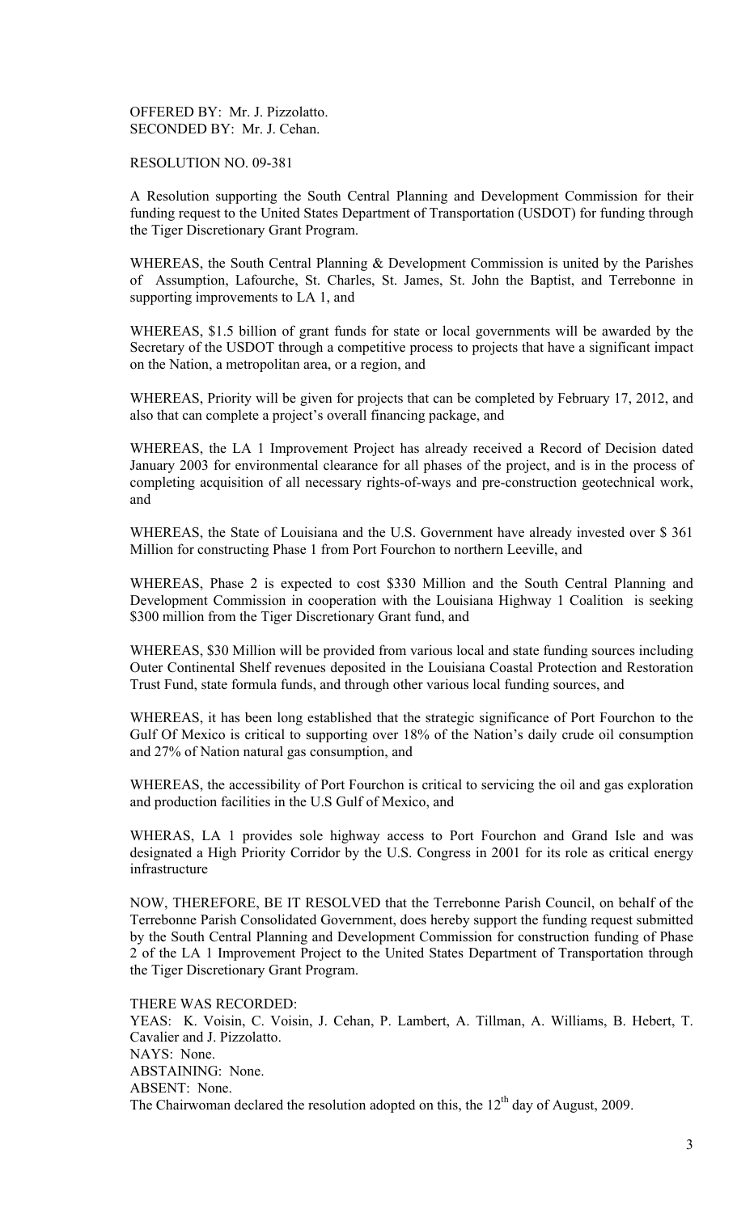OFFERED BY: Mr. J. Pizzolatto.
SECONDED BY: Mr. J. Cehan.

RESOLUTION NO. 09-381

A Resolution supporting the South Central Planning and Development Commission for their funding request to the United States Department of Transportation (USDOT) for funding through the Tiger Discretionary Grant Program.

WHEREAS, the South Central Planning & Development Commission is united by the Parishes of Assumption, Lafourche, St. Charles, St. James, St. John the Baptist, and Terrebonne in supporting improvements to LA 1, and

WHEREAS, $1.5 billion of grant funds for state or local governments will be awarded by the Secretary of the USDOT through a competitive process to projects that have a significant impact on the Nation, a metropolitan area, or a region, and

WHEREAS, Priority will be given for projects that can be completed by February 17, 2012, and also that can complete a project's overall financing package, and

WHEREAS, the LA 1 Improvement Project has already received a Record of Decision dated January 2003 for environmental clearance for all phases of the project, and is in the process of completing acquisition of all necessary rights-of-ways and pre-construction geotechnical work, and

WHEREAS, the State of Louisiana and the U.S. Government have already invested over $ 361 Million for constructing Phase 1 from Port Fourchon to northern Leeville, and

WHEREAS, Phase 2 is expected to cost $330 Million and the South Central Planning and Development Commission in cooperation with the Louisiana Highway 1 Coalition is seeking $300 million from the Tiger Discretionary Grant fund, and

WHEREAS, $30 Million will be provided from various local and state funding sources including Outer Continental Shelf revenues deposited in the Louisiana Coastal Protection and Restoration Trust Fund, state formula funds, and through other various local funding sources, and

WHEREAS, it has been long established that the strategic significance of Port Fourchon to the Gulf Of Mexico is critical to supporting over 18% of the Nation's daily crude oil consumption and 27% of Nation natural gas consumption, and

WHEREAS, the accessibility of Port Fourchon is critical to servicing the oil and gas exploration and production facilities in the U.S Gulf of Mexico, and

WHERAS, LA 1 provides sole highway access to Port Fourchon and Grand Isle and was designated a High Priority Corridor by the U.S. Congress in 2001 for its role as critical energy infrastructure

NOW, THEREFORE, BE IT RESOLVED that the Terrebonne Parish Council, on behalf of the Terrebonne Parish Consolidated Government, does hereby support the funding request submitted by the South Central Planning and Development Commission for construction funding of Phase 2 of the LA 1 Improvement Project to the United States Department of Transportation through the Tiger Discretionary Grant Program.

THERE WAS RECORDED:
YEAS: K. Voisin, C. Voisin, J. Cehan, P. Lambert, A. Tillman, A. Williams, B. Hebert, T. Cavalier and J. Pizzolatto.
NAYS: None.
ABSTAINING: None.
ABSENT: None.
The Chairwoman declared the resolution adopted on this, the 12th day of August, 2009.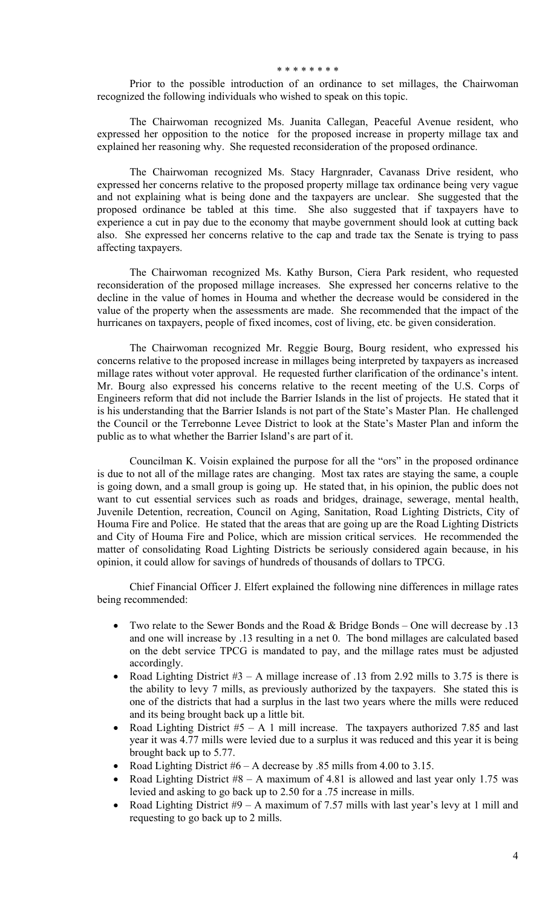* * * * * * * *

Prior to the possible introduction of an ordinance to set millages, the Chairwoman recognized the following individuals who wished to speak on this topic.

The Chairwoman recognized Ms. Juanita Callegan, Peaceful Avenue resident, who expressed her opposition to the notice for the proposed increase in property millage tax and explained her reasoning why. She requested reconsideration of the proposed ordinance.

The Chairwoman recognized Ms. Stacy Hargnrader, Cavanass Drive resident, who expressed her concerns relative to the proposed property millage tax ordinance being very vague and not explaining what is being done and the taxpayers are unclear. She suggested that the proposed ordinance be tabled at this time. She also suggested that if taxpayers have to experience a cut in pay due to the economy that maybe government should look at cutting back also. She expressed her concerns relative to the cap and trade tax the Senate is trying to pass affecting taxpayers.

The Chairwoman recognized Ms. Kathy Burson, Ciera Park resident, who requested reconsideration of the proposed millage increases. She expressed her concerns relative to the decline in the value of homes in Houma and whether the decrease would be considered in the value of the property when the assessments are made. She recommended that the impact of the hurricanes on taxpayers, people of fixed incomes, cost of living, etc. be given consideration.

The Chairwoman recognized Mr. Reggie Bourg, Bourg resident, who expressed his concerns relative to the proposed increase in millages being interpreted by taxpayers as increased millage rates without voter approval. He requested further clarification of the ordinance's intent. Mr. Bourg also expressed his concerns relative to the recent meeting of the U.S. Corps of Engineers reform that did not include the Barrier Islands in the list of projects. He stated that it is his understanding that the Barrier Islands is not part of the State's Master Plan. He challenged the Council or the Terrebonne Levee District to look at the State's Master Plan and inform the public as to what whether the Barrier Island's are part of it.

Councilman K. Voisin explained the purpose for all the "ors" in the proposed ordinance is due to not all of the millage rates are changing. Most tax rates are staying the same, a couple is going down, and a small group is going up. He stated that, in his opinion, the public does not want to cut essential services such as roads and bridges, drainage, sewerage, mental health, Juvenile Detention, recreation, Council on Aging, Sanitation, Road Lighting Districts, City of Houma Fire and Police. He stated that the areas that are going up are the Road Lighting Districts and City of Houma Fire and Police, which are mission critical services. He recommended the matter of consolidating Road Lighting Districts be seriously considered again because, in his opinion, it could allow for savings of hundreds of thousands of dollars to TPCG.

Chief Financial Officer J. Elfert explained the following nine differences in millage rates being recommended:

- Two relate to the Sewer Bonds and the Road & Bridge Bonds – One will decrease by .13 and one will increase by .13 resulting in a net 0. The bond millages are calculated based on the debt service TPCG is mandated to pay, and the millage rates must be adjusted accordingly.
- Road Lighting District #3 – A millage increase of .13 from 2.92 mills to 3.75 is there is the ability to levy 7 mills, as previously authorized by the taxpayers. She stated this is one of the districts that had a surplus in the last two years where the mills were reduced and its being brought back up a little bit.
- Road Lighting District #5 – A 1 mill increase. The taxpayers authorized 7.85 and last year it was 4.77 mills were levied due to a surplus it was reduced and this year it is being brought back up to 5.77.
- Road Lighting District #6 – A decrease by .85 mills from 4.00 to 3.15.
- Road Lighting District #8 – A maximum of 4.81 is allowed and last year only 1.75 was levied and asking to go back up to 2.50 for a .75 increase in mills.
- Road Lighting District #9 – A maximum of 7.57 mills with last year's levy at 1 mill and requesting to go back up to 2 mills.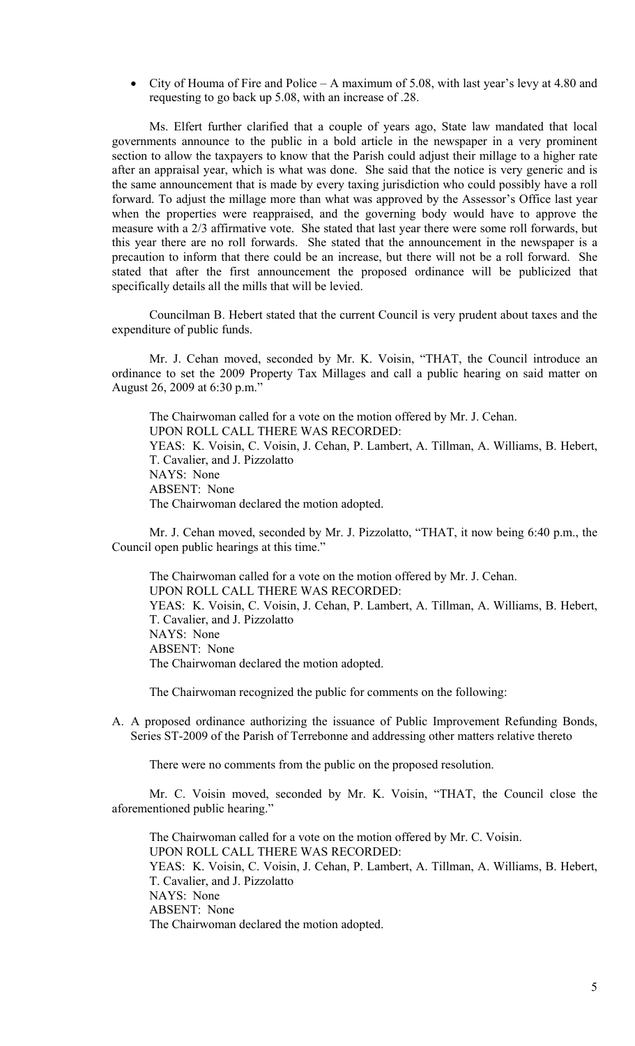- City of Houma of Fire and Police – A maximum of 5.08, with last year's levy at 4.80 and requesting to go back up 5.08, with an increase of .28.

Ms. Elfert further clarified that a couple of years ago, State law mandated that local governments announce to the public in a bold article in the newspaper in a very prominent section to allow the taxpayers to know that the Parish could adjust their millage to a higher rate after an appraisal year, which is what was done. She said that the notice is very generic and is the same announcement that is made by every taxing jurisdiction who could possibly have a roll forward. To adjust the millage more than what was approved by the Assessor's Office last year when the properties were reappraised, and the governing body would have to approve the measure with a 2/3 affirmative vote. She stated that last year there were some roll forwards, but this year there are no roll forwards. She stated that the announcement in the newspaper is a precaution to inform that there could be an increase, but there will not be a roll forward. She stated that after the first announcement the proposed ordinance will be publicized that specifically details all the mills that will be levied.

Councilman B. Hebert stated that the current Council is very prudent about taxes and the expenditure of public funds.

Mr. J. Cehan moved, seconded by Mr. K. Voisin, "THAT, the Council introduce an ordinance to set the 2009 Property Tax Millages and call a public hearing on said matter on August 26, 2009 at 6:30 p.m."

The Chairwoman called for a vote on the motion offered by Mr. J. Cehan.
UPON ROLL CALL THERE WAS RECORDED:
YEAS: K. Voisin, C. Voisin, J. Cehan, P. Lambert, A. Tillman, A. Williams, B. Hebert, T. Cavalier, and J. Pizzolatto
NAYS: None
ABSENT: None
The Chairwoman declared the motion adopted.

Mr. J. Cehan moved, seconded by Mr. J. Pizzolatto, "THAT, it now being 6:40 p.m., the Council open public hearings at this time."

The Chairwoman called for a vote on the motion offered by Mr. J. Cehan.
UPON ROLL CALL THERE WAS RECORDED:
YEAS: K. Voisin, C. Voisin, J. Cehan, P. Lambert, A. Tillman, A. Williams, B. Hebert, T. Cavalier, and J. Pizzolatto
NAYS: None
ABSENT: None
The Chairwoman declared the motion adopted.

The Chairwoman recognized the public for comments on the following:

A. A proposed ordinance authorizing the issuance of Public Improvement Refunding Bonds, Series ST-2009 of the Parish of Terrebonne and addressing other matters relative thereto

There were no comments from the public on the proposed resolution.

Mr. C. Voisin moved, seconded by Mr. K. Voisin, "THAT, the Council close the aforementioned public hearing."

The Chairwoman called for a vote on the motion offered by Mr. C. Voisin.
UPON ROLL CALL THERE WAS RECORDED:
YEAS: K. Voisin, C. Voisin, J. Cehan, P. Lambert, A. Tillman, A. Williams, B. Hebert, T. Cavalier, and J. Pizzolatto
NAYS: None
ABSENT: None
The Chairwoman declared the motion adopted.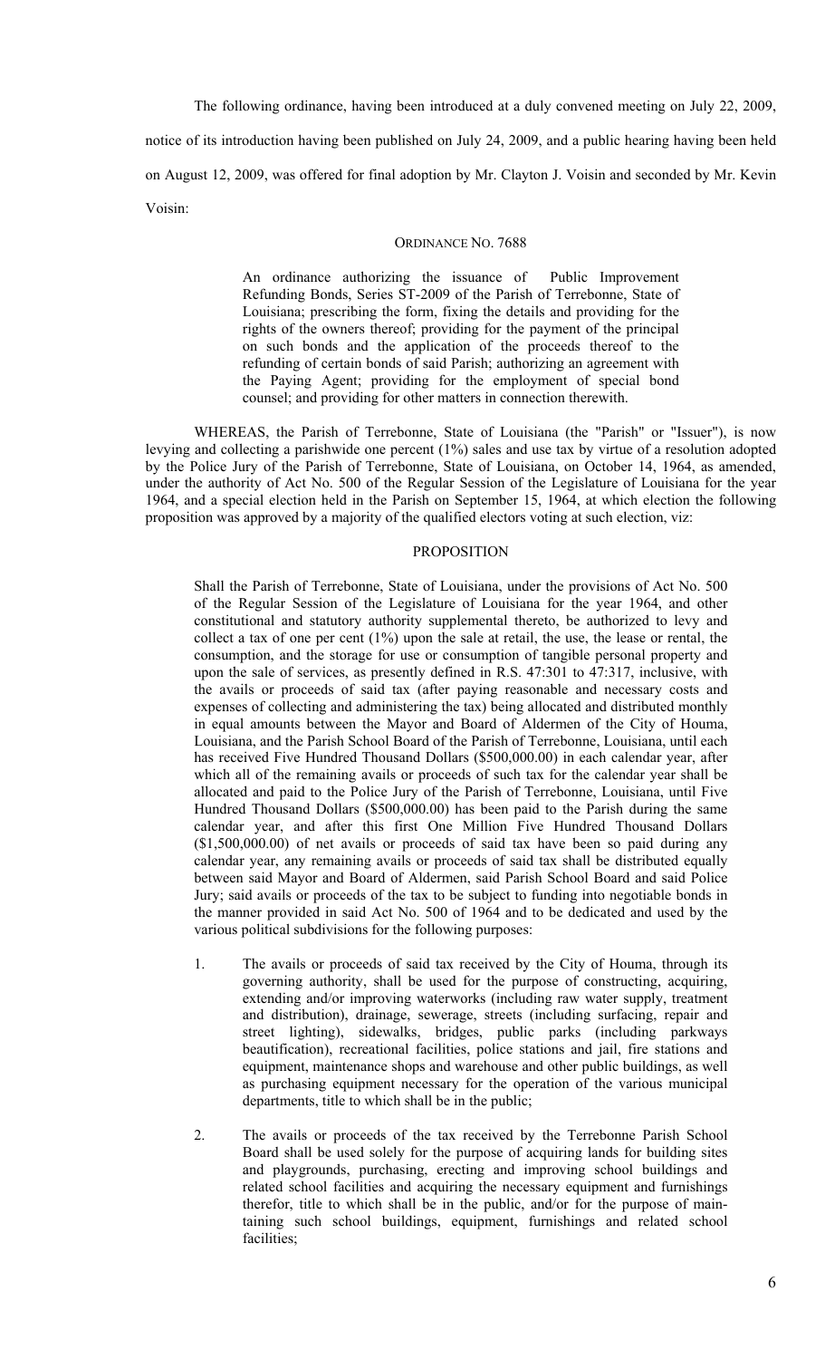The following ordinance, having been introduced at a duly convened meeting on July 22, 2009, notice of its introduction having been published on July 24, 2009, and a public hearing having been held on August 12, 2009, was offered for final adoption by Mr. Clayton J. Voisin and seconded by Mr. Kevin Voisin:

## ORDINANCE NO. 7688

> An ordinance authorizing the issuance of Public Improvement Refunding Bonds, Series ST-2009 of the Parish of Terrebonne, State of Louisiana; prescribing the form, fixing the details and providing for the rights of the owners thereof; providing for the payment of the principal on such bonds and the application of the proceeds thereof to the refunding of certain bonds of said Parish; authorizing an agreement with the Paying Agent; providing for the employment of special bond counsel; and providing for other matters in connection therewith.

WHEREAS, the Parish of Terrebonne, State of Louisiana (the "Parish" or "Issuer"), is now levying and collecting a parishwide one percent (1%) sales and use tax by virtue of a resolution adopted by the Police Jury of the Parish of Terrebonne, State of Louisiana, on October 14, 1964, as amended, under the authority of Act No. 500 of the Regular Session of the Legislature of Louisiana for the year 1964, and a special election held in the Parish on September 15, 1964, at which election the following proposition was approved by a majority of the qualified electors voting at such election, viz:

### PROPOSITION

> Shall the Parish of Terrebonne, State of Louisiana, under the provisions of Act No. 500 of the Regular Session of the Legislature of Louisiana for the year 1964, and other constitutional and statutory authority supplemental thereto, be authorized to levy and collect a tax of one per cent (1%) upon the sale at retail, the use, the lease or rental, the consumption, and the storage for use or consumption of tangible personal property and upon the sale of services, as presently defined in R.S. 47:301 to 47:317, inclusive, with the avails or proceeds of said tax (after paying reasonable and necessary costs and expenses of collecting and administering the tax) being allocated and distributed monthly in equal amounts between the Mayor and Board of Aldermen of the City of Houma, Louisiana, and the Parish School Board of the Parish of Terrebonne, Louisiana, until each has received Five Hundred Thousand Dollars ($500,000.00) in each calendar year, after which all of the remaining avails or proceeds of such tax for the calendar year shall be allocated and paid to the Police Jury of the Parish of Terrebonne, Louisiana, until Five Hundred Thousand Dollars ($500,000.00) has been paid to the Parish during the same calendar year, and after this first One Million Five Hundred Thousand Dollars ($1,500,000.00) of net avails or proceeds of said tax have been so paid during any calendar year, any remaining avails or proceeds of said tax shall be distributed equally between said Mayor and Board of Aldermen, said Parish School Board and said Police Jury; said avails or proceeds of the tax to be subject to funding into negotiable bonds in the manner provided in said Act No. 500 of 1964 and to be dedicated and used by the various political subdivisions for the following purposes:
>
> 1. The avails or proceeds of said tax received by the City of Houma, through its governing authority, shall be used for the purpose of constructing, acquiring, extending and/or improving waterworks (including raw water supply, treatment and distribution), drainage, sewerage, streets (including surfacing, repair and street lighting), sidewalks, bridges, public parks (including parkways beautification), recreational facilities, police stations and jail, fire stations and equipment, maintenance shops and warehouse and other public buildings, as well as purchasing equipment necessary for the operation of the various municipal departments, title to which shall be in the public;
>
> 2. The avails or proceeds of the tax received by the Terrebonne Parish School Board shall be used solely for the purpose of acquiring lands for building sites and playgrounds, purchasing, erecting and improving school buildings and related school facilities and acquiring the necessary equipment and furnishings therefor, title to which shall be in the public, and/or for the purpose of maintaining such school buildings, equipment, furnishings and related school facilities;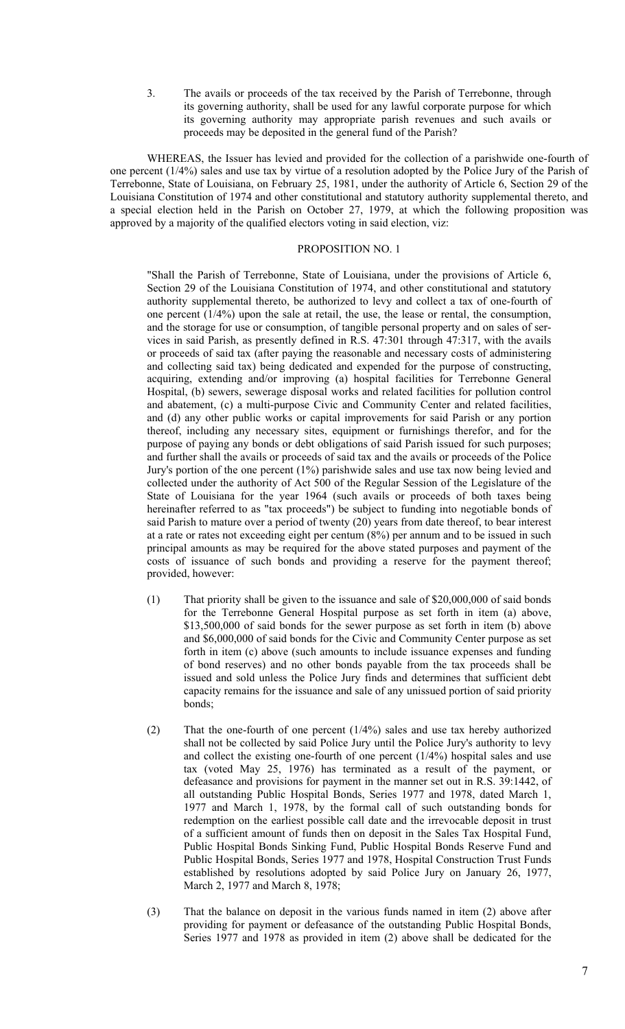3. The avails or proceeds of the tax received by the Parish of Terrebonne, through its governing authority, shall be used for any lawful corporate purpose for which its governing authority may appropriate parish revenues and such avails or proceeds may be deposited in the general fund of the Parish?

WHEREAS, the Issuer has levied and provided for the collection of a parishwide one-fourth of one percent (1/4%) sales and use tax by virtue of a resolution adopted by the Police Jury of the Parish of Terrebonne, State of Louisiana, on February 25, 1981, under the authority of Article 6, Section 29 of the Louisiana Constitution of 1974 and other constitutional and statutory authority supplemental thereto, and a special election held in the Parish on October 27, 1979, at which the following proposition was approved by a majority of the qualified electors voting in said election, viz:

PROPOSITION NO. 1

"Shall the Parish of Terrebonne, State of Louisiana, under the provisions of Article 6, Section 29 of the Louisiana Constitution of 1974, and other constitutional and statutory authority supplemental thereto, be authorized to levy and collect a tax of one-fourth of one percent (1/4%) upon the sale at retail, the use, the lease or rental, the consumption, and the storage for use or consumption, of tangible personal property and on sales of services in said Parish, as presently defined in R.S. 47:301 through 47:317, with the avails or proceeds of said tax (after paying the reasonable and necessary costs of administering and collecting said tax) being dedicated and expended for the purpose of constructing, acquiring, extending and/or improving (a) hospital facilities for Terrebonne General Hospital, (b) sewers, sewerage disposal works and related facilities for pollution control and abatement, (c) a multi-purpose Civic and Community Center and related facilities, and (d) any other public works or capital improvements for said Parish or any portion thereof, including any necessary sites, equipment or furnishings therefor, and for the purpose of paying any bonds or debt obligations of said Parish issued for such purposes; and further shall the avails or proceeds of said tax and the avails or proceeds of the Police Jury's portion of the one percent (1%) parishwide sales and use tax now being levied and collected under the authority of Act 500 of the Regular Session of the Legislature of the State of Louisiana for the year 1964 (such avails or proceeds of both taxes being hereinafter referred to as "tax proceeds") be subject to funding into negotiable bonds of said Parish to mature over a period of twenty (20) years from date thereof, to bear interest at a rate or rates not exceeding eight per centum (8%) per annum and to be issued in such principal amounts as may be required for the above stated purposes and payment of the costs of issuance of such bonds and providing a reserve for the payment thereof; provided, however:

(1) That priority shall be given to the issuance and sale of $20,000,000 of said bonds for the Terrebonne General Hospital purpose as set forth in item (a) above, $13,500,000 of said bonds for the sewer purpose as set forth in item (b) above and $6,000,000 of said bonds for the Civic and Community Center purpose as set forth in item (c) above (such amounts to include issuance expenses and funding of bond reserves) and no other bonds payable from the tax proceeds shall be issued and sold unless the Police Jury finds and determines that sufficient debt capacity remains for the issuance and sale of any unissued portion of said priority bonds;

(2) That the one-fourth of one percent (1/4%) sales and use tax hereby authorized shall not be collected by said Police Jury until the Police Jury's authority to levy and collect the existing one-fourth of one percent (1/4%) hospital sales and use tax (voted May 25, 1976) has terminated as a result of the payment, or defeasance and provisions for payment in the manner set out in R.S. 39:1442, of all outstanding Public Hospital Bonds, Series 1977 and 1978, dated March 1, 1977 and March 1, 1978, by the formal call of such outstanding bonds for redemption on the earliest possible call date and the irrevocable deposit in trust of a sufficient amount of funds then on deposit in the Sales Tax Hospital Fund, Public Hospital Bonds Sinking Fund, Public Hospital Bonds Reserve Fund and Public Hospital Bonds, Series 1977 and 1978, Hospital Construction Trust Funds established by resolutions adopted by said Police Jury on January 26, 1977, March 2, 1977 and March 8, 1978;

(3) That the balance on deposit in the various funds named in item (2) above after providing for payment or defeasance of the outstanding Public Hospital Bonds, Series 1977 and 1978 as provided in item (2) above shall be dedicated for the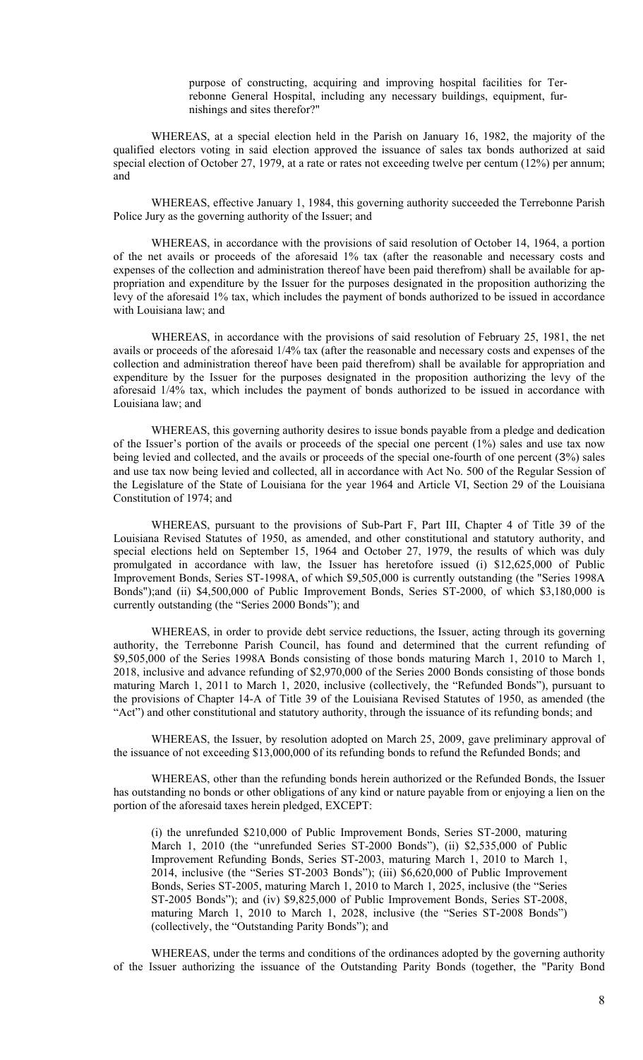purpose of constructing, acquiring and improving hospital facilities for Terrebonne General Hospital, including any necessary buildings, equipment, furnishings and sites therefor?"

WHEREAS, at a special election held in the Parish on January 16, 1982, the majority of the qualified electors voting in said election approved the issuance of sales tax bonds authorized at said special election of October 27, 1979, at a rate or rates not exceeding twelve per centum (12%) per annum; and

WHEREAS, effective January 1, 1984, this governing authority succeeded the Terrebonne Parish Police Jury as the governing authority of the Issuer; and

WHEREAS, in accordance with the provisions of said resolution of October 14, 1964, a portion of the net avails or proceeds of the aforesaid 1% tax (after the reasonable and necessary costs and expenses of the collection and administration thereof have been paid therefrom) shall be available for appropriation and expenditure by the Issuer for the purposes designated in the proposition authorizing the levy of the aforesaid 1% tax, which includes the payment of bonds authorized to be issued in accordance with Louisiana law; and

WHEREAS, in accordance with the provisions of said resolution of February 25, 1981, the net avails or proceeds of the aforesaid 1/4% tax (after the reasonable and necessary costs and expenses of the collection and administration thereof have been paid therefrom) shall be available for appropriation and expenditure by the Issuer for the purposes designated in the proposition authorizing the levy of the aforesaid 1/4% tax, which includes the payment of bonds authorized to be issued in accordance with Louisiana law; and

WHEREAS, this governing authority desires to issue bonds payable from a pledge and dedication of the Issuer's portion of the avails or proceeds of the special one percent (1%) sales and use tax now being levied and collected, and the avails or proceeds of the special one-fourth of one percent (3%) sales and use tax now being levied and collected, all in accordance with Act No. 500 of the Regular Session of the Legislature of the State of Louisiana for the year 1964 and Article VI, Section 29 of the Louisiana Constitution of 1974; and

WHEREAS, pursuant to the provisions of Sub-Part F, Part III, Chapter 4 of Title 39 of the Louisiana Revised Statutes of 1950, as amended, and other constitutional and statutory authority, and special elections held on September 15, 1964 and October 27, 1979, the results of which was duly promulgated in accordance with law, the Issuer has heretofore issued (i) $12,625,000 of Public Improvement Bonds, Series ST-1998A, of which $9,505,000 is currently outstanding (the "Series 1998A Bonds");and (ii) $4,500,000 of Public Improvement Bonds, Series ST-2000, of which $3,180,000 is currently outstanding (the "Series 2000 Bonds"); and

WHEREAS, in order to provide debt service reductions, the Issuer, acting through its governing authority, the Terrebonne Parish Council, has found and determined that the current refunding of $9,505,000 of the Series 1998A Bonds consisting of those bonds maturing March 1, 2010 to March 1, 2018, inclusive and advance refunding of $2,970,000 of the Series 2000 Bonds consisting of those bonds maturing March 1, 2011 to March 1, 2020, inclusive (collectively, the "Refunded Bonds"), pursuant to the provisions of Chapter 14-A of Title 39 of the Louisiana Revised Statutes of 1950, as amended (the "Act") and other constitutional and statutory authority, through the issuance of its refunding bonds; and

WHEREAS, the Issuer, by resolution adopted on March 25, 2009, gave preliminary approval of the issuance of not exceeding $13,000,000 of its refunding bonds to refund the Refunded Bonds; and

WHEREAS, other than the refunding bonds herein authorized or the Refunded Bonds, the Issuer has outstanding no bonds or other obligations of any kind or nature payable from or enjoying a lien on the portion of the aforesaid taxes herein pledged, EXCEPT:

> (i) the unrefunded $210,000 of Public Improvement Bonds, Series ST-2000, maturing March 1, 2010 (the "unrefunded Series ST-2000 Bonds"), (ii) $2,535,000 of Public Improvement Refunding Bonds, Series ST-2003, maturing March 1, 2010 to March 1, 2014, inclusive (the "Series ST-2003 Bonds"); (iii) $6,620,000 of Public Improvement Bonds, Series ST-2005, maturing March 1, 2010 to March 1, 2025, inclusive (the "Series ST-2005 Bonds"); and (iv) $9,825,000 of Public Improvement Bonds, Series ST-2008, maturing March 1, 2010 to March 1, 2028, inclusive (the "Series ST-2008 Bonds") (collectively, the "Outstanding Parity Bonds"); and

WHEREAS, under the terms and conditions of the ordinances adopted by the governing authority of the Issuer authorizing the issuance of the Outstanding Parity Bonds (together, the "Parity Bond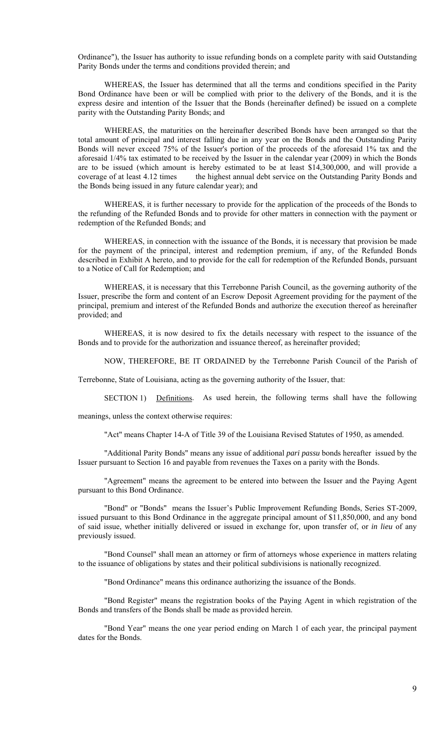Ordinance"), the Issuer has authority to issue refunding bonds on a complete parity with said Outstanding Parity Bonds under the terms and conditions provided therein; and

WHEREAS, the Issuer has determined that all the terms and conditions specified in the Parity Bond Ordinance have been or will be complied with prior to the delivery of the Bonds, and it is the express desire and intention of the Issuer that the Bonds (hereinafter defined) be issued on a complete parity with the Outstanding Parity Bonds; and

WHEREAS, the maturities on the hereinafter described Bonds have been arranged so that the total amount of principal and interest falling due in any year on the Bonds and the Outstanding Parity Bonds will never exceed 75% of the Issuer's portion of the proceeds of the aforesaid 1% tax and the aforesaid 1/4% tax estimated to be received by the Issuer in the calendar year (2009) in which the Bonds are to be issued (which amount is hereby estimated to be at least $14,300,000, and will provide a coverage of at least 4.12 times the highest annual debt service on the Outstanding Parity Bonds and the Bonds being issued in any future calendar year); and

WHEREAS, it is further necessary to provide for the application of the proceeds of the Bonds to the refunding of the Refunded Bonds and to provide for other matters in connection with the payment or redemption of the Refunded Bonds; and

WHEREAS, in connection with the issuance of the Bonds, it is necessary that provision be made for the payment of the principal, interest and redemption premium, if any, of the Refunded Bonds described in Exhibit A hereto, and to provide for the call for redemption of the Refunded Bonds, pursuant to a Notice of Call for Redemption; and

WHEREAS, it is necessary that this Terrebonne Parish Council, as the governing authority of the Issuer, prescribe the form and content of an Escrow Deposit Agreement providing for the payment of the principal, premium and interest of the Refunded Bonds and authorize the execution thereof as hereinafter provided; and

WHEREAS, it is now desired to fix the details necessary with respect to the issuance of the Bonds and to provide for the authorization and issuance thereof, as hereinafter provided;

NOW, THEREFORE, BE IT ORDAINED by the Terrebonne Parish Council of the Parish of Terrebonne, State of Louisiana, acting as the governing authority of the Issuer, that:

SECTION 1) Definitions. As used herein, the following terms shall have the following meanings, unless the context otherwise requires:

"Act" means Chapter 14-A of Title 39 of the Louisiana Revised Statutes of 1950, as amended.

"Additional Parity Bonds" means any issue of additional *pari passu* bonds hereafter issued by the Issuer pursuant to Section 16 and payable from revenues the Taxes on a parity with the Bonds.

"Agreement" means the agreement to be entered into between the Issuer and the Paying Agent pursuant to this Bond Ordinance.

"Bond" or "Bonds" means the Issuer's Public Improvement Refunding Bonds, Series ST-2009, issued pursuant to this Bond Ordinance in the aggregate principal amount of $11,850,000, and any bond of said issue, whether initially delivered or issued in exchange for, upon transfer of, or *in lieu* of any previously issued.

"Bond Counsel" shall mean an attorney or firm of attorneys whose experience in matters relating to the issuance of obligations by states and their political subdivisions is nationally recognized.

"Bond Ordinance" means this ordinance authorizing the issuance of the Bonds.

"Bond Register" means the registration books of the Paying Agent in which registration of the Bonds and transfers of the Bonds shall be made as provided herein.

"Bond Year" means the one year period ending on March 1 of each year, the principal payment dates for the Bonds.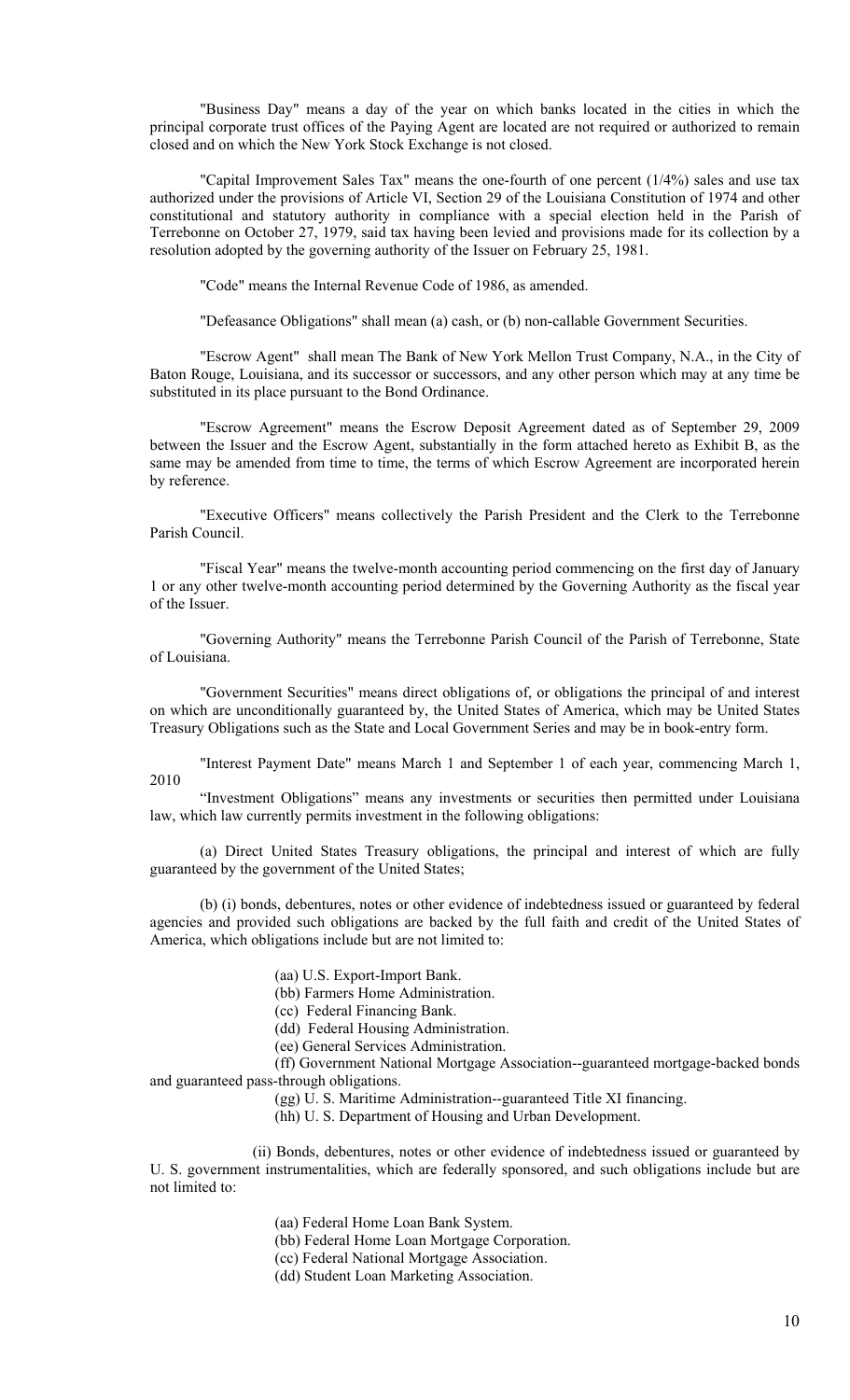"Business Day" means a day of the year on which banks located in the cities in which the principal corporate trust offices of the Paying Agent are located are not required or authorized to remain closed and on which the New York Stock Exchange is not closed.

"Capital Improvement Sales Tax" means the one-fourth of one percent (1/4%) sales and use tax authorized under the provisions of Article VI, Section 29 of the Louisiana Constitution of 1974 and other constitutional and statutory authority in compliance with a special election held in the Parish of Terrebonne on October 27, 1979, said tax having been levied and provisions made for its collection by a resolution adopted by the governing authority of the Issuer on February 25, 1981.

"Code" means the Internal Revenue Code of 1986, as amended.

"Defeasance Obligations" shall mean (a) cash, or (b) non-callable Government Securities.

"Escrow Agent" shall mean The Bank of New York Mellon Trust Company, N.A., in the City of Baton Rouge, Louisiana, and its successor or successors, and any other person which may at any time be substituted in its place pursuant to the Bond Ordinance.

"Escrow Agreement" means the Escrow Deposit Agreement dated as of September 29, 2009 between the Issuer and the Escrow Agent, substantially in the form attached hereto as Exhibit B, as the same may be amended from time to time, the terms of which Escrow Agreement are incorporated herein by reference.

"Executive Officers" means collectively the Parish President and the Clerk to the Terrebonne Parish Council.

"Fiscal Year" means the twelve-month accounting period commencing on the first day of January 1 or any other twelve-month accounting period determined by the Governing Authority as the fiscal year of the Issuer.

"Governing Authority" means the Terrebonne Parish Council of the Parish of Terrebonne, State of Louisiana.

"Government Securities" means direct obligations of, or obligations the principal of and interest on which are unconditionally guaranteed by, the United States of America, which may be United States Treasury Obligations such as the State and Local Government Series and may be in book-entry form.

"Interest Payment Date" means March 1 and September 1 of each year, commencing March 1, 2010

"Investment Obligations" means any investments or securities then permitted under Louisiana law, which law currently permits investment in the following obligations:

(a) Direct United States Treasury obligations, the principal and interest of which are fully guaranteed by the government of the United States;

(b) (i) bonds, debentures, notes or other evidence of indebtedness issued or guaranteed by federal agencies and provided such obligations are backed by the full faith and credit of the United States of America, which obligations include but are not limited to:

(aa) U.S. Export-Import Bank.
(bb) Farmers Home Administration.
(cc) Federal Financing Bank.
(dd) Federal Housing Administration.
(ee) General Services Administration.
(ff) Government National Mortgage Association--guaranteed mortgage-backed bonds and guaranteed pass-through obligations.
(gg) U. S. Maritime Administration--guaranteed Title XI financing.
(hh) U. S. Department of Housing and Urban Development.

(ii) Bonds, debentures, notes or other evidence of indebtedness issued or guaranteed by U. S. government instrumentalities, which are federally sponsored, and such obligations include but are not limited to:

(aa) Federal Home Loan Bank System.
(bb) Federal Home Loan Mortgage Corporation.
(cc) Federal National Mortgage Association.
(dd) Student Loan Marketing Association.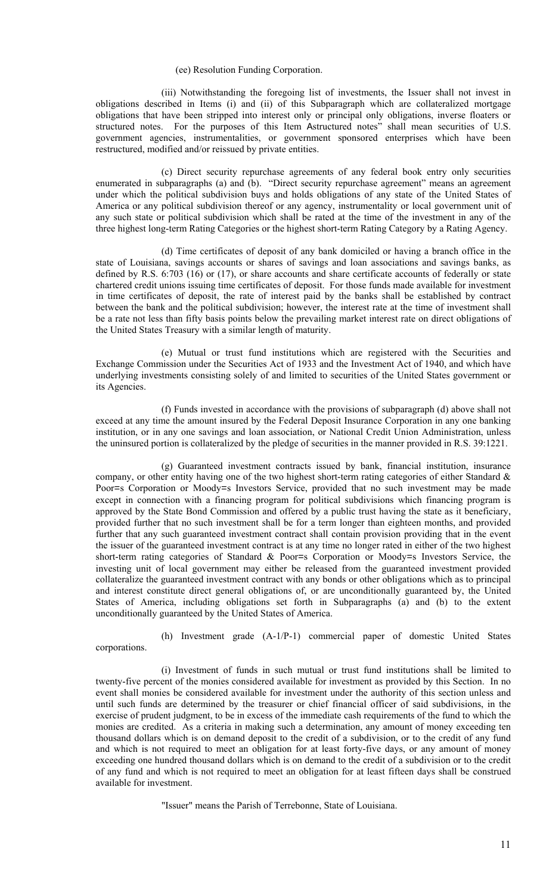(ee) Resolution Funding Corporation.

(iii) Notwithstanding the foregoing list of investments, the Issuer shall not invest in obligations described in Items (i) and (ii) of this Subparagraph which are collateralized mortgage obligations that have been stripped into interest only or principal only obligations, inverse floaters or structured notes. For the purposes of this Item Astructured notes" shall mean securities of U.S. government agencies, instrumentalities, or government sponsored enterprises which have been restructured, modified and/or reissued by private entities.

(c) Direct security repurchase agreements of any federal book entry only securities enumerated in subparagraphs (a) and (b). "Direct security repurchase agreement" means an agreement under which the political subdivision buys and holds obligations of any state of the United States of America or any political subdivision thereof or any agency, instrumentality or local government unit of any such state or political subdivision which shall be rated at the time of the investment in any of the three highest long-term Rating Categories or the highest short-term Rating Category by a Rating Agency.

(d) Time certificates of deposit of any bank domiciled or having a branch office in the state of Louisiana, savings accounts or shares of savings and loan associations and savings banks, as defined by R.S. 6:703 (16) or (17), or share accounts and share certificate accounts of federally or state chartered credit unions issuing time certificates of deposit. For those funds made available for investment in time certificates of deposit, the rate of interest paid by the banks shall be established by contract between the bank and the political subdivision; however, the interest rate at the time of investment shall be a rate not less than fifty basis points below the prevailing market interest rate on direct obligations of the United States Treasury with a similar length of maturity.

(e) Mutual or trust fund institutions which are registered with the Securities and Exchange Commission under the Securities Act of 1933 and the Investment Act of 1940, and which have underlying investments consisting solely of and limited to securities of the United States government or its Agencies.

(f) Funds invested in accordance with the provisions of subparagraph (d) above shall not exceed at any time the amount insured by the Federal Deposit Insurance Corporation in any one banking institution, or in any one savings and loan association, or National Credit Union Administration, unless the uninsured portion is collateralized by the pledge of securities in the manner provided in R.S. 39:1221.

(g) Guaranteed investment contracts issued by bank, financial institution, insurance company, or other entity having one of the two highest short-term rating categories of either Standard & Poor=s Corporation or Moody=s Investors Service, provided that no such investment may be made except in connection with a financing program for political subdivisions which financing program is approved by the State Bond Commission and offered by a public trust having the state as it beneficiary, provided further that no such investment shall be for a term longer than eighteen months, and provided further that any such guaranteed investment contract shall contain provision providing that in the event the issuer of the guaranteed investment contract is at any time no longer rated in either of the two highest short-term rating categories of Standard & Poor=s Corporation or Moody=s Investors Service, the investing unit of local government may either be released from the guaranteed investment provided collateralize the guaranteed investment contract with any bonds or other obligations which as to principal and interest constitute direct general obligations of, or are unconditionally guaranteed by, the United States of America, including obligations set forth in Subparagraphs (a) and (b) to the extent unconditionally guaranteed by the United States of America.

(h) Investment grade (A-1/P-1) commercial paper of domestic United States corporations.

(i) Investment of funds in such mutual or trust fund institutions shall be limited to twenty-five percent of the monies considered available for investment as provided by this Section. In no event shall monies be considered available for investment under the authority of this section unless and until such funds are determined by the treasurer or chief financial officer of said subdivisions, in the exercise of prudent judgment, to be in excess of the immediate cash requirements of the fund to which the monies are credited. As a criteria in making such a determination, any amount of money exceeding ten thousand dollars which is on demand deposit to the credit of a subdivision, or to the credit of any fund and which is not required to meet an obligation for at least forty-five days, or any amount of money exceeding one hundred thousand dollars which is on demand to the credit of a subdivision or to the credit of any fund and which is not required to meet an obligation for at least fifteen days shall be construed available for investment.

"Issuer" means the Parish of Terrebonne, State of Louisiana.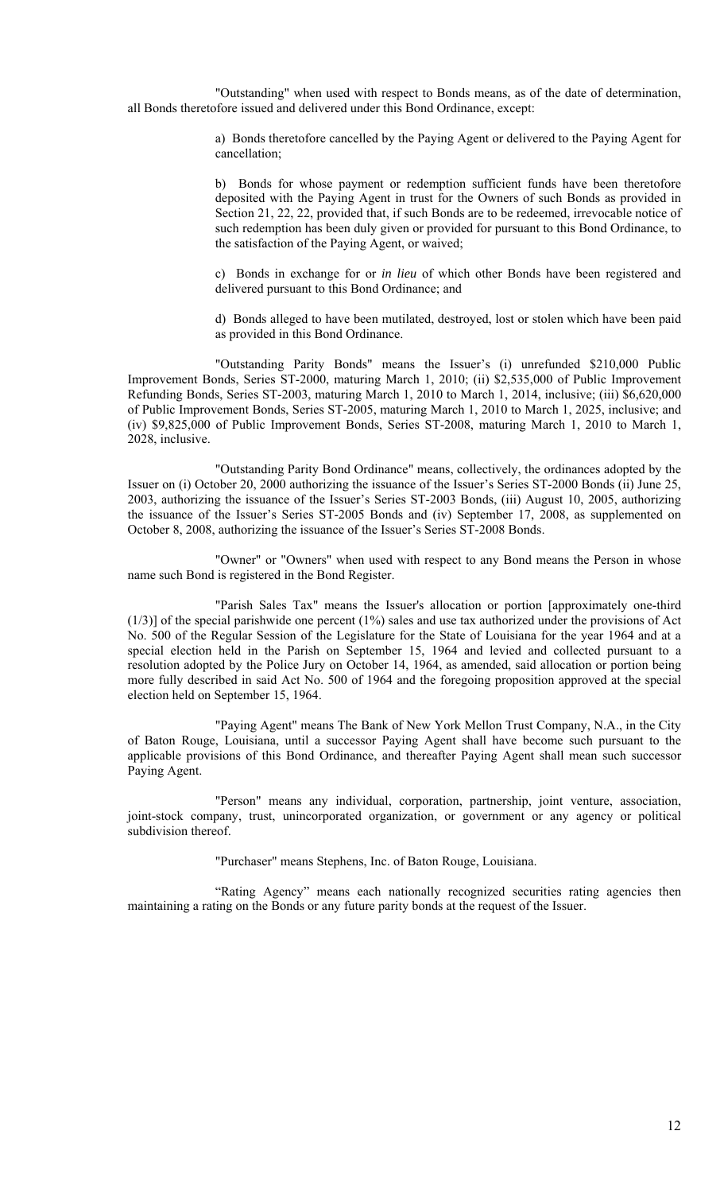"Outstanding" when used with respect to Bonds means, as of the date of determination, all Bonds theretofore issued and delivered under this Bond Ordinance, except:

a) Bonds theretofore cancelled by the Paying Agent or delivered to the Paying Agent for cancellation;

b) Bonds for whose payment or redemption sufficient funds have been theretofore deposited with the Paying Agent in trust for the Owners of such Bonds as provided in Section 21, 22, 22, provided that, if such Bonds are to be redeemed, irrevocable notice of such redemption has been duly given or provided for pursuant to this Bond Ordinance, to the satisfaction of the Paying Agent, or waived;

c) Bonds in exchange for or *in lieu* of which other Bonds have been registered and delivered pursuant to this Bond Ordinance; and

d) Bonds alleged to have been mutilated, destroyed, lost or stolen which have been paid as provided in this Bond Ordinance.

"Outstanding Parity Bonds" means the Issuer's (i) unrefunded $210,000 Public Improvement Bonds, Series ST-2000, maturing March 1, 2010; (ii) $2,535,000 of Public Improvement Refunding Bonds, Series ST-2003, maturing March 1, 2010 to March 1, 2014, inclusive; (iii) $6,620,000 of Public Improvement Bonds, Series ST-2005, maturing March 1, 2010 to March 1, 2025, inclusive; and (iv) $9,825,000 of Public Improvement Bonds, Series ST-2008, maturing March 1, 2010 to March 1, 2028, inclusive.

"Outstanding Parity Bond Ordinance" means, collectively, the ordinances adopted by the Issuer on (i) October 20, 2000 authorizing the issuance of the Issuer's Series ST-2000 Bonds (ii) June 25, 2003, authorizing the issuance of the Issuer's Series ST-2003 Bonds, (iii) August 10, 2005, authorizing the issuance of the Issuer's Series ST-2005 Bonds and (iv) September 17, 2008, as supplemented on October 8, 2008, authorizing the issuance of the Issuer's Series ST-2008 Bonds.

"Owner" or "Owners" when used with respect to any Bond means the Person in whose name such Bond is registered in the Bond Register.

"Parish Sales Tax" means the Issuer's allocation or portion [approximately one-third (1/3)] of the special parishwide one percent (1%) sales and use tax authorized under the provisions of Act No. 500 of the Regular Session of the Legislature for the State of Louisiana for the year 1964 and at a special election held in the Parish on September 15, 1964 and levied and collected pursuant to a resolution adopted by the Police Jury on October 14, 1964, as amended, said allocation or portion being more fully described in said Act No. 500 of 1964 and the foregoing proposition approved at the special election held on September 15, 1964.

"Paying Agent" means The Bank of New York Mellon Trust Company, N.A., in the City of Baton Rouge, Louisiana, until a successor Paying Agent shall have become such pursuant to the applicable provisions of this Bond Ordinance, and thereafter Paying Agent shall mean such successor Paying Agent.

"Person" means any individual, corporation, partnership, joint venture, association, joint-stock company, trust, unincorporated organization, or government or any agency or political subdivision thereof.

"Purchaser" means Stephens, Inc. of Baton Rouge, Louisiana.

"Rating Agency" means each nationally recognized securities rating agencies then maintaining a rating on the Bonds or any future parity bonds at the request of the Issuer.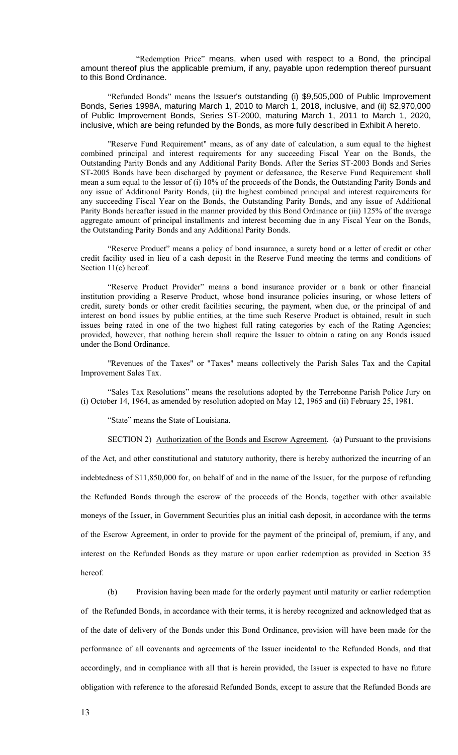"Redemption Price" means, when used with respect to a Bond, the principal amount thereof plus the applicable premium, if any, payable upon redemption thereof pursuant to this Bond Ordinance.

"Refunded Bonds" means the Issuer's outstanding (i) $9,505,000 of Public Improvement Bonds, Series 1998A, maturing March 1, 2010 to March 1, 2018, inclusive, and (ii) $2,970,000 of Public Improvement Bonds, Series ST-2000, maturing March 1, 2011 to March 1, 2020, inclusive, which are being refunded by the Bonds, as more fully described in Exhibit A hereto.

"Reserve Fund Requirement" means, as of any date of calculation, a sum equal to the highest combined principal and interest requirements for any succeeding Fiscal Year on the Bonds, the Outstanding Parity Bonds and any Additional Parity Bonds. After the Series ST-2003 Bonds and Series ST-2005 Bonds have been discharged by payment or defeasance, the Reserve Fund Requirement shall mean a sum equal to the lessor of (i) 10% of the proceeds of the Bonds, the Outstanding Parity Bonds and any issue of Additional Parity Bonds, (ii) the highest combined principal and interest requirements for any succeeding Fiscal Year on the Bonds, the Outstanding Parity Bonds, and any issue of Additional Parity Bonds hereafter issued in the manner provided by this Bond Ordinance or (iii) 125% of the average aggregate amount of principal installments and interest becoming due in any Fiscal Year on the Bonds, the Outstanding Parity Bonds and any Additional Parity Bonds.

"Reserve Product" means a policy of bond insurance, a surety bond or a letter of credit or other credit facility used in lieu of a cash deposit in the Reserve Fund meeting the terms and conditions of Section 11(c) hereof.

"Reserve Product Provider" means a bond insurance provider or a bank or other financial institution providing a Reserve Product, whose bond insurance policies insuring, or whose letters of credit, surety bonds or other credit facilities securing, the payment, when due, or the principal of and interest on bond issues by public entities, at the time such Reserve Product is obtained, result in such issues being rated in one of the two highest full rating categories by each of the Rating Agencies; provided, however, that nothing herein shall require the Issuer to obtain a rating on any Bonds issued under the Bond Ordinance.

"Revenues of the Taxes" or "Taxes" means collectively the Parish Sales Tax and the Capital Improvement Sales Tax.

"Sales Tax Resolutions" means the resolutions adopted by the Terrebonne Parish Police Jury on (i) October 14, 1964, as amended by resolution adopted on May 12, 1965 and (ii) February 25, 1981.

"State" means the State of Louisiana.

SECTION 2) Authorization of the Bonds and Escrow Agreement. (a) Pursuant to the provisions of the Act, and other constitutional and statutory authority, there is hereby authorized the incurring of an indebtedness of $11,850,000 for, on behalf of and in the name of the Issuer, for the purpose of refunding the Refunded Bonds through the escrow of the proceeds of the Bonds, together with other available moneys of the Issuer, in Government Securities plus an initial cash deposit, in accordance with the terms of the Escrow Agreement, in order to provide for the payment of the principal of, premium, if any, and interest on the Refunded Bonds as they mature or upon earlier redemption as provided in Section 35 hereof.

(b) Provision having been made for the orderly payment until maturity or earlier redemption of the Refunded Bonds, in accordance with their terms, it is hereby recognized and acknowledged that as of the date of delivery of the Bonds under this Bond Ordinance, provision will have been made for the performance of all covenants and agreements of the Issuer incidental to the Refunded Bonds, and that accordingly, and in compliance with all that is herein provided, the Issuer is expected to have no future obligation with reference to the aforesaid Refunded Bonds, except to assure that the Refunded Bonds are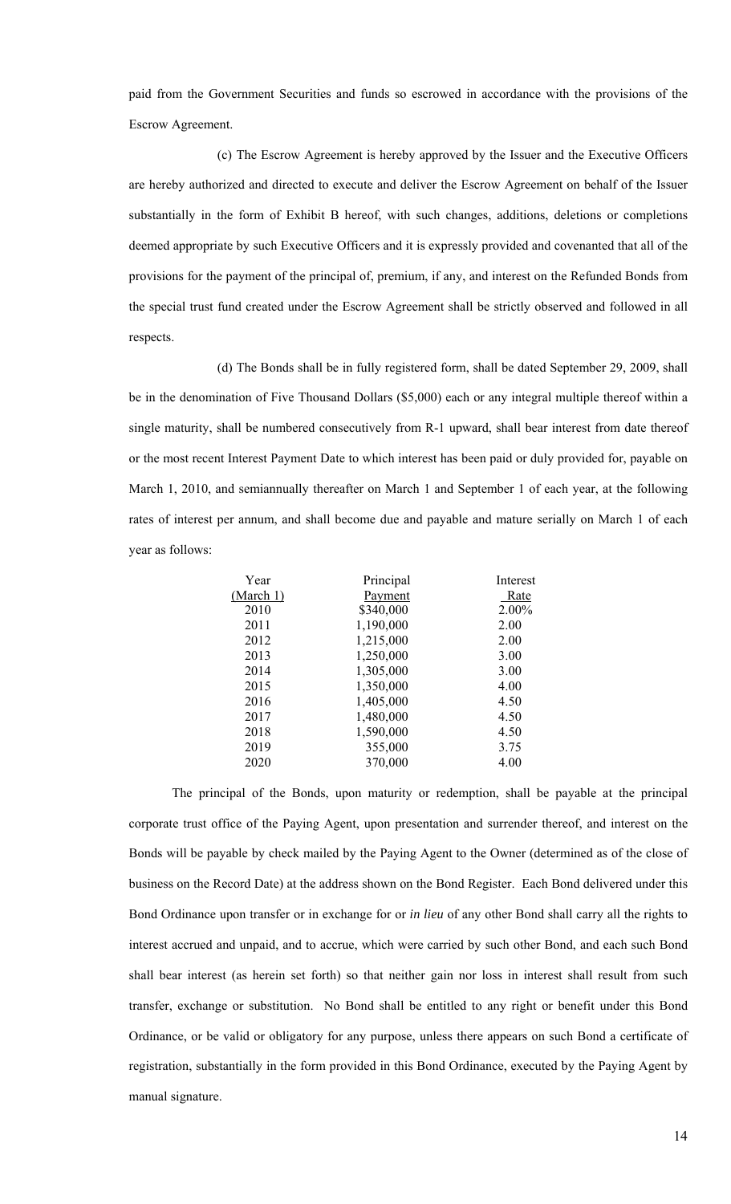paid from the Government Securities and funds so escrowed in accordance with the provisions of the Escrow Agreement.

(c) The Escrow Agreement is hereby approved by the Issuer and the Executive Officers are hereby authorized and directed to execute and deliver the Escrow Agreement on behalf of the Issuer substantially in the form of Exhibit B hereof, with such changes, additions, deletions or completions deemed appropriate by such Executive Officers and it is expressly provided and covenanted that all of the provisions for the payment of the principal of, premium, if any, and interest on the Refunded Bonds from the special trust fund created under the Escrow Agreement shall be strictly observed and followed in all respects.

(d) The Bonds shall be in fully registered form, shall be dated September 29, 2009, shall be in the denomination of Five Thousand Dollars ($5,000) each or any integral multiple thereof within a single maturity, shall be numbered consecutively from R-1 upward, shall bear interest from date thereof or the most recent Interest Payment Date to which interest has been paid or duly provided for, payable on March 1, 2010, and semiannually thereafter on March 1 and September 1 of each year, at the following rates of interest per annum, and shall become due and payable and mature serially on March 1 of each year as follows:

| Year (March 1) | Principal Payment | Interest Rate |
|---|---|---|
| 2010 | $340,000 | 2.00% |
| 2011 | 1,190,000 | 2.00 |
| 2012 | 1,215,000 | 2.00 |
| 2013 | 1,250,000 | 3.00 |
| 2014 | 1,305,000 | 3.00 |
| 2015 | 1,350,000 | 4.00 |
| 2016 | 1,405,000 | 4.50 |
| 2017 | 1,480,000 | 4.50 |
| 2018 | 1,590,000 | 4.50 |
| 2019 | 355,000 | 3.75 |
| 2020 | 370,000 | 4.00 |

The principal of the Bonds, upon maturity or redemption, shall be payable at the principal corporate trust office of the Paying Agent, upon presentation and surrender thereof, and interest on the Bonds will be payable by check mailed by the Paying Agent to the Owner (determined as of the close of business on the Record Date) at the address shown on the Bond Register. Each Bond delivered under this Bond Ordinance upon transfer or in exchange for or *in lieu* of any other Bond shall carry all the rights to interest accrued and unpaid, and to accrue, which were carried by such other Bond, and each such Bond shall bear interest (as herein set forth) so that neither gain nor loss in interest shall result from such transfer, exchange or substitution. No Bond shall be entitled to any right or benefit under this Bond Ordinance, or be valid or obligatory for any purpose, unless there appears on such Bond a certificate of registration, substantially in the form provided in this Bond Ordinance, executed by the Paying Agent by manual signature.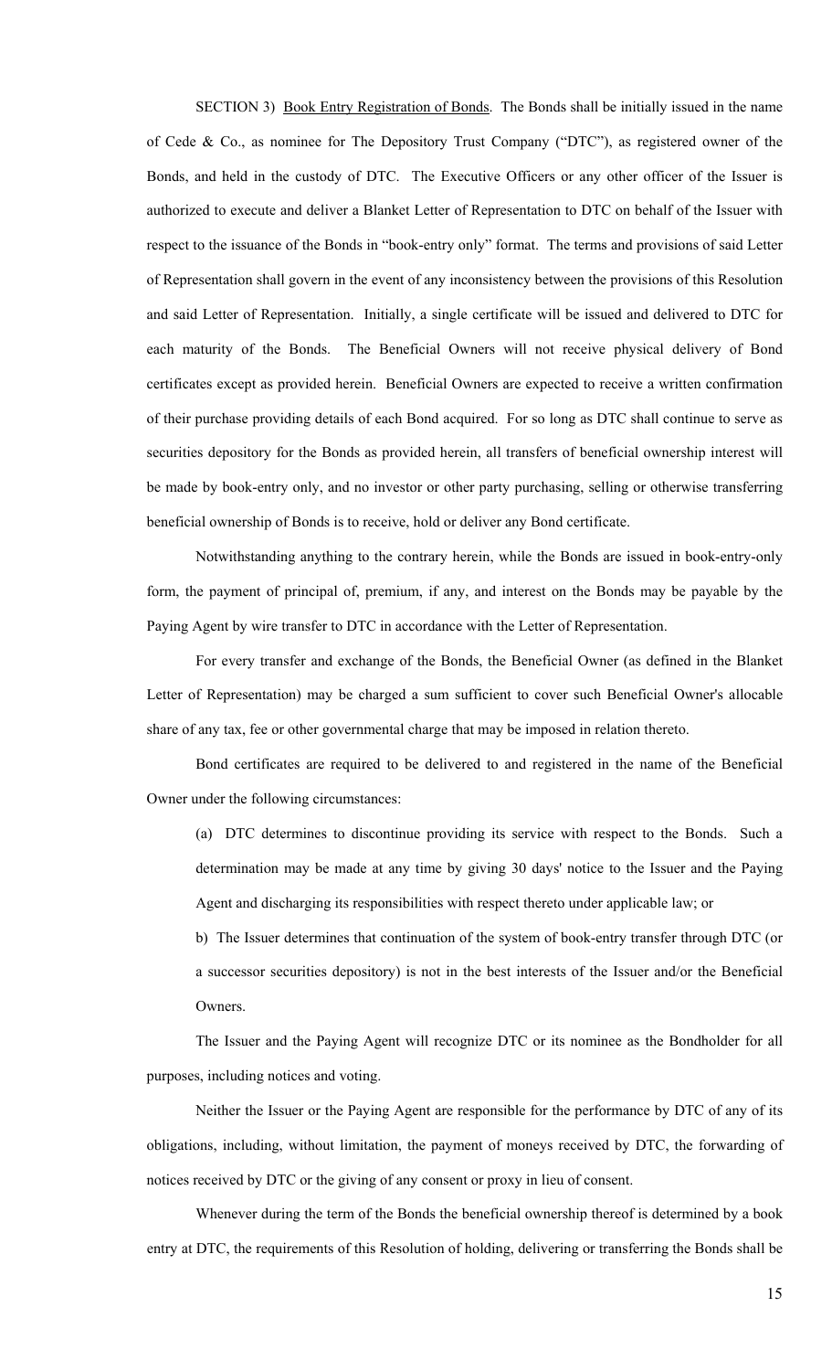SECTION 3) Book Entry Registration of Bonds. The Bonds shall be initially issued in the name of Cede & Co., as nominee for The Depository Trust Company ("DTC"), as registered owner of the Bonds, and held in the custody of DTC. The Executive Officers or any other officer of the Issuer is authorized to execute and deliver a Blanket Letter of Representation to DTC on behalf of the Issuer with respect to the issuance of the Bonds in "book-entry only" format. The terms and provisions of said Letter of Representation shall govern in the event of any inconsistency between the provisions of this Resolution and said Letter of Representation. Initially, a single certificate will be issued and delivered to DTC for each maturity of the Bonds. The Beneficial Owners will not receive physical delivery of Bond certificates except as provided herein. Beneficial Owners are expected to receive a written confirmation of their purchase providing details of each Bond acquired. For so long as DTC shall continue to serve as securities depository for the Bonds as provided herein, all transfers of beneficial ownership interest will be made by book-entry only, and no investor or other party purchasing, selling or otherwise transferring beneficial ownership of Bonds is to receive, hold or deliver any Bond certificate.

Notwithstanding anything to the contrary herein, while the Bonds are issued in book-entry-only form, the payment of principal of, premium, if any, and interest on the Bonds may be payable by the Paying Agent by wire transfer to DTC in accordance with the Letter of Representation.

For every transfer and exchange of the Bonds, the Beneficial Owner (as defined in the Blanket Letter of Representation) may be charged a sum sufficient to cover such Beneficial Owner's allocable share of any tax, fee or other governmental charge that may be imposed in relation thereto.

Bond certificates are required to be delivered to and registered in the name of the Beneficial Owner under the following circumstances:

(a) DTC determines to discontinue providing its service with respect to the Bonds. Such a determination may be made at any time by giving 30 days' notice to the Issuer and the Paying Agent and discharging its responsibilities with respect thereto under applicable law; or

b) The Issuer determines that continuation of the system of book-entry transfer through DTC (or a successor securities depository) is not in the best interests of the Issuer and/or the Beneficial Owners.

The Issuer and the Paying Agent will recognize DTC or its nominee as the Bondholder for all purposes, including notices and voting.

Neither the Issuer or the Paying Agent are responsible for the performance by DTC of any of its obligations, including, without limitation, the payment of moneys received by DTC, the forwarding of notices received by DTC or the giving of any consent or proxy in lieu of consent.

Whenever during the term of the Bonds the beneficial ownership thereof is determined by a book entry at DTC, the requirements of this Resolution of holding, delivering or transferring the Bonds shall be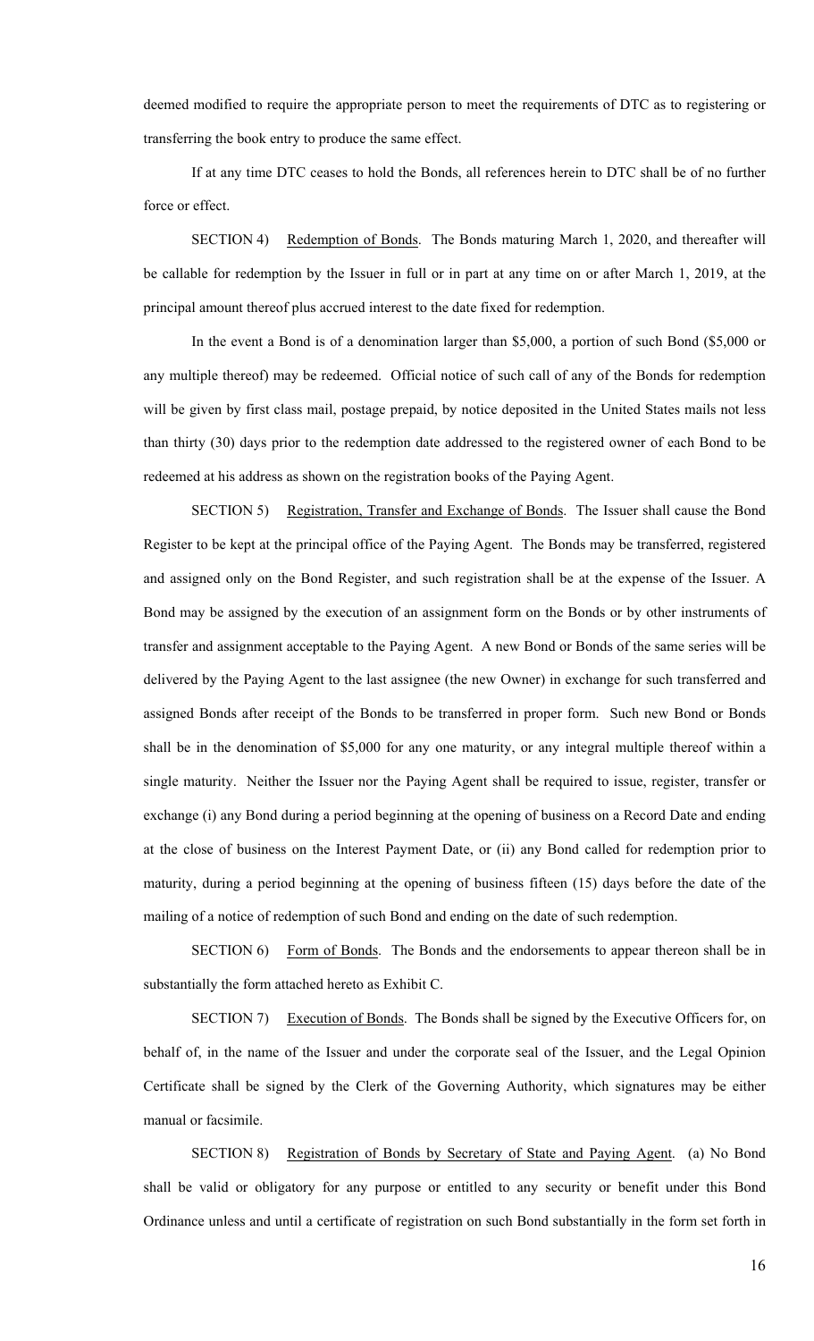deemed modified to require the appropriate person to meet the requirements of DTC as to registering or transferring the book entry to produce the same effect.

If at any time DTC ceases to hold the Bonds, all references herein to DTC shall be of no further force or effect.

SECTION 4) Redemption of Bonds. The Bonds maturing March 1, 2020, and thereafter will be callable for redemption by the Issuer in full or in part at any time on or after March 1, 2019, at the principal amount thereof plus accrued interest to the date fixed for redemption.

In the event a Bond is of a denomination larger than $5,000, a portion of such Bond ($5,000 or any multiple thereof) may be redeemed. Official notice of such call of any of the Bonds for redemption will be given by first class mail, postage prepaid, by notice deposited in the United States mails not less than thirty (30) days prior to the redemption date addressed to the registered owner of each Bond to be redeemed at his address as shown on the registration books of the Paying Agent.

SECTION 5) Registration, Transfer and Exchange of Bonds. The Issuer shall cause the Bond Register to be kept at the principal office of the Paying Agent. The Bonds may be transferred, registered and assigned only on the Bond Register, and such registration shall be at the expense of the Issuer. A Bond may be assigned by the execution of an assignment form on the Bonds or by other instruments of transfer and assignment acceptable to the Paying Agent. A new Bond or Bonds of the same series will be delivered by the Paying Agent to the last assignee (the new Owner) in exchange for such transferred and assigned Bonds after receipt of the Bonds to be transferred in proper form. Such new Bond or Bonds shall be in the denomination of $5,000 for any one maturity, or any integral multiple thereof within a single maturity. Neither the Issuer nor the Paying Agent shall be required to issue, register, transfer or exchange (i) any Bond during a period beginning at the opening of business on a Record Date and ending at the close of business on the Interest Payment Date, or (ii) any Bond called for redemption prior to maturity, during a period beginning at the opening of business fifteen (15) days before the date of the mailing of a notice of redemption of such Bond and ending on the date of such redemption.

SECTION 6) Form of Bonds. The Bonds and the endorsements to appear thereon shall be in substantially the form attached hereto as Exhibit C.

SECTION 7) Execution of Bonds. The Bonds shall be signed by the Executive Officers for, on behalf of, in the name of the Issuer and under the corporate seal of the Issuer, and the Legal Opinion Certificate shall be signed by the Clerk of the Governing Authority, which signatures may be either manual or facsimile.

SECTION 8) Registration of Bonds by Secretary of State and Paying Agent. (a) No Bond shall be valid or obligatory for any purpose or entitled to any security or benefit under this Bond Ordinance unless and until a certificate of registration on such Bond substantially in the form set forth in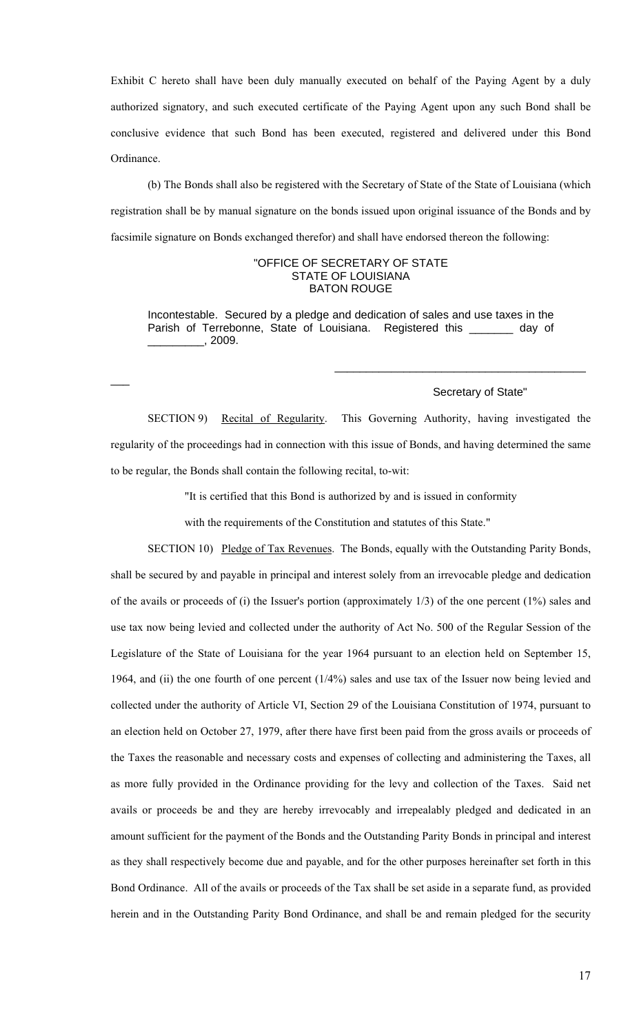Exhibit C hereto shall have been duly manually executed on behalf of the Paying Agent by a duly authorized signatory, and such executed certificate of the Paying Agent upon any such Bond shall be conclusive evidence that such Bond has been executed, registered and delivered under this Bond Ordinance.

(b) The Bonds shall also be registered with the Secretary of State of the State of Louisiana (which registration shall be by manual signature on the bonds issued upon original issuance of the Bonds and by facsimile signature on Bonds exchanged therefor) and shall have endorsed thereon the following:

> "OFFICE OF SECRETARY OF STATE
> STATE OF LOUISIANA
> BATON ROUGE
>
> Incontestable. Secured by a pledge and dedication of sales and use taxes in the Parish of Terrebonne, State of Louisiana. Registered this _______ day of _________, 2009.
>
> ________________________________________
>
> Secretary of State"

SECTION 9) Recital of Regularity. This Governing Authority, having investigated the regularity of the proceedings had in connection with this issue of Bonds, and having determined the same to be regular, the Bonds shall contain the following recital, to-wit:

> "It is certified that this Bond is authorized by and is issued in conformity with the requirements of the Constitution and statutes of this State."

SECTION 10) Pledge of Tax Revenues. The Bonds, equally with the Outstanding Parity Bonds, shall be secured by and payable in principal and interest solely from an irrevocable pledge and dedication of the avails or proceeds of (i) the Issuer's portion (approximately 1/3) of the one percent (1%) sales and use tax now being levied and collected under the authority of Act No. 500 of the Regular Session of the Legislature of the State of Louisiana for the year 1964 pursuant to an election held on September 15, 1964, and (ii) the one fourth of one percent (1/4%) sales and use tax of the Issuer now being levied and collected under the authority of Article VI, Section 29 of the Louisiana Constitution of 1974, pursuant to an election held on October 27, 1979, after there have first been paid from the gross avails or proceeds of the Taxes the reasonable and necessary costs and expenses of collecting and administering the Taxes, all as more fully provided in the Ordinance providing for the levy and collection of the Taxes. Said net avails or proceeds be and they are hereby irrevocably and irrepealably pledged and dedicated in an amount sufficient for the payment of the Bonds and the Outstanding Parity Bonds in principal and interest as they shall respectively become due and payable, and for the other purposes hereinafter set forth in this Bond Ordinance. All of the avails or proceeds of the Tax shall be set aside in a separate fund, as provided herein and in the Outstanding Parity Bond Ordinance, and shall be and remain pledged for the security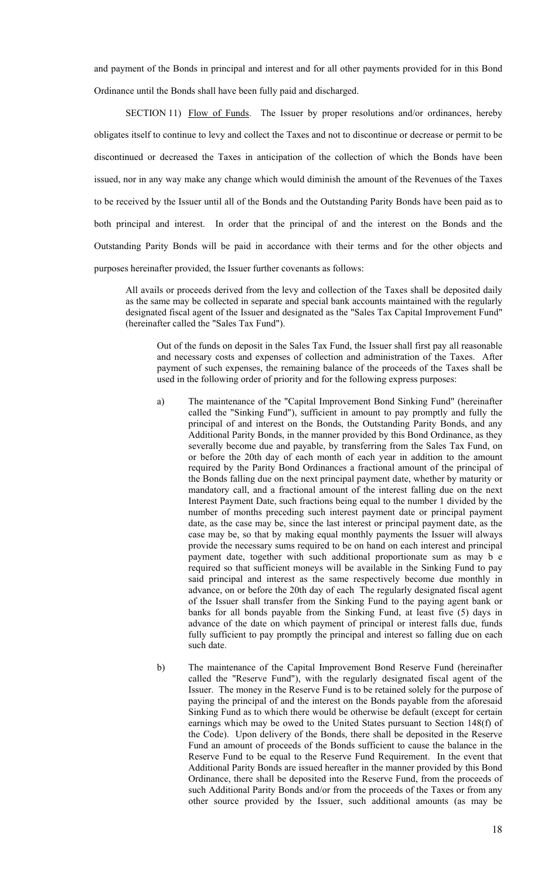and payment of the Bonds in principal and interest and for all other payments provided for in this Bond Ordinance until the Bonds shall have been fully paid and discharged.

SECTION 11) Flow of Funds. The Issuer by proper resolutions and/or ordinances, hereby obligates itself to continue to levy and collect the Taxes and not to discontinue or decrease or permit to be discontinued or decreased the Taxes in anticipation of the collection of which the Bonds have been issued, nor in any way make any change which would diminish the amount of the Revenues of the Taxes to be received by the Issuer until all of the Bonds and the Outstanding Parity Bonds have been paid as to both principal and interest. In order that the principal of and the interest on the Bonds and the Outstanding Parity Bonds will be paid in accordance with their terms and for the other objects and purposes hereinafter provided, the Issuer further covenants as follows:

> All avails or proceeds derived from the levy and collection of the Taxes shall be deposited daily as the same may be collected in separate and special bank accounts maintained with the regularly designated fiscal agent of the Issuer and designated as the "Sales Tax Capital Improvement Fund" (hereinafter called the "Sales Tax Fund").
>
> > Out of the funds on deposit in the Sales Tax Fund, the Issuer shall first pay all reasonable and necessary costs and expenses of collection and administration of the Taxes. After payment of such expenses, the remaining balance of the proceeds of the Taxes shall be used in the following order of priority and for the following express purposes:
> >
> > a) The maintenance of the "Capital Improvement Bond Sinking Fund" (hereinafter called the "Sinking Fund"), sufficient in amount to pay promptly and fully the principal of and interest on the Bonds, the Outstanding Parity Bonds, and any Additional Parity Bonds, in the manner provided by this Bond Ordinance, as they severally become due and payable, by transferring from the Sales Tax Fund, on or before the 20th day of each month of each year in addition to the amount required by the Parity Bond Ordinances a fractional amount of the principal of the Bonds falling due on the next principal payment date, whether by maturity or mandatory call, and a fractional amount of the interest falling due on the next Interest Payment Date, such fractions being equal to the number 1 divided by the number of months preceding such interest payment date or principal payment date, as the case may be, since the last interest or principal payment date, as the case may be, so that by making equal monthly payments the Issuer will always provide the necessary sums required to be on hand on each interest and principal payment date, together with such additional proportionate sum as may b e required so that sufficient moneys will be available in the Sinking Fund to pay said principal and interest as the same respectively become due monthly in advance, on or before the 20th day of each The regularly designated fiscal agent of the Issuer shall transfer from the Sinking Fund to the paying agent bank or banks for all bonds payable from the Sinking Fund, at least five (5) days in advance of the date on which payment of principal or interest falls due, funds fully sufficient to pay promptly the principal and interest so falling due on each such date.
> >
> > b) The maintenance of the Capital Improvement Bond Reserve Fund (hereinafter called the "Reserve Fund"), with the regularly designated fiscal agent of the Issuer. The money in the Reserve Fund is to be retained solely for the purpose of paying the principal of and the interest on the Bonds payable from the aforesaid Sinking Fund as to which there would be otherwise be default (except for certain earnings which may be owed to the United States pursuant to Section 148(f) of the Code). Upon delivery of the Bonds, there shall be deposited in the Reserve Fund an amount of proceeds of the Bonds sufficient to cause the balance in the Reserve Fund to be equal to the Reserve Fund Requirement. In the event that Additional Parity Bonds are issued hereafter in the manner provided by this Bond Ordinance, there shall be deposited into the Reserve Fund, from the proceeds of such Additional Parity Bonds and/or from the proceeds of the Taxes or from any other source provided by the Issuer, such additional amounts (as may be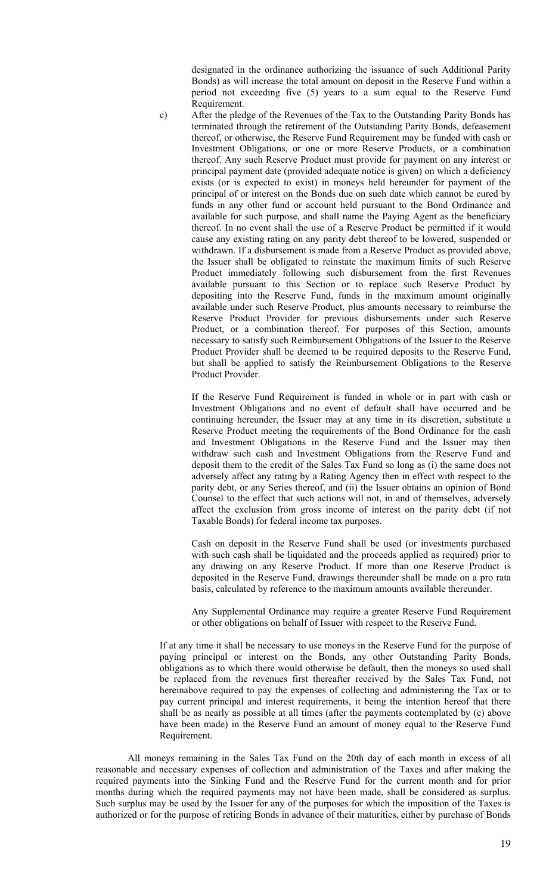designated in the ordinance authorizing the issuance of such Additional Parity Bonds) as will increase the total amount on deposit in the Reserve Fund within a period not exceeding five (5) years to a sum equal to the Reserve Fund Requirement.

c) After the pledge of the Revenues of the Tax to the Outstanding Parity Bonds has terminated through the retirement of the Outstanding Parity Bonds, defeasement thereof, or otherwise, the Reserve Fund Requirement may be funded with cash or Investment Obligations, or one or more Reserve Products, or a combination thereof. Any such Reserve Product must provide for payment on any interest or principal payment date (provided adequate notice is given) on which a deficiency exists (or is expected to exist) in moneys held hereunder for payment of the principal of or interest on the Bonds due on such date which cannot be cured by funds in any other fund or account held pursuant to the Bond Ordinance and available for such purpose, and shall name the Paying Agent as the beneficiary thereof. In no event shall the use of a Reserve Product be permitted if it would cause any existing rating on any parity debt thereof to be lowered, suspended or withdrawn. If a disbursement is made from a Reserve Product as provided above, the Issuer shall be obligated to reinstate the maximum limits of such Reserve Product immediately following such disbursement from the first Revenues available pursuant to this Section or to replace such Reserve Product by depositing into the Reserve Fund, funds in the maximum amount originally available under such Reserve Product, plus amounts necessary to reimburse the Reserve Product Provider for previous disbursements under such Reserve Product, or a combination thereof. For purposes of this Section, amounts necessary to satisfy such Reimbursement Obligations of the Issuer to the Reserve Product Provider shall be deemed to be required deposits to the Reserve Fund, but shall be applied to satisfy the Reimbursement Obligations to the Reserve Product Provider.

If the Reserve Fund Requirement is funded in whole or in part with cash or Investment Obligations and no event of default shall have occurred and be continuing hereunder, the Issuer may at any time in its discretion, substitute a Reserve Product meeting the requirements of the Bond Ordinance for the cash and Investment Obligations in the Reserve Fund and the Issuer may then withdraw such cash and Investment Obligations from the Reserve Fund and deposit them to the credit of the Sales Tax Fund so long as (i) the same does not adversely affect any rating by a Rating Agency then in effect with respect to the parity debt, or any Series thereof, and (ii) the Issuer obtains an opinion of Bond Counsel to the effect that such actions will not, in and of themselves, adversely affect the exclusion from gross income of interest on the parity debt (if not Taxable Bonds) for federal income tax purposes.

Cash on deposit in the Reserve Fund shall be used (or investments purchased with such cash shall be liquidated and the proceeds applied as required) prior to any drawing on any Reserve Product. If more than one Reserve Product is deposited in the Reserve Fund, drawings thereunder shall be made on a pro rata basis, calculated by reference to the maximum amounts available thereunder.

Any Supplemental Ordinance may require a greater Reserve Fund Requirement or other obligations on behalf of Issuer with respect to the Reserve Fund.

If at any time it shall be necessary to use moneys in the Reserve Fund for the purpose of paying principal or interest on the Bonds, any other Outstanding Parity Bonds, obligations as to which there would otherwise be default, then the moneys so used shall be replaced from the revenues first thereafter received by the Sales Tax Fund, not hereinabove required to pay the expenses of collecting and administering the Tax or to pay current principal and interest requirements, it being the intention hereof that there shall be as nearly as possible at all times (after the payments contemplated by (c) above have been made) in the Reserve Fund an amount of money equal to the Reserve Fund Requirement.

All moneys remaining in the Sales Tax Fund on the 20th day of each month in excess of all reasonable and necessary expenses of collection and administration of the Taxes and after making the required payments into the Sinking Fund and the Reserve Fund for the current month and for prior months during which the required payments may not have been made, shall be considered as surplus. Such surplus may be used by the Issuer for any of the purposes for which the imposition of the Taxes is authorized or for the purpose of retiring Bonds in advance of their maturities, either by purchase of Bonds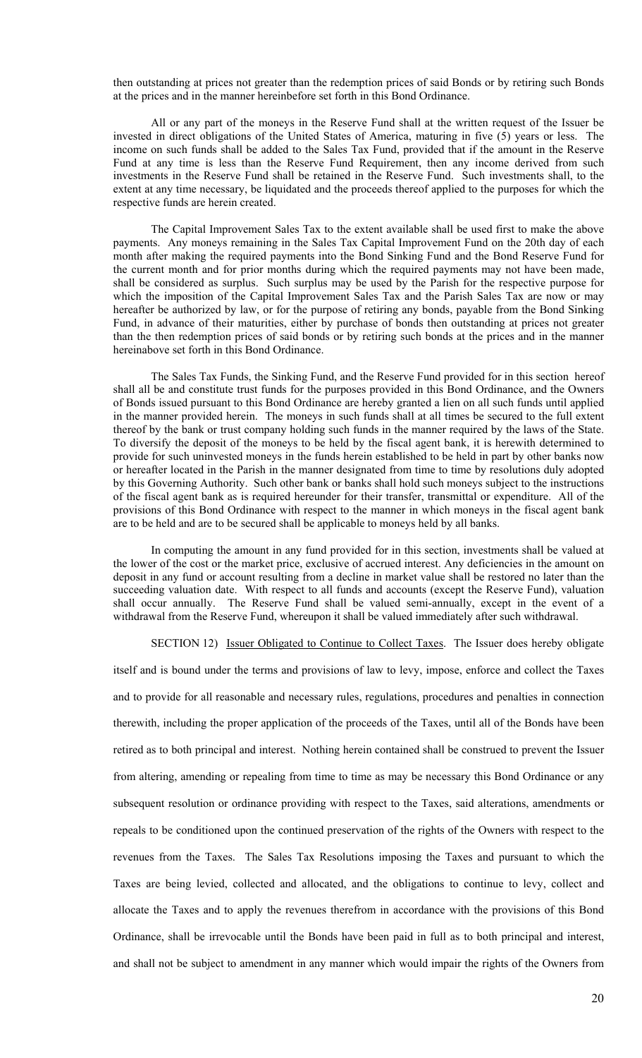then outstanding at prices not greater than the redemption prices of said Bonds or by retiring such Bonds at the prices and in the manner hereinbefore set forth in this Bond Ordinance.

All or any part of the moneys in the Reserve Fund shall at the written request of the Issuer be invested in direct obligations of the United States of America, maturing in five (5) years or less. The income on such funds shall be added to the Sales Tax Fund, provided that if the amount in the Reserve Fund at any time is less than the Reserve Fund Requirement, then any income derived from such investments in the Reserve Fund shall be retained in the Reserve Fund. Such investments shall, to the extent at any time necessary, be liquidated and the proceeds thereof applied to the purposes for which the respective funds are herein created.

The Capital Improvement Sales Tax to the extent available shall be used first to make the above payments. Any moneys remaining in the Sales Tax Capital Improvement Fund on the 20th day of each month after making the required payments into the Bond Sinking Fund and the Bond Reserve Fund for the current month and for prior months during which the required payments may not have been made, shall be considered as surplus. Such surplus may be used by the Parish for the respective purpose for which the imposition of the Capital Improvement Sales Tax and the Parish Sales Tax are now or may hereafter be authorized by law, or for the purpose of retiring any bonds, payable from the Bond Sinking Fund, in advance of their maturities, either by purchase of bonds then outstanding at prices not greater than the then redemption prices of said bonds or by retiring such bonds at the prices and in the manner hereinabove set forth in this Bond Ordinance.

The Sales Tax Funds, the Sinking Fund, and the Reserve Fund provided for in this section hereof shall all be and constitute trust funds for the purposes provided in this Bond Ordinance, and the Owners of Bonds issued pursuant to this Bond Ordinance are hereby granted a lien on all such funds until applied in the manner provided herein. The moneys in such funds shall at all times be secured to the full extent thereof by the bank or trust company holding such funds in the manner required by the laws of the State. To diversify the deposit of the moneys to be held by the fiscal agent bank, it is herewith determined to provide for such uninvested moneys in the funds herein established to be held in part by other banks now or hereafter located in the Parish in the manner designated from time to time by resolutions duly adopted by this Governing Authority. Such other bank or banks shall hold such moneys subject to the instructions of the fiscal agent bank as is required hereunder for their transfer, transmittal or expenditure. All of the provisions of this Bond Ordinance with respect to the manner in which moneys in the fiscal agent bank are to be held and are to be secured shall be applicable to moneys held by all banks.

In computing the amount in any fund provided for in this section, investments shall be valued at the lower of the cost or the market price, exclusive of accrued interest. Any deficiencies in the amount on deposit in any fund or account resulting from a decline in market value shall be restored no later than the succeeding valuation date. With respect to all funds and accounts (except the Reserve Fund), valuation shall occur annually. The Reserve Fund shall be valued semi-annually, except in the event of a withdrawal from the Reserve Fund, whereupon it shall be valued immediately after such withdrawal.

SECTION 12) Issuer Obligated to Continue to Collect Taxes. The Issuer does hereby obligate itself and is bound under the terms and provisions of law to levy, impose, enforce and collect the Taxes and to provide for all reasonable and necessary rules, regulations, procedures and penalties in connection therewith, including the proper application of the proceeds of the Taxes, until all of the Bonds have been retired as to both principal and interest. Nothing herein contained shall be construed to prevent the Issuer from altering, amending or repealing from time to time as may be necessary this Bond Ordinance or any subsequent resolution or ordinance providing with respect to the Taxes, said alterations, amendments or repeals to be conditioned upon the continued preservation of the rights of the Owners with respect to the revenues from the Taxes. The Sales Tax Resolutions imposing the Taxes and pursuant to which the Taxes are being levied, collected and allocated, and the obligations to continue to levy, collect and allocate the Taxes and to apply the revenues therefrom in accordance with the provisions of this Bond Ordinance, shall be irrevocable until the Bonds have been paid in full as to both principal and interest, and shall not be subject to amendment in any manner which would impair the rights of the Owners from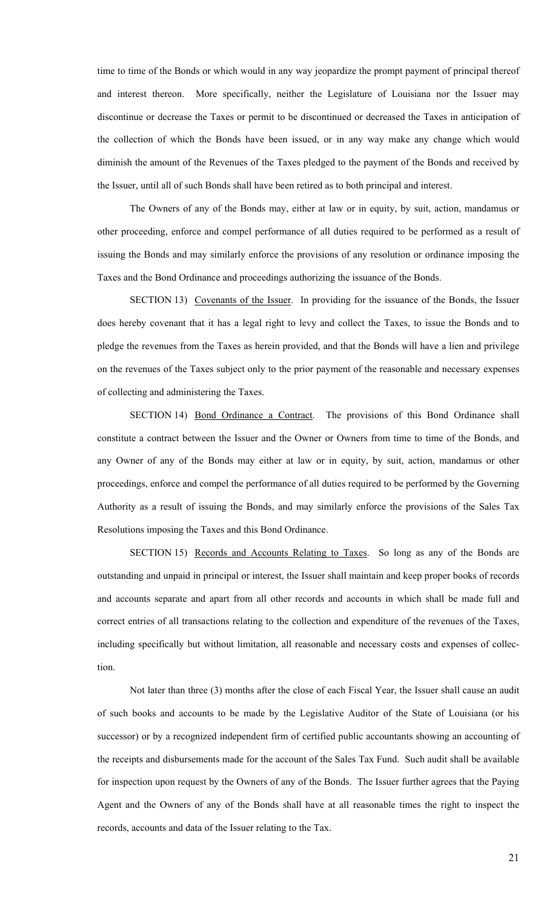time to time of the Bonds or which would in any way jeopardize the prompt payment of principal thereof and interest thereon. More specifically, neither the Legislature of Louisiana nor the Issuer may discontinue or decrease the Taxes or permit to be discontinued or decreased the Taxes in anticipation of the collection of which the Bonds have been issued, or in any way make any change which would diminish the amount of the Revenues of the Taxes pledged to the payment of the Bonds and received by the Issuer, until all of such Bonds shall have been retired as to both principal and interest.

The Owners of any of the Bonds may, either at law or in equity, by suit, action, mandamus or other proceeding, enforce and compel performance of all duties required to be performed as a result of issuing the Bonds and may similarly enforce the provisions of any resolution or ordinance imposing the Taxes and the Bond Ordinance and proceedings authorizing the issuance of the Bonds.

SECTION 13) Covenants of the Issuer. In providing for the issuance of the Bonds, the Issuer does hereby covenant that it has a legal right to levy and collect the Taxes, to issue the Bonds and to pledge the revenues from the Taxes as herein provided, and that the Bonds will have a lien and privilege on the revenues of the Taxes subject only to the prior payment of the reasonable and necessary expenses of collecting and administering the Taxes.

SECTION 14) Bond Ordinance a Contract. The provisions of this Bond Ordinance shall constitute a contract between the Issuer and the Owner or Owners from time to time of the Bonds, and any Owner of any of the Bonds may either at law or in equity, by suit, action, mandamus or other proceedings, enforce and compel the performance of all duties required to be performed by the Governing Authority as a result of issuing the Bonds, and may similarly enforce the provisions of the Sales Tax Resolutions imposing the Taxes and this Bond Ordinance.

SECTION 15) Records and Accounts Relating to Taxes. So long as any of the Bonds are outstanding and unpaid in principal or interest, the Issuer shall maintain and keep proper books of records and accounts separate and apart from all other records and accounts in which shall be made full and correct entries of all transactions relating to the collection and expenditure of the revenues of the Taxes, including specifically but without limitation, all reasonable and necessary costs and expenses of collection.

Not later than three (3) months after the close of each Fiscal Year, the Issuer shall cause an audit of such books and accounts to be made by the Legislative Auditor of the State of Louisiana (or his successor) or by a recognized independent firm of certified public accountants showing an accounting of the receipts and disbursements made for the account of the Sales Tax Fund. Such audit shall be available for inspection upon request by the Owners of any of the Bonds. The Issuer further agrees that the Paying Agent and the Owners of any of the Bonds shall have at all reasonable times the right to inspect the records, accounts and data of the Issuer relating to the Tax.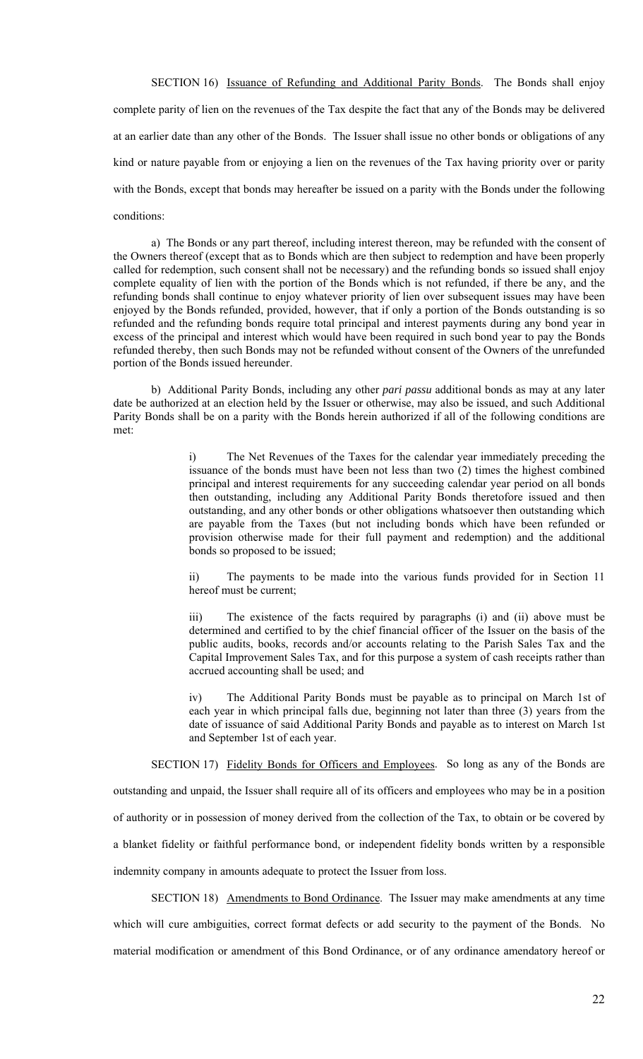SECTION 16) Issuance of Refunding and Additional Parity Bonds. The Bonds shall enjoy complete parity of lien on the revenues of the Tax despite the fact that any of the Bonds may be delivered at an earlier date than any other of the Bonds. The Issuer shall issue no other bonds or obligations of any kind or nature payable from or enjoying a lien on the revenues of the Tax having priority over or parity with the Bonds, except that bonds may hereafter be issued on a parity with the Bonds under the following conditions:

a) The Bonds or any part thereof, including interest thereon, may be refunded with the consent of the Owners thereof (except that as to Bonds which are then subject to redemption and have been properly called for redemption, such consent shall not be necessary) and the refunding bonds so issued shall enjoy complete equality of lien with the portion of the Bonds which is not refunded, if there be any, and the refunding bonds shall continue to enjoy whatever priority of lien over subsequent issues may have been enjoyed by the Bonds refunded, provided, however, that if only a portion of the Bonds outstanding is so refunded and the refunding bonds require total principal and interest payments during any bond year in excess of the principal and interest which would have been required in such bond year to pay the Bonds refunded thereby, then such Bonds may not be refunded without consent of the Owners of the unrefunded portion of the Bonds issued hereunder.

b) Additional Parity Bonds, including any other *pari passu* additional bonds as may at any later date be authorized at an election held by the Issuer or otherwise, may also be issued, and such Additional Parity Bonds shall be on a parity with the Bonds herein authorized if all of the following conditions are met:

> i) The Net Revenues of the Taxes for the calendar year immediately preceding the issuance of the bonds must have been not less than two (2) times the highest combined principal and interest requirements for any succeeding calendar year period on all bonds then outstanding, including any Additional Parity Bonds theretofore issued and then outstanding, and any other bonds or other obligations whatsoever then outstanding which are payable from the Taxes (but not including bonds which have been refunded or provision otherwise made for their full payment and redemption) and the additional bonds so proposed to be issued;
>
> ii) The payments to be made into the various funds provided for in Section 11 hereof must be current;
>
> iii) The existence of the facts required by paragraphs (i) and (ii) above must be determined and certified to by the chief financial officer of the Issuer on the basis of the public audits, books, records and/or accounts relating to the Parish Sales Tax and the Capital Improvement Sales Tax, and for this purpose a system of cash receipts rather than accrued accounting shall be used; and
>
> iv) The Additional Parity Bonds must be payable as to principal on March 1st of each year in which principal falls due, beginning not later than three (3) years from the date of issuance of said Additional Parity Bonds and payable as to interest on March 1st and September 1st of each year.

SECTION 17) Fidelity Bonds for Officers and Employees. So long as any of the Bonds are outstanding and unpaid, the Issuer shall require all of its officers and employees who may be in a position of authority or in possession of money derived from the collection of the Tax, to obtain or be covered by a blanket fidelity or faithful performance bond, or independent fidelity bonds written by a responsible indemnity company in amounts adequate to protect the Issuer from loss.

SECTION 18) Amendments to Bond Ordinance. The Issuer may make amendments at any time which will cure ambiguities, correct format defects or add security to the payment of the Bonds. No material modification or amendment of this Bond Ordinance, or of any ordinance amendatory hereof or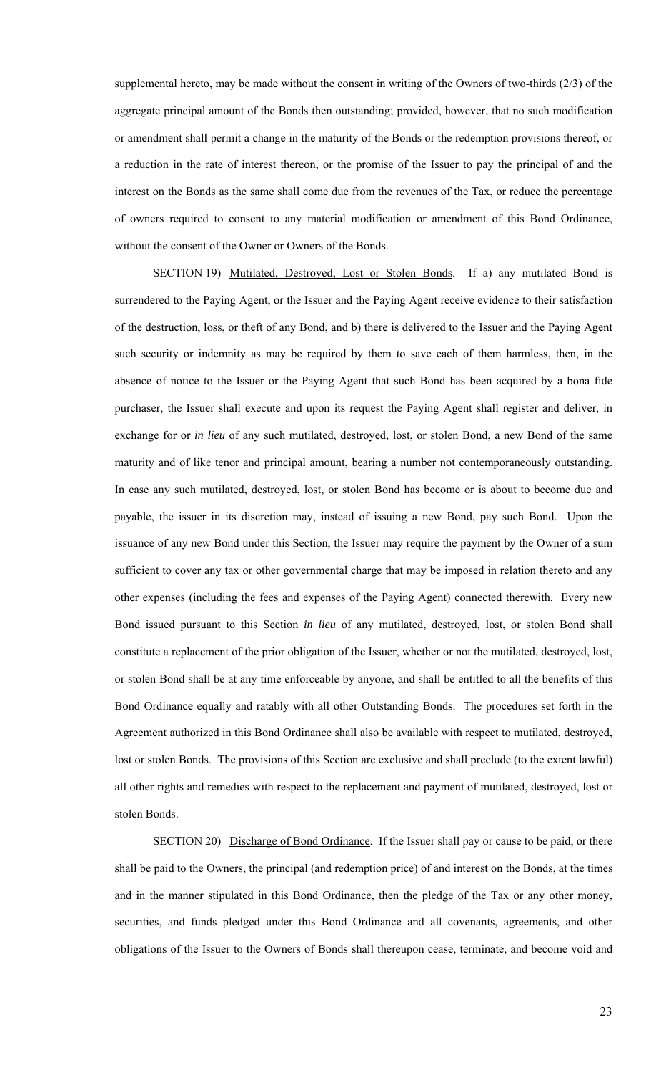supplemental hereto, may be made without the consent in writing of the Owners of two-thirds (2/3) of the aggregate principal amount of the Bonds then outstanding; provided, however, that no such modification or amendment shall permit a change in the maturity of the Bonds or the redemption provisions thereof, or a reduction in the rate of interest thereon, or the promise of the Issuer to pay the principal of and the interest on the Bonds as the same shall come due from the revenues of the Tax, or reduce the percentage of owners required to consent to any material modification or amendment of this Bond Ordinance, without the consent of the Owner or Owners of the Bonds.

SECTION 19) Mutilated, Destroyed, Lost or Stolen Bonds. If a) any mutilated Bond is surrendered to the Paying Agent, or the Issuer and the Paying Agent receive evidence to their satisfaction of the destruction, loss, or theft of any Bond, and b) there is delivered to the Issuer and the Paying Agent such security or indemnity as may be required by them to save each of them harmless, then, in the absence of notice to the Issuer or the Paying Agent that such Bond has been acquired by a bona fide purchaser, the Issuer shall execute and upon its request the Paying Agent shall register and deliver, in exchange for or *in lieu* of any such mutilated, destroyed, lost, or stolen Bond, a new Bond of the same maturity and of like tenor and principal amount, bearing a number not contemporaneously outstanding. In case any such mutilated, destroyed, lost, or stolen Bond has become or is about to become due and payable, the issuer in its discretion may, instead of issuing a new Bond, pay such Bond. Upon the issuance of any new Bond under this Section, the Issuer may require the payment by the Owner of a sum sufficient to cover any tax or other governmental charge that may be imposed in relation thereto and any other expenses (including the fees and expenses of the Paying Agent) connected therewith. Every new Bond issued pursuant to this Section *in lieu* of any mutilated, destroyed, lost, or stolen Bond shall constitute a replacement of the prior obligation of the Issuer, whether or not the mutilated, destroyed, lost, or stolen Bond shall be at any time enforceable by anyone, and shall be entitled to all the benefits of this Bond Ordinance equally and ratably with all other Outstanding Bonds. The procedures set forth in the Agreement authorized in this Bond Ordinance shall also be available with respect to mutilated, destroyed, lost or stolen Bonds. The provisions of this Section are exclusive and shall preclude (to the extent lawful) all other rights and remedies with respect to the replacement and payment of mutilated, destroyed, lost or stolen Bonds.

SECTION 20) Discharge of Bond Ordinance. If the Issuer shall pay or cause to be paid, or there shall be paid to the Owners, the principal (and redemption price) of and interest on the Bonds, at the times and in the manner stipulated in this Bond Ordinance, then the pledge of the Tax or any other money, securities, and funds pledged under this Bond Ordinance and all covenants, agreements, and other obligations of the Issuer to the Owners of Bonds shall thereupon cease, terminate, and become void and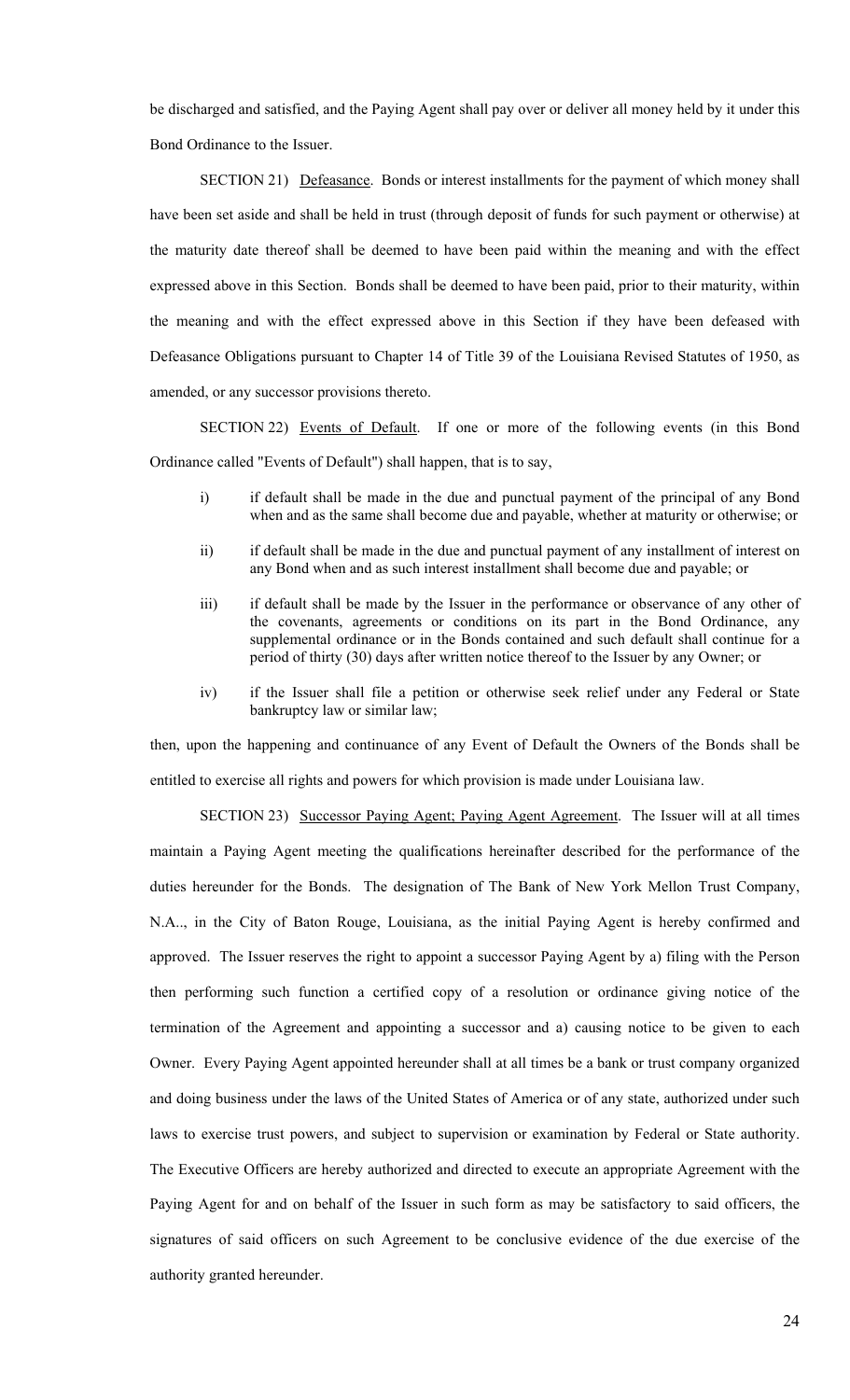be discharged and satisfied, and the Paying Agent shall pay over or deliver all money held by it under this Bond Ordinance to the Issuer.

SECTION 21) Defeasance. Bonds or interest installments for the payment of which money shall have been set aside and shall be held in trust (through deposit of funds for such payment or otherwise) at the maturity date thereof shall be deemed to have been paid within the meaning and with the effect expressed above in this Section. Bonds shall be deemed to have been paid, prior to their maturity, within the meaning and with the effect expressed above in this Section if they have been defeased with Defeasance Obligations pursuant to Chapter 14 of Title 39 of the Louisiana Revised Statutes of 1950, as amended, or any successor provisions thereto.

SECTION 22) Events of Default. If one or more of the following events (in this Bond Ordinance called "Events of Default") shall happen, that is to say,

i) if default shall be made in the due and punctual payment of the principal of any Bond when and as the same shall become due and payable, whether at maturity or otherwise; or

ii) if default shall be made in the due and punctual payment of any installment of interest on any Bond when and as such interest installment shall become due and payable; or

iii) if default shall be made by the Issuer in the performance or observance of any other of the covenants, agreements or conditions on its part in the Bond Ordinance, any supplemental ordinance or in the Bonds contained and such default shall continue for a period of thirty (30) days after written notice thereof to the Issuer by any Owner; or

iv) if the Issuer shall file a petition or otherwise seek relief under any Federal or State bankruptcy law or similar law;

then, upon the happening and continuance of any Event of Default the Owners of the Bonds shall be entitled to exercise all rights and powers for which provision is made under Louisiana law.

SECTION 23) Successor Paying Agent; Paying Agent Agreement. The Issuer will at all times maintain a Paying Agent meeting the qualifications hereinafter described for the performance of the duties hereunder for the Bonds. The designation of The Bank of New York Mellon Trust Company, N.A.., in the City of Baton Rouge, Louisiana, as the initial Paying Agent is hereby confirmed and approved. The Issuer reserves the right to appoint a successor Paying Agent by a) filing with the Person then performing such function a certified copy of a resolution or ordinance giving notice of the termination of the Agreement and appointing a successor and a) causing notice to be given to each Owner. Every Paying Agent appointed hereunder shall at all times be a bank or trust company organized and doing business under the laws of the United States of America or of any state, authorized under such laws to exercise trust powers, and subject to supervision or examination by Federal or State authority. The Executive Officers are hereby authorized and directed to execute an appropriate Agreement with the Paying Agent for and on behalf of the Issuer in such form as may be satisfactory to said officers, the signatures of said officers on such Agreement to be conclusive evidence of the due exercise of the authority granted hereunder.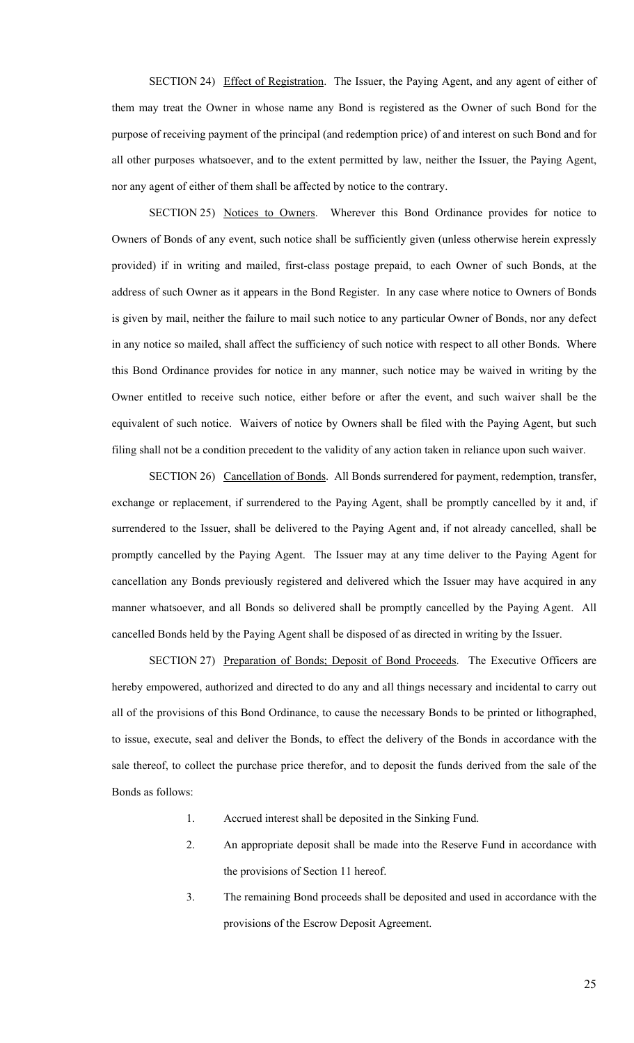SECTION 24) Effect of Registration. The Issuer, the Paying Agent, and any agent of either of them may treat the Owner in whose name any Bond is registered as the Owner of such Bond for the purpose of receiving payment of the principal (and redemption price) of and interest on such Bond and for all other purposes whatsoever, and to the extent permitted by law, neither the Issuer, the Paying Agent, nor any agent of either of them shall be affected by notice to the contrary.

SECTION 25) Notices to Owners. Wherever this Bond Ordinance provides for notice to Owners of Bonds of any event, such notice shall be sufficiently given (unless otherwise herein expressly provided) if in writing and mailed, first-class postage prepaid, to each Owner of such Bonds, at the address of such Owner as it appears in the Bond Register. In any case where notice to Owners of Bonds is given by mail, neither the failure to mail such notice to any particular Owner of Bonds, nor any defect in any notice so mailed, shall affect the sufficiency of such notice with respect to all other Bonds. Where this Bond Ordinance provides for notice in any manner, such notice may be waived in writing by the Owner entitled to receive such notice, either before or after the event, and such waiver shall be the equivalent of such notice. Waivers of notice by Owners shall be filed with the Paying Agent, but such filing shall not be a condition precedent to the validity of any action taken in reliance upon such waiver.

SECTION 26) Cancellation of Bonds. All Bonds surrendered for payment, redemption, transfer, exchange or replacement, if surrendered to the Paying Agent, shall be promptly cancelled by it and, if surrendered to the Issuer, shall be delivered to the Paying Agent and, if not already cancelled, shall be promptly cancelled by the Paying Agent. The Issuer may at any time deliver to the Paying Agent for cancellation any Bonds previously registered and delivered which the Issuer may have acquired in any manner whatsoever, and all Bonds so delivered shall be promptly cancelled by the Paying Agent. All cancelled Bonds held by the Paying Agent shall be disposed of as directed in writing by the Issuer.

SECTION 27) Preparation of Bonds; Deposit of Bond Proceeds. The Executive Officers are hereby empowered, authorized and directed to do any and all things necessary and incidental to carry out all of the provisions of this Bond Ordinance, to cause the necessary Bonds to be printed or lithographed, to issue, execute, seal and deliver the Bonds, to effect the delivery of the Bonds in accordance with the sale thereof, to collect the purchase price therefor, and to deposit the funds derived from the sale of the Bonds as follows:

1. Accrued interest shall be deposited in the Sinking Fund.
2. An appropriate deposit shall be made into the Reserve Fund in accordance with the provisions of Section 11 hereof.
3. The remaining Bond proceeds shall be deposited and used in accordance with the provisions of the Escrow Deposit Agreement.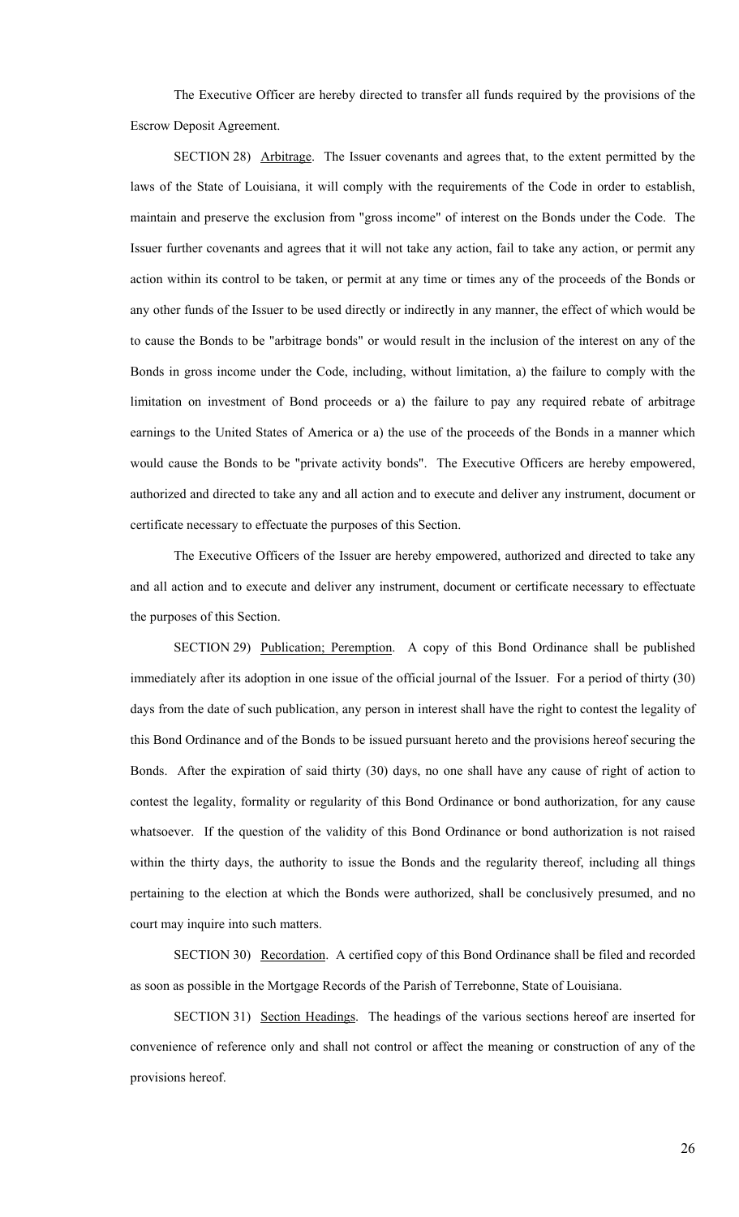The Executive Officer are hereby directed to transfer all funds required by the provisions of the Escrow Deposit Agreement.

SECTION 28) Arbitrage. The Issuer covenants and agrees that, to the extent permitted by the laws of the State of Louisiana, it will comply with the requirements of the Code in order to establish, maintain and preserve the exclusion from "gross income" of interest on the Bonds under the Code. The Issuer further covenants and agrees that it will not take any action, fail to take any action, or permit any action within its control to be taken, or permit at any time or times any of the proceeds of the Bonds or any other funds of the Issuer to be used directly or indirectly in any manner, the effect of which would be to cause the Bonds to be "arbitrage bonds" or would result in the inclusion of the interest on any of the Bonds in gross income under the Code, including, without limitation, a) the failure to comply with the limitation on investment of Bond proceeds or a) the failure to pay any required rebate of arbitrage earnings to the United States of America or a) the use of the proceeds of the Bonds in a manner which would cause the Bonds to be "private activity bonds". The Executive Officers are hereby empowered, authorized and directed to take any and all action and to execute and deliver any instrument, document or certificate necessary to effectuate the purposes of this Section.

The Executive Officers of the Issuer are hereby empowered, authorized and directed to take any and all action and to execute and deliver any instrument, document or certificate necessary to effectuate the purposes of this Section.

SECTION 29) Publication; Peremption. A copy of this Bond Ordinance shall be published immediately after its adoption in one issue of the official journal of the Issuer. For a period of thirty (30) days from the date of such publication, any person in interest shall have the right to contest the legality of this Bond Ordinance and of the Bonds to be issued pursuant hereto and the provisions hereof securing the Bonds. After the expiration of said thirty (30) days, no one shall have any cause of right of action to contest the legality, formality or regularity of this Bond Ordinance or bond authorization, for any cause whatsoever. If the question of the validity of this Bond Ordinance or bond authorization is not raised within the thirty days, the authority to issue the Bonds and the regularity thereof, including all things pertaining to the election at which the Bonds were authorized, shall be conclusively presumed, and no court may inquire into such matters.

SECTION 30) Recordation. A certified copy of this Bond Ordinance shall be filed and recorded as soon as possible in the Mortgage Records of the Parish of Terrebonne, State of Louisiana.

SECTION 31) Section Headings. The headings of the various sections hereof are inserted for convenience of reference only and shall not control or affect the meaning or construction of any of the provisions hereof.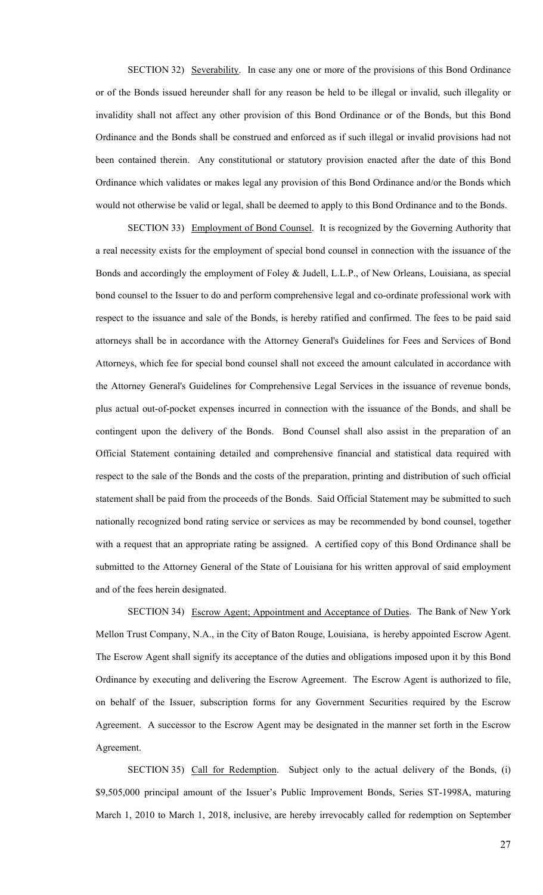SECTION 32) Severability. In case any one or more of the provisions of this Bond Ordinance or of the Bonds issued hereunder shall for any reason be held to be illegal or invalid, such illegality or invalidity shall not affect any other provision of this Bond Ordinance or of the Bonds, but this Bond Ordinance and the Bonds shall be construed and enforced as if such illegal or invalid provisions had not been contained therein. Any constitutional or statutory provision enacted after the date of this Bond Ordinance which validates or makes legal any provision of this Bond Ordinance and/or the Bonds which would not otherwise be valid or legal, shall be deemed to apply to this Bond Ordinance and to the Bonds.

SECTION 33) Employment of Bond Counsel. It is recognized by the Governing Authority that a real necessity exists for the employment of special bond counsel in connection with the issuance of the Bonds and accordingly the employment of Foley & Judell, L.L.P., of New Orleans, Louisiana, as special bond counsel to the Issuer to do and perform comprehensive legal and co-ordinate professional work with respect to the issuance and sale of the Bonds, is hereby ratified and confirmed. The fees to be paid said attorneys shall be in accordance with the Attorney General's Guidelines for Fees and Services of Bond Attorneys, which fee for special bond counsel shall not exceed the amount calculated in accordance with the Attorney General's Guidelines for Comprehensive Legal Services in the issuance of revenue bonds, plus actual out-of-pocket expenses incurred in connection with the issuance of the Bonds, and shall be contingent upon the delivery of the Bonds. Bond Counsel shall also assist in the preparation of an Official Statement containing detailed and comprehensive financial and statistical data required with respect to the sale of the Bonds and the costs of the preparation, printing and distribution of such official statement shall be paid from the proceeds of the Bonds. Said Official Statement may be submitted to such nationally recognized bond rating service or services as may be recommended by bond counsel, together with a request that an appropriate rating be assigned. A certified copy of this Bond Ordinance shall be submitted to the Attorney General of the State of Louisiana for his written approval of said employment and of the fees herein designated.

SECTION 34) Escrow Agent; Appointment and Acceptance of Duties. The Bank of New York Mellon Trust Company, N.A., in the City of Baton Rouge, Louisiana, is hereby appointed Escrow Agent. The Escrow Agent shall signify its acceptance of the duties and obligations imposed upon it by this Bond Ordinance by executing and delivering the Escrow Agreement. The Escrow Agent is authorized to file, on behalf of the Issuer, subscription forms for any Government Securities required by the Escrow Agreement. A successor to the Escrow Agent may be designated in the manner set forth in the Escrow Agreement.

SECTION 35) Call for Redemption. Subject only to the actual delivery of the Bonds, (i) $9,505,000 principal amount of the Issuer's Public Improvement Bonds, Series ST-1998A, maturing March 1, 2010 to March 1, 2018, inclusive, are hereby irrevocably called for redemption on September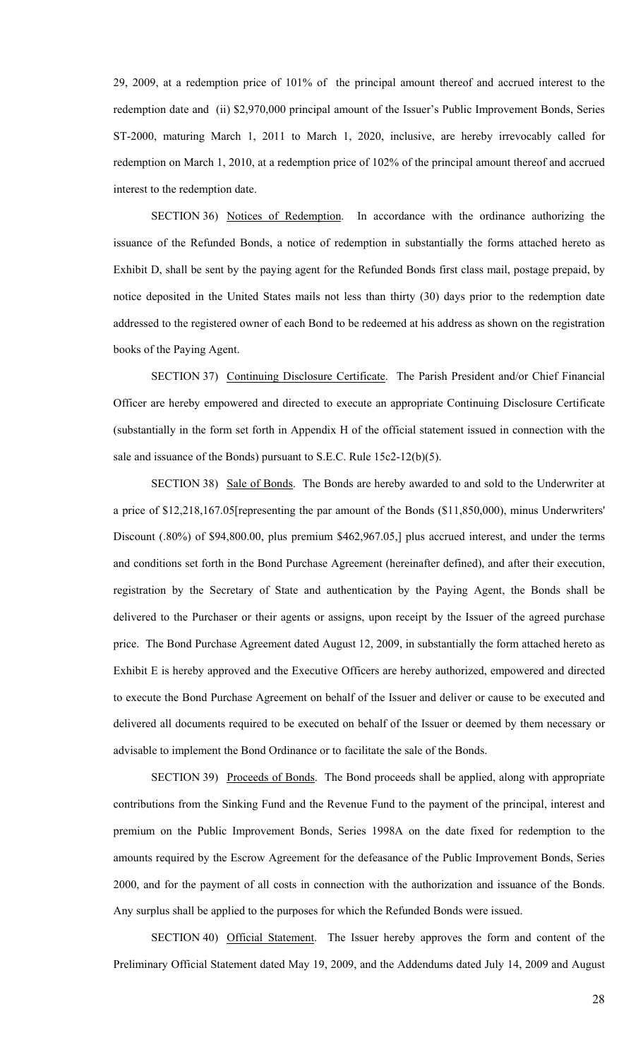29, 2009, at a redemption price of 101% of the principal amount thereof and accrued interest to the redemption date and (ii) $2,970,000 principal amount of the Issuer's Public Improvement Bonds, Series ST-2000, maturing March 1, 2011 to March 1, 2020, inclusive, are hereby irrevocably called for redemption on March 1, 2010, at a redemption price of 102% of the principal amount thereof and accrued interest to the redemption date.

SECTION 36) Notices of Redemption. In accordance with the ordinance authorizing the issuance of the Refunded Bonds, a notice of redemption in substantially the forms attached hereto as Exhibit D, shall be sent by the paying agent for the Refunded Bonds first class mail, postage prepaid, by notice deposited in the United States mails not less than thirty (30) days prior to the redemption date addressed to the registered owner of each Bond to be redeemed at his address as shown on the registration books of the Paying Agent.

SECTION 37) Continuing Disclosure Certificate. The Parish President and/or Chief Financial Officer are hereby empowered and directed to execute an appropriate Continuing Disclosure Certificate (substantially in the form set forth in Appendix H of the official statement issued in connection with the sale and issuance of the Bonds) pursuant to S.E.C. Rule 15c2-12(b)(5).

SECTION 38) Sale of Bonds. The Bonds are hereby awarded to and sold to the Underwriter at a price of $12,218,167.05[representing the par amount of the Bonds ($11,850,000), minus Underwriters' Discount (.80%) of $94,800.00, plus premium $462,967.05,] plus accrued interest, and under the terms and conditions set forth in the Bond Purchase Agreement (hereinafter defined), and after their execution, registration by the Secretary of State and authentication by the Paying Agent, the Bonds shall be delivered to the Purchaser or their agents or assigns, upon receipt by the Issuer of the agreed purchase price. The Bond Purchase Agreement dated August 12, 2009, in substantially the form attached hereto as Exhibit E is hereby approved and the Executive Officers are hereby authorized, empowered and directed to execute the Bond Purchase Agreement on behalf of the Issuer and deliver or cause to be executed and delivered all documents required to be executed on behalf of the Issuer or deemed by them necessary or advisable to implement the Bond Ordinance or to facilitate the sale of the Bonds.

SECTION 39) Proceeds of Bonds. The Bond proceeds shall be applied, along with appropriate contributions from the Sinking Fund and the Revenue Fund to the payment of the principal, interest and premium on the Public Improvement Bonds, Series 1998A on the date fixed for redemption to the amounts required by the Escrow Agreement for the defeasance of the Public Improvement Bonds, Series 2000, and for the payment of all costs in connection with the authorization and issuance of the Bonds. Any surplus shall be applied to the purposes for which the Refunded Bonds were issued.

SECTION 40) Official Statement. The Issuer hereby approves the form and content of the Preliminary Official Statement dated May 19, 2009, and the Addendums dated July 14, 2009 and August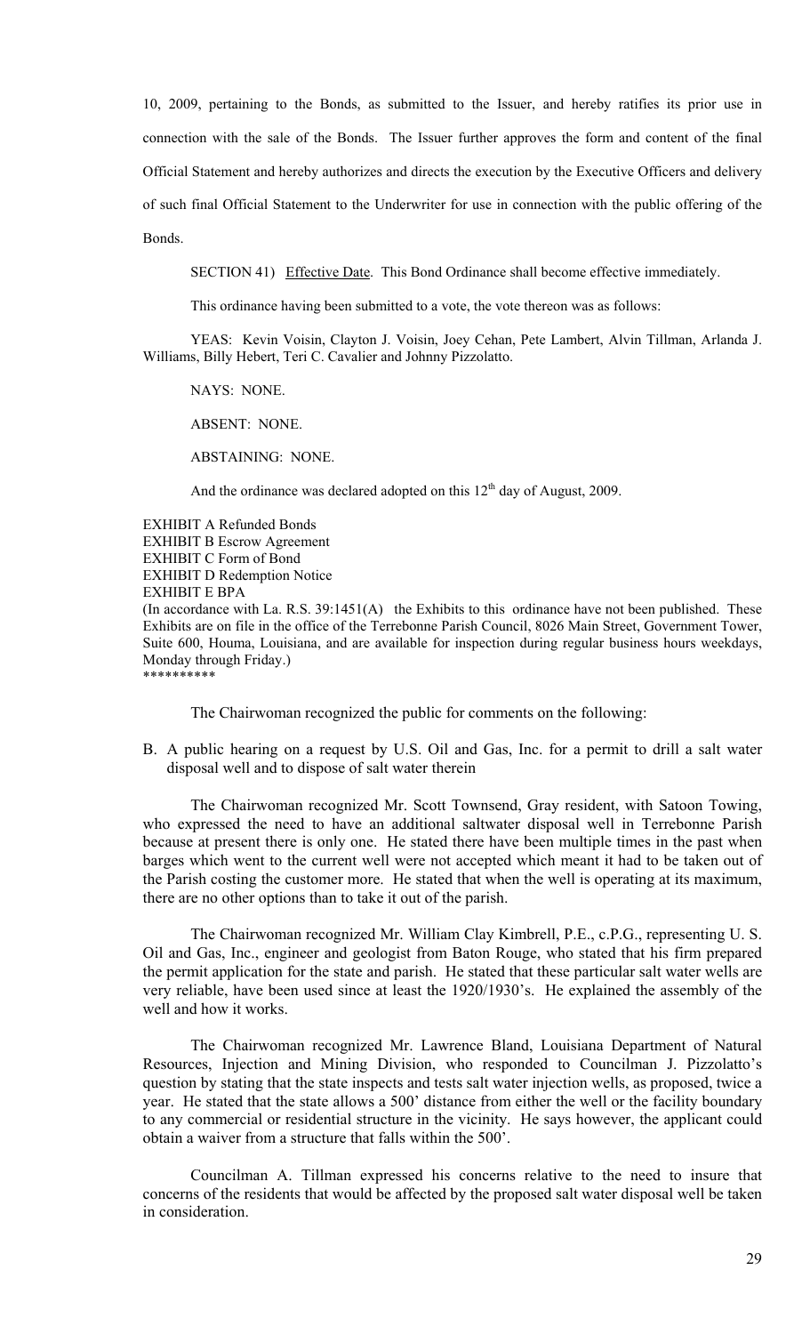10, 2009, pertaining to the Bonds, as submitted to the Issuer, and hereby ratifies its prior use in connection with the sale of the Bonds. The Issuer further approves the form and content of the final Official Statement and hereby authorizes and directs the execution by the Executive Officers and delivery of such final Official Statement to the Underwriter for use in connection with the public offering of the Bonds.

SECTION 41) Effective Date. This Bond Ordinance shall become effective immediately.

This ordinance having been submitted to a vote, the vote thereon was as follows:

YEAS: Kevin Voisin, Clayton J. Voisin, Joey Cehan, Pete Lambert, Alvin Tillman, Arlanda J. Williams, Billy Hebert, Teri C. Cavalier and Johnny Pizzolatto.

NAYS: NONE.

ABSENT: NONE.

ABSTAINING: NONE.

And the ordinance was declared adopted on this 12th day of August, 2009.

EXHIBIT A Refunded Bonds
EXHIBIT B Escrow Agreement
EXHIBIT C Form of Bond
EXHIBIT D Redemption Notice
EXHIBIT E BPA
(In accordance with La. R.S. 39:1451(A) the Exhibits to this ordinance have not been published. These Exhibits are on file in the office of the Terrebonne Parish Council, 8026 Main Street, Government Tower, Suite 600, Houma, Louisiana, and are available for inspection during regular business hours weekdays, Monday through Friday.)
\*\*\*\*\*\*\*\*\*\*

The Chairwoman recognized the public for comments on the following:

B. A public hearing on a request by U.S. Oil and Gas, Inc. for a permit to drill a salt water disposal well and to dispose of salt water therein

The Chairwoman recognized Mr. Scott Townsend, Gray resident, with Satoon Towing, who expressed the need to have an additional saltwater disposal well in Terrebonne Parish because at present there is only one. He stated there have been multiple times in the past when barges which went to the current well were not accepted which meant it had to be taken out of the Parish costing the customer more. He stated that when the well is operating at its maximum, there are no other options than to take it out of the parish.

The Chairwoman recognized Mr. William Clay Kimbrell, P.E., c.P.G., representing U. S. Oil and Gas, Inc., engineer and geologist from Baton Rouge, who stated that his firm prepared the permit application for the state and parish. He stated that these particular salt water wells are very reliable, have been used since at least the 1920/1930's. He explained the assembly of the well and how it works.

The Chairwoman recognized Mr. Lawrence Bland, Louisiana Department of Natural Resources, Injection and Mining Division, who responded to Councilman J. Pizzolatto's question by stating that the state inspects and tests salt water injection wells, as proposed, twice a year. He stated that the state allows a 500' distance from either the well or the facility boundary to any commercial or residential structure in the vicinity. He says however, the applicant could obtain a waiver from a structure that falls within the 500'.

Councilman A. Tillman expressed his concerns relative to the need to insure that concerns of the residents that would be affected by the proposed salt water disposal well be taken in consideration.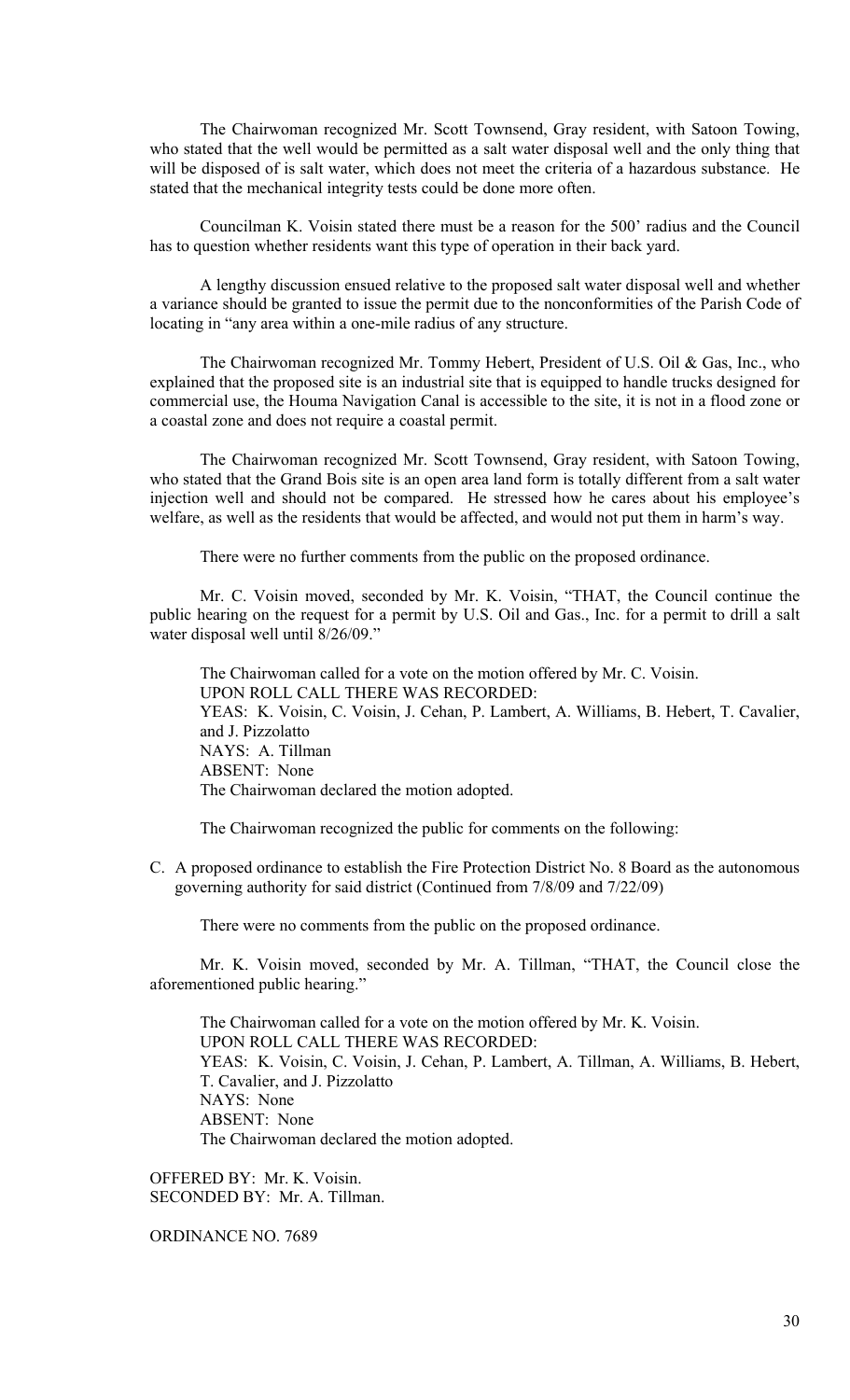The Chairwoman recognized Mr. Scott Townsend, Gray resident, with Satoon Towing, who stated that the well would be permitted as a salt water disposal well and the only thing that will be disposed of is salt water, which does not meet the criteria of a hazardous substance. He stated that the mechanical integrity tests could be done more often.

Councilman K. Voisin stated there must be a reason for the 500' radius and the Council has to question whether residents want this type of operation in their back yard.

A lengthy discussion ensued relative to the proposed salt water disposal well and whether a variance should be granted to issue the permit due to the nonconformities of the Parish Code of locating in "any area within a one-mile radius of any structure.

The Chairwoman recognized Mr. Tommy Hebert, President of U.S. Oil & Gas, Inc., who explained that the proposed site is an industrial site that is equipped to handle trucks designed for commercial use, the Houma Navigation Canal is accessible to the site, it is not in a flood zone or a coastal zone and does not require a coastal permit.

The Chairwoman recognized Mr. Scott Townsend, Gray resident, with Satoon Towing, who stated that the Grand Bois site is an open area land form is totally different from a salt water injection well and should not be compared. He stressed how he cares about his employee's welfare, as well as the residents that would be affected, and would not put them in harm's way.

There were no further comments from the public on the proposed ordinance.

Mr. C. Voisin moved, seconded by Mr. K. Voisin, "THAT, the Council continue the public hearing on the request for a permit by U.S. Oil and Gas., Inc. for a permit to drill a salt water disposal well until 8/26/09."

The Chairwoman called for a vote on the motion offered by Mr. C. Voisin.
UPON ROLL CALL THERE WAS RECORDED:
YEAS: K. Voisin, C. Voisin, J. Cehan, P. Lambert, A. Williams, B. Hebert, T. Cavalier, and J. Pizzolatto
NAYS: A. Tillman
ABSENT: None
The Chairwoman declared the motion adopted.

The Chairwoman recognized the public for comments on the following:

C. A proposed ordinance to establish the Fire Protection District No. 8 Board as the autonomous governing authority for said district (Continued from 7/8/09 and 7/22/09)

There were no comments from the public on the proposed ordinance.

Mr. K. Voisin moved, seconded by Mr. A. Tillman, "THAT, the Council close the aforementioned public hearing."

The Chairwoman called for a vote on the motion offered by Mr. K. Voisin.
UPON ROLL CALL THERE WAS RECORDED:
YEAS: K. Voisin, C. Voisin, J. Cehan, P. Lambert, A. Tillman, A. Williams, B. Hebert, T. Cavalier, and J. Pizzolatto
NAYS: None
ABSENT: None
The Chairwoman declared the motion adopted.

OFFERED BY: Mr. K. Voisin.
SECONDED BY: Mr. A. Tillman.

ORDINANCE NO. 7689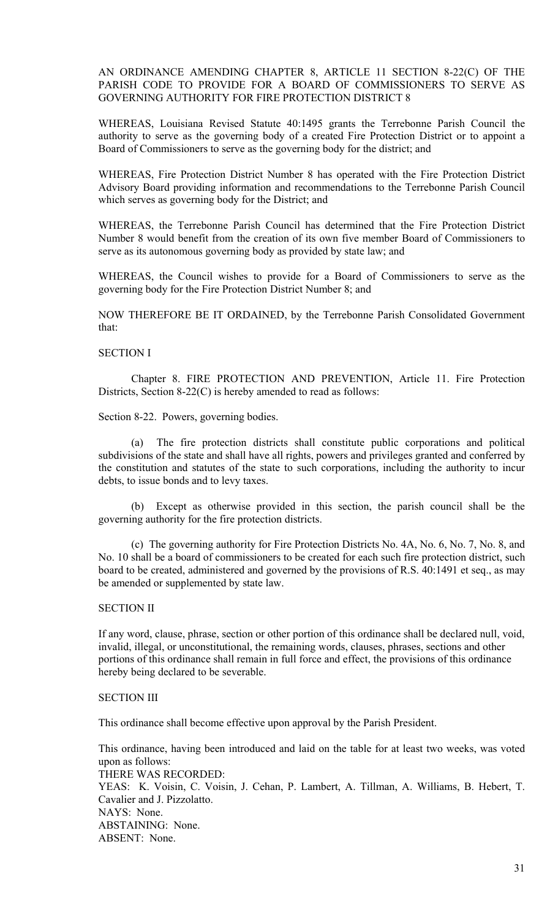AN ORDINANCE AMENDING CHAPTER 8, ARTICLE 11 SECTION 8-22(C) OF THE PARISH CODE TO PROVIDE FOR A BOARD OF COMMISSIONERS TO SERVE AS GOVERNING AUTHORITY FOR FIRE PROTECTION DISTRICT 8

WHEREAS, Louisiana Revised Statute 40:1495 grants the Terrebonne Parish Council the authority to serve as the governing body of a created Fire Protection District or to appoint a Board of Commissioners to serve as the governing body for the district; and

WHEREAS, Fire Protection District Number 8 has operated with the Fire Protection District Advisory Board providing information and recommendations to the Terrebonne Parish Council which serves as governing body for the District; and

WHEREAS, the Terrebonne Parish Council has determined that the Fire Protection District Number 8 would benefit from the creation of its own five member Board of Commissioners to serve as its autonomous governing body as provided by state law; and

WHEREAS, the Council wishes to provide for a Board of Commissioners to serve as the governing body for the Fire Protection District Number 8; and

NOW THEREFORE BE IT ORDAINED, by the Terrebonne Parish Consolidated Government that:

SECTION I

Chapter 8. FIRE PROTECTION AND PREVENTION, Article 11. Fire Protection Districts, Section 8-22(C) is hereby amended to read as follows:

Section 8-22. Powers, governing bodies.

(a) The fire protection districts shall constitute public corporations and political subdivisions of the state and shall have all rights, powers and privileges granted and conferred by the constitution and statutes of the state to such corporations, including the authority to incur debts, to issue bonds and to levy taxes.

(b) Except as otherwise provided in this section, the parish council shall be the governing authority for the fire protection districts.

(c) The governing authority for Fire Protection Districts No. 4A, No. 6, No. 7, No. 8, and No. 10 shall be a board of commissioners to be created for each such fire protection district, such board to be created, administered and governed by the provisions of R.S. 40:1491 et seq., as may be amended or supplemented by state law.

SECTION II

If any word, clause, phrase, section or other portion of this ordinance shall be declared null, void, invalid, illegal, or unconstitutional, the remaining words, clauses, phrases, sections and other portions of this ordinance shall remain in full force and effect, the provisions of this ordinance hereby being declared to be severable.

SECTION III

This ordinance shall become effective upon approval by the Parish President.

This ordinance, having been introduced and laid on the table for at least two weeks, was voted upon as follows:
THERE WAS RECORDED:
YEAS: K. Voisin, C. Voisin, J. Cehan, P. Lambert, A. Tillman, A. Williams, B. Hebert, T. Cavalier and J. Pizzolatto.
NAYS: None.
ABSTAINING: None.
ABSENT: None.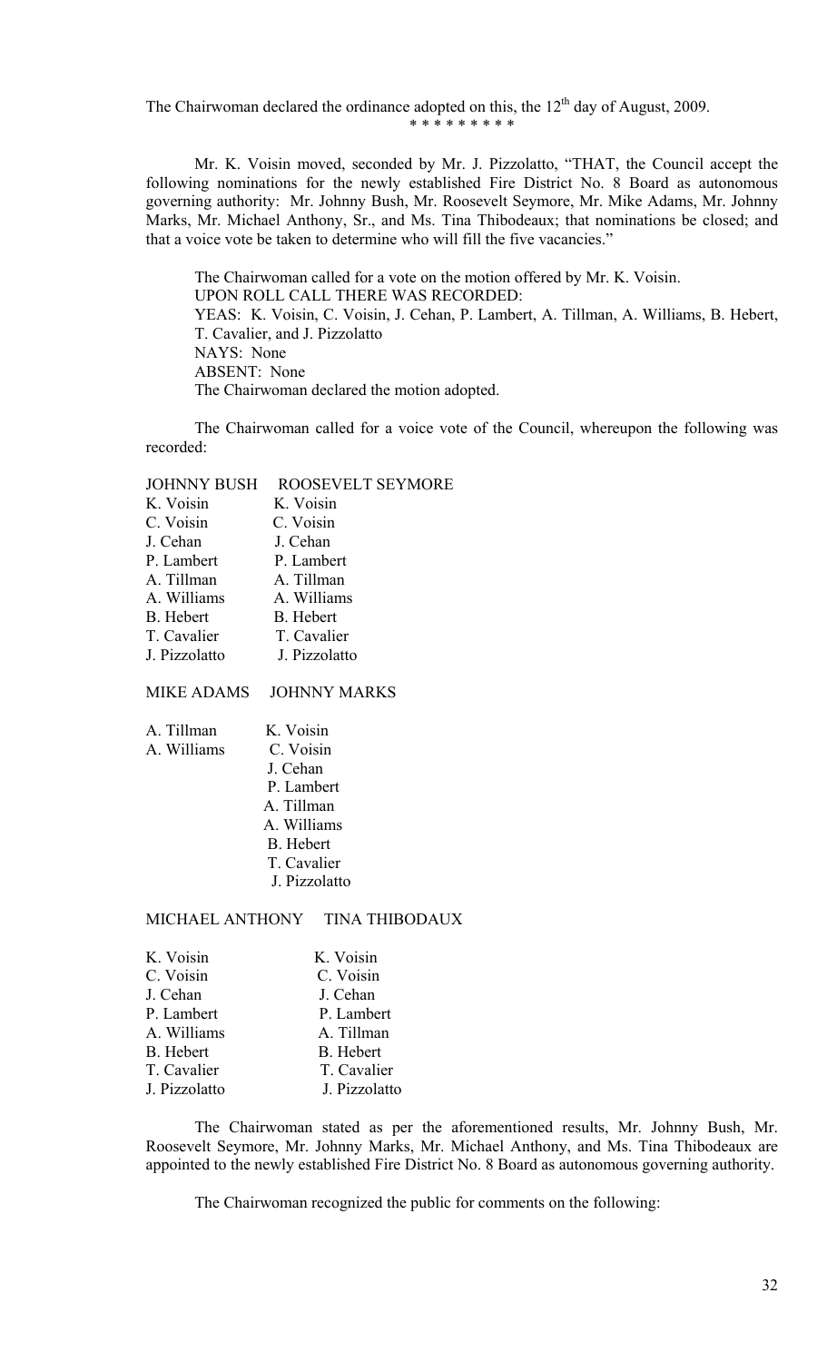The Chairwoman declared the ordinance adopted on this, the 12th day of August, 2009.

\* \* \* \* \* \* \* \* \*

Mr. K. Voisin moved, seconded by Mr. J. Pizzolatto, "THAT, the Council accept the following nominations for the newly established Fire District No. 8 Board as autonomous governing authority: Mr. Johnny Bush, Mr. Roosevelt Seymore, Mr. Mike Adams, Mr. Johnny Marks, Mr. Michael Anthony, Sr., and Ms. Tina Thibodeaux; that nominations be closed; and that a voice vote be taken to determine who will fill the five vacancies."

The Chairwoman called for a vote on the motion offered by Mr. K. Voisin.
UPON ROLL CALL THERE WAS RECORDED:
YEAS: K. Voisin, C. Voisin, J. Cehan, P. Lambert, A. Tillman, A. Williams, B. Hebert, T. Cavalier, and J. Pizzolatto
NAYS: None
ABSENT: None
The Chairwoman declared the motion adopted.

The Chairwoman called for a voice vote of the Council, whereupon the following was recorded:

| JOHNNY BUSH | ROOSEVELT SEYMORE |
|---|---|
| K. Voisin | K. Voisin |
| C. Voisin | C. Voisin |
| J. Cehan | J. Cehan |
| P. Lambert | P. Lambert |
| A. Tillman | A. Tillman |
| A. Williams | A. Williams |
| B. Hebert | B. Hebert |
| T. Cavalier | T. Cavalier |
| J. Pizzolatto | J. Pizzolatto |

| MIKE ADAMS | JOHNNY MARKS |
|---|---|
| A. Tillman | K. Voisin |
| A. Williams | C. Voisin |
| | J. Cehan |
| | P. Lambert |
| | A. Tillman |
| | A. Williams |
| | B. Hebert |
| | T. Cavalier |
| | J. Pizzolatto |

| MICHAEL ANTHONY | TINA THIBODAUX |
|---|---|
| K. Voisin | K. Voisin |
| C. Voisin | C. Voisin |
| J. Cehan | J. Cehan |
| P. Lambert | P. Lambert |
| A. Williams | A. Tillman |
| B. Hebert | B. Hebert |
| T. Cavalier | T. Cavalier |
| J. Pizzolatto | J. Pizzolatto |

The Chairwoman stated as per the aforementioned results, Mr. Johnny Bush, Mr. Roosevelt Seymore, Mr. Johnny Marks, Mr. Michael Anthony, and Ms. Tina Thibodeaux are appointed to the newly established Fire District No. 8 Board as autonomous governing authority.

The Chairwoman recognized the public for comments on the following: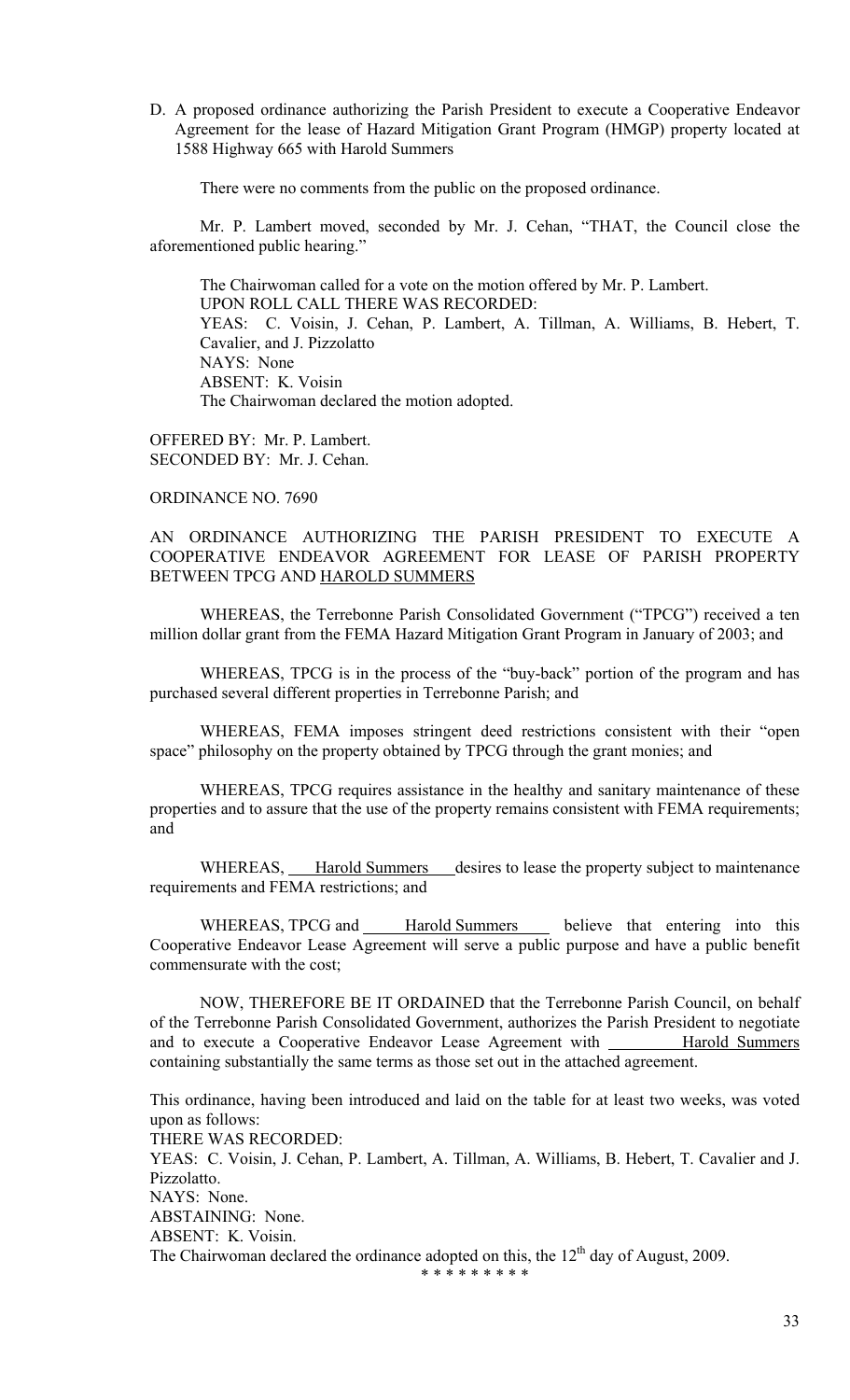D. A proposed ordinance authorizing the Parish President to execute a Cooperative Endeavor Agreement for the lease of Hazard Mitigation Grant Program (HMGP) property located at 1588 Highway 665 with Harold Summers

There were no comments from the public on the proposed ordinance.

Mr. P. Lambert moved, seconded by Mr. J. Cehan, "THAT, the Council close the aforementioned public hearing."

The Chairwoman called for a vote on the motion offered by Mr. P. Lambert.
UPON ROLL CALL THERE WAS RECORDED:
YEAS: C. Voisin, J. Cehan, P. Lambert, A. Tillman, A. Williams, B. Hebert, T. Cavalier, and J. Pizzolatto
NAYS: None
ABSENT: K. Voisin
The Chairwoman declared the motion adopted.

OFFERED BY: Mr. P. Lambert.
SECONDED BY: Mr. J. Cehan.

ORDINANCE NO. 7690

AN ORDINANCE AUTHORIZING THE PARISH PRESIDENT TO EXECUTE A COOPERATIVE ENDEAVOR AGREEMENT FOR LEASE OF PARISH PROPERTY BETWEEN TPCG AND HAROLD SUMMERS

WHEREAS, the Terrebonne Parish Consolidated Government ("TPCG") received a ten million dollar grant from the FEMA Hazard Mitigation Grant Program in January of 2003; and

WHEREAS, TPCG is in the process of the "buy-back" portion of the program and has purchased several different properties in Terrebonne Parish; and

WHEREAS, FEMA imposes stringent deed restrictions consistent with their "open space" philosophy on the property obtained by TPCG through the grant monies; and

WHEREAS, TPCG requires assistance in the healthy and sanitary maintenance of these properties and to assure that the use of the property remains consistent with FEMA requirements; and

WHEREAS, Harold Summers desires to lease the property subject to maintenance requirements and FEMA restrictions; and

WHEREAS, TPCG and Harold Summers believe that entering into this Cooperative Endeavor Lease Agreement will serve a public purpose and have a public benefit commensurate with the cost;

NOW, THEREFORE BE IT ORDAINED that the Terrebonne Parish Council, on behalf of the Terrebonne Parish Consolidated Government, authorizes the Parish President to negotiate and to execute a Cooperative Endeavor Lease Agreement with Harold Summers containing substantially the same terms as those set out in the attached agreement.

This ordinance, having been introduced and laid on the table for at least two weeks, was voted upon as follows:
THERE WAS RECORDED:
YEAS: C. Voisin, J. Cehan, P. Lambert, A. Tillman, A. Williams, B. Hebert, T. Cavalier and J. Pizzolatto.
NAYS: None.
ABSTAINING: None.
ABSENT: K. Voisin.
The Chairwoman declared the ordinance adopted on this, the 12th day of August, 2009.

* * * * * * * * *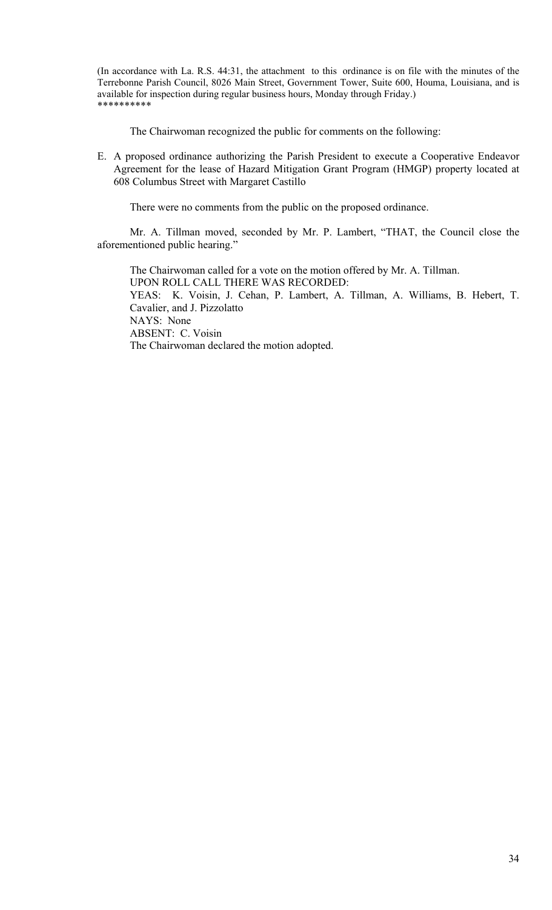(In accordance with La. R.S. 44:31, the attachment to this ordinance is on file with the minutes of the Terrebonne Parish Council, 8026 Main Street, Government Tower, Suite 600, Houma, Louisiana, and is available for inspection during regular business hours, Monday through Friday.)
**********

The Chairwoman recognized the public for comments on the following:

E. A proposed ordinance authorizing the Parish President to execute a Cooperative Endeavor Agreement for the lease of Hazard Mitigation Grant Program (HMGP) property located at 608 Columbus Street with Margaret Castillo

There were no comments from the public on the proposed ordinance.

Mr. A. Tillman moved, seconded by Mr. P. Lambert, "THAT, the Council close the aforementioned public hearing."

The Chairwoman called for a vote on the motion offered by Mr. A. Tillman.
UPON ROLL CALL THERE WAS RECORDED:
YEAS: K. Voisin, J. Cehan, P. Lambert, A. Tillman, A. Williams, B. Hebert, T. Cavalier, and J. Pizzolatto
NAYS: None
ABSENT: C. Voisin
The Chairwoman declared the motion adopted.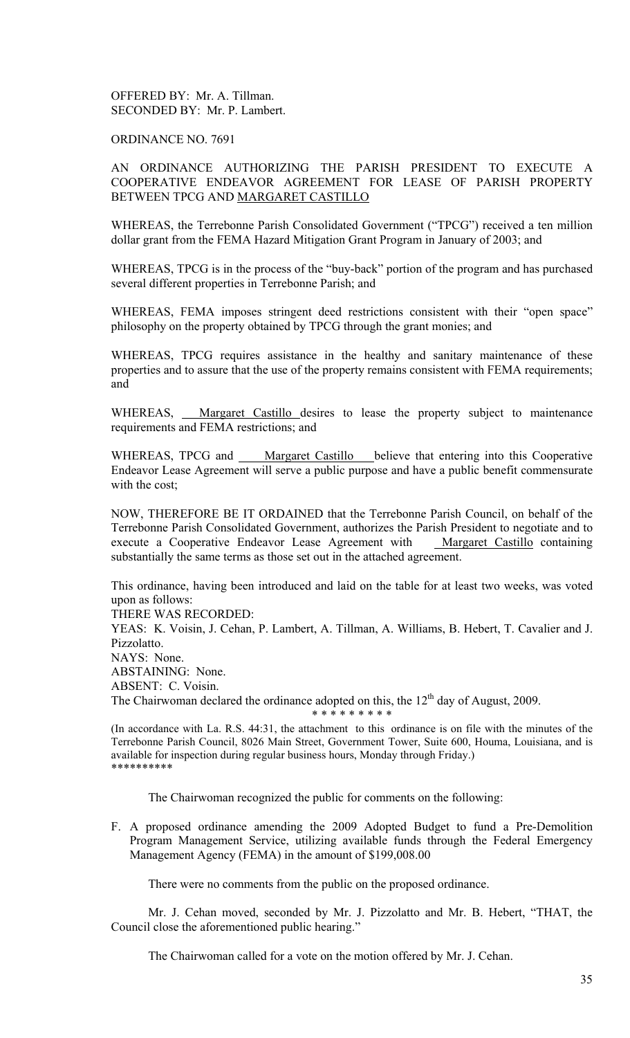OFFERED BY: Mr. A. Tillman.
SECONDED BY: Mr. P. Lambert.

ORDINANCE NO. 7691

AN ORDINANCE AUTHORIZING THE PARISH PRESIDENT TO EXECUTE A COOPERATIVE ENDEAVOR AGREEMENT FOR LEASE OF PARISH PROPERTY BETWEEN TPCG AND MARGARET CASTILLO

WHEREAS, the Terrebonne Parish Consolidated Government ("TPCG") received a ten million dollar grant from the FEMA Hazard Mitigation Grant Program in January of 2003; and

WHEREAS, TPCG is in the process of the "buy-back" portion of the program and has purchased several different properties in Terrebonne Parish; and

WHEREAS, FEMA imposes stringent deed restrictions consistent with their "open space" philosophy on the property obtained by TPCG through the grant monies; and

WHEREAS, TPCG requires assistance in the healthy and sanitary maintenance of these properties and to assure that the use of the property remains consistent with FEMA requirements; and

WHEREAS, Margaret Castillo desires to lease the property subject to maintenance requirements and FEMA restrictions; and

WHEREAS, TPCG and Margaret Castillo believe that entering into this Cooperative Endeavor Lease Agreement will serve a public purpose and have a public benefit commensurate with the cost;

NOW, THEREFORE BE IT ORDAINED that the Terrebonne Parish Council, on behalf of the Terrebonne Parish Consolidated Government, authorizes the Parish President to negotiate and to execute a Cooperative Endeavor Lease Agreement with Margaret Castillo containing substantially the same terms as those set out in the attached agreement.

This ordinance, having been introduced and laid on the table for at least two weeks, was voted upon as follows:

THERE WAS RECORDED:

YEAS: K. Voisin, J. Cehan, P. Lambert, A. Tillman, A. Williams, B. Hebert, T. Cavalier and J. Pizzolatto.

NAYS: None.

ABSTAINING: None.

ABSENT: C. Voisin.

The Chairwoman declared the ordinance adopted on this, the 12th day of August, 2009.

\* \* \* \* \* \* \* \* \*

(In accordance with La. R.S. 44:31, the attachment to this ordinance is on file with the minutes of the Terrebonne Parish Council, 8026 Main Street, Government Tower, Suite 600, Houma, Louisiana, and is available for inspection during regular business hours, Monday through Friday.)

\*\*\*\*\*\*\*\*\*\*

The Chairwoman recognized the public for comments on the following:

F. A proposed ordinance amending the 2009 Adopted Budget to fund a Pre-Demolition Program Management Service, utilizing available funds through the Federal Emergency Management Agency (FEMA) in the amount of $199,008.00

There were no comments from the public on the proposed ordinance.

Mr. J. Cehan moved, seconded by Mr. J. Pizzolatto and Mr. B. Hebert, "THAT, the Council close the aforementioned public hearing."

The Chairwoman called for a vote on the motion offered by Mr. J. Cehan.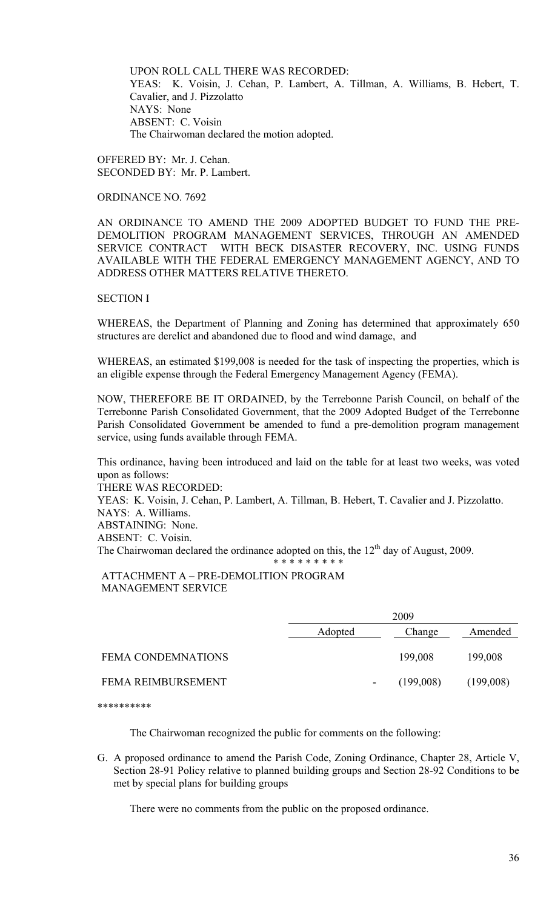UPON ROLL CALL THERE WAS RECORDED:
YEAS: K. Voisin, J. Cehan, P. Lambert, A. Tillman, A. Williams, B. Hebert, T. Cavalier, and J. Pizzolatto
NAYS: None
ABSENT: C. Voisin
The Chairwoman declared the motion adopted.

OFFERED BY: Mr. J. Cehan.
SECONDED BY: Mr. P. Lambert.

ORDINANCE NO. 7692

AN ORDINANCE TO AMEND THE 2009 ADOPTED BUDGET TO FUND THE PRE-DEMOLITION PROGRAM MANAGEMENT SERVICES, THROUGH AN AMENDED SERVICE CONTRACT WITH BECK DISASTER RECOVERY, INC. USING FUNDS AVAILABLE WITH THE FEDERAL EMERGENCY MANAGEMENT AGENCY, AND TO ADDRESS OTHER MATTERS RELATIVE THERETO.

SECTION I

WHEREAS, the Department of Planning and Zoning has determined that approximately 650 structures are derelict and abandoned due to flood and wind damage, and

WHEREAS, an estimated $199,008 is needed for the task of inspecting the properties, which is an eligible expense through the Federal Emergency Management Agency (FEMA).

NOW, THEREFORE BE IT ORDAINED, by the Terrebonne Parish Council, on behalf of the Terrebonne Parish Consolidated Government, that the 2009 Adopted Budget of the Terrebonne Parish Consolidated Government be amended to fund a pre-demolition program management service, using funds available through FEMA.

This ordinance, having been introduced and laid on the table for at least two weeks, was voted upon as follows:
THERE WAS RECORDED:
YEAS: K. Voisin, J. Cehan, P. Lambert, A. Tillman, B. Hebert, T. Cavalier and J. Pizzolatto.
NAYS: A. Williams.
ABSTAINING: None.
ABSENT: C. Voisin.
The Chairwoman declared the ordinance adopted on this, the 12th day of August, 2009.

* * * * * * * * *

ATTACHMENT A – PRE-DEMOLITION PROGRAM MANAGEMENT SERVICE

| | 2009 | | |
|---|---|---|---|
| | Adopted | Change | Amended |
| FEMA CONDEMNATIONS | | 199,008 | 199,008 |
| FEMA REIMBURSEMENT | - | (199,008) | (199,008) |

**********

The Chairwoman recognized the public for comments on the following:

G. A proposed ordinance to amend the Parish Code, Zoning Ordinance, Chapter 28, Article V, Section 28-91 Policy relative to planned building groups and Section 28-92 Conditions to be met by special plans for building groups

There were no comments from the public on the proposed ordinance.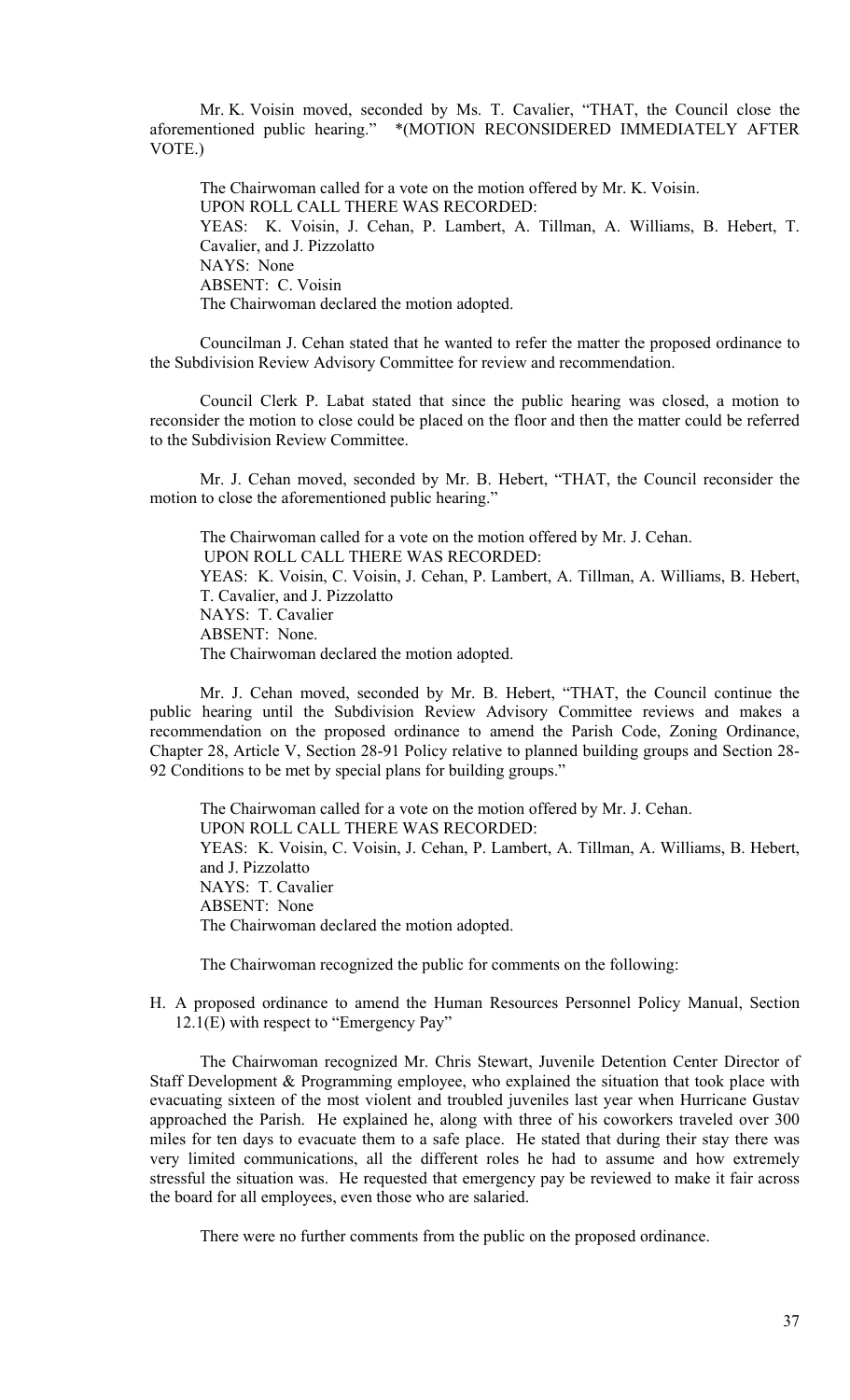Mr. K. Voisin moved, seconded by Ms. T. Cavalier, "THAT, the Council close the aforementioned public hearing." *(MOTION RECONSIDERED IMMEDIATELY AFTER VOTE.)

The Chairwoman called for a vote on the motion offered by Mr. K. Voisin.
UPON ROLL CALL THERE WAS RECORDED:
YEAS: K. Voisin, J. Cehan, P. Lambert, A. Tillman, A. Williams, B. Hebert, T. Cavalier, and J. Pizzolatto
NAYS: None
ABSENT: C. Voisin
The Chairwoman declared the motion adopted.

Councilman J. Cehan stated that he wanted to refer the matter the proposed ordinance to the Subdivision Review Advisory Committee for review and recommendation.

Council Clerk P. Labat stated that since the public hearing was closed, a motion to reconsider the motion to close could be placed on the floor and then the matter could be referred to the Subdivision Review Committee.

Mr. J. Cehan moved, seconded by Mr. B. Hebert, "THAT, the Council reconsider the motion to close the aforementioned public hearing."

The Chairwoman called for a vote on the motion offered by Mr. J. Cehan.
UPON ROLL CALL THERE WAS RECORDED:
YEAS: K. Voisin, C. Voisin, J. Cehan, P. Lambert, A. Tillman, A. Williams, B. Hebert, T. Cavalier, and J. Pizzolatto
NAYS: T. Cavalier
ABSENT: None.
The Chairwoman declared the motion adopted.

Mr. J. Cehan moved, seconded by Mr. B. Hebert, "THAT, the Council continue the public hearing until the Subdivision Review Advisory Committee reviews and makes a recommendation on the proposed ordinance to amend the Parish Code, Zoning Ordinance, Chapter 28, Article V, Section 28-91 Policy relative to planned building groups and Section 28-92 Conditions to be met by special plans for building groups."

The Chairwoman called for a vote on the motion offered by Mr. J. Cehan.
UPON ROLL CALL THERE WAS RECORDED:
YEAS: K. Voisin, C. Voisin, J. Cehan, P. Lambert, A. Tillman, A. Williams, B. Hebert, and J. Pizzolatto
NAYS: T. Cavalier
ABSENT: None
The Chairwoman declared the motion adopted.

The Chairwoman recognized the public for comments on the following:

H. A proposed ordinance to amend the Human Resources Personnel Policy Manual, Section 12.1(E) with respect to "Emergency Pay"

The Chairwoman recognized Mr. Chris Stewart, Juvenile Detention Center Director of Staff Development & Programming employee, who explained the situation that took place with evacuating sixteen of the most violent and troubled juveniles last year when Hurricane Gustav approached the Parish. He explained he, along with three of his coworkers traveled over 300 miles for ten days to evacuate them to a safe place. He stated that during their stay there was very limited communications, all the different roles he had to assume and how extremely stressful the situation was. He requested that emergency pay be reviewed to make it fair across the board for all employees, even those who are salaried.

There were no further comments from the public on the proposed ordinance.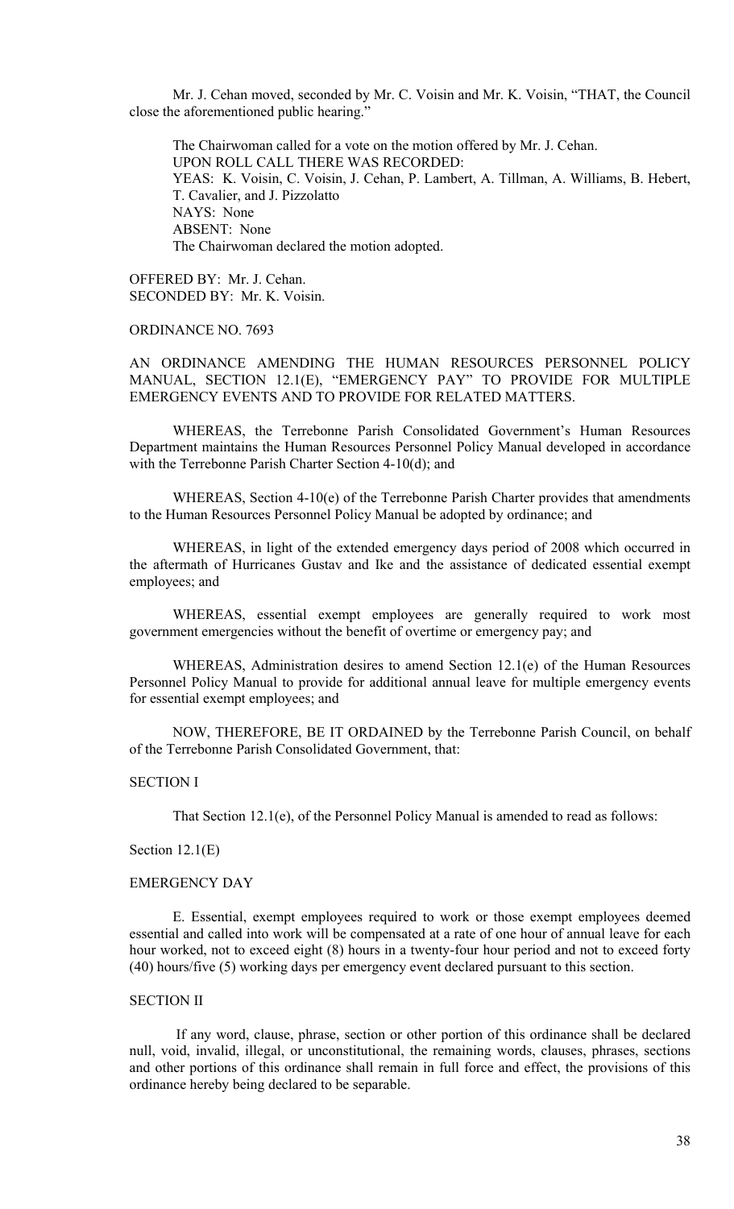Mr. J. Cehan moved, seconded by Mr. C. Voisin and Mr. K. Voisin, "THAT, the Council close the aforementioned public hearing."

The Chairwoman called for a vote on the motion offered by Mr. J. Cehan.
UPON ROLL CALL THERE WAS RECORDED:
YEAS: K. Voisin, C. Voisin, J. Cehan, P. Lambert, A. Tillman, A. Williams, B. Hebert, T. Cavalier, and J. Pizzolatto
NAYS: None
ABSENT: None
The Chairwoman declared the motion adopted.

OFFERED BY: Mr. J. Cehan.
SECONDED BY: Mr. K. Voisin.

ORDINANCE NO. 7693

AN ORDINANCE AMENDING THE HUMAN RESOURCES PERSONNEL POLICY MANUAL, SECTION 12.1(E), "EMERGENCY PAY" TO PROVIDE FOR MULTIPLE EMERGENCY EVENTS AND TO PROVIDE FOR RELATED MATTERS.

WHEREAS, the Terrebonne Parish Consolidated Government's Human Resources Department maintains the Human Resources Personnel Policy Manual developed in accordance with the Terrebonne Parish Charter Section 4-10(d); and

WHEREAS, Section 4-10(e) of the Terrebonne Parish Charter provides that amendments to the Human Resources Personnel Policy Manual be adopted by ordinance; and

WHEREAS, in light of the extended emergency days period of 2008 which occurred in the aftermath of Hurricanes Gustav and Ike and the assistance of dedicated essential exempt employees; and

WHEREAS, essential exempt employees are generally required to work most government emergencies without the benefit of overtime or emergency pay; and

WHEREAS, Administration desires to amend Section 12.1(e) of the Human Resources Personnel Policy Manual to provide for additional annual leave for multiple emergency events for essential exempt employees; and

NOW, THEREFORE, BE IT ORDAINED by the Terrebonne Parish Council, on behalf of the Terrebonne Parish Consolidated Government, that:

SECTION I

That Section 12.1(e), of the Personnel Policy Manual is amended to read as follows:

Section 12.1(E)

EMERGENCY DAY

E. Essential, exempt employees required to work or those exempt employees deemed essential and called into work will be compensated at a rate of one hour of annual leave for each hour worked, not to exceed eight (8) hours in a twenty-four hour period and not to exceed forty (40) hours/five (5) working days per emergency event declared pursuant to this section.

SECTION II

If any word, clause, phrase, section or other portion of this ordinance shall be declared null, void, invalid, illegal, or unconstitutional, the remaining words, clauses, phrases, sections and other portions of this ordinance shall remain in full force and effect, the provisions of this ordinance hereby being declared to be separable.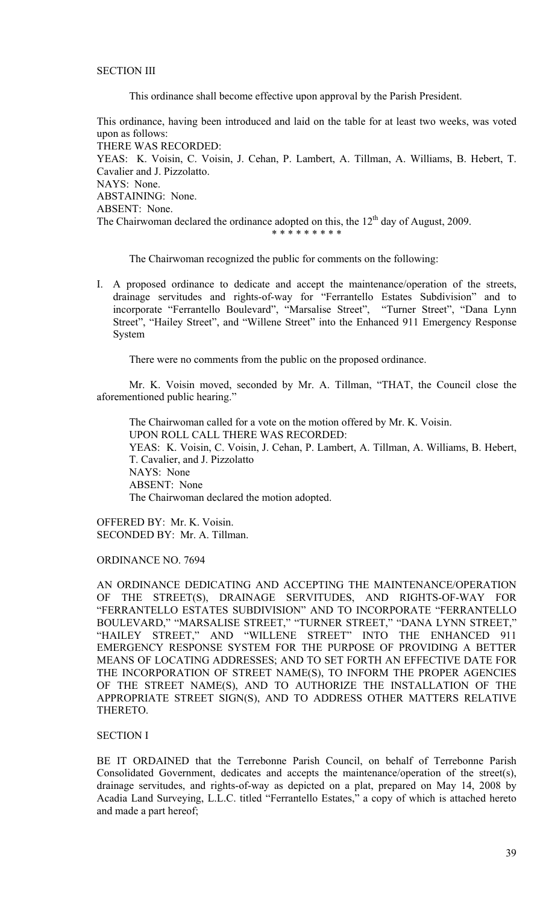SECTION III

This ordinance shall become effective upon approval by the Parish President.

This ordinance, having been introduced and laid on the table for at least two weeks, was voted upon as follows:

THERE WAS RECORDED:

YEAS: K. Voisin, C. Voisin, J. Cehan, P. Lambert, A. Tillman, A. Williams, B. Hebert, T. Cavalier and J. Pizzolatto.

NAYS: None.

ABSTAINING: None.

ABSENT: None.

The Chairwoman declared the ordinance adopted on this, the 12th day of August, 2009.

\* \* \* \* \* \* \* \* \*

The Chairwoman recognized the public for comments on the following:

I. A proposed ordinance to dedicate and accept the maintenance/operation of the streets, drainage servitudes and rights-of-way for "Ferrantello Estates Subdivision" and to incorporate "Ferrantello Boulevard", "Marsalise Street", "Turner Street", "Dana Lynn Street", "Hailey Street", and "Willene Street" into the Enhanced 911 Emergency Response System

There were no comments from the public on the proposed ordinance.

Mr. K. Voisin moved, seconded by Mr. A. Tillman, "THAT, the Council close the aforementioned public hearing."

The Chairwoman called for a vote on the motion offered by Mr. K. Voisin.

UPON ROLL CALL THERE WAS RECORDED:

YEAS: K. Voisin, C. Voisin, J. Cehan, P. Lambert, A. Tillman, A. Williams, B. Hebert, T. Cavalier, and J. Pizzolatto

NAYS: None

ABSENT: None

The Chairwoman declared the motion adopted.

OFFERED BY: Mr. K. Voisin.

SECONDED BY: Mr. A. Tillman.

ORDINANCE NO. 7694

AN ORDINANCE DEDICATING AND ACCEPTING THE MAINTENANCE/OPERATION OF THE STREET(S), DRAINAGE SERVITUDES, AND RIGHTS-OF-WAY FOR "FERRANTELLO ESTATES SUBDIVISION" AND TO INCORPORATE "FERRANTELLO BOULEVARD," "MARSALISE STREET," "TURNER STREET," "DANA LYNN STREET," "HAILEY STREET," AND "WILLENE STREET" INTO THE ENHANCED 911 EMERGENCY RESPONSE SYSTEM FOR THE PURPOSE OF PROVIDING A BETTER MEANS OF LOCATING ADDRESSES; AND TO SET FORTH AN EFFECTIVE DATE FOR THE INCORPORATION OF STREET NAME(S), TO INFORM THE PROPER AGENCIES OF THE STREET NAME(S), AND TO AUTHORIZE THE INSTALLATION OF THE APPROPRIATE STREET SIGN(S), AND TO ADDRESS OTHER MATTERS RELATIVE THERETO.

SECTION I

BE IT ORDAINED that the Terrebonne Parish Council, on behalf of Terrebonne Parish Consolidated Government, dedicates and accepts the maintenance/operation of the street(s), drainage servitudes, and rights-of-way as depicted on a plat, prepared on May 14, 2008 by Acadia Land Surveying, L.L.C. titled "Ferrantello Estates," a copy of which is attached hereto and made a part hereof;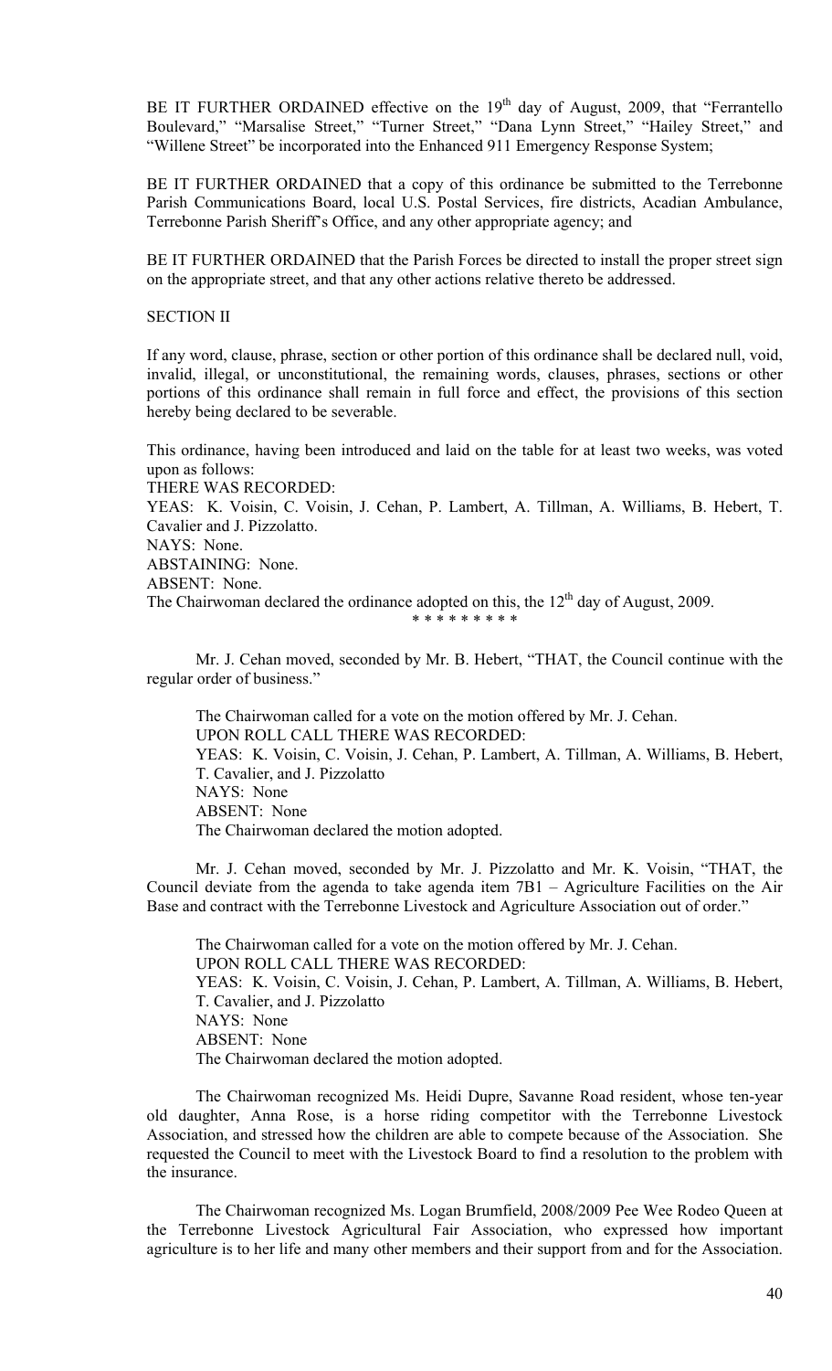BE IT FURTHER ORDAINED effective on the 19th day of August, 2009, that "Ferrantello Boulevard," "Marsalise Street," "Turner Street," "Dana Lynn Street," "Hailey Street," and "Willene Street" be incorporated into the Enhanced 911 Emergency Response System;

BE IT FURTHER ORDAINED that a copy of this ordinance be submitted to the Terrebonne Parish Communications Board, local U.S. Postal Services, fire districts, Acadian Ambulance, Terrebonne Parish Sheriff's Office, and any other appropriate agency; and

BE IT FURTHER ORDAINED that the Parish Forces be directed to install the proper street sign on the appropriate street, and that any other actions relative thereto be addressed.

SECTION II

If any word, clause, phrase, section or other portion of this ordinance shall be declared null, void, invalid, illegal, or unconstitutional, the remaining words, clauses, phrases, sections or other portions of this ordinance shall remain in full force and effect, the provisions of this section hereby being declared to be severable.

This ordinance, having been introduced and laid on the table for at least two weeks, was voted upon as follows:

THERE WAS RECORDED:

YEAS: K. Voisin, C. Voisin, J. Cehan, P. Lambert, A. Tillman, A. Williams, B. Hebert, T. Cavalier and J. Pizzolatto.

NAYS: None.

ABSTAINING: None.

ABSENT: None.

The Chairwoman declared the ordinance adopted on this, the 12th day of August, 2009.

\* \* \* \* \* \* \* \* \*

Mr. J. Cehan moved, seconded by Mr. B. Hebert, "THAT, the Council continue with the regular order of business."

The Chairwoman called for a vote on the motion offered by Mr. J. Cehan.
UPON ROLL CALL THERE WAS RECORDED:
YEAS: K. Voisin, C. Voisin, J. Cehan, P. Lambert, A. Tillman, A. Williams, B. Hebert, T. Cavalier, and J. Pizzolatto
NAYS: None
ABSENT: None
The Chairwoman declared the motion adopted.

Mr. J. Cehan moved, seconded by Mr. J. Pizzolatto and Mr. K. Voisin, "THAT, the Council deviate from the agenda to take agenda item 7B1 – Agriculture Facilities on the Air Base and contract with the Terrebonne Livestock and Agriculture Association out of order."

The Chairwoman called for a vote on the motion offered by Mr. J. Cehan.
UPON ROLL CALL THERE WAS RECORDED:
YEAS: K. Voisin, C. Voisin, J. Cehan, P. Lambert, A. Tillman, A. Williams, B. Hebert, T. Cavalier, and J. Pizzolatto
NAYS: None
ABSENT: None
The Chairwoman declared the motion adopted.

The Chairwoman recognized Ms. Heidi Dupre, Savanne Road resident, whose ten-year old daughter, Anna Rose, is a horse riding competitor with the Terrebonne Livestock Association, and stressed how the children are able to compete because of the Association. She requested the Council to meet with the Livestock Board to find a resolution to the problem with the insurance.

The Chairwoman recognized Ms. Logan Brumfield, 2008/2009 Pee Wee Rodeo Queen at the Terrebonne Livestock Agricultural Fair Association, who expressed how important agriculture is to her life and many other members and their support from and for the Association.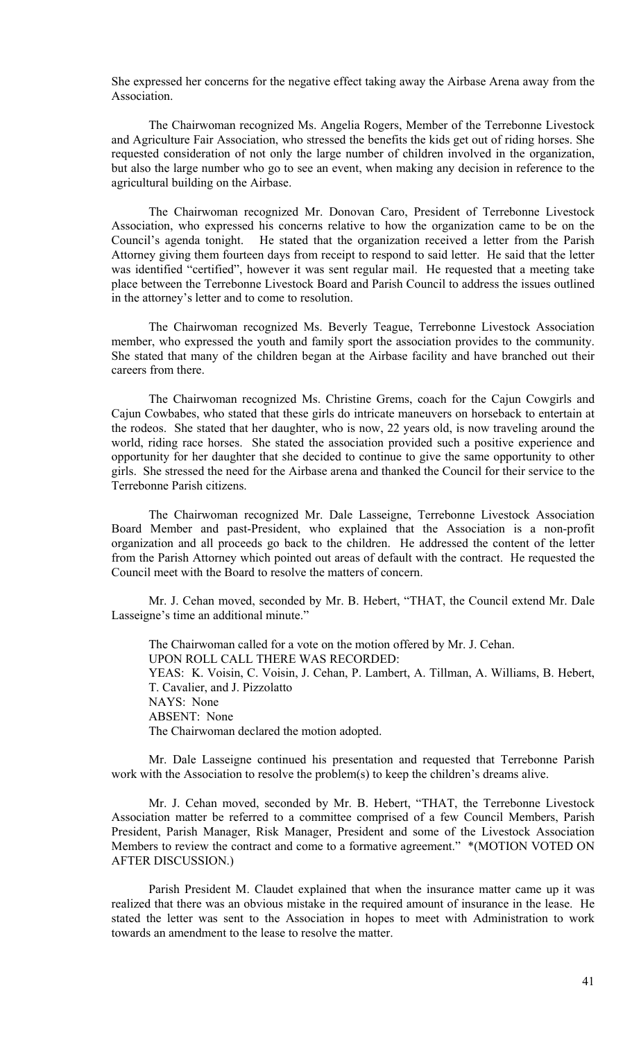She expressed her concerns for the negative effect taking away the Airbase Arena away from the Association.

The Chairwoman recognized Ms. Angelia Rogers, Member of the Terrebonne Livestock and Agriculture Fair Association, who stressed the benefits the kids get out of riding horses. She requested consideration of not only the large number of children involved in the organization, but also the large number who go to see an event, when making any decision in reference to the agricultural building on the Airbase.

The Chairwoman recognized Mr. Donovan Caro, President of Terrebonne Livestock Association, who expressed his concerns relative to how the organization came to be on the Council's agenda tonight. He stated that the organization received a letter from the Parish Attorney giving them fourteen days from receipt to respond to said letter. He said that the letter was identified "certified", however it was sent regular mail. He requested that a meeting take place between the Terrebonne Livestock Board and Parish Council to address the issues outlined in the attorney's letter and to come to resolution.

The Chairwoman recognized Ms. Beverly Teague, Terrebonne Livestock Association member, who expressed the youth and family sport the association provides to the community. She stated that many of the children began at the Airbase facility and have branched out their careers from there.

The Chairwoman recognized Ms. Christine Grems, coach for the Cajun Cowgirls and Cajun Cowbabes, who stated that these girls do intricate maneuvers on horseback to entertain at the rodeos. She stated that her daughter, who is now, 22 years old, is now traveling around the world, riding race horses. She stated the association provided such a positive experience and opportunity for her daughter that she decided to continue to give the same opportunity to other girls. She stressed the need for the Airbase arena and thanked the Council for their service to the Terrebonne Parish citizens.

The Chairwoman recognized Mr. Dale Lasseigne, Terrebonne Livestock Association Board Member and past-President, who explained that the Association is a non-profit organization and all proceeds go back to the children. He addressed the content of the letter from the Parish Attorney which pointed out areas of default with the contract. He requested the Council meet with the Board to resolve the matters of concern.

Mr. J. Cehan moved, seconded by Mr. B. Hebert, "THAT, the Council extend Mr. Dale Lasseigne's time an additional minute."

The Chairwoman called for a vote on the motion offered by Mr. J. Cehan.
UPON ROLL CALL THERE WAS RECORDED:
YEAS: K. Voisin, C. Voisin, J. Cehan, P. Lambert, A. Tillman, A. Williams, B. Hebert, T. Cavalier, and J. Pizzolatto
NAYS: None
ABSENT: None
The Chairwoman declared the motion adopted.

Mr. Dale Lasseigne continued his presentation and requested that Terrebonne Parish work with the Association to resolve the problem(s) to keep the children's dreams alive.

Mr. J. Cehan moved, seconded by Mr. B. Hebert, "THAT, the Terrebonne Livestock Association matter be referred to a committee comprised of a few Council Members, Parish President, Parish Manager, Risk Manager, President and some of the Livestock Association Members to review the contract and come to a formative agreement." *(MOTION VOTED ON AFTER DISCUSSION.)

Parish President M. Claudet explained that when the insurance matter came up it was realized that there was an obvious mistake in the required amount of insurance in the lease. He stated the letter was sent to the Association in hopes to meet with Administration to work towards an amendment to the lease to resolve the matter.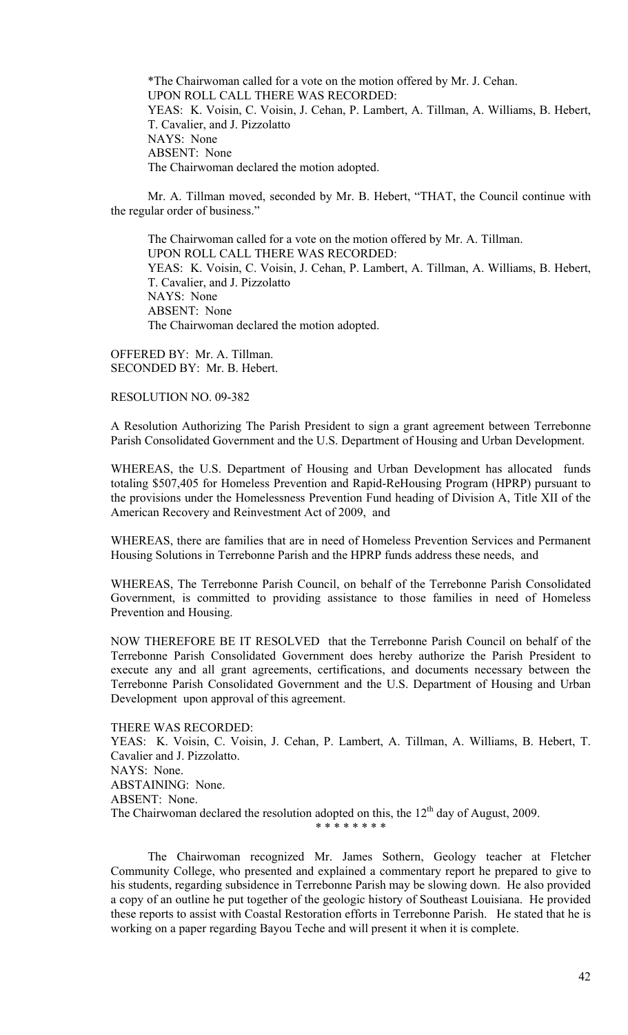*The Chairwoman called for a vote on the motion offered by Mr. J. Cehan.
UPON ROLL CALL THERE WAS RECORDED:
YEAS: K. Voisin, C. Voisin, J. Cehan, P. Lambert, A. Tillman, A. Williams, B. Hebert, T. Cavalier, and J. Pizzolatto
NAYS: None
ABSENT: None
The Chairwoman declared the motion adopted.

Mr. A. Tillman moved, seconded by Mr. B. Hebert, "THAT, the Council continue with the regular order of business."

The Chairwoman called for a vote on the motion offered by Mr. A. Tillman.
UPON ROLL CALL THERE WAS RECORDED:
YEAS: K. Voisin, C. Voisin, J. Cehan, P. Lambert, A. Tillman, A. Williams, B. Hebert, T. Cavalier, and J. Pizzolatto
NAYS: None
ABSENT: None
The Chairwoman declared the motion adopted.

OFFERED BY: Mr. A. Tillman.
SECONDED BY: Mr. B. Hebert.

RESOLUTION NO. 09-382

A Resolution Authorizing The Parish President to sign a grant agreement between Terrebonne Parish Consolidated Government and the U.S. Department of Housing and Urban Development.

WHEREAS, the U.S. Department of Housing and Urban Development has allocated funds totaling $507,405 for Homeless Prevention and Rapid-ReHousing Program (HPRP) pursuant to the provisions under the Homelessness Prevention Fund heading of Division A, Title XII of the American Recovery and Reinvestment Act of 2009, and

WHEREAS, there are families that are in need of Homeless Prevention Services and Permanent Housing Solutions in Terrebonne Parish and the HPRP funds address these needs, and

WHEREAS, The Terrebonne Parish Council, on behalf of the Terrebonne Parish Consolidated Government, is committed to providing assistance to those families in need of Homeless Prevention and Housing.

NOW THEREFORE BE IT RESOLVED that the Terrebonne Parish Council on behalf of the Terrebonne Parish Consolidated Government does hereby authorize the Parish President to execute any and all grant agreements, certifications, and documents necessary between the Terrebonne Parish Consolidated Government and the U.S. Department of Housing and Urban Development upon approval of this agreement.

THERE WAS RECORDED:
YEAS: K. Voisin, C. Voisin, J. Cehan, P. Lambert, A. Tillman, A. Williams, B. Hebert, T. Cavalier and J. Pizzolatto.
NAYS: None.
ABSTAINING: None.
ABSENT: None.
The Chairwoman declared the resolution adopted on this, the 12th day of August, 2009.

\* \* \* \* \* \* \* \*

The Chairwoman recognized Mr. James Sothern, Geology teacher at Fletcher Community College, who presented and explained a commentary report he prepared to give to his students, regarding subsidence in Terrebonne Parish may be slowing down. He also provided a copy of an outline he put together of the geologic history of Southeast Louisiana. He provided these reports to assist with Coastal Restoration efforts in Terrebonne Parish. He stated that he is working on a paper regarding Bayou Teche and will present it when it is complete.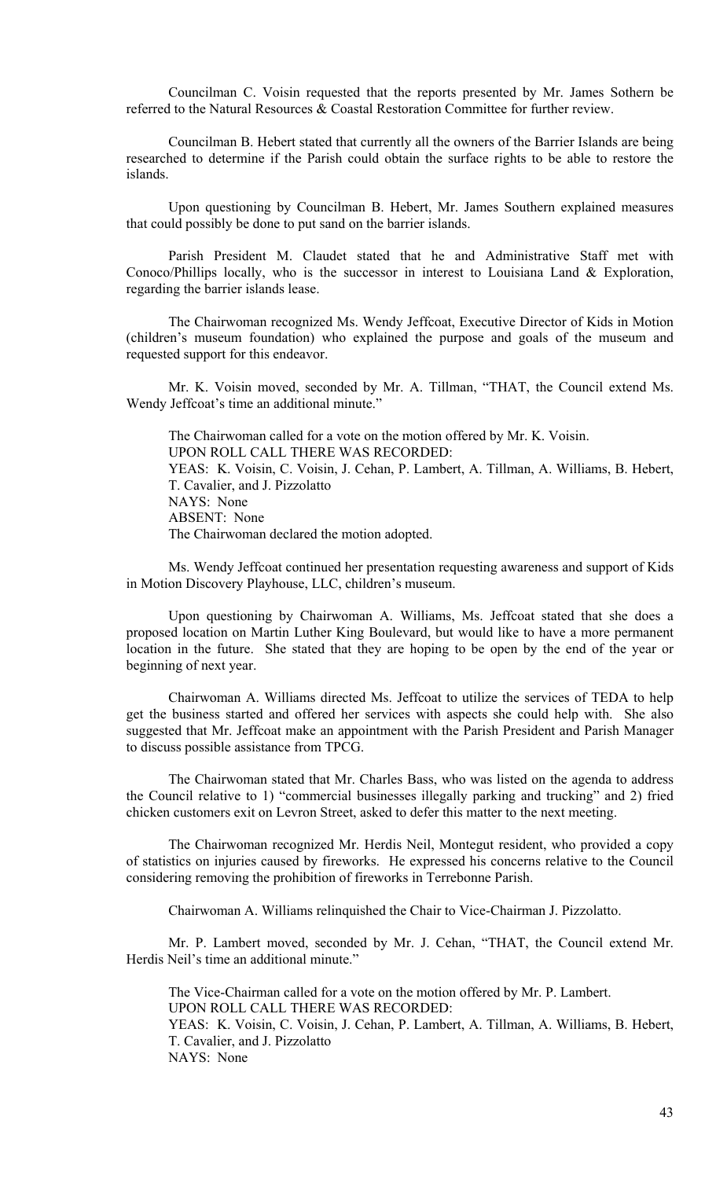Councilman C. Voisin requested that the reports presented by Mr. James Sothern be referred to the Natural Resources & Coastal Restoration Committee for further review.

Councilman B. Hebert stated that currently all the owners of the Barrier Islands are being researched to determine if the Parish could obtain the surface rights to be able to restore the islands.

Upon questioning by Councilman B. Hebert, Mr. James Southern explained measures that could possibly be done to put sand on the barrier islands.

Parish President M. Claudet stated that he and Administrative Staff met with Conoco/Phillips locally, who is the successor in interest to Louisiana Land & Exploration, regarding the barrier islands lease.

The Chairwoman recognized Ms. Wendy Jeffcoat, Executive Director of Kids in Motion (children's museum foundation) who explained the purpose and goals of the museum and requested support for this endeavor.

Mr. K. Voisin moved, seconded by Mr. A. Tillman, "THAT, the Council extend Ms. Wendy Jeffcoat's time an additional minute."

The Chairwoman called for a vote on the motion offered by Mr. K. Voisin.
UPON ROLL CALL THERE WAS RECORDED:
YEAS: K. Voisin, C. Voisin, J. Cehan, P. Lambert, A. Tillman, A. Williams, B. Hebert, T. Cavalier, and J. Pizzolatto
NAYS: None
ABSENT: None
The Chairwoman declared the motion adopted.

Ms. Wendy Jeffcoat continued her presentation requesting awareness and support of Kids in Motion Discovery Playhouse, LLC, children's museum.

Upon questioning by Chairwoman A. Williams, Ms. Jeffcoat stated that she does a proposed location on Martin Luther King Boulevard, but would like to have a more permanent location in the future. She stated that they are hoping to be open by the end of the year or beginning of next year.

Chairwoman A. Williams directed Ms. Jeffcoat to utilize the services of TEDA to help get the business started and offered her services with aspects she could help with. She also suggested that Mr. Jeffcoat make an appointment with the Parish President and Parish Manager to discuss possible assistance from TPCG.

The Chairwoman stated that Mr. Charles Bass, who was listed on the agenda to address the Council relative to 1) "commercial businesses illegally parking and trucking" and 2) fried chicken customers exit on Levron Street, asked to defer this matter to the next meeting.

The Chairwoman recognized Mr. Herdis Neil, Montegut resident, who provided a copy of statistics on injuries caused by fireworks. He expressed his concerns relative to the Council considering removing the prohibition of fireworks in Terrebonne Parish.

Chairwoman A. Williams relinquished the Chair to Vice-Chairman J. Pizzolatto.

Mr. P. Lambert moved, seconded by Mr. J. Cehan, "THAT, the Council extend Mr. Herdis Neil's time an additional minute."

The Vice-Chairman called for a vote on the motion offered by Mr. P. Lambert.
UPON ROLL CALL THERE WAS RECORDED:
YEAS: K. Voisin, C. Voisin, J. Cehan, P. Lambert, A. Tillman, A. Williams, B. Hebert, T. Cavalier, and J. Pizzolatto
NAYS: None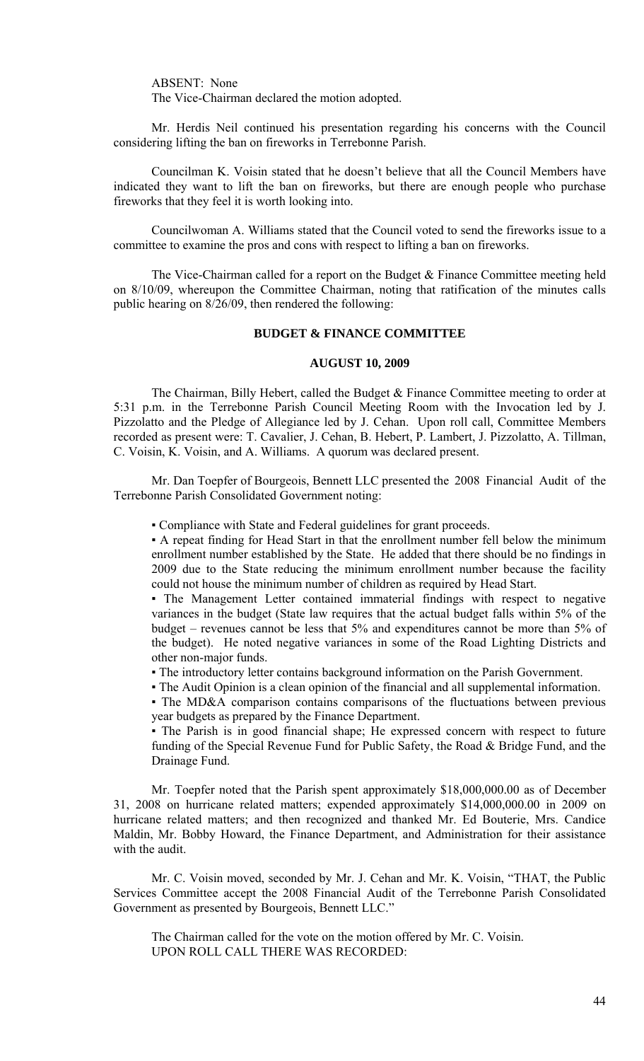ABSENT: None
The Vice-Chairman declared the motion adopted.

Mr. Herdis Neil continued his presentation regarding his concerns with the Council considering lifting the ban on fireworks in Terrebonne Parish.

Councilman K. Voisin stated that he doesn't believe that all the Council Members have indicated they want to lift the ban on fireworks, but there are enough people who purchase fireworks that they feel it is worth looking into.

Councilwoman A. Williams stated that the Council voted to send the fireworks issue to a committee to examine the pros and cons with respect to lifting a ban on fireworks.

The Vice-Chairman called for a report on the Budget & Finance Committee meeting held on 8/10/09, whereupon the Committee Chairman, noting that ratification of the minutes calls public hearing on 8/26/09, then rendered the following:

## BUDGET & FINANCE COMMITTEE

## AUGUST 10, 2009

The Chairman, Billy Hebert, called the Budget & Finance Committee meeting to order at 5:31 p.m. in the Terrebonne Parish Council Meeting Room with the Invocation led by J. Pizzolatto and the Pledge of Allegiance led by J. Cehan. Upon roll call, Committee Members recorded as present were: T. Cavalier, J. Cehan, B. Hebert, P. Lambert, J. Pizzolatto, A. Tillman, C. Voisin, K. Voisin, and A. Williams. A quorum was declared present.

Mr. Dan Toepfer of Bourgeois, Bennett LLC presented the 2008 Financial Audit of the Terrebonne Parish Consolidated Government noting:

▪ Compliance with State and Federal guidelines for grant proceeds.

▪ A repeat finding for Head Start in that the enrollment number fell below the minimum enrollment number established by the State. He added that there should be no findings in 2009 due to the State reducing the minimum enrollment number because the facility could not house the minimum number of children as required by Head Start.

▪ The Management Letter contained immaterial findings with respect to negative variances in the budget (State law requires that the actual budget falls within 5% of the budget – revenues cannot be less that 5% and expenditures cannot be more than 5% of the budget). He noted negative variances in some of the Road Lighting Districts and other non-major funds.

▪ The introductory letter contains background information on the Parish Government.

▪ The Audit Opinion is a clean opinion of the financial and all supplemental information.

▪ The MD&A comparison contains comparisons of the fluctuations between previous year budgets as prepared by the Finance Department.

▪ The Parish is in good financial shape; He expressed concern with respect to future funding of the Special Revenue Fund for Public Safety, the Road & Bridge Fund, and the Drainage Fund.

Mr. Toepfer noted that the Parish spent approximately $18,000,000.00 as of December 31, 2008 on hurricane related matters; expended approximately $14,000,000.00 in 2009 on hurricane related matters; and then recognized and thanked Mr. Ed Bouterie, Mrs. Candice Maldin, Mr. Bobby Howard, the Finance Department, and Administration for their assistance with the audit.

Mr. C. Voisin moved, seconded by Mr. J. Cehan and Mr. K. Voisin, "THAT, the Public Services Committee accept the 2008 Financial Audit of the Terrebonne Parish Consolidated Government as presented by Bourgeois, Bennett LLC."

The Chairman called for the vote on the motion offered by Mr. C. Voisin.
UPON ROLL CALL THERE WAS RECORDED: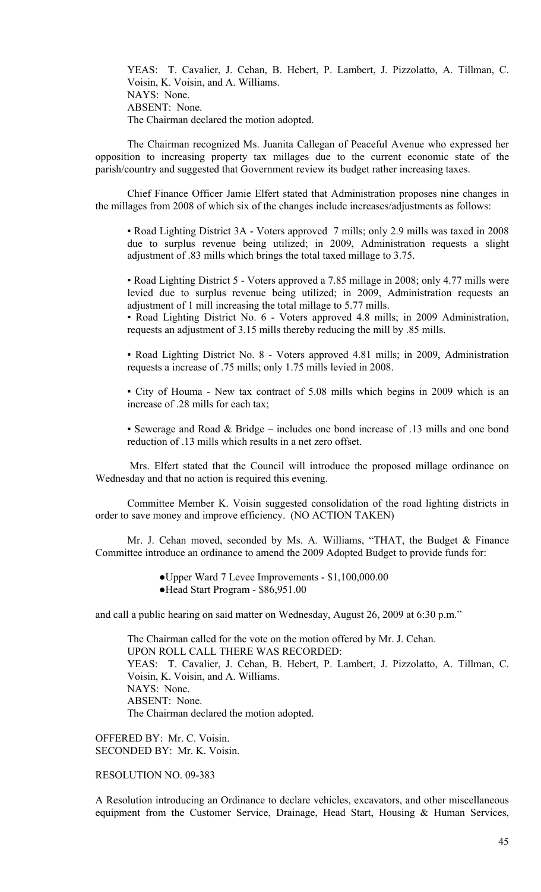YEAS: T. Cavalier, J. Cehan, B. Hebert, P. Lambert, J. Pizzolatto, A. Tillman, C. Voisin, K. Voisin, and A. Williams.
NAYS: None.
ABSENT: None.
The Chairman declared the motion adopted.

The Chairman recognized Ms. Juanita Callegan of Peaceful Avenue who expressed her opposition to increasing property tax millages due to the current economic state of the parish/country and suggested that Government review its budget rather increasing taxes.

Chief Finance Officer Jamie Elfert stated that Administration proposes nine changes in the millages from 2008 of which six of the changes include increases/adjustments as follows:

▪ Road Lighting District 3A - Voters approved 7 mills; only 2.9 mills was taxed in 2008 due to surplus revenue being utilized; in 2009, Administration requests a slight adjustment of .83 mills which brings the total taxed millage to 3.75.

▪ Road Lighting District 5 - Voters approved a 7.85 millage in 2008; only 4.77 mills were levied due to surplus revenue being utilized; in 2009, Administration requests an adjustment of 1 mill increasing the total millage to 5.77 mills.
▪ Road Lighting District No. 6 - Voters approved 4.8 mills; in 2009 Administration, requests an adjustment of 3.15 mills thereby reducing the mill by .85 mills.

▪ Road Lighting District No. 8 - Voters approved 4.81 mills; in 2009, Administration requests a increase of .75 mills; only 1.75 mills levied in 2008.

▪ City of Houma - New tax contract of 5.08 mills which begins in 2009 which is an increase of .28 mills for each tax;

▪ Sewerage and Road & Bridge – includes one bond increase of .13 mills and one bond reduction of .13 mills which results in a net zero offset.

Mrs. Elfert stated that the Council will introduce the proposed millage ordinance on Wednesday and that no action is required this evening.

Committee Member K. Voisin suggested consolidation of the road lighting districts in order to save money and improve efficiency. (NO ACTION TAKEN)

Mr. J. Cehan moved, seconded by Ms. A. Williams, "THAT, the Budget & Finance Committee introduce an ordinance to amend the 2009 Adopted Budget to provide funds for:

●Upper Ward 7 Levee Improvements - $1,100,000.00
●Head Start Program - $86,951.00

and call a public hearing on said matter on Wednesday, August 26, 2009 at 6:30 p.m."

The Chairman called for the vote on the motion offered by Mr. J. Cehan.
UPON ROLL CALL THERE WAS RECORDED:
YEAS: T. Cavalier, J. Cehan, B. Hebert, P. Lambert, J. Pizzolatto, A. Tillman, C. Voisin, K. Voisin, and A. Williams.
NAYS: None.
ABSENT: None.
The Chairman declared the motion adopted.

OFFERED BY: Mr. C. Voisin.
SECONDED BY: Mr. K. Voisin.

RESOLUTION NO. 09-383

A Resolution introducing an Ordinance to declare vehicles, excavators, and other miscellaneous equipment from the Customer Service, Drainage, Head Start, Housing & Human Services,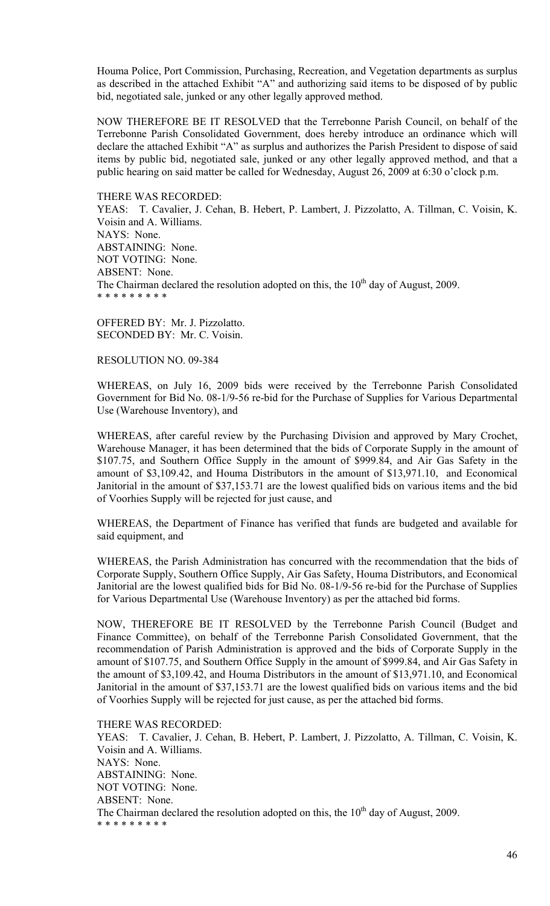Houma Police, Port Commission, Purchasing, Recreation, and Vegetation departments as surplus as described in the attached Exhibit "A" and authorizing said items to be disposed of by public bid, negotiated sale, junked or any other legally approved method.

NOW THEREFORE BE IT RESOLVED that the Terrebonne Parish Council, on behalf of the Terrebonne Parish Consolidated Government, does hereby introduce an ordinance which will declare the attached Exhibit "A" as surplus and authorizes the Parish President to dispose of said items by public bid, negotiated sale, junked or any other legally approved method, and that a public hearing on said matter be called for Wednesday, August 26, 2009 at 6:30 o'clock p.m.

THERE WAS RECORDED:
YEAS: T. Cavalier, J. Cehan, B. Hebert, P. Lambert, J. Pizzolatto, A. Tillman, C. Voisin, K. Voisin and A. Williams.
NAYS: None.
ABSTAINING: None.
NOT VOTING: None.
ABSENT: None.
The Chairman declared the resolution adopted on this, the 10th day of August, 2009.
* * * * * * * * *

OFFERED BY: Mr. J. Pizzolatto.
SECONDED BY: Mr. C. Voisin.

RESOLUTION NO. 09-384

WHEREAS, on July 16, 2009 bids were received by the Terrebonne Parish Consolidated Government for Bid No. 08-1/9-56 re-bid for the Purchase of Supplies for Various Departmental Use (Warehouse Inventory), and

WHEREAS, after careful review by the Purchasing Division and approved by Mary Crochet, Warehouse Manager, it has been determined that the bids of Corporate Supply in the amount of $107.75, and Southern Office Supply in the amount of $999.84, and Air Gas Safety in the amount of $3,109.42, and Houma Distributors in the amount of $13,971.10, and Economical Janitorial in the amount of $37,153.71 are the lowest qualified bids on various items and the bid of Voorhies Supply will be rejected for just cause, and

WHEREAS, the Department of Finance has verified that funds are budgeted and available for said equipment, and

WHEREAS, the Parish Administration has concurred with the recommendation that the bids of Corporate Supply, Southern Office Supply, Air Gas Safety, Houma Distributors, and Economical Janitorial are the lowest qualified bids for Bid No. 08-1/9-56 re-bid for the Purchase of Supplies for Various Departmental Use (Warehouse Inventory) as per the attached bid forms.

NOW, THEREFORE BE IT RESOLVED by the Terrebonne Parish Council (Budget and Finance Committee), on behalf of the Terrebonne Parish Consolidated Government, that the recommendation of Parish Administration is approved and the bids of Corporate Supply in the amount of $107.75, and Southern Office Supply in the amount of $999.84, and Air Gas Safety in the amount of $3,109.42, and Houma Distributors in the amount of $13,971.10, and Economical Janitorial in the amount of $37,153.71 are the lowest qualified bids on various items and the bid of Voorhies Supply will be rejected for just cause, as per the attached bid forms.

THERE WAS RECORDED:
YEAS: T. Cavalier, J. Cehan, B. Hebert, P. Lambert, J. Pizzolatto, A. Tillman, C. Voisin, K. Voisin and A. Williams.
NAYS: None.
ABSTAINING: None.
NOT VOTING: None.
ABSENT: None.
The Chairman declared the resolution adopted on this, the 10th day of August, 2009.
* * * * * * * * *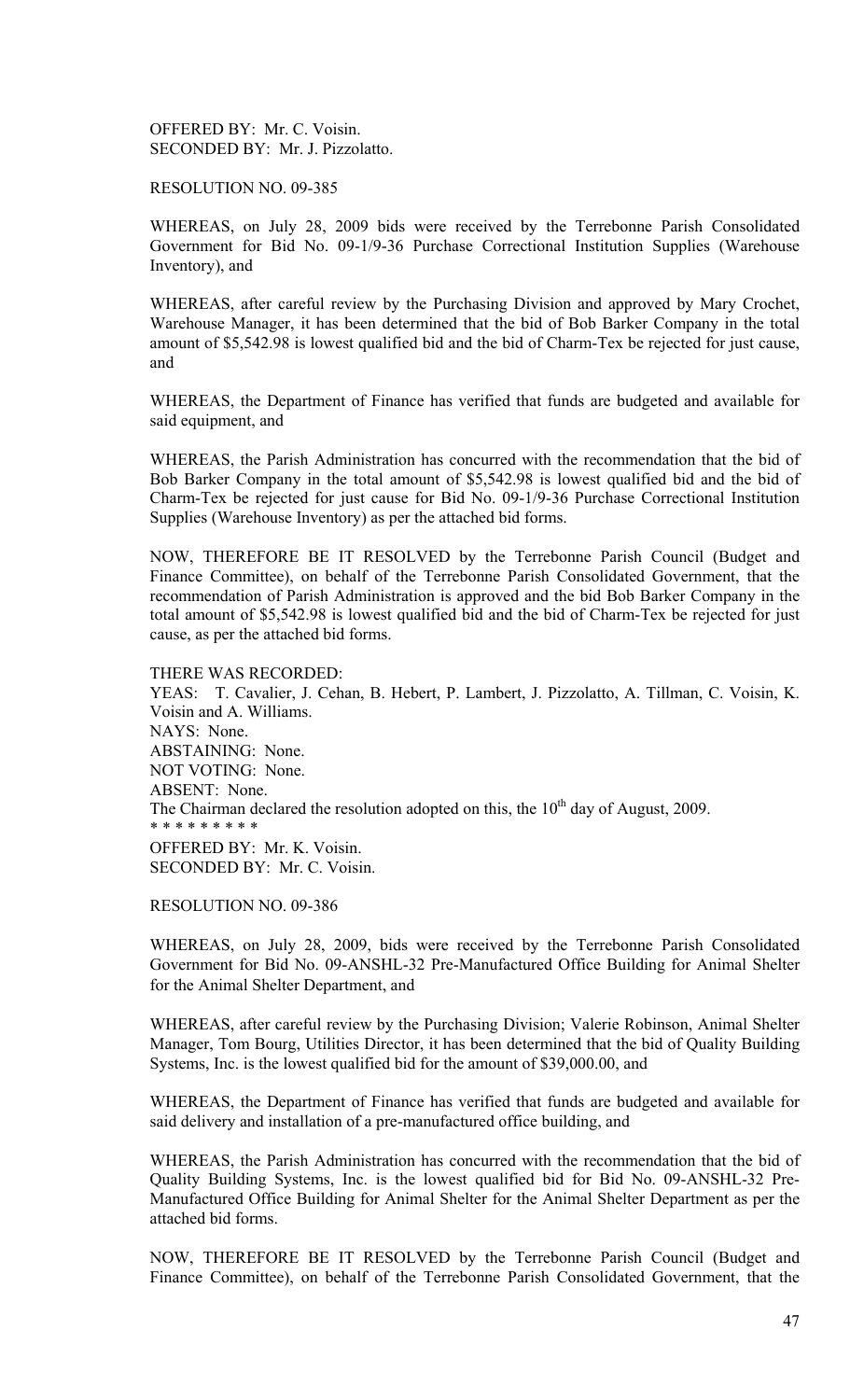OFFERED BY: Mr. C. Voisin.
SECONDED BY: Mr. J. Pizzolatto.

RESOLUTION NO. 09-385

WHEREAS, on July 28, 2009 bids were received by the Terrebonne Parish Consolidated Government for Bid No. 09-1/9-36 Purchase Correctional Institution Supplies (Warehouse Inventory), and

WHEREAS, after careful review by the Purchasing Division and approved by Mary Crochet, Warehouse Manager, it has been determined that the bid of Bob Barker Company in the total amount of $5,542.98 is lowest qualified bid and the bid of Charm-Tex be rejected for just cause, and

WHEREAS, the Department of Finance has verified that funds are budgeted and available for said equipment, and

WHEREAS, the Parish Administration has concurred with the recommendation that the bid of Bob Barker Company in the total amount of $5,542.98 is lowest qualified bid and the bid of Charm-Tex be rejected for just cause for Bid No. 09-1/9-36 Purchase Correctional Institution Supplies (Warehouse Inventory) as per the attached bid forms.

NOW, THEREFORE BE IT RESOLVED by the Terrebonne Parish Council (Budget and Finance Committee), on behalf of the Terrebonne Parish Consolidated Government, that the recommendation of Parish Administration is approved and the bid Bob Barker Company in the total amount of $5,542.98 is lowest qualified bid and the bid of Charm-Tex be rejected for just cause, as per the attached bid forms.

THERE WAS RECORDED:
YEAS: T. Cavalier, J. Cehan, B. Hebert, P. Lambert, J. Pizzolatto, A. Tillman, C. Voisin, K. Voisin and A. Williams.
NAYS: None.
ABSTAINING: None.
NOT VOTING: None.
ABSENT: None.
The Chairman declared the resolution adopted on this, the 10th day of August, 2009.
* * * * * * * * *
OFFERED BY: Mr. K. Voisin.
SECONDED BY: Mr. C. Voisin.

RESOLUTION NO. 09-386

WHEREAS, on July 28, 2009, bids were received by the Terrebonne Parish Consolidated Government for Bid No. 09-ANSHL-32 Pre-Manufactured Office Building for Animal Shelter for the Animal Shelter Department, and

WHEREAS, after careful review by the Purchasing Division; Valerie Robinson, Animal Shelter Manager, Tom Bourg, Utilities Director, it has been determined that the bid of Quality Building Systems, Inc. is the lowest qualified bid for the amount of $39,000.00, and

WHEREAS, the Department of Finance has verified that funds are budgeted and available for said delivery and installation of a pre-manufactured office building, and

WHEREAS, the Parish Administration has concurred with the recommendation that the bid of Quality Building Systems, Inc. is the lowest qualified bid for Bid No. 09-ANSHL-32 Pre-Manufactured Office Building for Animal Shelter for the Animal Shelter Department as per the attached bid forms.

NOW, THEREFORE BE IT RESOLVED by the Terrebonne Parish Council (Budget and Finance Committee), on behalf of the Terrebonne Parish Consolidated Government, that the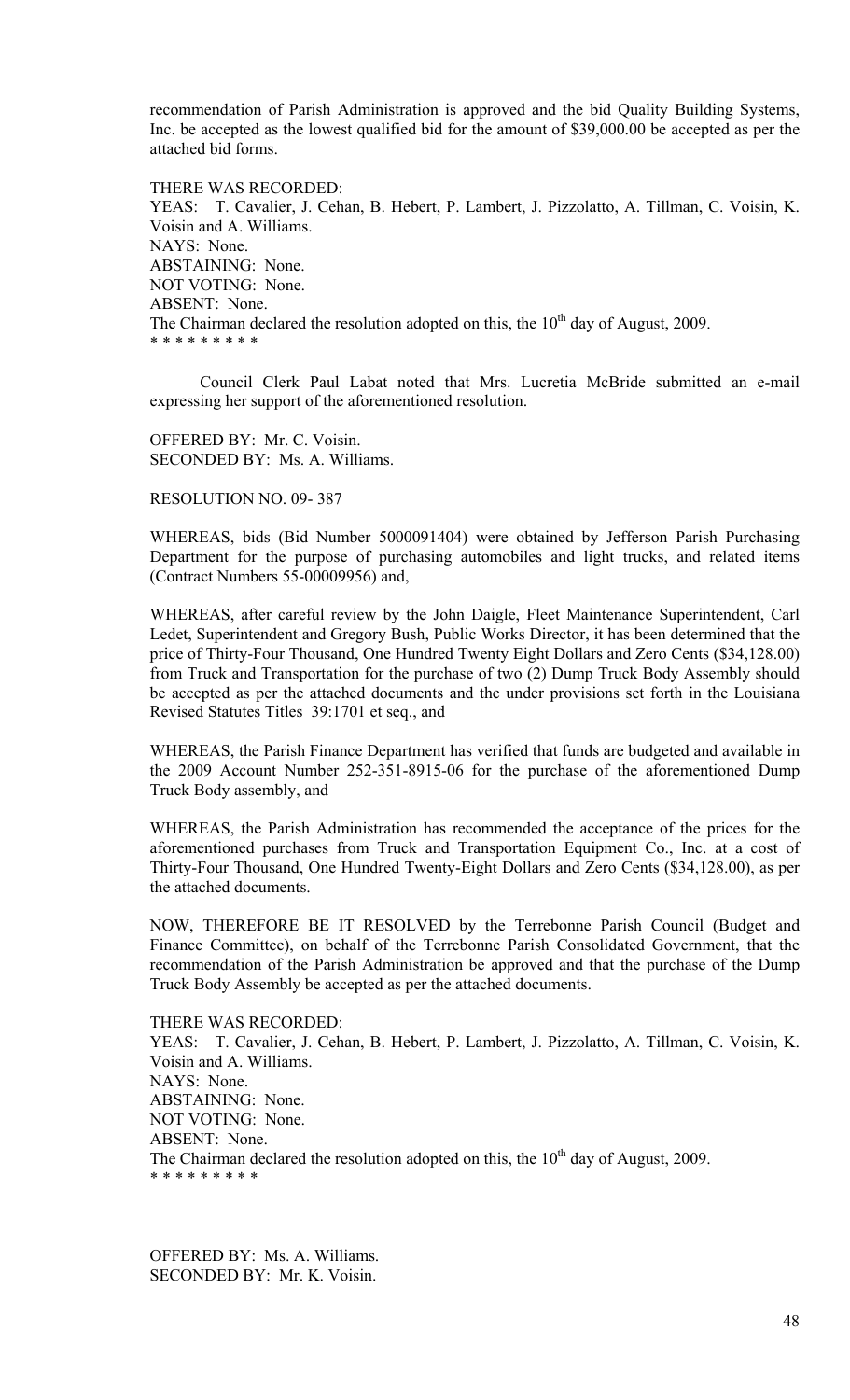recommendation of Parish Administration is approved and the bid Quality Building Systems, Inc. be accepted as the lowest qualified bid for the amount of $39,000.00 be accepted as per the attached bid forms.

THERE WAS RECORDED:
YEAS: T. Cavalier, J. Cehan, B. Hebert, P. Lambert, J. Pizzolatto, A. Tillman, C. Voisin, K. Voisin and A. Williams.
NAYS: None.
ABSTAINING: None.
NOT VOTING: None.
ABSENT: None.
The Chairman declared the resolution adopted on this, the 10th day of August, 2009.
\* \* \* \* \* \* \* \* \*

Council Clerk Paul Labat noted that Mrs. Lucretia McBride submitted an e-mail expressing her support of the aforementioned resolution.

OFFERED BY: Mr. C. Voisin.
SECONDED BY: Ms. A. Williams.

RESOLUTION NO. 09- 387

WHEREAS, bids (Bid Number 5000091404) were obtained by Jefferson Parish Purchasing Department for the purpose of purchasing automobiles and light trucks, and related items (Contract Numbers 55-00009956) and,

WHEREAS, after careful review by the John Daigle, Fleet Maintenance Superintendent, Carl Ledet, Superintendent and Gregory Bush, Public Works Director, it has been determined that the price of Thirty-Four Thousand, One Hundred Twenty Eight Dollars and Zero Cents ($34,128.00) from Truck and Transportation for the purchase of two (2) Dump Truck Body Assembly should be accepted as per the attached documents and the under provisions set forth in the Louisiana Revised Statutes Titles 39:1701 et seq., and

WHEREAS, the Parish Finance Department has verified that funds are budgeted and available in the 2009 Account Number 252-351-8915-06 for the purchase of the aforementioned Dump Truck Body assembly, and

WHEREAS, the Parish Administration has recommended the acceptance of the prices for the aforementioned purchases from Truck and Transportation Equipment Co., Inc. at a cost of Thirty-Four Thousand, One Hundred Twenty-Eight Dollars and Zero Cents ($34,128.00), as per the attached documents.

NOW, THEREFORE BE IT RESOLVED by the Terrebonne Parish Council (Budget and Finance Committee), on behalf of the Terrebonne Parish Consolidated Government, that the recommendation of the Parish Administration be approved and that the purchase of the Dump Truck Body Assembly be accepted as per the attached documents.

THERE WAS RECORDED:
YEAS: T. Cavalier, J. Cehan, B. Hebert, P. Lambert, J. Pizzolatto, A. Tillman, C. Voisin, K. Voisin and A. Williams.
NAYS: None.
ABSTAINING: None.
NOT VOTING: None.
ABSENT: None.
The Chairman declared the resolution adopted on this, the 10th day of August, 2009.
\* \* \* \* \* \* \* \* \*

OFFERED BY: Ms. A. Williams.
SECONDED BY: Mr. K. Voisin.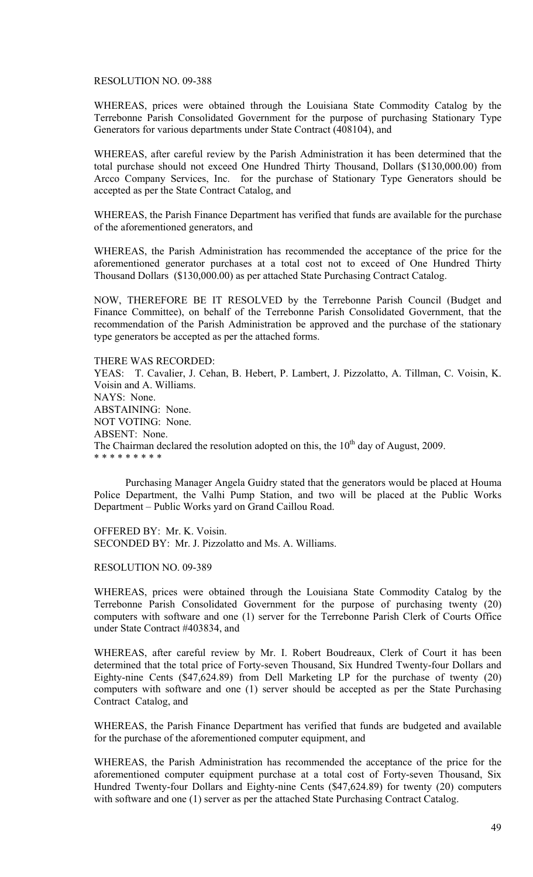RESOLUTION NO. 09-388

WHEREAS, prices were obtained through the Louisiana State Commodity Catalog by the Terrebonne Parish Consolidated Government for the purpose of purchasing Stationary Type Generators for various departments under State Contract (408104), and

WHEREAS, after careful review by the Parish Administration it has been determined that the total purchase should not exceed One Hundred Thirty Thousand, Dollars ($130,000.00) from Arcco Company Services, Inc. for the purchase of Stationary Type Generators should be accepted as per the State Contract Catalog, and

WHEREAS, the Parish Finance Department has verified that funds are available for the purchase of the aforementioned generators, and

WHEREAS, the Parish Administration has recommended the acceptance of the price for the aforementioned generator purchases at a total cost not to exceed of One Hundred Thirty Thousand Dollars ($130,000.00) as per attached State Purchasing Contract Catalog.

NOW, THEREFORE BE IT RESOLVED by the Terrebonne Parish Council (Budget and Finance Committee), on behalf of the Terrebonne Parish Consolidated Government, that the recommendation of the Parish Administration be approved and the purchase of the stationary type generators be accepted as per the attached forms.

THERE WAS RECORDED:
YEAS: T. Cavalier, J. Cehan, B. Hebert, P. Lambert, J. Pizzolatto, A. Tillman, C. Voisin, K. Voisin and A. Williams.
NAYS: None.
ABSTAINING: None.
NOT VOTING: None.
ABSENT: None.
The Chairman declared the resolution adopted on this, the 10th day of August, 2009.
* * * * * * * * *

Purchasing Manager Angela Guidry stated that the generators would be placed at Houma Police Department, the Valhi Pump Station, and two will be placed at the Public Works Department – Public Works yard on Grand Caillou Road.

OFFERED BY: Mr. K. Voisin.
SECONDED BY: Mr. J. Pizzolatto and Ms. A. Williams.

RESOLUTION NO. 09-389

WHEREAS, prices were obtained through the Louisiana State Commodity Catalog by the Terrebonne Parish Consolidated Government for the purpose of purchasing twenty (20) computers with software and one (1) server for the Terrebonne Parish Clerk of Courts Office under State Contract #403834, and

WHEREAS, after careful review by Mr. I. Robert Boudreaux, Clerk of Court it has been determined that the total price of Forty-seven Thousand, Six Hundred Twenty-four Dollars and Eighty-nine Cents ($47,624.89) from Dell Marketing LP for the purchase of twenty (20) computers with software and one (1) server should be accepted as per the State Purchasing Contract Catalog, and

WHEREAS, the Parish Finance Department has verified that funds are budgeted and available for the purchase of the aforementioned computer equipment, and

WHEREAS, the Parish Administration has recommended the acceptance of the price for the aforementioned computer equipment purchase at a total cost of Forty-seven Thousand, Six Hundred Twenty-four Dollars and Eighty-nine Cents ($47,624.89) for twenty (20) computers with software and one (1) server as per the attached State Purchasing Contract Catalog.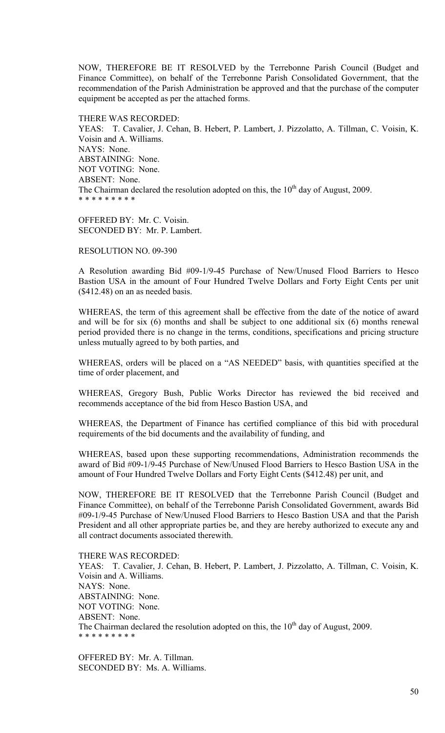NOW, THEREFORE BE IT RESOLVED by the Terrebonne Parish Council (Budget and Finance Committee), on behalf of the Terrebonne Parish Consolidated Government, that the recommendation of the Parish Administration be approved and that the purchase of the computer equipment be accepted as per the attached forms.

THERE WAS RECORDED:
YEAS: T. Cavalier, J. Cehan, B. Hebert, P. Lambert, J. Pizzolatto, A. Tillman, C. Voisin, K. Voisin and A. Williams.
NAYS: None.
ABSTAINING: None.
NOT VOTING: None.
ABSENT: None.
The Chairman declared the resolution adopted on this, the 10th day of August, 2009.
* * * * * * * * *

OFFERED BY: Mr. C. Voisin.
SECONDED BY: Mr. P. Lambert.

RESOLUTION NO. 09-390

A Resolution awarding Bid #09-1/9-45 Purchase of New/Unused Flood Barriers to Hesco Bastion USA in the amount of Four Hundred Twelve Dollars and Forty Eight Cents per unit ($412.48) on an as needed basis.

WHEREAS, the term of this agreement shall be effective from the date of the notice of award and will be for six (6) months and shall be subject to one additional six (6) months renewal period provided there is no change in the terms, conditions, specifications and pricing structure unless mutually agreed to by both parties, and

WHEREAS, orders will be placed on a "AS NEEDED" basis, with quantities specified at the time of order placement, and

WHEREAS, Gregory Bush, Public Works Director has reviewed the bid received and recommends acceptance of the bid from Hesco Bastion USA, and

WHEREAS, the Department of Finance has certified compliance of this bid with procedural requirements of the bid documents and the availability of funding, and

WHEREAS, based upon these supporting recommendations, Administration recommends the award of Bid #09-1/9-45 Purchase of New/Unused Flood Barriers to Hesco Bastion USA in the amount of Four Hundred Twelve Dollars and Forty Eight Cents ($412.48) per unit, and

NOW, THEREFORE BE IT RESOLVED that the Terrebonne Parish Council (Budget and Finance Committee), on behalf of the Terrebonne Parish Consolidated Government, awards Bid #09-1/9-45 Purchase of New/Unused Flood Barriers to Hesco Bastion USA and that the Parish President and all other appropriate parties be, and they are hereby authorized to execute any and all contract documents associated therewith.

THERE WAS RECORDED:
YEAS: T. Cavalier, J. Cehan, B. Hebert, P. Lambert, J. Pizzolatto, A. Tillman, C. Voisin, K. Voisin and A. Williams.
NAYS: None.
ABSTAINING: None.
NOT VOTING: None.
ABSENT: None.
The Chairman declared the resolution adopted on this, the 10th day of August, 2009.
* * * * * * * * *

OFFERED BY: Mr. A. Tillman.
SECONDED BY: Ms. A. Williams.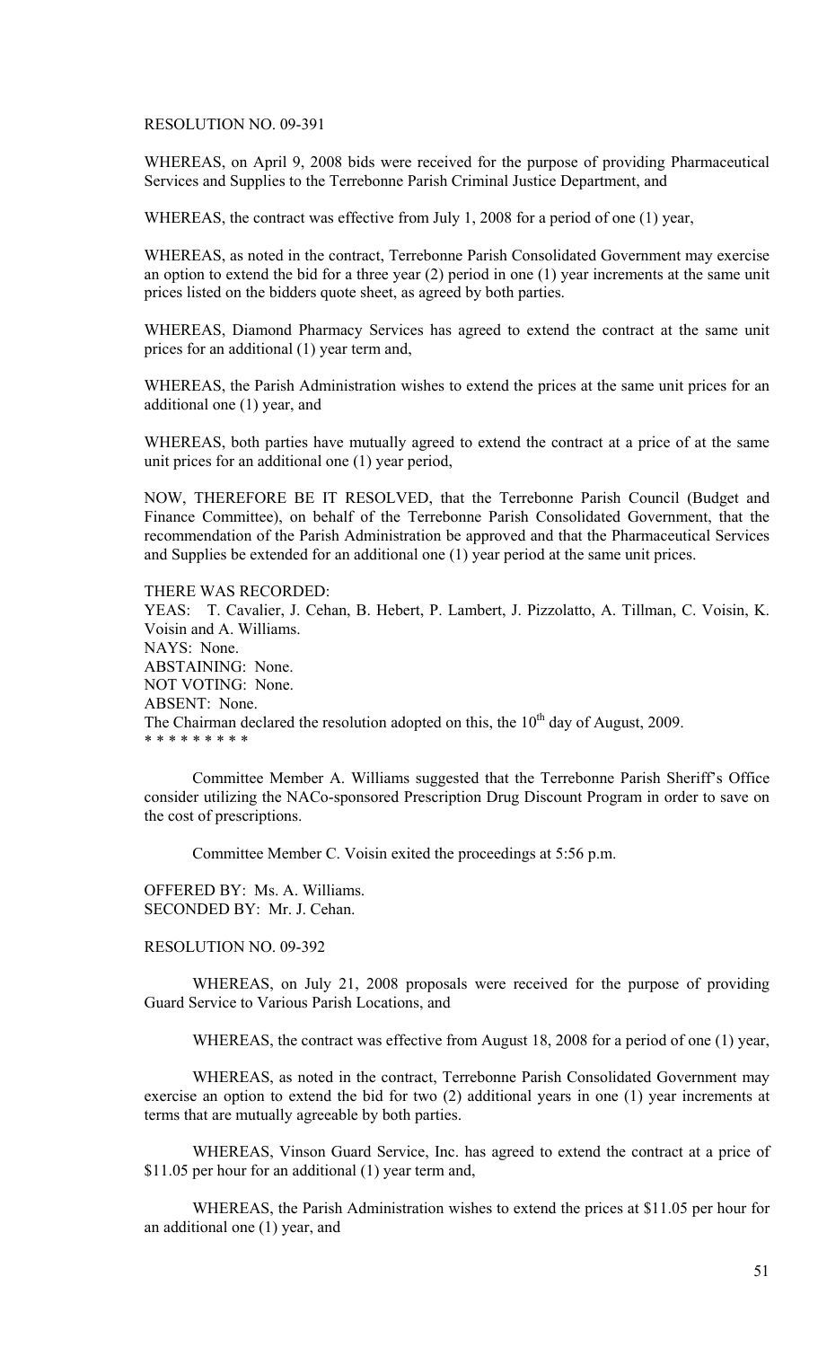RESOLUTION NO. 09-391

WHEREAS, on April 9, 2008 bids were received for the purpose of providing Pharmaceutical Services and Supplies to the Terrebonne Parish Criminal Justice Department, and

WHEREAS, the contract was effective from July 1, 2008 for a period of one (1) year,

WHEREAS, as noted in the contract, Terrebonne Parish Consolidated Government may exercise an option to extend the bid for a three year (2) period in one (1) year increments at the same unit prices listed on the bidders quote sheet, as agreed by both parties.

WHEREAS, Diamond Pharmacy Services has agreed to extend the contract at the same unit prices for an additional (1) year term and,

WHEREAS, the Parish Administration wishes to extend the prices at the same unit prices for an additional one (1) year, and

WHEREAS, both parties have mutually agreed to extend the contract at a price of at the same unit prices for an additional one (1) year period,

NOW, THEREFORE BE IT RESOLVED, that the Terrebonne Parish Council (Budget and Finance Committee), on behalf of the Terrebonne Parish Consolidated Government, that the recommendation of the Parish Administration be approved and that the Pharmaceutical Services and Supplies be extended for an additional one (1) year period at the same unit prices.

THERE WAS RECORDED:
YEAS: T. Cavalier, J. Cehan, B. Hebert, P. Lambert, J. Pizzolatto, A. Tillman, C. Voisin, K. Voisin and A. Williams.
NAYS: None.
ABSTAINING: None.
NOT VOTING: None.
ABSENT: None.
The Chairman declared the resolution adopted on this, the 10th day of August, 2009.
* * * * * * * * *

Committee Member A. Williams suggested that the Terrebonne Parish Sheriff's Office consider utilizing the NACo-sponsored Prescription Drug Discount Program in order to save on the cost of prescriptions.

Committee Member C. Voisin exited the proceedings at 5:56 p.m.

OFFERED BY: Ms. A. Williams.
SECONDED BY: Mr. J. Cehan.

RESOLUTION NO. 09-392

WHEREAS, on July 21, 2008 proposals were received for the purpose of providing Guard Service to Various Parish Locations, and

WHEREAS, the contract was effective from August 18, 2008 for a period of one (1) year,

WHEREAS, as noted in the contract, Terrebonne Parish Consolidated Government may exercise an option to extend the bid for two (2) additional years in one (1) year increments at terms that are mutually agreeable by both parties.

WHEREAS, Vinson Guard Service, Inc. has agreed to extend the contract at a price of $11.05 per hour for an additional (1) year term and,

WHEREAS, the Parish Administration wishes to extend the prices at $11.05 per hour for an additional one (1) year, and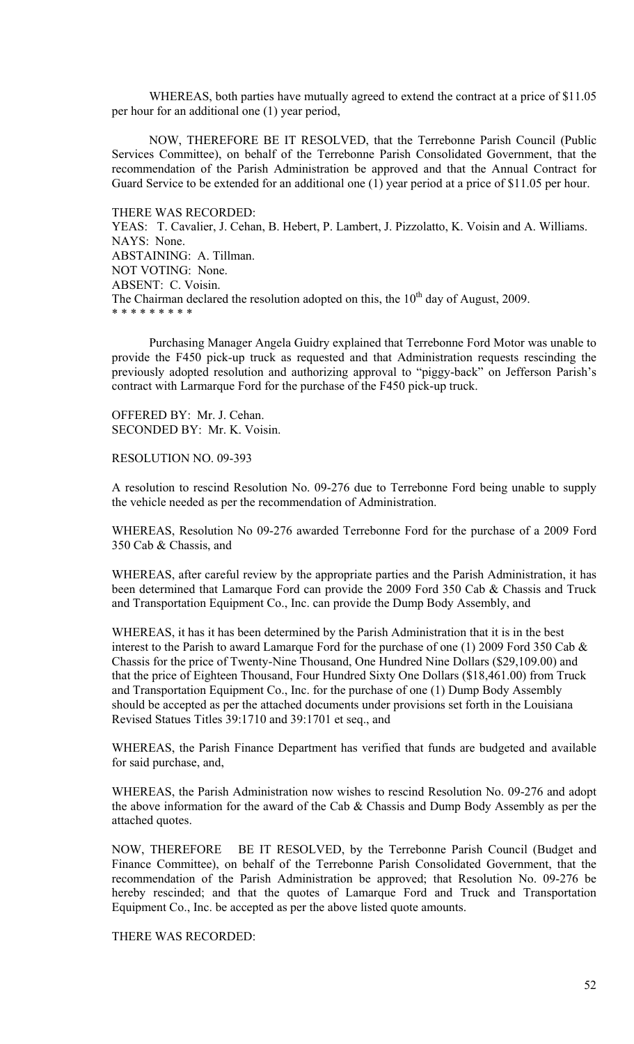WHEREAS, both parties have mutually agreed to extend the contract at a price of $11.05 per hour for an additional one (1) year period,

NOW, THEREFORE BE IT RESOLVED, that the Terrebonne Parish Council (Public Services Committee), on behalf of the Terrebonne Parish Consolidated Government, that the recommendation of the Parish Administration be approved and that the Annual Contract for Guard Service to be extended for an additional one (1) year period at a price of $11.05 per hour.

THERE WAS RECORDED:
YEAS: T. Cavalier, J. Cehan, B. Hebert, P. Lambert, J. Pizzolatto, K. Voisin and A. Williams.
NAYS: None.
ABSTAINING: A. Tillman.
NOT VOTING: None.
ABSENT: C. Voisin.
The Chairman declared the resolution adopted on this, the 10th day of August, 2009.
\* \* \* \* \* \* \* \* \*

Purchasing Manager Angela Guidry explained that Terrebonne Ford Motor was unable to provide the F450 pick-up truck as requested and that Administration requests rescinding the previously adopted resolution and authorizing approval to "piggy-back" on Jefferson Parish's contract with Larmarque Ford for the purchase of the F450 pick-up truck.

OFFERED BY: Mr. J. Cehan.
SECONDED BY: Mr. K. Voisin.

RESOLUTION NO. 09-393

A resolution to rescind Resolution No. 09-276 due to Terrebonne Ford being unable to supply the vehicle needed as per the recommendation of Administration.

WHEREAS, Resolution No 09-276 awarded Terrebonne Ford for the purchase of a 2009 Ford 350 Cab & Chassis, and

WHEREAS, after careful review by the appropriate parties and the Parish Administration, it has been determined that Lamarque Ford can provide the 2009 Ford 350 Cab & Chassis and Truck and Transportation Equipment Co., Inc. can provide the Dump Body Assembly, and

WHEREAS, it has it has been determined by the Parish Administration that it is in the best interest to the Parish to award Lamarque Ford for the purchase of one (1) 2009 Ford 350 Cab & Chassis for the price of Twenty-Nine Thousand, One Hundred Nine Dollars ($29,109.00) and that the price of Eighteen Thousand, Four Hundred Sixty One Dollars ($18,461.00) from Truck and Transportation Equipment Co., Inc. for the purchase of one (1) Dump Body Assembly should be accepted as per the attached documents under provisions set forth in the Louisiana Revised Statues Titles 39:1710 and 39:1701 et seq., and

WHEREAS, the Parish Finance Department has verified that funds are budgeted and available for said purchase, and,

WHEREAS, the Parish Administration now wishes to rescind Resolution No. 09-276 and adopt the above information for the award of the Cab & Chassis and Dump Body Assembly as per the attached quotes.

NOW, THEREFORE BE IT RESOLVED, by the Terrebonne Parish Council (Budget and Finance Committee), on behalf of the Terrebonne Parish Consolidated Government, that the recommendation of the Parish Administration be approved; that Resolution No. 09-276 be hereby rescinded; and that the quotes of Lamarque Ford and Truck and Transportation Equipment Co., Inc. be accepted as per the above listed quote amounts.

THERE WAS RECORDED: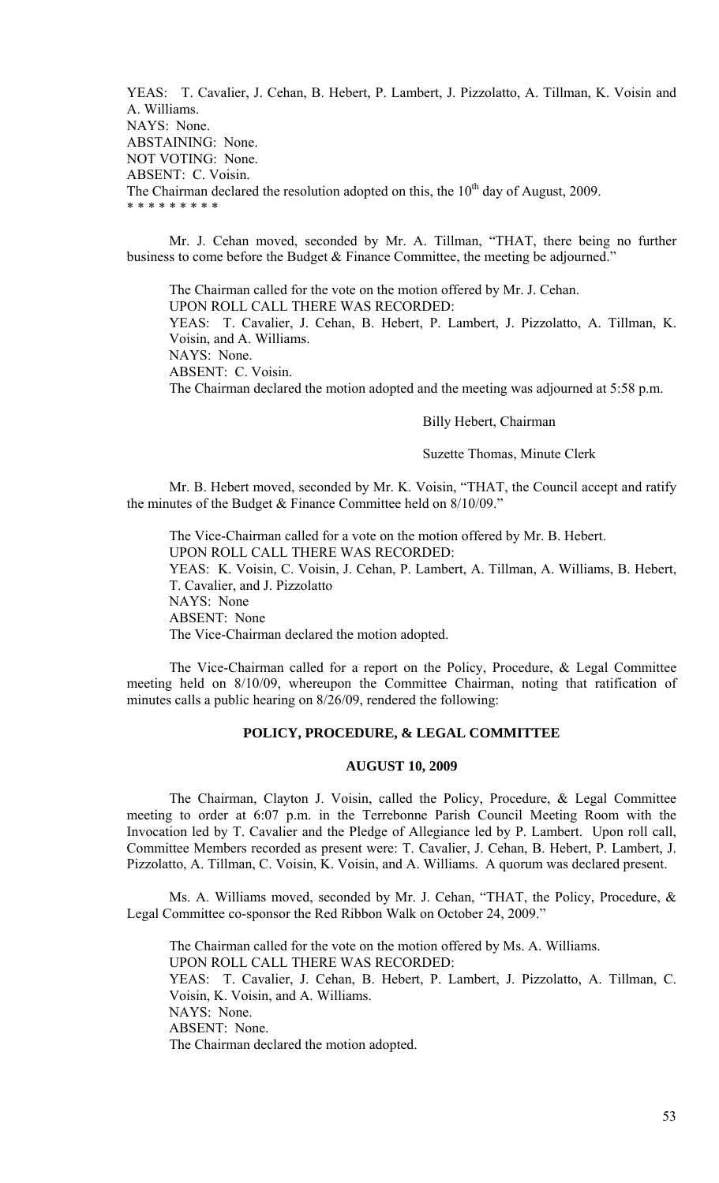YEAS: T. Cavalier, J. Cehan, B. Hebert, P. Lambert, J. Pizzolatto, A. Tillman, K. Voisin and A. Williams.
NAYS: None.
ABSTAINING: None.
NOT VOTING: None.
ABSENT: C. Voisin.
The Chairman declared the resolution adopted on this, the 10th day of August, 2009.
* * * * * * * * *

Mr. J. Cehan moved, seconded by Mr. A. Tillman, "THAT, there being no further business to come before the Budget & Finance Committee, the meeting be adjourned."

The Chairman called for the vote on the motion offered by Mr. J. Cehan.
UPON ROLL CALL THERE WAS RECORDED:
YEAS: T. Cavalier, J. Cehan, B. Hebert, P. Lambert, J. Pizzolatto, A. Tillman, K. Voisin, and A. Williams.
NAYS: None.
ABSENT: C. Voisin.
The Chairman declared the motion adopted and the meeting was adjourned at 5:58 p.m.

Billy Hebert, Chairman

Suzette Thomas, Minute Clerk

Mr. B. Hebert moved, seconded by Mr. K. Voisin, "THAT, the Council accept and ratify the minutes of the Budget & Finance Committee held on 8/10/09."

The Vice-Chairman called for a vote on the motion offered by Mr. B. Hebert.
UPON ROLL CALL THERE WAS RECORDED:
YEAS: K. Voisin, C. Voisin, J. Cehan, P. Lambert, A. Tillman, A. Williams, B. Hebert, T. Cavalier, and J. Pizzolatto
NAYS: None
ABSENT: None
The Vice-Chairman declared the motion adopted.

The Vice-Chairman called for a report on the Policy, Procedure, & Legal Committee meeting held on 8/10/09, whereupon the Committee Chairman, noting that ratification of minutes calls a public hearing on 8/26/09, rendered the following:

## POLICY, PROCEDURE, & LEGAL COMMITTEE

### AUGUST 10, 2009

The Chairman, Clayton J. Voisin, called the Policy, Procedure, & Legal Committee meeting to order at 6:07 p.m. in the Terrebonne Parish Council Meeting Room with the Invocation led by T. Cavalier and the Pledge of Allegiance led by P. Lambert. Upon roll call, Committee Members recorded as present were: T. Cavalier, J. Cehan, B. Hebert, P. Lambert, J. Pizzolatto, A. Tillman, C. Voisin, K. Voisin, and A. Williams. A quorum was declared present.

Ms. A. Williams moved, seconded by Mr. J. Cehan, "THAT, the Policy, Procedure, & Legal Committee co-sponsor the Red Ribbon Walk on October 24, 2009."

The Chairman called for the vote on the motion offered by Ms. A. Williams.
UPON ROLL CALL THERE WAS RECORDED:
YEAS: T. Cavalier, J. Cehan, B. Hebert, P. Lambert, J. Pizzolatto, A. Tillman, C. Voisin, K. Voisin, and A. Williams.
NAYS: None.
ABSENT: None.
The Chairman declared the motion adopted.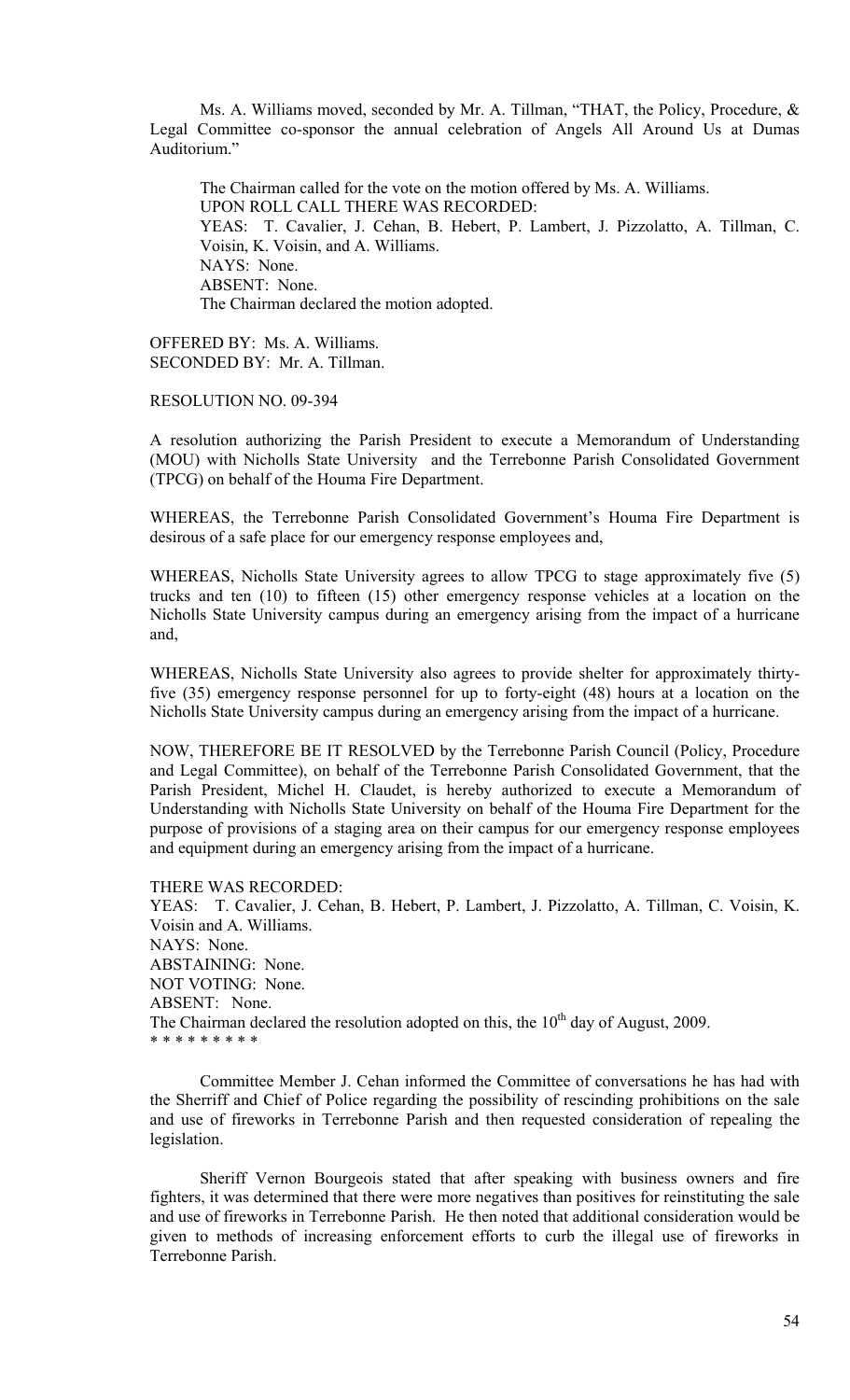Ms. A. Williams moved, seconded by Mr. A. Tillman, "THAT, the Policy, Procedure, & Legal Committee co-sponsor the annual celebration of Angels All Around Us at Dumas Auditorium."

The Chairman called for the vote on the motion offered by Ms. A. Williams.
UPON ROLL CALL THERE WAS RECORDED:
YEAS: T. Cavalier, J. Cehan, B. Hebert, P. Lambert, J. Pizzolatto, A. Tillman, C. Voisin, K. Voisin, and A. Williams.
NAYS: None.
ABSENT: None.
The Chairman declared the motion adopted.

OFFERED BY: Ms. A. Williams.
SECONDED BY: Mr. A. Tillman.

RESOLUTION NO. 09-394

A resolution authorizing the Parish President to execute a Memorandum of Understanding (MOU) with Nicholls State University and the Terrebonne Parish Consolidated Government (TPCG) on behalf of the Houma Fire Department.

WHEREAS, the Terrebonne Parish Consolidated Government's Houma Fire Department is desirous of a safe place for our emergency response employees and,

WHEREAS, Nicholls State University agrees to allow TPCG to stage approximately five (5) trucks and ten (10) to fifteen (15) other emergency response vehicles at a location on the Nicholls State University campus during an emergency arising from the impact of a hurricane and,

WHEREAS, Nicholls State University also agrees to provide shelter for approximately thirty-five (35) emergency response personnel for up to forty-eight (48) hours at a location on the Nicholls State University campus during an emergency arising from the impact of a hurricane.

NOW, THEREFORE BE IT RESOLVED by the Terrebonne Parish Council (Policy, Procedure and Legal Committee), on behalf of the Terrebonne Parish Consolidated Government, that the Parish President, Michel H. Claudet, is hereby authorized to execute a Memorandum of Understanding with Nicholls State University on behalf of the Houma Fire Department for the purpose of provisions of a staging area on their campus for our emergency response employees and equipment during an emergency arising from the impact of a hurricane.

THERE WAS RECORDED:
YEAS: T. Cavalier, J. Cehan, B. Hebert, P. Lambert, J. Pizzolatto, A. Tillman, C. Voisin, K. Voisin and A. Williams.
NAYS: None.
ABSTAINING: None.
NOT VOTING: None.
ABSENT: None.
The Chairman declared the resolution adopted on this, the 10th day of August, 2009.
* * * * * * * * *

Committee Member J. Cehan informed the Committee of conversations he has had with the Sherriff and Chief of Police regarding the possibility of rescinding prohibitions on the sale and use of fireworks in Terrebonne Parish and then requested consideration of repealing the legislation.

Sheriff Vernon Bourgeois stated that after speaking with business owners and fire fighters, it was determined that there were more negatives than positives for reinstituting the sale and use of fireworks in Terrebonne Parish. He then noted that additional consideration would be given to methods of increasing enforcement efforts to curb the illegal use of fireworks in Terrebonne Parish.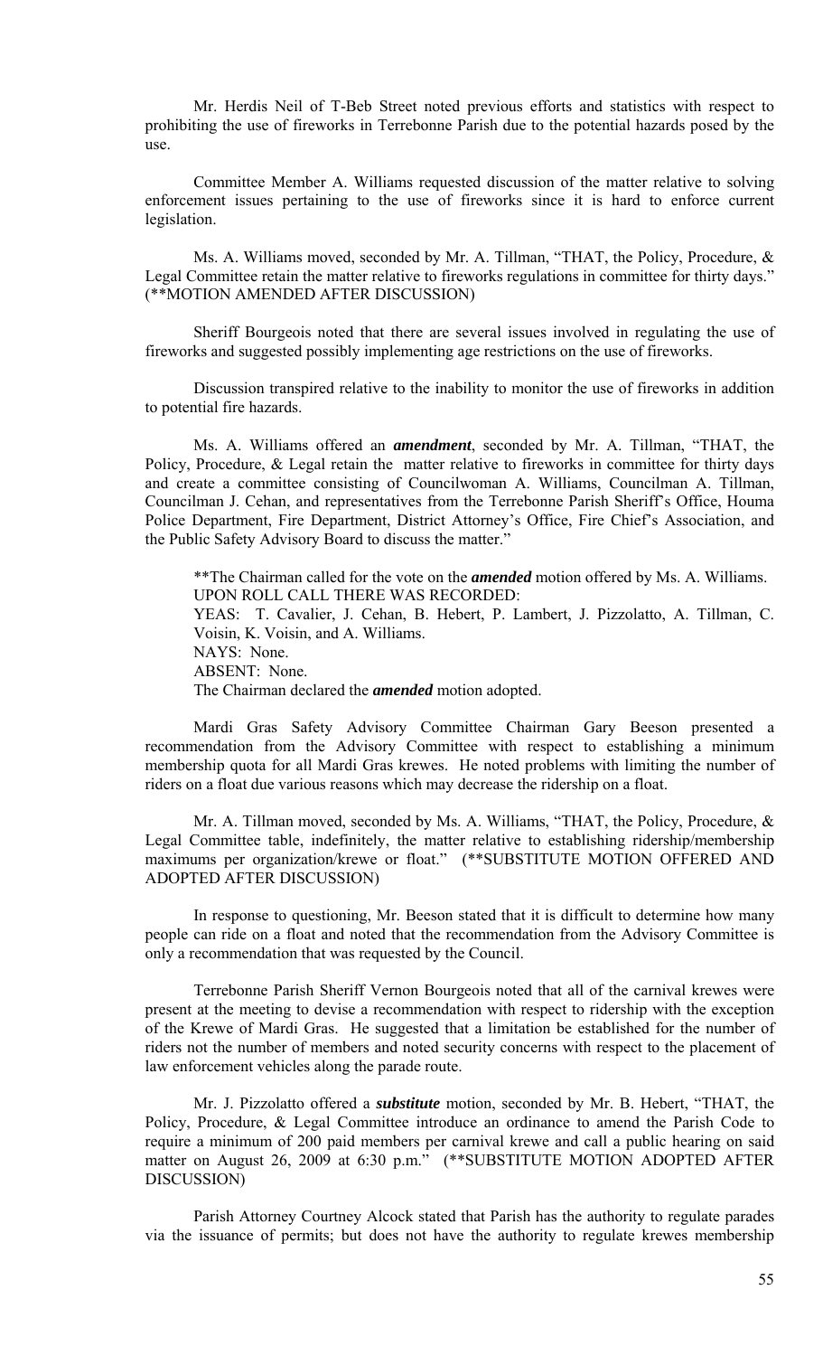Mr. Herdis Neil of T-Beb Street noted previous efforts and statistics with respect to prohibiting the use of fireworks in Terrebonne Parish due to the potential hazards posed by the use.

Committee Member A. Williams requested discussion of the matter relative to solving enforcement issues pertaining to the use of fireworks since it is hard to enforce current legislation.

Ms. A. Williams moved, seconded by Mr. A. Tillman, "THAT, the Policy, Procedure, & Legal Committee retain the matter relative to fireworks regulations in committee for thirty days." (**MOTION AMENDED AFTER DISCUSSION)

Sheriff Bourgeois noted that there are several issues involved in regulating the use of fireworks and suggested possibly implementing age restrictions on the use of fireworks.

Discussion transpired relative to the inability to monitor the use of fireworks in addition to potential fire hazards.

Ms. A. Williams offered an ***amendment***, seconded by Mr. A. Tillman, "THAT, the Policy, Procedure, & Legal retain the matter relative to fireworks in committee for thirty days and create a committee consisting of Councilwoman A. Williams, Councilman A. Tillman, Councilman J. Cehan, and representatives from the Terrebonne Parish Sheriff's Office, Houma Police Department, Fire Department, District Attorney's Office, Fire Chief's Association, and the Public Safety Advisory Board to discuss the matter."

**The Chairman called for the vote on the ***amended*** motion offered by Ms. A. Williams.
UPON ROLL CALL THERE WAS RECORDED:
YEAS: T. Cavalier, J. Cehan, B. Hebert, P. Lambert, J. Pizzolatto, A. Tillman, C. Voisin, K. Voisin, and A. Williams.
NAYS: None.
ABSENT: None.
The Chairman declared the ***amended*** motion adopted.

Mardi Gras Safety Advisory Committee Chairman Gary Beeson presented a recommendation from the Advisory Committee with respect to establishing a minimum membership quota for all Mardi Gras krewes. He noted problems with limiting the number of riders on a float due various reasons which may decrease the ridership on a float.

Mr. A. Tillman moved, seconded by Ms. A. Williams, "THAT, the Policy, Procedure, & Legal Committee table, indefinitely, the matter relative to establishing ridership/membership maximums per organization/krewe or float." (**SUBSTITUTE MOTION OFFERED AND ADOPTED AFTER DISCUSSION)

In response to questioning, Mr. Beeson stated that it is difficult to determine how many people can ride on a float and noted that the recommendation from the Advisory Committee is only a recommendation that was requested by the Council.

Terrebonne Parish Sheriff Vernon Bourgeois noted that all of the carnival krewes were present at the meeting to devise a recommendation with respect to ridership with the exception of the Krewe of Mardi Gras. He suggested that a limitation be established for the number of riders not the number of members and noted security concerns with respect to the placement of law enforcement vehicles along the parade route.

Mr. J. Pizzolatto offered a ***substitute*** motion, seconded by Mr. B. Hebert, "THAT, the Policy, Procedure, & Legal Committee introduce an ordinance to amend the Parish Code to require a minimum of 200 paid members per carnival krewe and call a public hearing on said matter on August 26, 2009 at 6:30 p.m." (**SUBSTITUTE MOTION ADOPTED AFTER DISCUSSION)

Parish Attorney Courtney Alcock stated that Parish has the authority to regulate parades via the issuance of permits; but does not have the authority to regulate krewes membership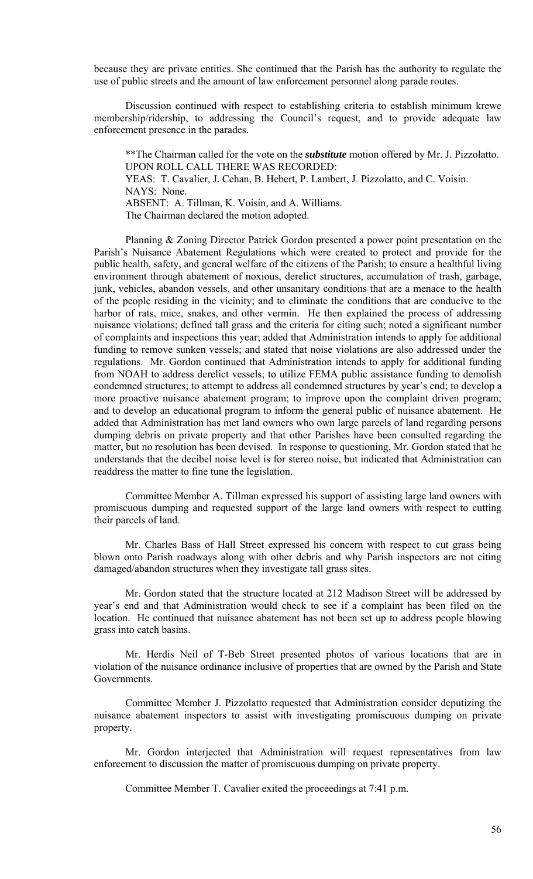because they are private entities. She continued that the Parish has the authority to regulate the use of public streets and the amount of law enforcement personnel along parade routes.

Discussion continued with respect to establishing criteria to establish minimum krewe membership/ridership, to addressing the Council's request, and to provide adequate law enforcement presence in the parades.

**The Chairman called for the vote on the ***substitute*** motion offered by Mr. J. Pizzolatto.
UPON ROLL CALL THERE WAS RECORDED:
YEAS: T. Cavalier, J. Cehan, B. Hebert, P. Lambert, J. Pizzolatto, and C. Voisin.
NAYS: None.
ABSENT: A. Tillman, K. Voisin, and A. Williams.
The Chairman declared the motion adopted.

Planning & Zoning Director Patrick Gordon presented a power point presentation on the Parish's Nuisance Abatement Regulations which were created to protect and provide for the public health, safety, and general welfare of the citizens of the Parish; to ensure a healthful living environment through abatement of noxious, derelict structures, accumulation of trash, garbage, junk, vehicles, abandon vessels, and other unsanitary conditions that are a menace to the health of the people residing in the vicinity; and to eliminate the conditions that are conducive to the harbor of rats, mice, snakes, and other vermin. He then explained the process of addressing nuisance violations; defined tall grass and the criteria for citing such; noted a significant number of complaints and inspections this year; added that Administration intends to apply for additional funding to remove sunken vessels; and stated that noise violations are also addressed under the regulations. Mr. Gordon continued that Administration intends to apply for additional funding from NOAH to address derelict vessels; to utilize FEMA public assistance funding to demolish condemned structures; to attempt to address all condemned structures by year's end; to develop a more proactive nuisance abatement program; to improve upon the complaint driven program; and to develop an educational program to inform the general public of nuisance abatement. He added that Administration has met land owners who own large parcels of land regarding persons dumping debris on private property and that other Parishes have been consulted regarding the matter, but no resolution has been devised. In response to questioning, Mr. Gordon stated that he understands that the decibel noise level is for stereo noise, but indicated that Administration can readdress the matter to fine tune the legislation.

Committee Member A. Tillman expressed his support of assisting large land owners with promiscuous dumping and requested support of the large land owners with respect to cutting their parcels of land.

Mr. Charles Bass of Hall Street expressed his concern with respect to cut grass being blown onto Parish roadways along with other debris and why Parish inspectors are not citing damaged/abandon structures when they investigate tall grass sites.

Mr. Gordon stated that the structure located at 212 Madison Street will be addressed by year's end and that Administration would check to see if a complaint has been filed on the location. He continued that nuisance abatement has not been set up to address people blowing grass into catch basins.

Mr. Herdis Neil of T-Beb Street presented photos of various locations that are in violation of the nuisance ordinance inclusive of properties that are owned by the Parish and State Governments.

Committee Member J. Pizzolatto requested that Administration consider deputizing the nuisance abatement inspectors to assist with investigating promiscuous dumping on private property.

Mr. Gordon interjected that Administration will request representatives from law enforcement to discussion the matter of promiscuous dumping on private property.

Committee Member T. Cavalier exited the proceedings at 7:41 p.m.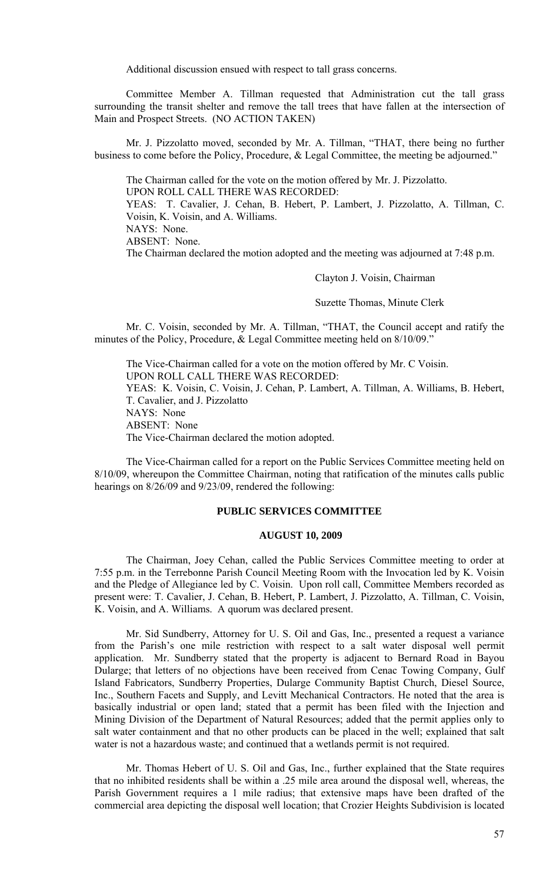Additional discussion ensued with respect to tall grass concerns.

Committee Member A. Tillman requested that Administration cut the tall grass surrounding the transit shelter and remove the tall trees that have fallen at the intersection of Main and Prospect Streets. (NO ACTION TAKEN)

Mr. J. Pizzolatto moved, seconded by Mr. A. Tillman, "THAT, there being no further business to come before the Policy, Procedure, & Legal Committee, the meeting be adjourned."

The Chairman called for the vote on the motion offered by Mr. J. Pizzolatto.
UPON ROLL CALL THERE WAS RECORDED:
YEAS: T. Cavalier, J. Cehan, B. Hebert, P. Lambert, J. Pizzolatto, A. Tillman, C. Voisin, K. Voisin, and A. Williams.
NAYS: None.
ABSENT: None.
The Chairman declared the motion adopted and the meeting was adjourned at 7:48 p.m.

Clayton J. Voisin, Chairman

Suzette Thomas, Minute Clerk

Mr. C. Voisin, seconded by Mr. A. Tillman, "THAT, the Council accept and ratify the minutes of the Policy, Procedure, & Legal Committee meeting held on 8/10/09."

The Vice-Chairman called for a vote on the motion offered by Mr. C Voisin.
UPON ROLL CALL THERE WAS RECORDED:
YEAS: K. Voisin, C. Voisin, J. Cehan, P. Lambert, A. Tillman, A. Williams, B. Hebert, T. Cavalier, and J. Pizzolatto
NAYS: None
ABSENT: None
The Vice-Chairman declared the motion adopted.

The Vice-Chairman called for a report on the Public Services Committee meeting held on 8/10/09, whereupon the Committee Chairman, noting that ratification of the minutes calls public hearings on 8/26/09 and 9/23/09, rendered the following:

## PUBLIC SERVICES COMMITTEE

### AUGUST 10, 2009

The Chairman, Joey Cehan, called the Public Services Committee meeting to order at 7:55 p.m. in the Terrebonne Parish Council Meeting Room with the Invocation led by K. Voisin and the Pledge of Allegiance led by C. Voisin. Upon roll call, Committee Members recorded as present were: T. Cavalier, J. Cehan, B. Hebert, P. Lambert, J. Pizzolatto, A. Tillman, C. Voisin, K. Voisin, and A. Williams. A quorum was declared present.

Mr. Sid Sundberry, Attorney for U. S. Oil and Gas, Inc., presented a request a variance from the Parish's one mile restriction with respect to a salt water disposal well permit application. Mr. Sundberry stated that the property is adjacent to Bernard Road in Bayou Dularge; that letters of no objections have been received from Cenac Towing Company, Gulf Island Fabricators, Sundberry Properties, Dularge Community Baptist Church, Diesel Source, Inc., Southern Facets and Supply, and Levitt Mechanical Contractors. He noted that the area is basically industrial or open land; stated that a permit has been filed with the Injection and Mining Division of the Department of Natural Resources; added that the permit applies only to salt water containment and that no other products can be placed in the well; explained that salt water is not a hazardous waste; and continued that a wetlands permit is not required.

Mr. Thomas Hebert of U. S. Oil and Gas, Inc., further explained that the State requires that no inhibited residents shall be within a .25 mile area around the disposal well, whereas, the Parish Government requires a 1 mile radius; that extensive maps have been drafted of the commercial area depicting the disposal well location; that Crozier Heights Subdivision is located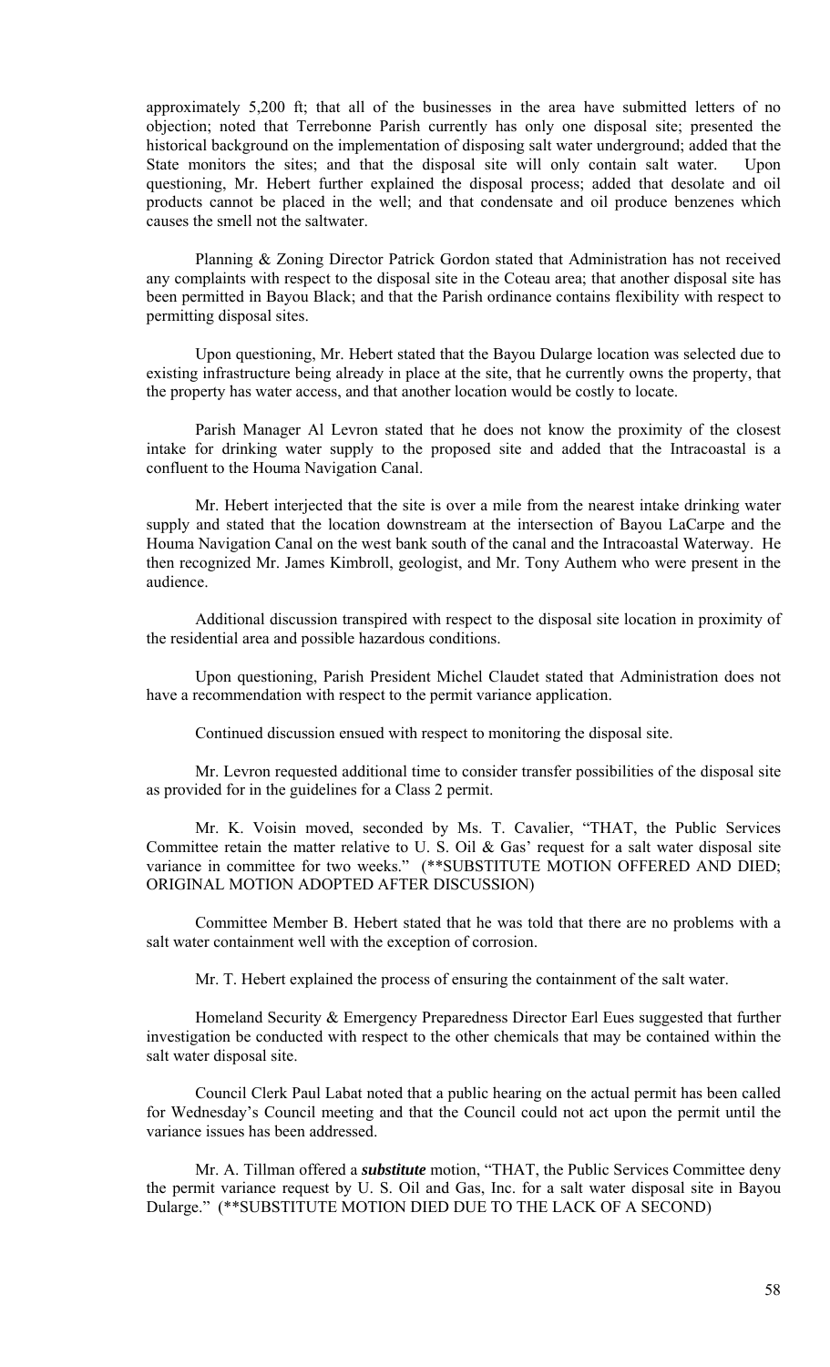approximately 5,200 ft; that all of the businesses in the area have submitted letters of no objection; noted that Terrebonne Parish currently has only one disposal site; presented the historical background on the implementation of disposing salt water underground; added that the State monitors the sites; and that the disposal site will only contain salt water. Upon questioning, Mr. Hebert further explained the disposal process; added that desolate and oil products cannot be placed in the well; and that condensate and oil produce benzenes which causes the smell not the saltwater.

Planning & Zoning Director Patrick Gordon stated that Administration has not received any complaints with respect to the disposal site in the Coteau area; that another disposal site has been permitted in Bayou Black; and that the Parish ordinance contains flexibility with respect to permitting disposal sites.

Upon questioning, Mr. Hebert stated that the Bayou Dularge location was selected due to existing infrastructure being already in place at the site, that he currently owns the property, that the property has water access, and that another location would be costly to locate.

Parish Manager Al Levron stated that he does not know the proximity of the closest intake for drinking water supply to the proposed site and added that the Intracoastal is a confluent to the Houma Navigation Canal.

Mr. Hebert interjected that the site is over a mile from the nearest intake drinking water supply and stated that the location downstream at the intersection of Bayou LaCarpe and the Houma Navigation Canal on the west bank south of the canal and the Intracoastal Waterway. He then recognized Mr. James Kimbroll, geologist, and Mr. Tony Authem who were present in the audience.

Additional discussion transpired with respect to the disposal site location in proximity of the residential area and possible hazardous conditions.

Upon questioning, Parish President Michel Claudet stated that Administration does not have a recommendation with respect to the permit variance application.

Continued discussion ensued with respect to monitoring the disposal site.

Mr. Levron requested additional time to consider transfer possibilities of the disposal site as provided for in the guidelines for a Class 2 permit.

Mr. K. Voisin moved, seconded by Ms. T. Cavalier, "THAT, the Public Services Committee retain the matter relative to U. S. Oil & Gas' request for a salt water disposal site variance in committee for two weeks." (**SUBSTITUTE MOTION OFFERED AND DIED; ORIGINAL MOTION ADOPTED AFTER DISCUSSION)

Committee Member B. Hebert stated that he was told that there are no problems with a salt water containment well with the exception of corrosion.

Mr. T. Hebert explained the process of ensuring the containment of the salt water.

Homeland Security & Emergency Preparedness Director Earl Eues suggested that further investigation be conducted with respect to the other chemicals that may be contained within the salt water disposal site.

Council Clerk Paul Labat noted that a public hearing on the actual permit has been called for Wednesday's Council meeting and that the Council could not act upon the permit until the variance issues has been addressed.

Mr. A. Tillman offered a ***substitute*** motion, "THAT, the Public Services Committee deny the permit variance request by U. S. Oil and Gas, Inc. for a salt water disposal site in Bayou Dularge." (**SUBSTITUTE MOTION DIED DUE TO THE LACK OF A SECOND)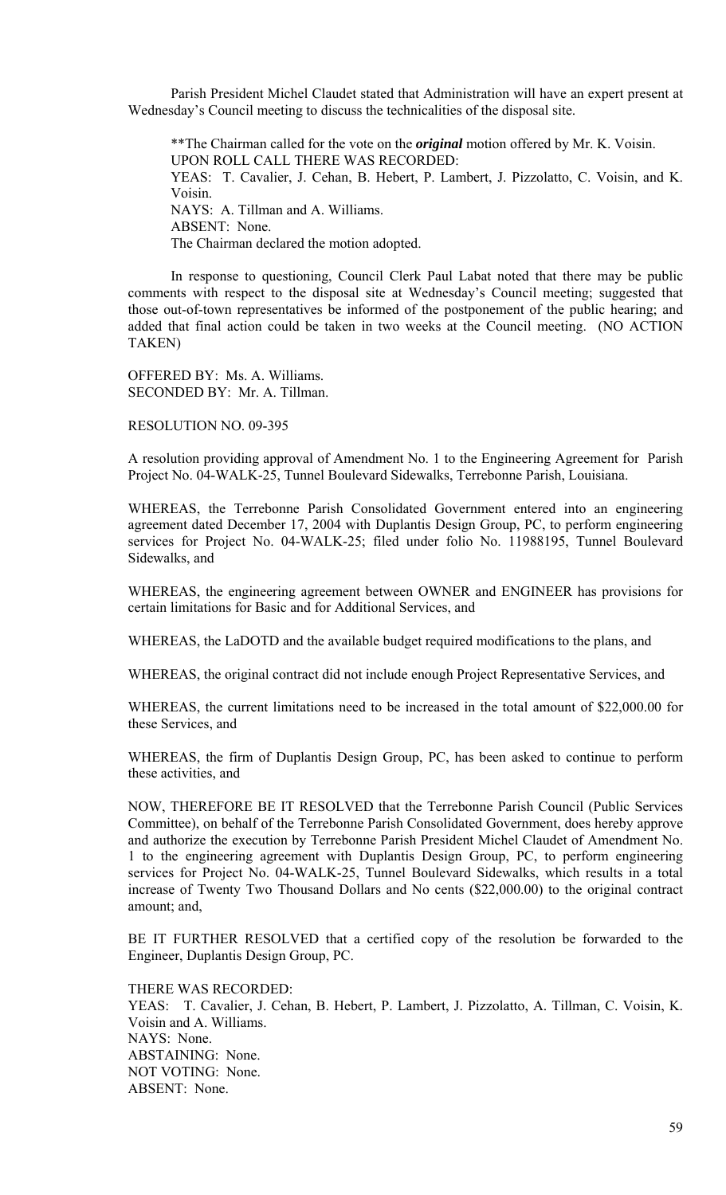Parish President Michel Claudet stated that Administration will have an expert present at Wednesday's Council meeting to discuss the technicalities of the disposal site.

**The Chairman called for the vote on the ***original*** motion offered by Mr. K. Voisin.
UPON ROLL CALL THERE WAS RECORDED:
YEAS: T. Cavalier, J. Cehan, B. Hebert, P. Lambert, J. Pizzolatto, C. Voisin, and K. Voisin.
NAYS: A. Tillman and A. Williams.
ABSENT: None.
The Chairman declared the motion adopted.

In response to questioning, Council Clerk Paul Labat noted that there may be public comments with respect to the disposal site at Wednesday's Council meeting; suggested that those out-of-town representatives be informed of the postponement of the public hearing; and added that final action could be taken in two weeks at the Council meeting. (NO ACTION TAKEN)

OFFERED BY: Ms. A. Williams.
SECONDED BY: Mr. A. Tillman.

RESOLUTION NO. 09-395

A resolution providing approval of Amendment No. 1 to the Engineering Agreement for Parish Project No. 04-WALK-25, Tunnel Boulevard Sidewalks, Terrebonne Parish, Louisiana.

WHEREAS, the Terrebonne Parish Consolidated Government entered into an engineering agreement dated December 17, 2004 with Duplantis Design Group, PC, to perform engineering services for Project No. 04-WALK-25; filed under folio No. 11988195, Tunnel Boulevard Sidewalks, and

WHEREAS, the engineering agreement between OWNER and ENGINEER has provisions for certain limitations for Basic and for Additional Services, and

WHEREAS, the LaDOTD and the available budget required modifications to the plans, and

WHEREAS, the original contract did not include enough Project Representative Services, and

WHEREAS, the current limitations need to be increased in the total amount of $22,000.00 for these Services, and

WHEREAS, the firm of Duplantis Design Group, PC, has been asked to continue to perform these activities, and

NOW, THEREFORE BE IT RESOLVED that the Terrebonne Parish Council (Public Services Committee), on behalf of the Terrebonne Parish Consolidated Government, does hereby approve and authorize the execution by Terrebonne Parish President Michel Claudet of Amendment No. 1 to the engineering agreement with Duplantis Design Group, PC, to perform engineering services for Project No. 04-WALK-25, Tunnel Boulevard Sidewalks, which results in a total increase of Twenty Two Thousand Dollars and No cents ($22,000.00) to the original contract amount; and,

BE IT FURTHER RESOLVED that a certified copy of the resolution be forwarded to the Engineer, Duplantis Design Group, PC.

THERE WAS RECORDED:
YEAS: T. Cavalier, J. Cehan, B. Hebert, P. Lambert, J. Pizzolatto, A. Tillman, C. Voisin, K. Voisin and A. Williams.
NAYS: None.
ABSTAINING: None.
NOT VOTING: None.
ABSENT: None.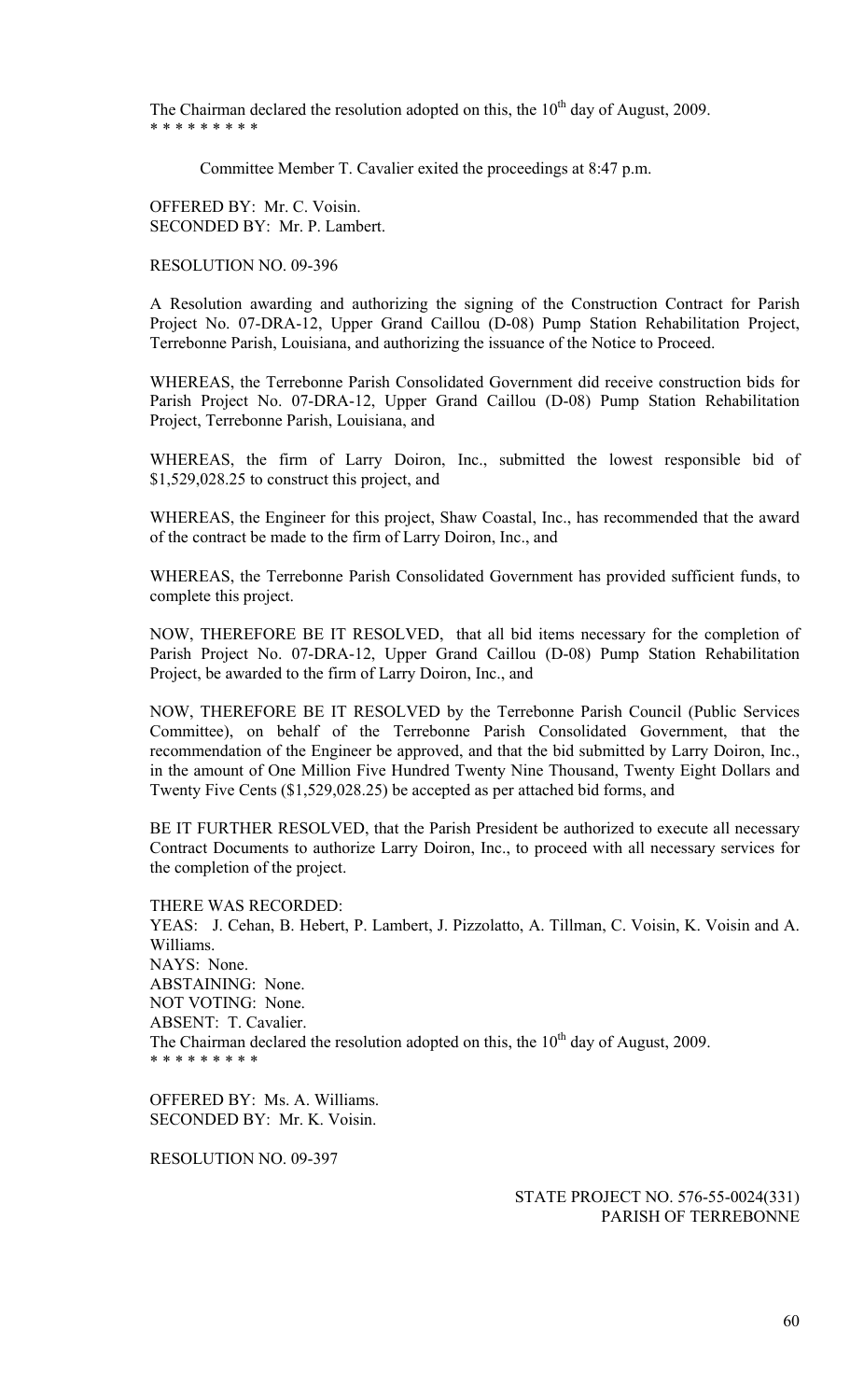The Chairman declared the resolution adopted on this, the 10th day of August, 2009.
* * * * * * * * *

Committee Member T. Cavalier exited the proceedings at 8:47 p.m.

OFFERED BY: Mr. C. Voisin.
SECONDED BY: Mr. P. Lambert.

RESOLUTION NO. 09-396

A Resolution awarding and authorizing the signing of the Construction Contract for Parish Project No. 07-DRA-12, Upper Grand Caillou (D-08) Pump Station Rehabilitation Project, Terrebonne Parish, Louisiana, and authorizing the issuance of the Notice to Proceed.

WHEREAS, the Terrebonne Parish Consolidated Government did receive construction bids for Parish Project No. 07-DRA-12, Upper Grand Caillou (D-08) Pump Station Rehabilitation Project, Terrebonne Parish, Louisiana, and

WHEREAS, the firm of Larry Doiron, Inc., submitted the lowest responsible bid of $1,529,028.25 to construct this project, and

WHEREAS, the Engineer for this project, Shaw Coastal, Inc., has recommended that the award of the contract be made to the firm of Larry Doiron, Inc., and

WHEREAS, the Terrebonne Parish Consolidated Government has provided sufficient funds, to complete this project.

NOW, THEREFORE BE IT RESOLVED, that all bid items necessary for the completion of Parish Project No. 07-DRA-12, Upper Grand Caillou (D-08) Pump Station Rehabilitation Project, be awarded to the firm of Larry Doiron, Inc., and

NOW, THEREFORE BE IT RESOLVED by the Terrebonne Parish Council (Public Services Committee), on behalf of the Terrebonne Parish Consolidated Government, that the recommendation of the Engineer be approved, and that the bid submitted by Larry Doiron, Inc., in the amount of One Million Five Hundred Twenty Nine Thousand, Twenty Eight Dollars and Twenty Five Cents ($1,529,028.25) be accepted as per attached bid forms, and

BE IT FURTHER RESOLVED, that the Parish President be authorized to execute all necessary Contract Documents to authorize Larry Doiron, Inc., to proceed with all necessary services for the completion of the project.

THERE WAS RECORDED:
YEAS: J. Cehan, B. Hebert, P. Lambert, J. Pizzolatto, A. Tillman, C. Voisin, K. Voisin and A. Williams.
NAYS: None.
ABSTAINING: None.
NOT VOTING: None.
ABSENT: T. Cavalier.
The Chairman declared the resolution adopted on this, the 10th day of August, 2009.
* * * * * * * * *

OFFERED BY: Ms. A. Williams.
SECONDED BY: Mr. K. Voisin.

RESOLUTION NO. 09-397

STATE PROJECT NO. 576-55-0024(331)
PARISH OF TERREBONNE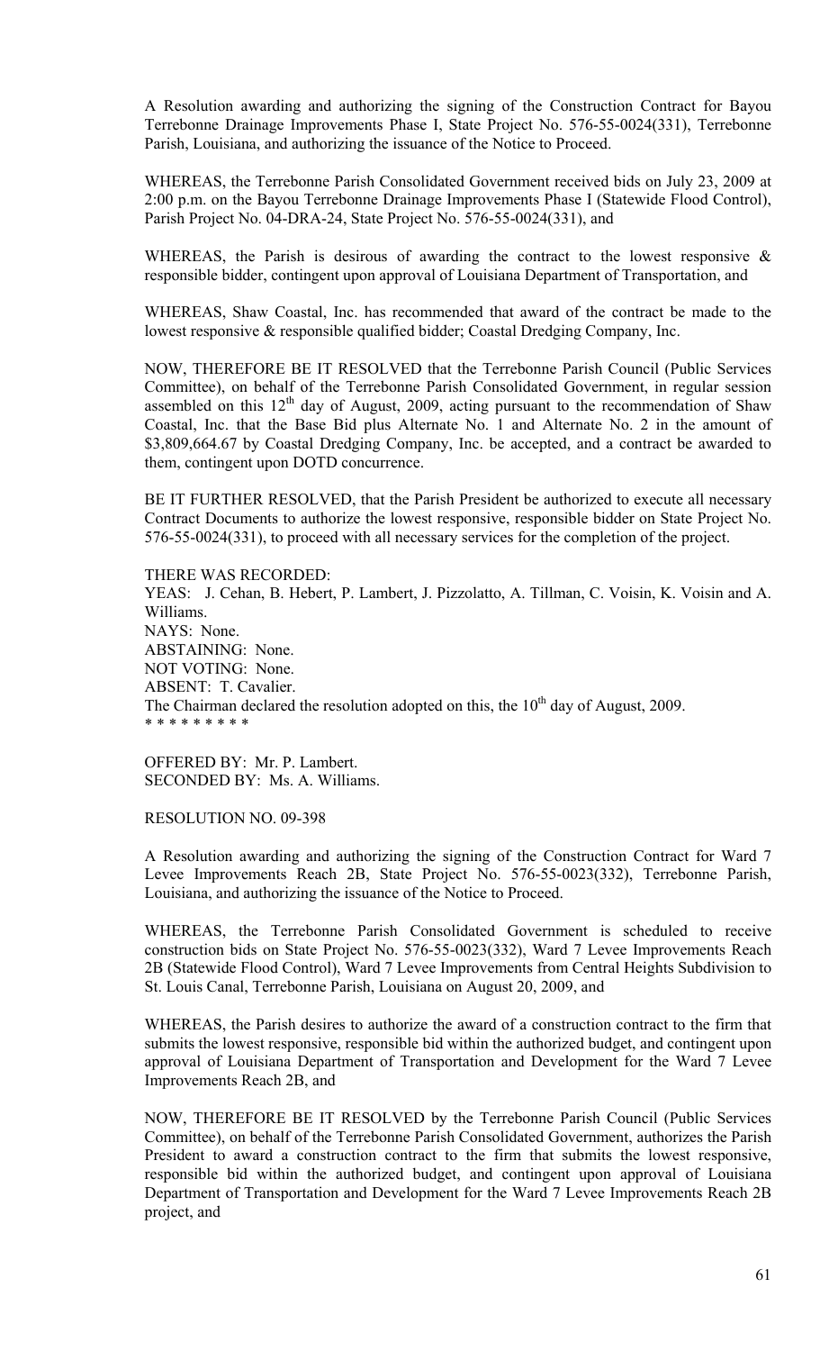A Resolution awarding and authorizing the signing of the Construction Contract for Bayou Terrebonne Drainage Improvements Phase I, State Project No. 576-55-0024(331), Terrebonne Parish, Louisiana, and authorizing the issuance of the Notice to Proceed.

WHEREAS, the Terrebonne Parish Consolidated Government received bids on July 23, 2009 at 2:00 p.m. on the Bayou Terrebonne Drainage Improvements Phase I (Statewide Flood Control), Parish Project No. 04-DRA-24, State Project No. 576-55-0024(331), and

WHEREAS, the Parish is desirous of awarding the contract to the lowest responsive & responsible bidder, contingent upon approval of Louisiana Department of Transportation, and

WHEREAS, Shaw Coastal, Inc. has recommended that award of the contract be made to the lowest responsive & responsible qualified bidder; Coastal Dredging Company, Inc.

NOW, THEREFORE BE IT RESOLVED that the Terrebonne Parish Council (Public Services Committee), on behalf of the Terrebonne Parish Consolidated Government, in regular session assembled on this 12th day of August, 2009, acting pursuant to the recommendation of Shaw Coastal, Inc. that the Base Bid plus Alternate No. 1 and Alternate No. 2 in the amount of $3,809,664.67 by Coastal Dredging Company, Inc. be accepted, and a contract be awarded to them, contingent upon DOTD concurrence.

BE IT FURTHER RESOLVED, that the Parish President be authorized to execute all necessary Contract Documents to authorize the lowest responsive, responsible bidder on State Project No. 576-55-0024(331), to proceed with all necessary services for the completion of the project.

THERE WAS RECORDED:
YEAS: J. Cehan, B. Hebert, P. Lambert, J. Pizzolatto, A. Tillman, C. Voisin, K. Voisin and A. Williams.
NAYS: None.
ABSTAINING: None.
NOT VOTING: None.
ABSENT: T. Cavalier.
The Chairman declared the resolution adopted on this, the 10th day of August, 2009.
* * * * * * * * *

OFFERED BY: Mr. P. Lambert.
SECONDED BY: Ms. A. Williams.

RESOLUTION NO. 09-398

A Resolution awarding and authorizing the signing of the Construction Contract for Ward 7 Levee Improvements Reach 2B, State Project No. 576-55-0023(332), Terrebonne Parish, Louisiana, and authorizing the issuance of the Notice to Proceed.

WHEREAS, the Terrebonne Parish Consolidated Government is scheduled to receive construction bids on State Project No. 576-55-0023(332), Ward 7 Levee Improvements Reach 2B (Statewide Flood Control), Ward 7 Levee Improvements from Central Heights Subdivision to St. Louis Canal, Terrebonne Parish, Louisiana on August 20, 2009, and

WHEREAS, the Parish desires to authorize the award of a construction contract to the firm that submits the lowest responsive, responsible bid within the authorized budget, and contingent upon approval of Louisiana Department of Transportation and Development for the Ward 7 Levee Improvements Reach 2B, and

NOW, THEREFORE BE IT RESOLVED by the Terrebonne Parish Council (Public Services Committee), on behalf of the Terrebonne Parish Consolidated Government, authorizes the Parish President to award a construction contract to the firm that submits the lowest responsive, responsible bid within the authorized budget, and contingent upon approval of Louisiana Department of Transportation and Development for the Ward 7 Levee Improvements Reach 2B project, and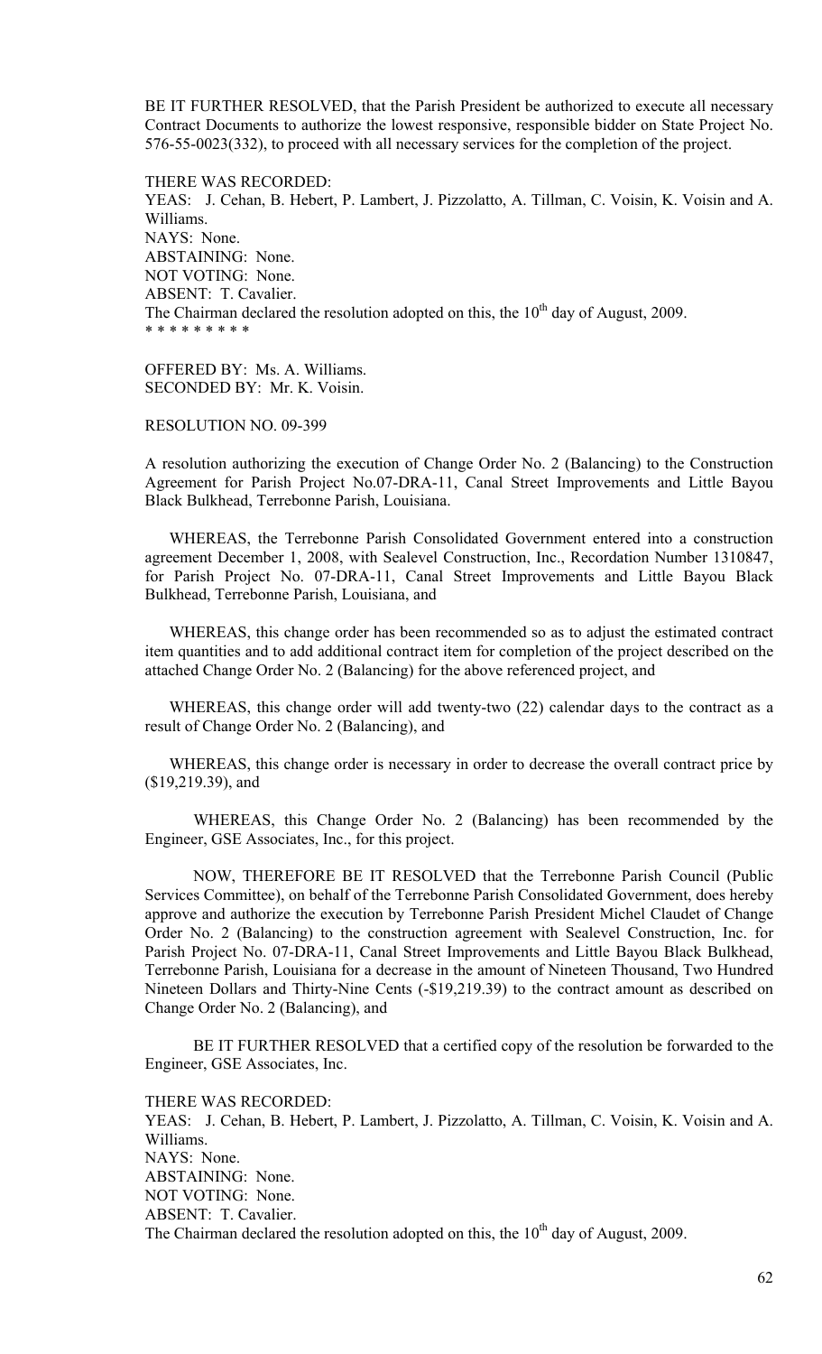BE IT FURTHER RESOLVED, that the Parish President be authorized to execute all necessary Contract Documents to authorize the lowest responsive, responsible bidder on State Project No. 576-55-0023(332), to proceed with all necessary services for the completion of the project.

THERE WAS RECORDED:
YEAS: J. Cehan, B. Hebert, P. Lambert, J. Pizzolatto, A. Tillman, C. Voisin, K. Voisin and A. Williams.
NAYS: None.
ABSTAINING: None.
NOT VOTING: None.
ABSENT: T. Cavalier.
The Chairman declared the resolution adopted on this, the 10th day of August, 2009.
* * * * * * * * *

OFFERED BY: Ms. A. Williams.
SECONDED BY: Mr. K. Voisin.

RESOLUTION NO. 09-399

A resolution authorizing the execution of Change Order No. 2 (Balancing) to the Construction Agreement for Parish Project No.07-DRA-11, Canal Street Improvements and Little Bayou Black Bulkhead, Terrebonne Parish, Louisiana.

WHEREAS, the Terrebonne Parish Consolidated Government entered into a construction agreement December 1, 2008, with Sealevel Construction, Inc., Recordation Number 1310847, for Parish Project No. 07-DRA-11, Canal Street Improvements and Little Bayou Black Bulkhead, Terrebonne Parish, Louisiana, and

WHEREAS, this change order has been recommended so as to adjust the estimated contract item quantities and to add additional contract item for completion of the project described on the attached Change Order No. 2 (Balancing) for the above referenced project, and

WHEREAS, this change order will add twenty-two (22) calendar days to the contract as a result of Change Order No. 2 (Balancing), and

WHEREAS, this change order is necessary in order to decrease the overall contract price by ($19,219.39), and

WHEREAS, this Change Order No. 2 (Balancing) has been recommended by the Engineer, GSE Associates, Inc., for this project.

NOW, THEREFORE BE IT RESOLVED that the Terrebonne Parish Council (Public Services Committee), on behalf of the Terrebonne Parish Consolidated Government, does hereby approve and authorize the execution by Terrebonne Parish President Michel Claudet of Change Order No. 2 (Balancing) to the construction agreement with Sealevel Construction, Inc. for Parish Project No. 07-DRA-11, Canal Street Improvements and Little Bayou Black Bulkhead, Terrebonne Parish, Louisiana for a decrease in the amount of Nineteen Thousand, Two Hundred Nineteen Dollars and Thirty-Nine Cents (-$19,219.39) to the contract amount as described on Change Order No. 2 (Balancing), and

BE IT FURTHER RESOLVED that a certified copy of the resolution be forwarded to the Engineer, GSE Associates, Inc.

THERE WAS RECORDED:
YEAS: J. Cehan, B. Hebert, P. Lambert, J. Pizzolatto, A. Tillman, C. Voisin, K. Voisin and A. Williams.
NAYS: None.
ABSTAINING: None.
NOT VOTING: None.
ABSENT: T. Cavalier.
The Chairman declared the resolution adopted on this, the 10th day of August, 2009.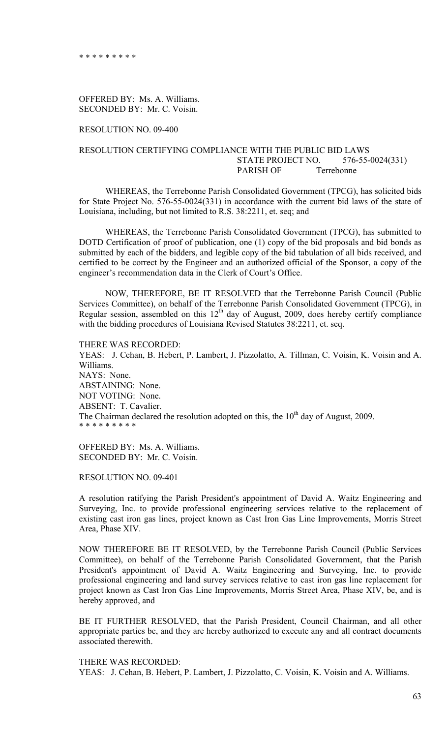\* \* \* \* \* \* \* \* \*

OFFERED BY: Ms. A. Williams.
SECONDED BY: Mr. C. Voisin.

RESOLUTION NO. 09-400

RESOLUTION CERTIFYING COMPLIANCE WITH THE PUBLIC BID LAWS
STATE PROJECT NO. 576-55-0024(331)
PARISH OF Terrebonne

WHEREAS, the Terrebonne Parish Consolidated Government (TPCG), has solicited bids for State Project No. 576-55-0024(331) in accordance with the current bid laws of the state of Louisiana, including, but not limited to R.S. 38:2211, et. seq; and

WHEREAS, the Terrebonne Parish Consolidated Government (TPCG), has submitted to DOTD Certification of proof of publication, one (1) copy of the bid proposals and bid bonds as submitted by each of the bidders, and legible copy of the bid tabulation of all bids received, and certified to be correct by the Engineer and an authorized official of the Sponsor, a copy of the engineer's recommendation data in the Clerk of Court's Office.

NOW, THEREFORE, BE IT RESOLVED that the Terrebonne Parish Council (Public Services Committee), on behalf of the Terrebonne Parish Consolidated Government (TPCG), in Regular session, assembled on this 12th day of August, 2009, does hereby certify compliance with the bidding procedures of Louisiana Revised Statutes 38:2211, et. seq.

THERE WAS RECORDED:
YEAS: J. Cehan, B. Hebert, P. Lambert, J. Pizzolatto, A. Tillman, C. Voisin, K. Voisin and A. Williams.
NAYS: None.
ABSTAINING: None.
NOT VOTING: None.
ABSENT: T. Cavalier.
The Chairman declared the resolution adopted on this, the 10th day of August, 2009.
\* \* \* \* \* \* \* \* \*

OFFERED BY: Ms. A. Williams.
SECONDED BY: Mr. C. Voisin.

RESOLUTION NO. 09-401

A resolution ratifying the Parish President's appointment of David A. Waitz Engineering and Surveying, Inc. to provide professional engineering services relative to the replacement of existing cast iron gas lines, project known as Cast Iron Gas Line Improvements, Morris Street Area, Phase XIV.

NOW THEREFORE BE IT RESOLVED, by the Terrebonne Parish Council (Public Services Committee), on behalf of the Terrebonne Parish Consolidated Government, that the Parish President's appointment of David A. Waitz Engineering and Surveying, Inc. to provide professional engineering and land survey services relative to cast iron gas line replacement for project known as Cast Iron Gas Line Improvements, Morris Street Area, Phase XIV, be, and is hereby approved, and

BE IT FURTHER RESOLVED, that the Parish President, Council Chairman, and all other appropriate parties be, and they are hereby authorized to execute any and all contract documents associated therewith.

THERE WAS RECORDED:
YEAS: J. Cehan, B. Hebert, P. Lambert, J. Pizzolatto, C. Voisin, K. Voisin and A. Williams.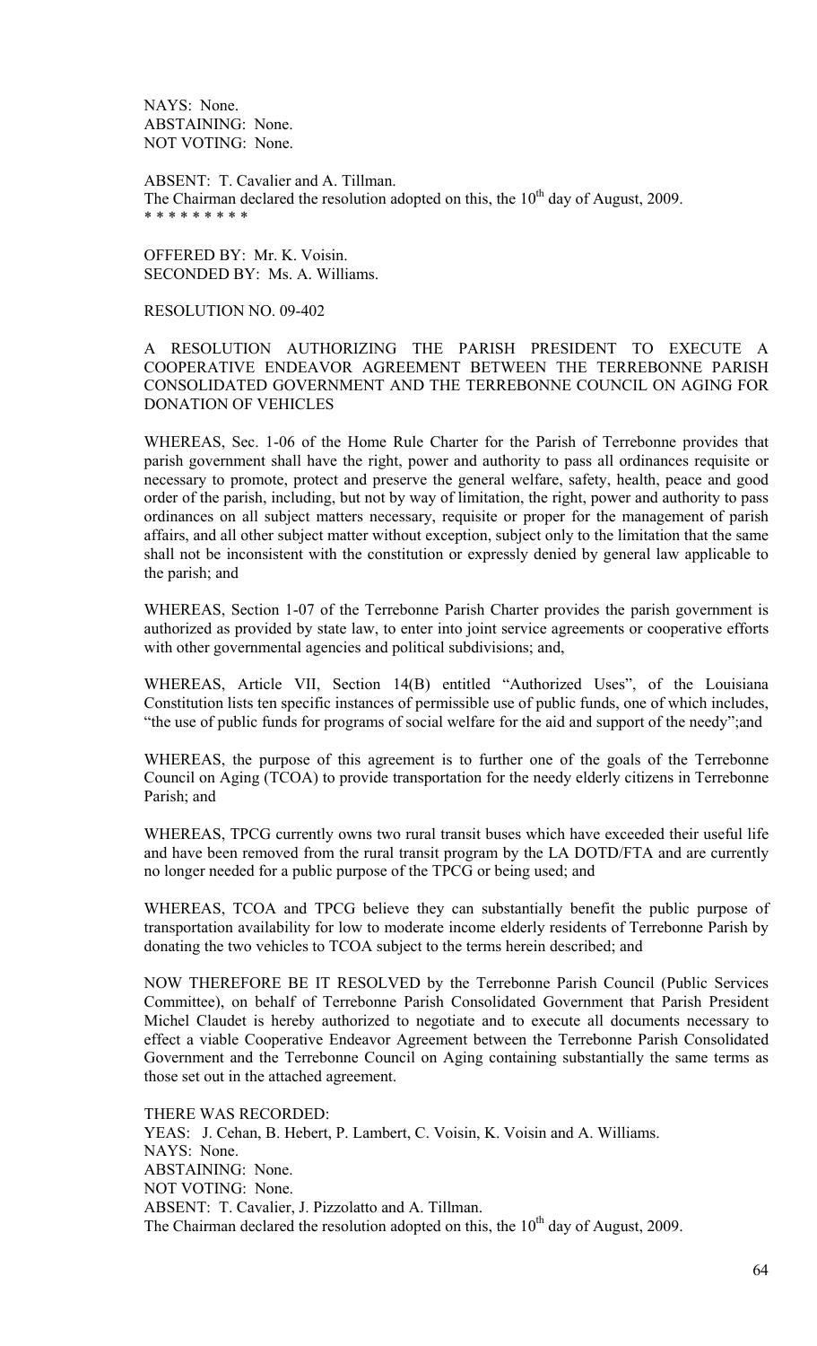NAYS: None.
ABSTAINING: None.
NOT VOTING: None.

ABSENT: T. Cavalier and A. Tillman.
The Chairman declared the resolution adopted on this, the 10th day of August, 2009.
\* \* \* \* \* \* \* \* \*

OFFERED BY: Mr. K. Voisin.
SECONDED BY: Ms. A. Williams.

RESOLUTION NO. 09-402

A RESOLUTION AUTHORIZING THE PARISH PRESIDENT TO EXECUTE A COOPERATIVE ENDEAVOR AGREEMENT BETWEEN THE TERREBONNE PARISH CONSOLIDATED GOVERNMENT AND THE TERREBONNE COUNCIL ON AGING FOR DONATION OF VEHICLES

WHEREAS, Sec. 1-06 of the Home Rule Charter for the Parish of Terrebonne provides that parish government shall have the right, power and authority to pass all ordinances requisite or necessary to promote, protect and preserve the general welfare, safety, health, peace and good order of the parish, including, but not by way of limitation, the right, power and authority to pass ordinances on all subject matters necessary, requisite or proper for the management of parish affairs, and all other subject matter without exception, subject only to the limitation that the same shall not be inconsistent with the constitution or expressly denied by general law applicable to the parish; and

WHEREAS, Section 1-07 of the Terrebonne Parish Charter provides the parish government is authorized as provided by state law, to enter into joint service agreements or cooperative efforts with other governmental agencies and political subdivisions; and,

WHEREAS, Article VII, Section 14(B) entitled "Authorized Uses", of the Louisiana Constitution lists ten specific instances of permissible use of public funds, one of which includes, "the use of public funds for programs of social welfare for the aid and support of the needy";and

WHEREAS, the purpose of this agreement is to further one of the goals of the Terrebonne Council on Aging (TCOA) to provide transportation for the needy elderly citizens in Terrebonne Parish; and

WHEREAS, TPCG currently owns two rural transit buses which have exceeded their useful life and have been removed from the rural transit program by the LA DOTD/FTA and are currently no longer needed for a public purpose of the TPCG or being used; and

WHEREAS, TCOA and TPCG believe they can substantially benefit the public purpose of transportation availability for low to moderate income elderly residents of Terrebonne Parish by donating the two vehicles to TCOA subject to the terms herein described; and

NOW THEREFORE BE IT RESOLVED by the Terrebonne Parish Council (Public Services Committee), on behalf of Terrebonne Parish Consolidated Government that Parish President Michel Claudet is hereby authorized to negotiate and to execute all documents necessary to effect a viable Cooperative Endeavor Agreement between the Terrebonne Parish Consolidated Government and the Terrebonne Council on Aging containing substantially the same terms as those set out in the attached agreement.

THERE WAS RECORDED:
YEAS: J. Cehan, B. Hebert, P. Lambert, C. Voisin, K. Voisin and A. Williams.
NAYS: None.
ABSTAINING: None.
NOT VOTING: None.
ABSENT: T. Cavalier, J. Pizzolatto and A. Tillman.
The Chairman declared the resolution adopted on this, the 10th day of August, 2009.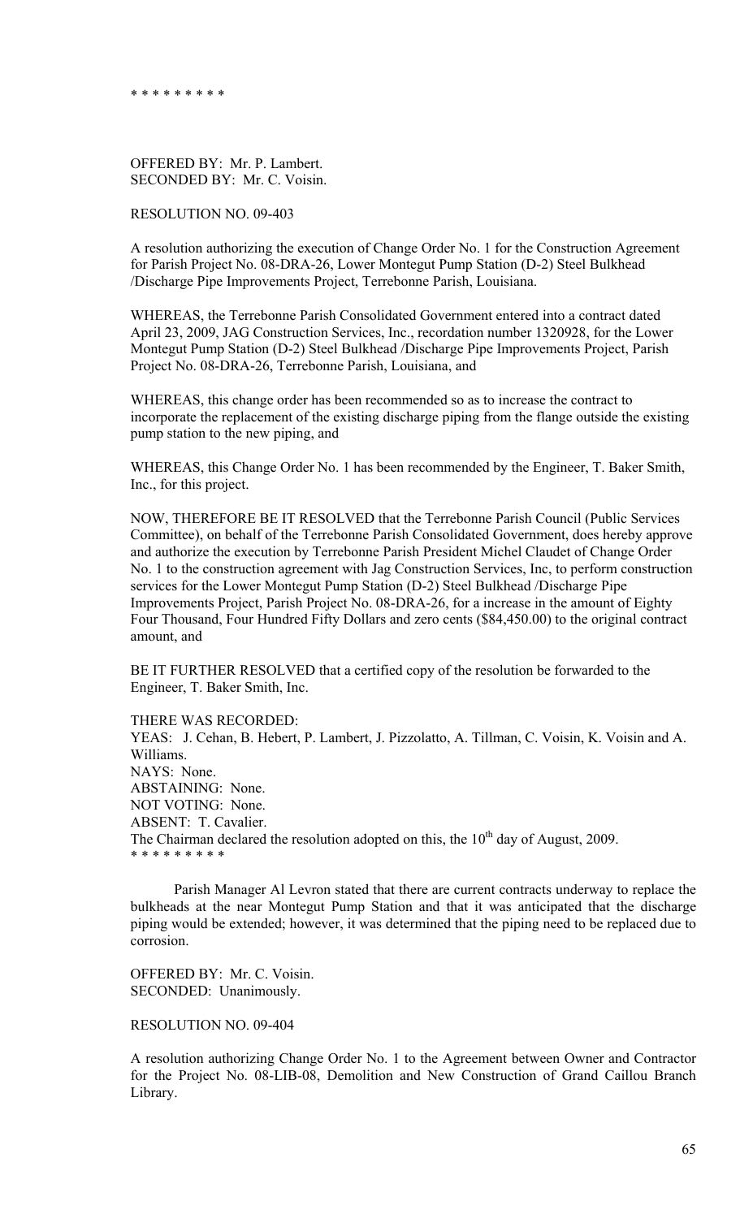* * * * * * * * *

OFFERED BY: Mr. P. Lambert.
SECONDED BY: Mr. C. Voisin.

RESOLUTION NO. 09-403

A resolution authorizing the execution of Change Order No. 1 for the Construction Agreement for Parish Project No. 08-DRA-26, Lower Montegut Pump Station (D-2) Steel Bulkhead /Discharge Pipe Improvements Project, Terrebonne Parish, Louisiana.

WHEREAS, the Terrebonne Parish Consolidated Government entered into a contract dated April 23, 2009, JAG Construction Services, Inc., recordation number 1320928, for the Lower Montegut Pump Station (D-2) Steel Bulkhead /Discharge Pipe Improvements Project, Parish Project No. 08-DRA-26, Terrebonne Parish, Louisiana, and

WHEREAS, this change order has been recommended so as to increase the contract to incorporate the replacement of the existing discharge piping from the flange outside the existing pump station to the new piping, and

WHEREAS, this Change Order No. 1 has been recommended by the Engineer, T. Baker Smith, Inc., for this project.

NOW, THEREFORE BE IT RESOLVED that the Terrebonne Parish Council (Public Services Committee), on behalf of the Terrebonne Parish Consolidated Government, does hereby approve and authorize the execution by Terrebonne Parish President Michel Claudet of Change Order No. 1 to the construction agreement with Jag Construction Services, Inc, to perform construction services for the Lower Montegut Pump Station (D-2) Steel Bulkhead /Discharge Pipe Improvements Project, Parish Project No. 08-DRA-26, for a increase in the amount of Eighty Four Thousand, Four Hundred Fifty Dollars and zero cents ($84,450.00) to the original contract amount, and

BE IT FURTHER RESOLVED that a certified copy of the resolution be forwarded to the Engineer, T. Baker Smith, Inc.

THERE WAS RECORDED:
YEAS: J. Cehan, B. Hebert, P. Lambert, J. Pizzolatto, A. Tillman, C. Voisin, K. Voisin and A. Williams.
NAYS: None.
ABSTAINING: None.
NOT VOTING: None.
ABSENT: T. Cavalier.
The Chairman declared the resolution adopted on this, the 10th day of August, 2009.
* * * * * * * * *

Parish Manager Al Levron stated that there are current contracts underway to replace the bulkheads at the near Montegut Pump Station and that it was anticipated that the discharge piping would be extended; however, it was determined that the piping need to be replaced due to corrosion.

OFFERED BY: Mr. C. Voisin.
SECONDED: Unanimously.

RESOLUTION NO. 09-404

A resolution authorizing Change Order No. 1 to the Agreement between Owner and Contractor for the Project No. 08-LIB-08, Demolition and New Construction of Grand Caillou Branch Library.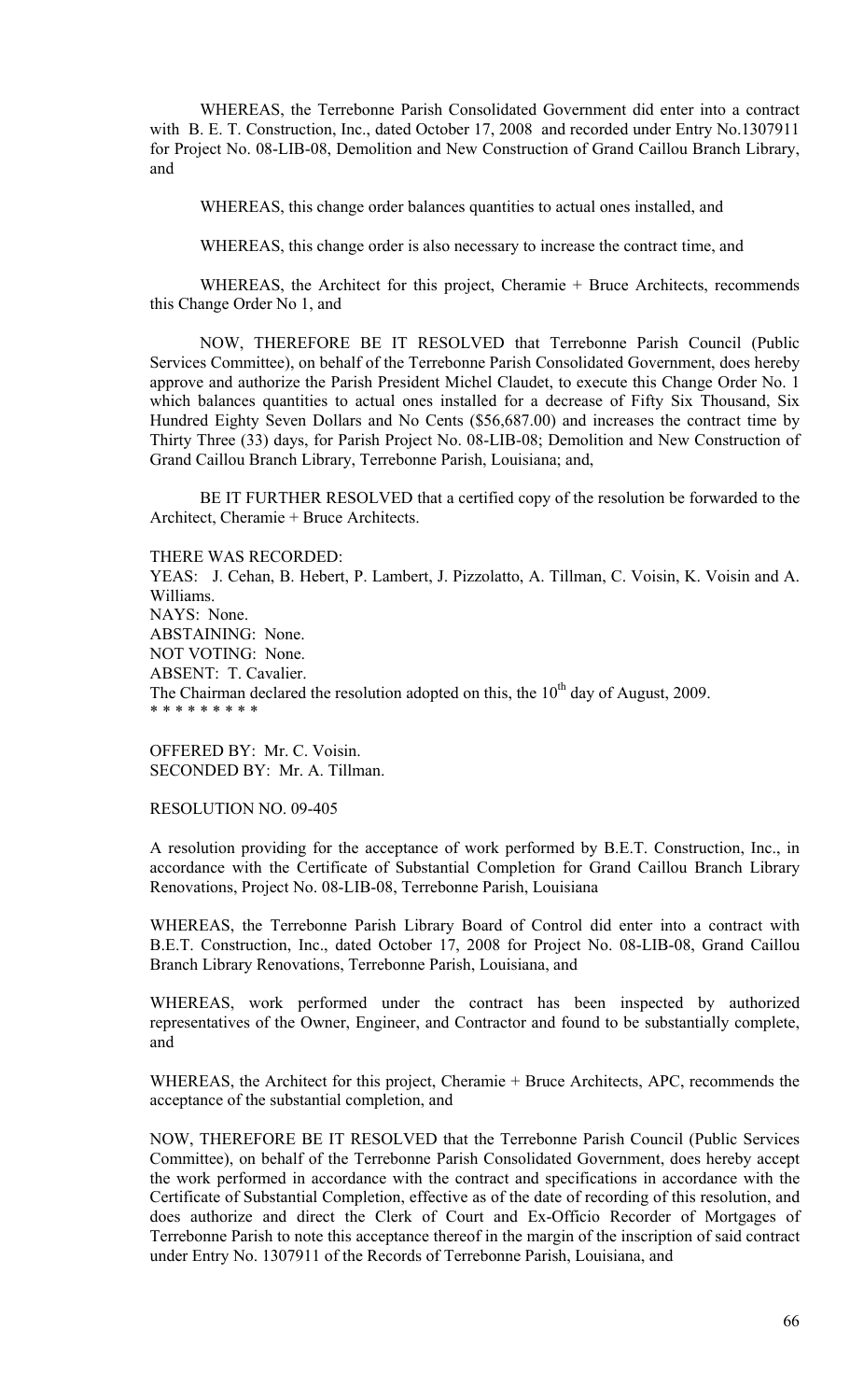WHEREAS, the Terrebonne Parish Consolidated Government did enter into a contract with B. E. T. Construction, Inc., dated October 17, 2008 and recorded under Entry No.1307911 for Project No. 08-LIB-08, Demolition and New Construction of Grand Caillou Branch Library, and

WHEREAS, this change order balances quantities to actual ones installed, and

WHEREAS, this change order is also necessary to increase the contract time, and

WHEREAS, the Architect for this project, Cheramie + Bruce Architects, recommends this Change Order No 1, and

NOW, THEREFORE BE IT RESOLVED that Terrebonne Parish Council (Public Services Committee), on behalf of the Terrebonne Parish Consolidated Government, does hereby approve and authorize the Parish President Michel Claudet, to execute this Change Order No. 1 which balances quantities to actual ones installed for a decrease of Fifty Six Thousand, Six Hundred Eighty Seven Dollars and No Cents ($56,687.00) and increases the contract time by Thirty Three (33) days, for Parish Project No. 08-LIB-08; Demolition and New Construction of Grand Caillou Branch Library, Terrebonne Parish, Louisiana; and,

BE IT FURTHER RESOLVED that a certified copy of the resolution be forwarded to the Architect, Cheramie + Bruce Architects.

THERE WAS RECORDED:
YEAS: J. Cehan, B. Hebert, P. Lambert, J. Pizzolatto, A. Tillman, C. Voisin, K. Voisin and A. Williams.
NAYS: None.
ABSTAINING: None.
NOT VOTING: None.
ABSENT: T. Cavalier.
The Chairman declared the resolution adopted on this, the 10th day of August, 2009.
* * * * * * * * *

OFFERED BY: Mr. C. Voisin.
SECONDED BY: Mr. A. Tillman.

RESOLUTION NO. 09-405

A resolution providing for the acceptance of work performed by B.E.T. Construction, Inc., in accordance with the Certificate of Substantial Completion for Grand Caillou Branch Library Renovations, Project No. 08-LIB-08, Terrebonne Parish, Louisiana

WHEREAS, the Terrebonne Parish Library Board of Control did enter into a contract with B.E.T. Construction, Inc., dated October 17, 2008 for Project No. 08-LIB-08, Grand Caillou Branch Library Renovations, Terrebonne Parish, Louisiana, and

WHEREAS, work performed under the contract has been inspected by authorized representatives of the Owner, Engineer, and Contractor and found to be substantially complete, and

WHEREAS, the Architect for this project, Cheramie + Bruce Architects, APC, recommends the acceptance of the substantial completion, and

NOW, THEREFORE BE IT RESOLVED that the Terrebonne Parish Council (Public Services Committee), on behalf of the Terrebonne Parish Consolidated Government, does hereby accept the work performed in accordance with the contract and specifications in accordance with the Certificate of Substantial Completion, effective as of the date of recording of this resolution, and does authorize and direct the Clerk of Court and Ex-Officio Recorder of Mortgages of Terrebonne Parish to note this acceptance thereof in the margin of the inscription of said contract under Entry No. 1307911 of the Records of Terrebonne Parish, Louisiana, and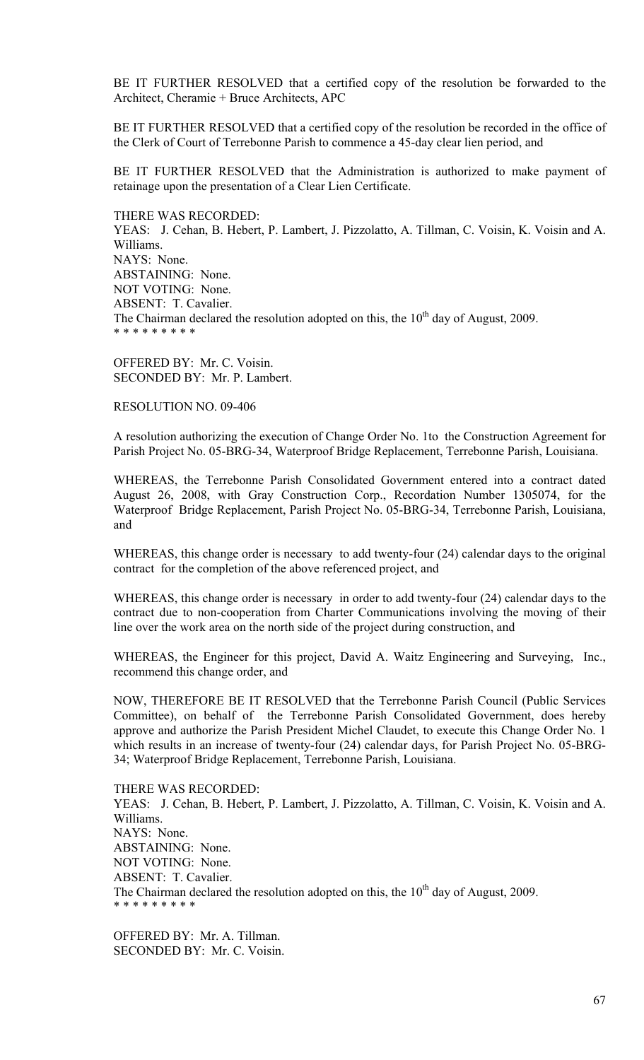BE IT FURTHER RESOLVED that a certified copy of the resolution be forwarded to the Architect, Cheramie + Bruce Architects, APC

BE IT FURTHER RESOLVED that a certified copy of the resolution be recorded in the office of the Clerk of Court of Terrebonne Parish to commence a 45-day clear lien period, and

BE IT FURTHER RESOLVED that the Administration is authorized to make payment of retainage upon the presentation of a Clear Lien Certificate.

THERE WAS RECORDED:
YEAS: J. Cehan, B. Hebert, P. Lambert, J. Pizzolatto, A. Tillman, C. Voisin, K. Voisin and A. Williams.
NAYS: None.
ABSTAINING: None.
NOT VOTING: None.
ABSENT: T. Cavalier.
The Chairman declared the resolution adopted on this, the 10th day of August, 2009.
* * * * * * * * *

OFFERED BY: Mr. C. Voisin.
SECONDED BY: Mr. P. Lambert.

RESOLUTION NO. 09-406

A resolution authorizing the execution of Change Order No. 1to the Construction Agreement for Parish Project No. 05-BRG-34, Waterproof Bridge Replacement, Terrebonne Parish, Louisiana.

WHEREAS, the Terrebonne Parish Consolidated Government entered into a contract dated August 26, 2008, with Gray Construction Corp., Recordation Number 1305074, for the Waterproof Bridge Replacement, Parish Project No. 05-BRG-34, Terrebonne Parish, Louisiana, and

WHEREAS, this change order is necessary to add twenty-four (24) calendar days to the original contract for the completion of the above referenced project, and

WHEREAS, this change order is necessary in order to add twenty-four (24) calendar days to the contract due to non-cooperation from Charter Communications involving the moving of their line over the work area on the north side of the project during construction, and

WHEREAS, the Engineer for this project, David A. Waitz Engineering and Surveying, Inc., recommend this change order, and

NOW, THEREFORE BE IT RESOLVED that the Terrebonne Parish Council (Public Services Committee), on behalf of the Terrebonne Parish Consolidated Government, does hereby approve and authorize the Parish President Michel Claudet, to execute this Change Order No. 1 which results in an increase of twenty-four (24) calendar days, for Parish Project No. 05-BRG-34; Waterproof Bridge Replacement, Terrebonne Parish, Louisiana.

THERE WAS RECORDED:
YEAS: J. Cehan, B. Hebert, P. Lambert, J. Pizzolatto, A. Tillman, C. Voisin, K. Voisin and A. Williams.
NAYS: None.
ABSTAINING: None.
NOT VOTING: None.
ABSENT: T. Cavalier.
The Chairman declared the resolution adopted on this, the 10th day of August, 2009.
* * * * * * * * *

OFFERED BY: Mr. A. Tillman.
SECONDED BY: Mr. C. Voisin.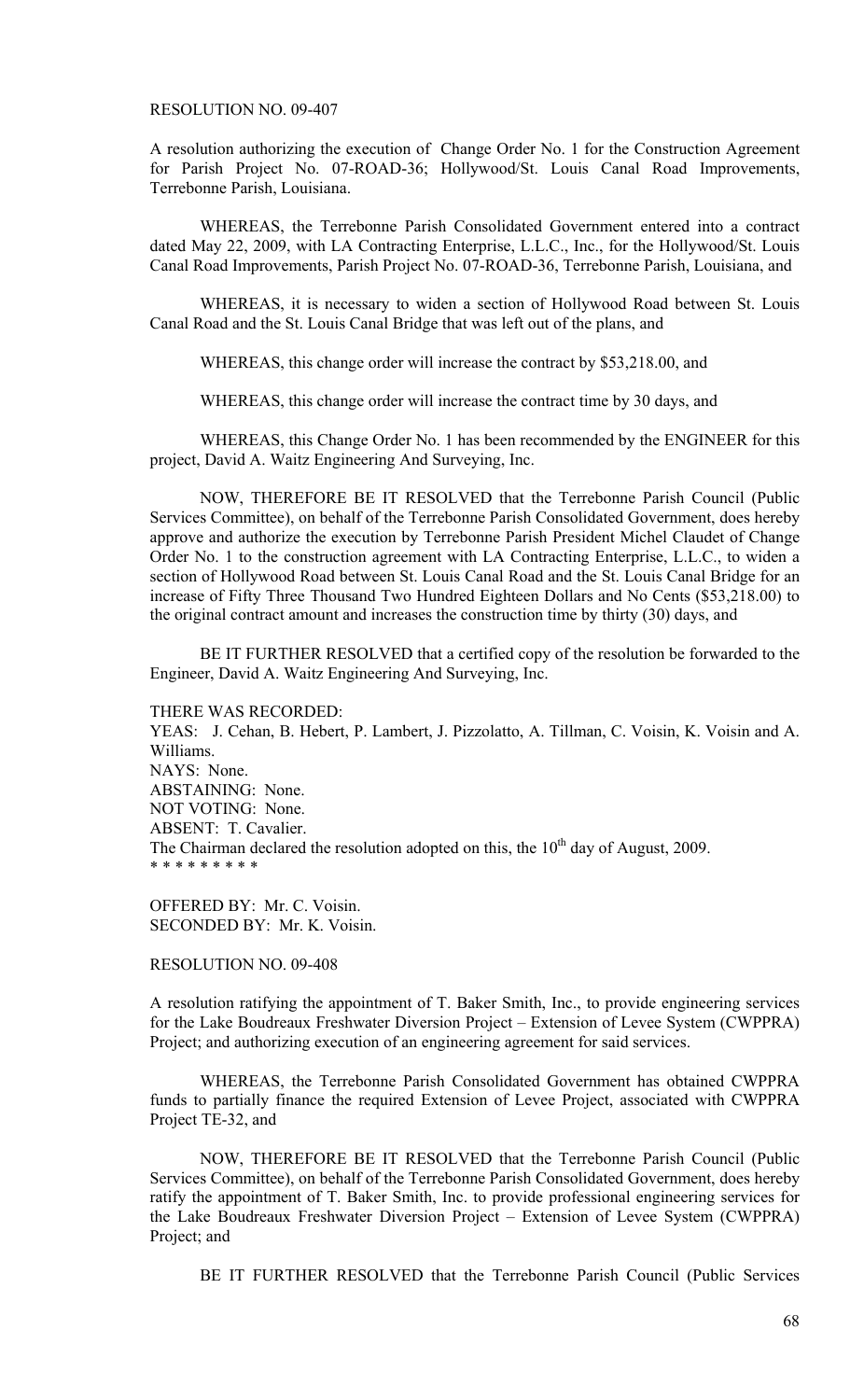RESOLUTION NO. 09-407

A resolution authorizing the execution of Change Order No. 1 for the Construction Agreement for Parish Project No. 07-ROAD-36; Hollywood/St. Louis Canal Road Improvements, Terrebonne Parish, Louisiana.

WHEREAS, the Terrebonne Parish Consolidated Government entered into a contract dated May 22, 2009, with LA Contracting Enterprise, L.L.C., Inc., for the Hollywood/St. Louis Canal Road Improvements, Parish Project No. 07-ROAD-36, Terrebonne Parish, Louisiana, and

WHEREAS, it is necessary to widen a section of Hollywood Road between St. Louis Canal Road and the St. Louis Canal Bridge that was left out of the plans, and

WHEREAS, this change order will increase the contract by $53,218.00, and

WHEREAS, this change order will increase the contract time by 30 days, and

WHEREAS, this Change Order No. 1 has been recommended by the ENGINEER for this project, David A. Waitz Engineering And Surveying, Inc.

NOW, THEREFORE BE IT RESOLVED that the Terrebonne Parish Council (Public Services Committee), on behalf of the Terrebonne Parish Consolidated Government, does hereby approve and authorize the execution by Terrebonne Parish President Michel Claudet of Change Order No. 1 to the construction agreement with LA Contracting Enterprise, L.L.C., to widen a section of Hollywood Road between St. Louis Canal Road and the St. Louis Canal Bridge for an increase of Fifty Three Thousand Two Hundred Eighteen Dollars and No Cents ($53,218.00) to the original contract amount and increases the construction time by thirty (30) days, and

BE IT FURTHER RESOLVED that a certified copy of the resolution be forwarded to the Engineer, David A. Waitz Engineering And Surveying, Inc.

THERE WAS RECORDED:
YEAS: J. Cehan, B. Hebert, P. Lambert, J. Pizzolatto, A. Tillman, C. Voisin, K. Voisin and A. Williams.
NAYS: None.
ABSTAINING: None.
NOT VOTING: None.
ABSENT: T. Cavalier.
The Chairman declared the resolution adopted on this, the 10th day of August, 2009.
* * * * * * * * *

OFFERED BY: Mr. C. Voisin.
SECONDED BY: Mr. K. Voisin.

RESOLUTION NO. 09-408

A resolution ratifying the appointment of T. Baker Smith, Inc., to provide engineering services for the Lake Boudreaux Freshwater Diversion Project – Extension of Levee System (CWPPRA) Project; and authorizing execution of an engineering agreement for said services.

WHEREAS, the Terrebonne Parish Consolidated Government has obtained CWPPRA funds to partially finance the required Extension of Levee Project, associated with CWPPRA Project TE-32, and

NOW, THEREFORE BE IT RESOLVED that the Terrebonne Parish Council (Public Services Committee), on behalf of the Terrebonne Parish Consolidated Government, does hereby ratify the appointment of T. Baker Smith, Inc. to provide professional engineering services for the Lake Boudreaux Freshwater Diversion Project – Extension of Levee System (CWPPRA) Project; and

BE IT FURTHER RESOLVED that the Terrebonne Parish Council (Public Services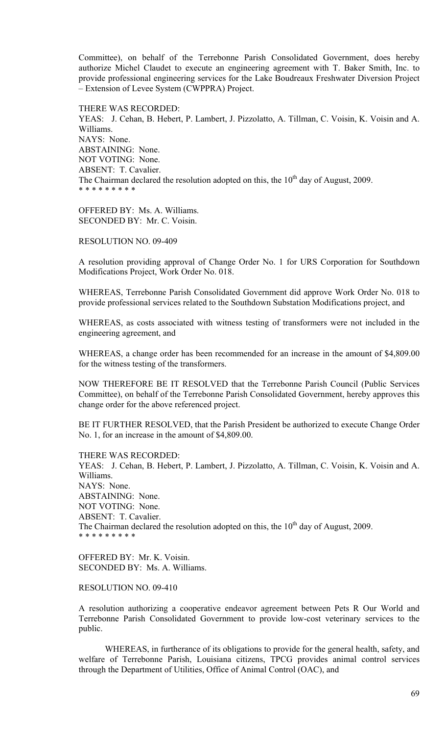Committee), on behalf of the Terrebonne Parish Consolidated Government, does hereby authorize Michel Claudet to execute an engineering agreement with T. Baker Smith, Inc. to provide professional engineering services for the Lake Boudreaux Freshwater Diversion Project – Extension of Levee System (CWPPRA) Project.

THERE WAS RECORDED:
YEAS: J. Cehan, B. Hebert, P. Lambert, J. Pizzolatto, A. Tillman, C. Voisin, K. Voisin and A. Williams.
NAYS: None.
ABSTAINING: None.
NOT VOTING: None.
ABSENT: T. Cavalier.
The Chairman declared the resolution adopted on this, the 10th day of August, 2009.
\* \* \* \* \* \* \* \* \*

OFFERED BY: Ms. A. Williams.
SECONDED BY: Mr. C. Voisin.

RESOLUTION NO. 09-409

A resolution providing approval of Change Order No. 1 for URS Corporation for Southdown Modifications Project, Work Order No. 018.

WHEREAS, Terrebonne Parish Consolidated Government did approve Work Order No. 018 to provide professional services related to the Southdown Substation Modifications project, and

WHEREAS, as costs associated with witness testing of transformers were not included in the engineering agreement, and

WHEREAS, a change order has been recommended for an increase in the amount of $4,809.00 for the witness testing of the transformers.

NOW THEREFORE BE IT RESOLVED that the Terrebonne Parish Council (Public Services Committee), on behalf of the Terrebonne Parish Consolidated Government, hereby approves this change order for the above referenced project.

BE IT FURTHER RESOLVED, that the Parish President be authorized to execute Change Order No. 1, for an increase in the amount of $4,809.00.

THERE WAS RECORDED:
YEAS: J. Cehan, B. Hebert, P. Lambert, J. Pizzolatto, A. Tillman, C. Voisin, K. Voisin and A. Williams.
NAYS: None.
ABSTAINING: None.
NOT VOTING: None.
ABSENT: T. Cavalier.
The Chairman declared the resolution adopted on this, the 10th day of August, 2009.
\* \* \* \* \* \* \* \* \*

OFFERED BY: Mr. K. Voisin.
SECONDED BY: Ms. A. Williams.

RESOLUTION NO. 09-410

A resolution authorizing a cooperative endeavor agreement between Pets R Our World and Terrebonne Parish Consolidated Government to provide low-cost veterinary services to the public.

WHEREAS, in furtherance of its obligations to provide for the general health, safety, and welfare of Terrebonne Parish, Louisiana citizens, TPCG provides animal control services through the Department of Utilities, Office of Animal Control (OAC), and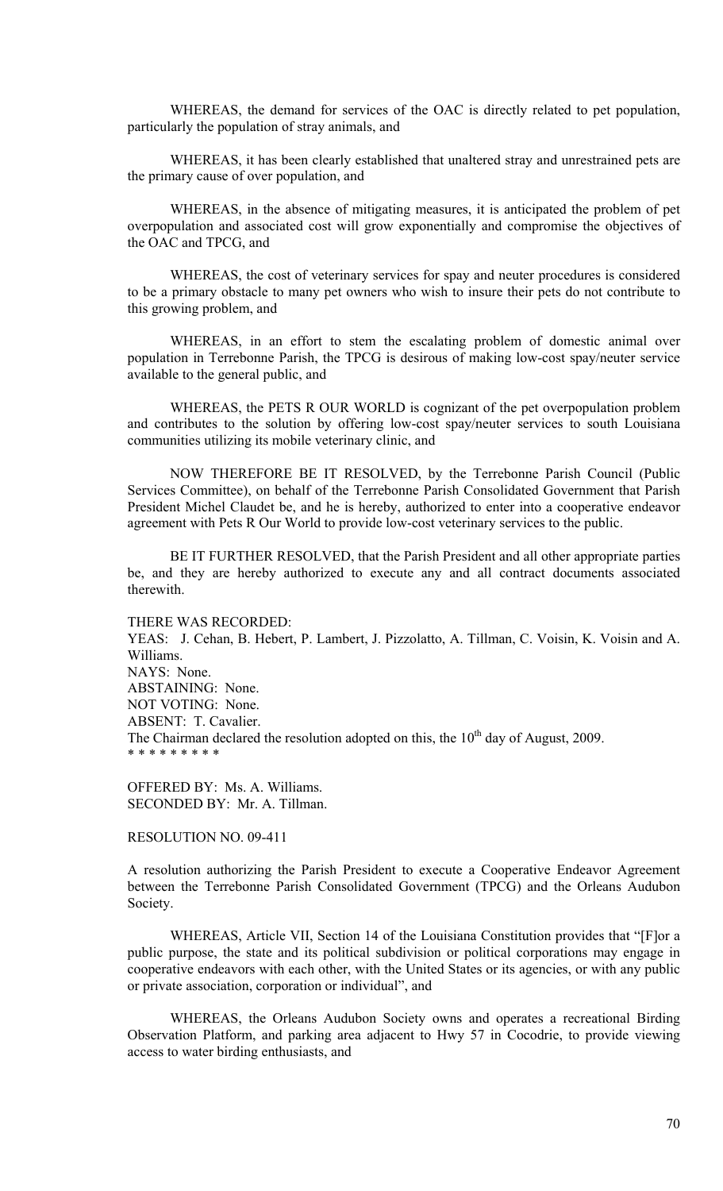WHEREAS, the demand for services of the OAC is directly related to pet population, particularly the population of stray animals, and

WHEREAS, it has been clearly established that unaltered stray and unrestrained pets are the primary cause of over population, and

WHEREAS, in the absence of mitigating measures, it is anticipated the problem of pet overpopulation and associated cost will grow exponentially and compromise the objectives of the OAC and TPCG, and

WHEREAS, the cost of veterinary services for spay and neuter procedures is considered to be a primary obstacle to many pet owners who wish to insure their pets do not contribute to this growing problem, and

WHEREAS, in an effort to stem the escalating problem of domestic animal over population in Terrebonne Parish, the TPCG is desirous of making low-cost spay/neuter service available to the general public, and

WHEREAS, the PETS R OUR WORLD is cognizant of the pet overpopulation problem and contributes to the solution by offering low-cost spay/neuter services to south Louisiana communities utilizing its mobile veterinary clinic, and

NOW THEREFORE BE IT RESOLVED, by the Terrebonne Parish Council (Public Services Committee), on behalf of the Terrebonne Parish Consolidated Government that Parish President Michel Claudet be, and he is hereby, authorized to enter into a cooperative endeavor agreement with Pets R Our World to provide low-cost veterinary services to the public.

BE IT FURTHER RESOLVED, that the Parish President and all other appropriate parties be, and they are hereby authorized to execute any and all contract documents associated therewith.

THERE WAS RECORDED:
YEAS: J. Cehan, B. Hebert, P. Lambert, J. Pizzolatto, A. Tillman, C. Voisin, K. Voisin and A. Williams.
NAYS: None.
ABSTAINING: None.
NOT VOTING: None.
ABSENT: T. Cavalier.
The Chairman declared the resolution adopted on this, the 10th day of August, 2009.
* * * * * * * * *

OFFERED BY: Ms. A. Williams.
SECONDED BY: Mr. A. Tillman.

RESOLUTION NO. 09-411

A resolution authorizing the Parish President to execute a Cooperative Endeavor Agreement between the Terrebonne Parish Consolidated Government (TPCG) and the Orleans Audubon Society.

WHEREAS, Article VII, Section 14 of the Louisiana Constitution provides that "[F]or a public purpose, the state and its political subdivision or political corporations may engage in cooperative endeavors with each other, with the United States or its agencies, or with any public or private association, corporation or individual", and

WHEREAS, the Orleans Audubon Society owns and operates a recreational Birding Observation Platform, and parking area adjacent to Hwy 57 in Cocodrie, to provide viewing access to water birding enthusiasts, and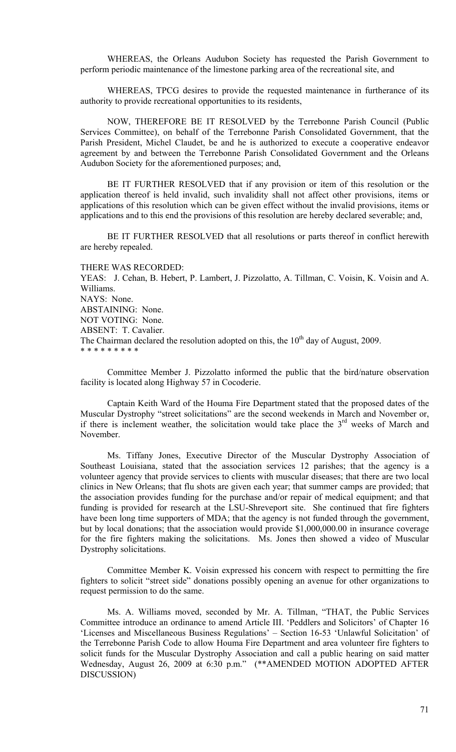WHEREAS, the Orleans Audubon Society has requested the Parish Government to perform periodic maintenance of the limestone parking area of the recreational site, and

WHEREAS, TPCG desires to provide the requested maintenance in furtherance of its authority to provide recreational opportunities to its residents,

NOW, THEREFORE BE IT RESOLVED by the Terrebonne Parish Council (Public Services Committee), on behalf of the Terrebonne Parish Consolidated Government, that the Parish President, Michel Claudet, be and he is authorized to execute a cooperative endeavor agreement by and between the Terrebonne Parish Consolidated Government and the Orleans Audubon Society for the aforementioned purposes; and,

BE IT FURTHER RESOLVED that if any provision or item of this resolution or the application thereof is held invalid, such invalidity shall not affect other provisions, items or applications of this resolution which can be given effect without the invalid provisions, items or applications and to this end the provisions of this resolution are hereby declared severable; and,

BE IT FURTHER RESOLVED that all resolutions or parts thereof in conflict herewith are hereby repealed.

THERE WAS RECORDED:
YEAS: J. Cehan, B. Hebert, P. Lambert, J. Pizzolatto, A. Tillman, C. Voisin, K. Voisin and A. Williams.
NAYS: None.
ABSTAINING: None.
NOT VOTING: None.
ABSENT: T. Cavalier.
The Chairman declared the resolution adopted on this, the 10th day of August, 2009.
* * * * * * * * *

Committee Member J. Pizzolatto informed the public that the bird/nature observation facility is located along Highway 57 in Cocoderie.

Captain Keith Ward of the Houma Fire Department stated that the proposed dates of the Muscular Dystrophy "street solicitations" are the second weekends in March and November or, if there is inclement weather, the solicitation would take place the 3rd weeks of March and November.

Ms. Tiffany Jones, Executive Director of the Muscular Dystrophy Association of Southeast Louisiana, stated that the association services 12 parishes; that the agency is a volunteer agency that provide services to clients with muscular diseases; that there are two local clinics in New Orleans; that flu shots are given each year; that summer camps are provided; that the association provides funding for the purchase and/or repair of medical equipment; and that funding is provided for research at the LSU-Shreveport site. She continued that fire fighters have been long time supporters of MDA; that the agency is not funded through the government, but by local donations; that the association would provide $1,000,000.00 in insurance coverage for the fire fighters making the solicitations. Ms. Jones then showed a video of Muscular Dystrophy solicitations.

Committee Member K. Voisin expressed his concern with respect to permitting the fire fighters to solicit "street side" donations possibly opening an avenue for other organizations to request permission to do the same.

Ms. A. Williams moved, seconded by Mr. A. Tillman, "THAT, the Public Services Committee introduce an ordinance to amend Article III. 'Peddlers and Solicitors' of Chapter 16 'Licenses and Miscellaneous Business Regulations' – Section 16-53 'Unlawful Solicitation' of the Terrebonne Parish Code to allow Houma Fire Department and area volunteer fire fighters to solicit funds for the Muscular Dystrophy Association and call a public hearing on said matter Wednesday, August 26, 2009 at 6:30 p.m." (**AMENDED MOTION ADOPTED AFTER DISCUSSION)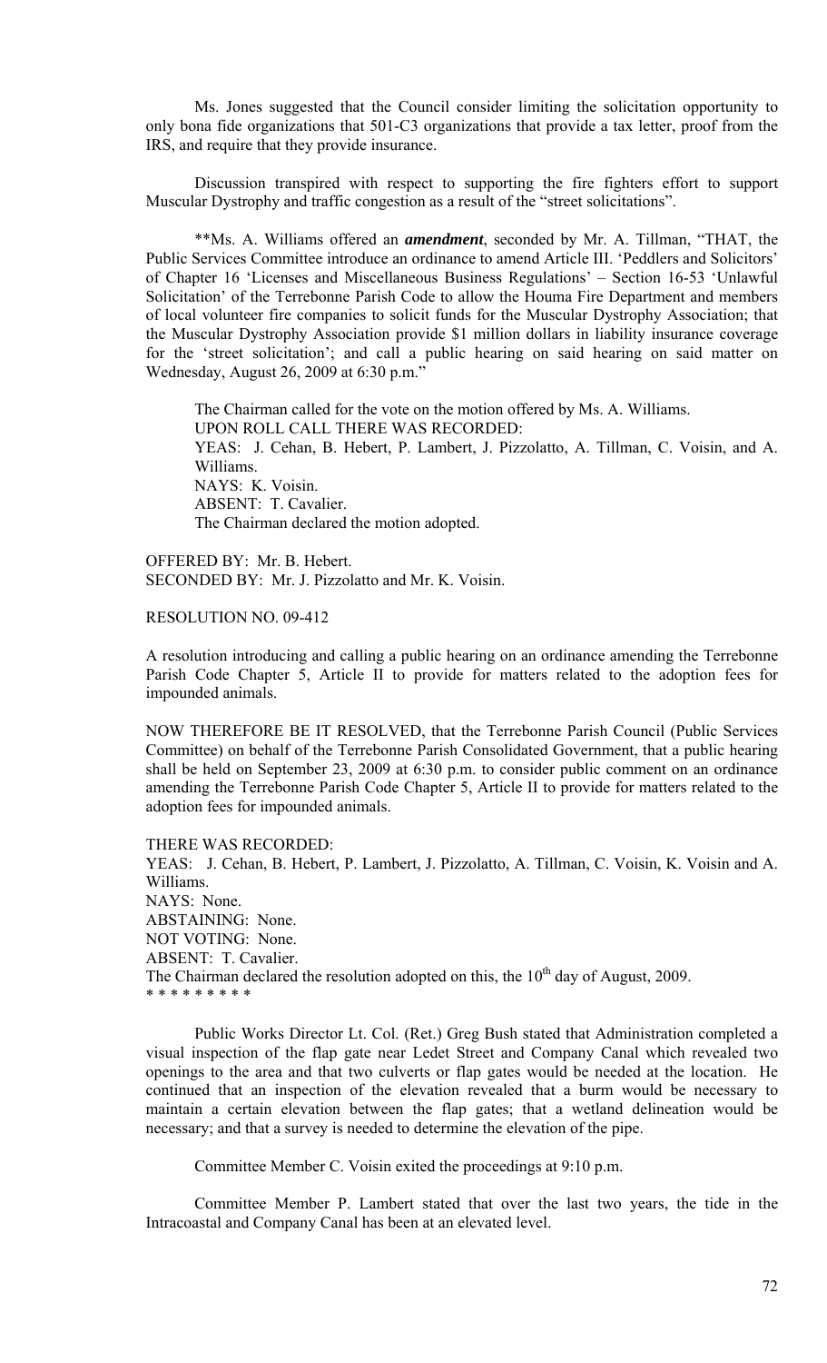Ms. Jones suggested that the Council consider limiting the solicitation opportunity to only bona fide organizations that 501-C3 organizations that provide a tax letter, proof from the IRS, and require that they provide insurance.

Discussion transpired with respect to supporting the fire fighters effort to support Muscular Dystrophy and traffic congestion as a result of the "street solicitations".

**Ms. A. Williams offered an ***amendment***, seconded by Mr. A. Tillman, "THAT, the Public Services Committee introduce an ordinance to amend Article III. 'Peddlers and Solicitors' of Chapter 16 'Licenses and Miscellaneous Business Regulations' – Section 16-53 'Unlawful Solicitation' of the Terrebonne Parish Code to allow the Houma Fire Department and members of local volunteer fire companies to solicit funds for the Muscular Dystrophy Association; that the Muscular Dystrophy Association provide $1 million dollars in liability insurance coverage for the 'street solicitation'; and call a public hearing on said hearing on said matter on Wednesday, August 26, 2009 at 6:30 p.m."

The Chairman called for the vote on the motion offered by Ms. A. Williams.
UPON ROLL CALL THERE WAS RECORDED:
YEAS: J. Cehan, B. Hebert, P. Lambert, J. Pizzolatto, A. Tillman, C. Voisin, and A. Williams.
NAYS: K. Voisin.
ABSENT: T. Cavalier.
The Chairman declared the motion adopted.

OFFERED BY: Mr. B. Hebert.
SECONDED BY: Mr. J. Pizzolatto and Mr. K. Voisin.

RESOLUTION NO. 09-412

A resolution introducing and calling a public hearing on an ordinance amending the Terrebonne Parish Code Chapter 5, Article II to provide for matters related to the adoption fees for impounded animals.

NOW THEREFORE BE IT RESOLVED, that the Terrebonne Parish Council (Public Services Committee) on behalf of the Terrebonne Parish Consolidated Government, that a public hearing shall be held on September 23, 2009 at 6:30 p.m. to consider public comment on an ordinance amending the Terrebonne Parish Code Chapter 5, Article II to provide for matters related to the adoption fees for impounded animals.

THERE WAS RECORDED:
YEAS: J. Cehan, B. Hebert, P. Lambert, J. Pizzolatto, A. Tillman, C. Voisin, K. Voisin and A. Williams.
NAYS: None.
ABSTAINING: None.
NOT VOTING: None.
ABSENT: T. Cavalier.
The Chairman declared the resolution adopted on this, the 10th day of August, 2009.
* * * * * * * * *

Public Works Director Lt. Col. (Ret.) Greg Bush stated that Administration completed a visual inspection of the flap gate near Ledet Street and Company Canal which revealed two openings to the area and that two culverts or flap gates would be needed at the location. He continued that an inspection of the elevation revealed that a burm would be necessary to maintain a certain elevation between the flap gates; that a wetland delineation would be necessary; and that a survey is needed to determine the elevation of the pipe.

Committee Member C. Voisin exited the proceedings at 9:10 p.m.

Committee Member P. Lambert stated that over the last two years, the tide in the Intracoastal and Company Canal has been at an elevated level.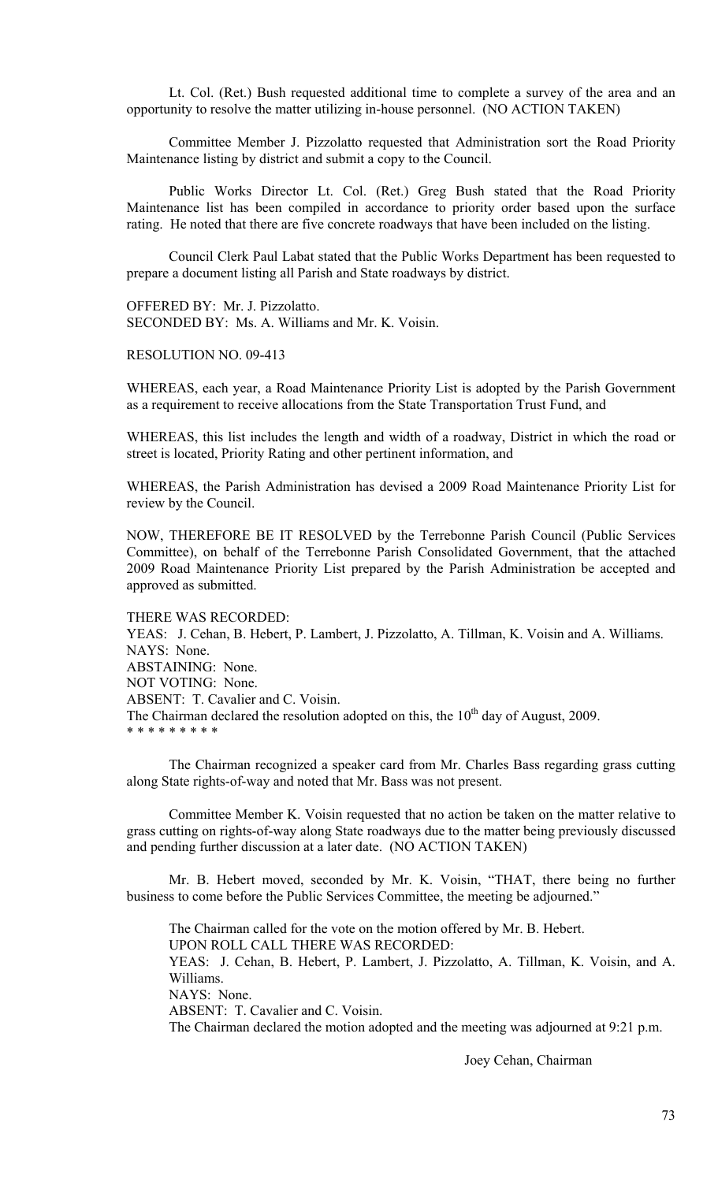Lt. Col. (Ret.) Bush requested additional time to complete a survey of the area and an opportunity to resolve the matter utilizing in-house personnel. (NO ACTION TAKEN)

Committee Member J. Pizzolatto requested that Administration sort the Road Priority Maintenance listing by district and submit a copy to the Council.

Public Works Director Lt. Col. (Ret.) Greg Bush stated that the Road Priority Maintenance list has been compiled in accordance to priority order based upon the surface rating. He noted that there are five concrete roadways that have been included on the listing.

Council Clerk Paul Labat stated that the Public Works Department has been requested to prepare a document listing all Parish and State roadways by district.

OFFERED BY: Mr. J. Pizzolatto.
SECONDED BY: Ms. A. Williams and Mr. K. Voisin.

RESOLUTION NO. 09-413

WHEREAS, each year, a Road Maintenance Priority List is adopted by the Parish Government as a requirement to receive allocations from the State Transportation Trust Fund, and

WHEREAS, this list includes the length and width of a roadway, District in which the road or street is located, Priority Rating and other pertinent information, and

WHEREAS, the Parish Administration has devised a 2009 Road Maintenance Priority List for review by the Council.

NOW, THEREFORE BE IT RESOLVED by the Terrebonne Parish Council (Public Services Committee), on behalf of the Terrebonne Parish Consolidated Government, that the attached 2009 Road Maintenance Priority List prepared by the Parish Administration be accepted and approved as submitted.

THERE WAS RECORDED:
YEAS: J. Cehan, B. Hebert, P. Lambert, J. Pizzolatto, A. Tillman, K. Voisin and A. Williams.
NAYS: None.
ABSTAINING: None.
NOT VOTING: None.
ABSENT: T. Cavalier and C. Voisin.
The Chairman declared the resolution adopted on this, the 10th day of August, 2009.
* * * * * * * * *

The Chairman recognized a speaker card from Mr. Charles Bass regarding grass cutting along State rights-of-way and noted that Mr. Bass was not present.

Committee Member K. Voisin requested that no action be taken on the matter relative to grass cutting on rights-of-way along State roadways due to the matter being previously discussed and pending further discussion at a later date. (NO ACTION TAKEN)

Mr. B. Hebert moved, seconded by Mr. K. Voisin, "THAT, there being no further business to come before the Public Services Committee, the meeting be adjourned."

The Chairman called for the vote on the motion offered by Mr. B. Hebert.
UPON ROLL CALL THERE WAS RECORDED:
YEAS: J. Cehan, B. Hebert, P. Lambert, J. Pizzolatto, A. Tillman, K. Voisin, and A. Williams.
NAYS: None.
ABSENT: T. Cavalier and C. Voisin.
The Chairman declared the motion adopted and the meeting was adjourned at 9:21 p.m.

Joey Cehan, Chairman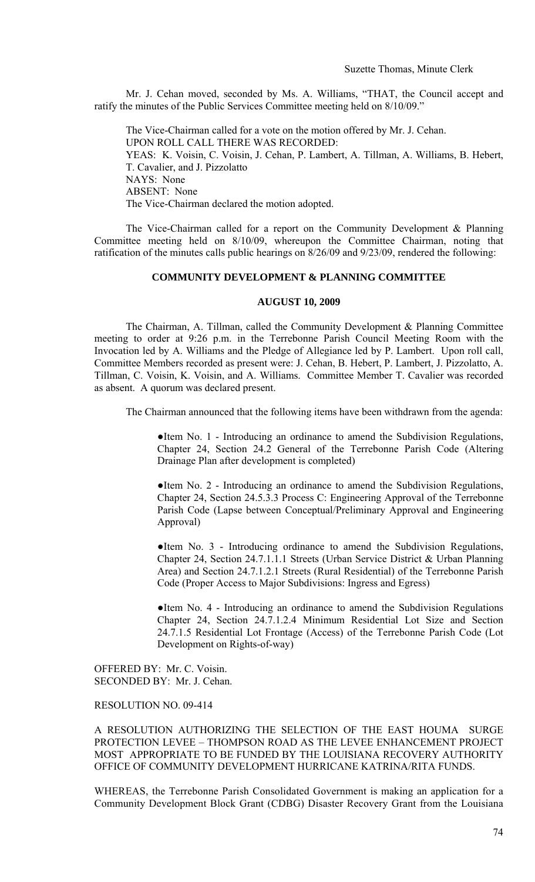Suzette Thomas, Minute Clerk

Mr. J. Cehan moved, seconded by Ms. A. Williams, "THAT, the Council accept and ratify the minutes of the Public Services Committee meeting held on 8/10/09."

The Vice-Chairman called for a vote on the motion offered by Mr. J. Cehan.
UPON ROLL CALL THERE WAS RECORDED:
YEAS: K. Voisin, C. Voisin, J. Cehan, P. Lambert, A. Tillman, A. Williams, B. Hebert, T. Cavalier, and J. Pizzolatto
NAYS: None
ABSENT: None
The Vice-Chairman declared the motion adopted.

The Vice-Chairman called for a report on the Community Development & Planning Committee meeting held on 8/10/09, whereupon the Committee Chairman, noting that ratification of the minutes calls public hearings on 8/26/09 and 9/23/09, rendered the following:

**COMMUNITY DEVELOPMENT & PLANNING COMMITTEE**

**AUGUST 10, 2009**

The Chairman, A. Tillman, called the Community Development & Planning Committee meeting to order at 9:26 p.m. in the Terrebonne Parish Council Meeting Room with the Invocation led by A. Williams and the Pledge of Allegiance led by P. Lambert. Upon roll call, Committee Members recorded as present were: J. Cehan, B. Hebert, P. Lambert, J. Pizzolatto, A. Tillman, C. Voisin, K. Voisin, and A. Williams. Committee Member T. Cavalier was recorded as absent. A quorum was declared present.

The Chairman announced that the following items have been withdrawn from the agenda:

●Item No. 1 - Introducing an ordinance to amend the Subdivision Regulations, Chapter 24, Section 24.2 General of the Terrebonne Parish Code (Altering Drainage Plan after development is completed)

●Item No. 2 - Introducing an ordinance to amend the Subdivision Regulations, Chapter 24, Section 24.5.3.3 Process C: Engineering Approval of the Terrebonne Parish Code (Lapse between Conceptual/Preliminary Approval and Engineering Approval)

●Item No. 3 - Introducing ordinance to amend the Subdivision Regulations, Chapter 24, Section 24.7.1.1.1 Streets (Urban Service District & Urban Planning Area) and Section 24.7.1.2.1 Streets (Rural Residential) of the Terrebonne Parish Code (Proper Access to Major Subdivisions: Ingress and Egress)

●Item No. 4 - Introducing an ordinance to amend the Subdivision Regulations Chapter 24, Section 24.7.1.2.4 Minimum Residential Lot Size and Section 24.7.1.5 Residential Lot Frontage (Access) of the Terrebonne Parish Code (Lot Development on Rights-of-way)

OFFERED BY: Mr. C. Voisin.
SECONDED BY: Mr. J. Cehan.

RESOLUTION NO. 09-414

A RESOLUTION AUTHORIZING THE SELECTION OF THE EAST HOUMA SURGE PROTECTION LEVEE – THOMPSON ROAD AS THE LEVEE ENHANCEMENT PROJECT MOST APPROPRIATE TO BE FUNDED BY THE LOUISIANA RECOVERY AUTHORITY OFFICE OF COMMUNITY DEVELOPMENT HURRICANE KATRINA/RITA FUNDS.

WHEREAS, the Terrebonne Parish Consolidated Government is making an application for a Community Development Block Grant (CDBG) Disaster Recovery Grant from the Louisiana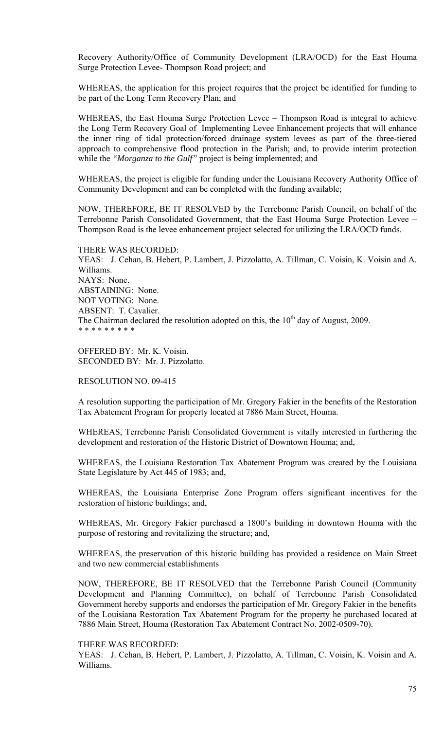Recovery Authority/Office of Community Development (LRA/OCD) for the East Houma Surge Protection Levee- Thompson Road project; and

WHEREAS, the application for this project requires that the project be identified for funding to be part of the Long Term Recovery Plan; and

WHEREAS, the East Houma Surge Protection Levee – Thompson Road is integral to achieve the Long Term Recovery Goal of Implementing Levee Enhancement projects that will enhance the inner ring of tidal protection/forced drainage system levees as part of the three-tiered approach to comprehensive flood protection in the Parish; and, to provide interim protection while the *"Morganza to the Gulf"* project is being implemented; and

WHEREAS, the project is eligible for funding under the Louisiana Recovery Authority Office of Community Development and can be completed with the funding available;

NOW, THEREFORE, BE IT RESOLVED by the Terrebonne Parish Council, on behalf of the Terrebonne Parish Consolidated Government, that the East Houma Surge Protection Levee – Thompson Road is the levee enhancement project selected for utilizing the LRA/OCD funds.

THERE WAS RECORDED:
YEAS: J. Cehan, B. Hebert, P. Lambert, J. Pizzolatto, A. Tillman, C. Voisin, K. Voisin and A. Williams.
NAYS: None.
ABSTAINING: None.
NOT VOTING: None.
ABSENT: T. Cavalier.
The Chairman declared the resolution adopted on this, the 10th day of August, 2009.
* * * * * * * * *

OFFERED BY: Mr. K. Voisin.
SECONDED BY: Mr. J. Pizzolatto.

RESOLUTION NO. 09-415

A resolution supporting the participation of Mr. Gregory Fakier in the benefits of the Restoration Tax Abatement Program for property located at 7886 Main Street, Houma.

WHEREAS, Terrebonne Parish Consolidated Government is vitally interested in furthering the development and restoration of the Historic District of Downtown Houma; and,

WHEREAS, the Louisiana Restoration Tax Abatement Program was created by the Louisiana State Legislature by Act 445 of 1983; and,

WHEREAS, the Louisiana Enterprise Zone Program offers significant incentives for the restoration of historic buildings; and,

WHEREAS, Mr. Gregory Fakier purchased a 1800's building in downtown Houma with the purpose of restoring and revitalizing the structure; and,

WHEREAS, the preservation of this historic building has provided a residence on Main Street and two new commercial establishments

NOW, THEREFORE, BE IT RESOLVED that the Terrebonne Parish Council (Community Development and Planning Committee), on behalf of Terrebonne Parish Consolidated Government hereby supports and endorses the participation of Mr. Gregory Fakier in the benefits of the Louisiana Restoration Tax Abatement Program for the property he purchased located at 7886 Main Street, Houma (Restoration Tax Abatement Contract No. 2002-0509-70).

THERE WAS RECORDED:
YEAS: J. Cehan, B. Hebert, P. Lambert, J. Pizzolatto, A. Tillman, C. Voisin, K. Voisin and A. Williams.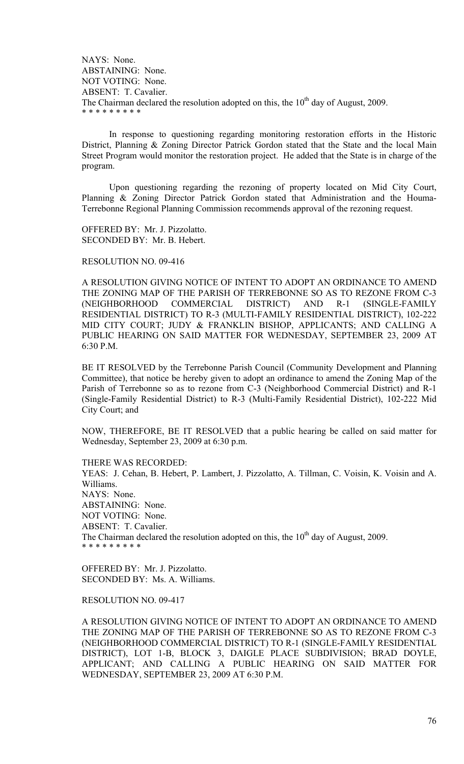NAYS: None.
ABSTAINING: None.
NOT VOTING: None.
ABSENT: T. Cavalier.
The Chairman declared the resolution adopted on this, the 10th day of August, 2009.
\* \* \* \* \* \* \* \* \*

In response to questioning regarding monitoring restoration efforts in the Historic District, Planning & Zoning Director Patrick Gordon stated that the State and the local Main Street Program would monitor the restoration project. He added that the State is in charge of the program.

Upon questioning regarding the rezoning of property located on Mid City Court, Planning & Zoning Director Patrick Gordon stated that Administration and the Houma-Terrebonne Regional Planning Commission recommends approval of the rezoning request.

OFFERED BY: Mr. J. Pizzolatto.
SECONDED BY: Mr. B. Hebert.

RESOLUTION NO. 09-416

A RESOLUTION GIVING NOTICE OF INTENT TO ADOPT AN ORDINANCE TO AMEND THE ZONING MAP OF THE PARISH OF TERREBONNE SO AS TO REZONE FROM C-3 (NEIGHBORHOOD COMMERCIAL DISTRICT) AND R-1 (SINGLE-FAMILY RESIDENTIAL DISTRICT) TO R-3 (MULTI-FAMILY RESIDENTIAL DISTRICT), 102-222 MID CITY COURT; JUDY & FRANKLIN BISHOP, APPLICANTS; AND CALLING A PUBLIC HEARING ON SAID MATTER FOR WEDNESDAY, SEPTEMBER 23, 2009 AT 6:30 P.M.

BE IT RESOLVED by the Terrebonne Parish Council (Community Development and Planning Committee), that notice be hereby given to adopt an ordinance to amend the Zoning Map of the Parish of Terrebonne so as to rezone from C-3 (Neighborhood Commercial District) and R-1 (Single-Family Residential District) to R-3 (Multi-Family Residential District), 102-222 Mid City Court; and

NOW, THEREFORE, BE IT RESOLVED that a public hearing be called on said matter for Wednesday, September 23, 2009 at 6:30 p.m.

THERE WAS RECORDED:
YEAS: J. Cehan, B. Hebert, P. Lambert, J. Pizzolatto, A. Tillman, C. Voisin, K. Voisin and A. Williams.
NAYS: None.
ABSTAINING: None.
NOT VOTING: None.
ABSENT: T. Cavalier.
The Chairman declared the resolution adopted on this, the 10th day of August, 2009.
\* \* \* \* \* \* \* \* \*

OFFERED BY: Mr. J. Pizzolatto.
SECONDED BY: Ms. A. Williams.

RESOLUTION NO. 09-417

A RESOLUTION GIVING NOTICE OF INTENT TO ADOPT AN ORDINANCE TO AMEND THE ZONING MAP OF THE PARISH OF TERREBONNE SO AS TO REZONE FROM C-3 (NEIGHBORHOOD COMMERCIAL DISTRICT) TO R-1 (SINGLE-FAMILY RESIDENTIAL DISTRICT), LOT 1-B, BLOCK 3, DAIGLE PLACE SUBDIVISION; BRAD DOYLE, APPLICANT; AND CALLING A PUBLIC HEARING ON SAID MATTER FOR WEDNESDAY, SEPTEMBER 23, 2009 AT 6:30 P.M.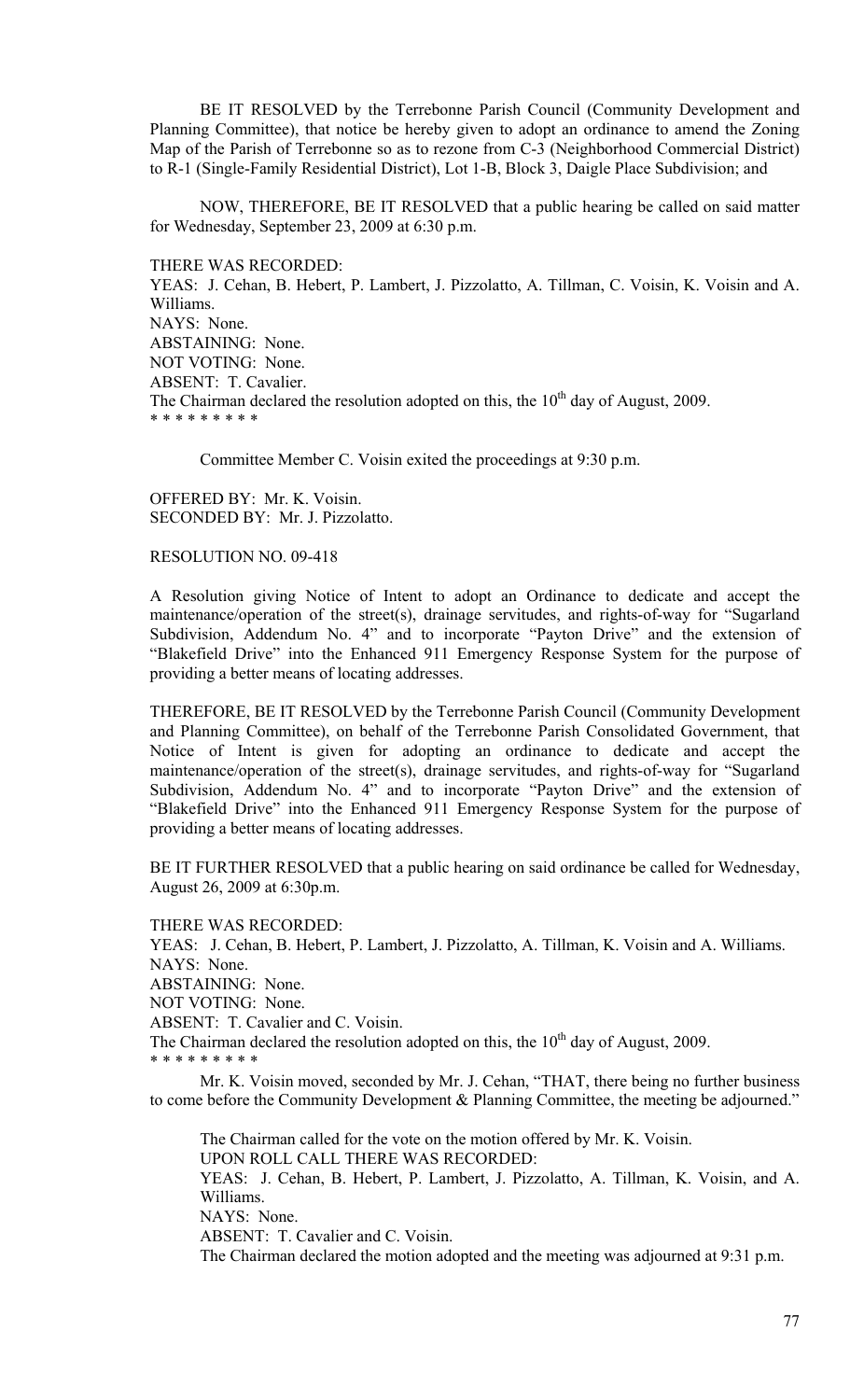BE IT RESOLVED by the Terrebonne Parish Council (Community Development and Planning Committee), that notice be hereby given to adopt an ordinance to amend the Zoning Map of the Parish of Terrebonne so as to rezone from C-3 (Neighborhood Commercial District) to R-1 (Single-Family Residential District), Lot 1-B, Block 3, Daigle Place Subdivision; and

NOW, THEREFORE, BE IT RESOLVED that a public hearing be called on said matter for Wednesday, September 23, 2009 at 6:30 p.m.

THERE WAS RECORDED:
YEAS: J. Cehan, B. Hebert, P. Lambert, J. Pizzolatto, A. Tillman, C. Voisin, K. Voisin and A. Williams.
NAYS: None.
ABSTAINING: None.
NOT VOTING: None.
ABSENT: T. Cavalier.
The Chairman declared the resolution adopted on this, the 10th day of August, 2009.
* * * * * * * * *

Committee Member C. Voisin exited the proceedings at 9:30 p.m.

OFFERED BY: Mr. K. Voisin.
SECONDED BY: Mr. J. Pizzolatto.

RESOLUTION NO. 09-418

A Resolution giving Notice of Intent to adopt an Ordinance to dedicate and accept the maintenance/operation of the street(s), drainage servitudes, and rights-of-way for "Sugarland Subdivision, Addendum No. 4" and to incorporate "Payton Drive" and the extension of "Blakefield Drive" into the Enhanced 911 Emergency Response System for the purpose of providing a better means of locating addresses.

THEREFORE, BE IT RESOLVED by the Terrebonne Parish Council (Community Development and Planning Committee), on behalf of the Terrebonne Parish Consolidated Government, that Notice of Intent is given for adopting an ordinance to dedicate and accept the maintenance/operation of the street(s), drainage servitudes, and rights-of-way for "Sugarland Subdivision, Addendum No. 4" and to incorporate "Payton Drive" and the extension of "Blakefield Drive" into the Enhanced 911 Emergency Response System for the purpose of providing a better means of locating addresses.

BE IT FURTHER RESOLVED that a public hearing on said ordinance be called for Wednesday, August 26, 2009 at 6:30p.m.

THERE WAS RECORDED:
YEAS: J. Cehan, B. Hebert, P. Lambert, J. Pizzolatto, A. Tillman, K. Voisin and A. Williams.
NAYS: None.
ABSTAINING: None.
NOT VOTING: None.
ABSENT: T. Cavalier and C. Voisin.
The Chairman declared the resolution adopted on this, the 10th day of August, 2009.
* * * * * * * * *

Mr. K. Voisin moved, seconded by Mr. J. Cehan, "THAT, there being no further business to come before the Community Development & Planning Committee, the meeting be adjourned."

The Chairman called for the vote on the motion offered by Mr. K. Voisin.
UPON ROLL CALL THERE WAS RECORDED:
YEAS: J. Cehan, B. Hebert, P. Lambert, J. Pizzolatto, A. Tillman, K. Voisin, and A. Williams.
NAYS: None.
ABSENT: T. Cavalier and C. Voisin.
The Chairman declared the motion adopted and the meeting was adjourned at 9:31 p.m.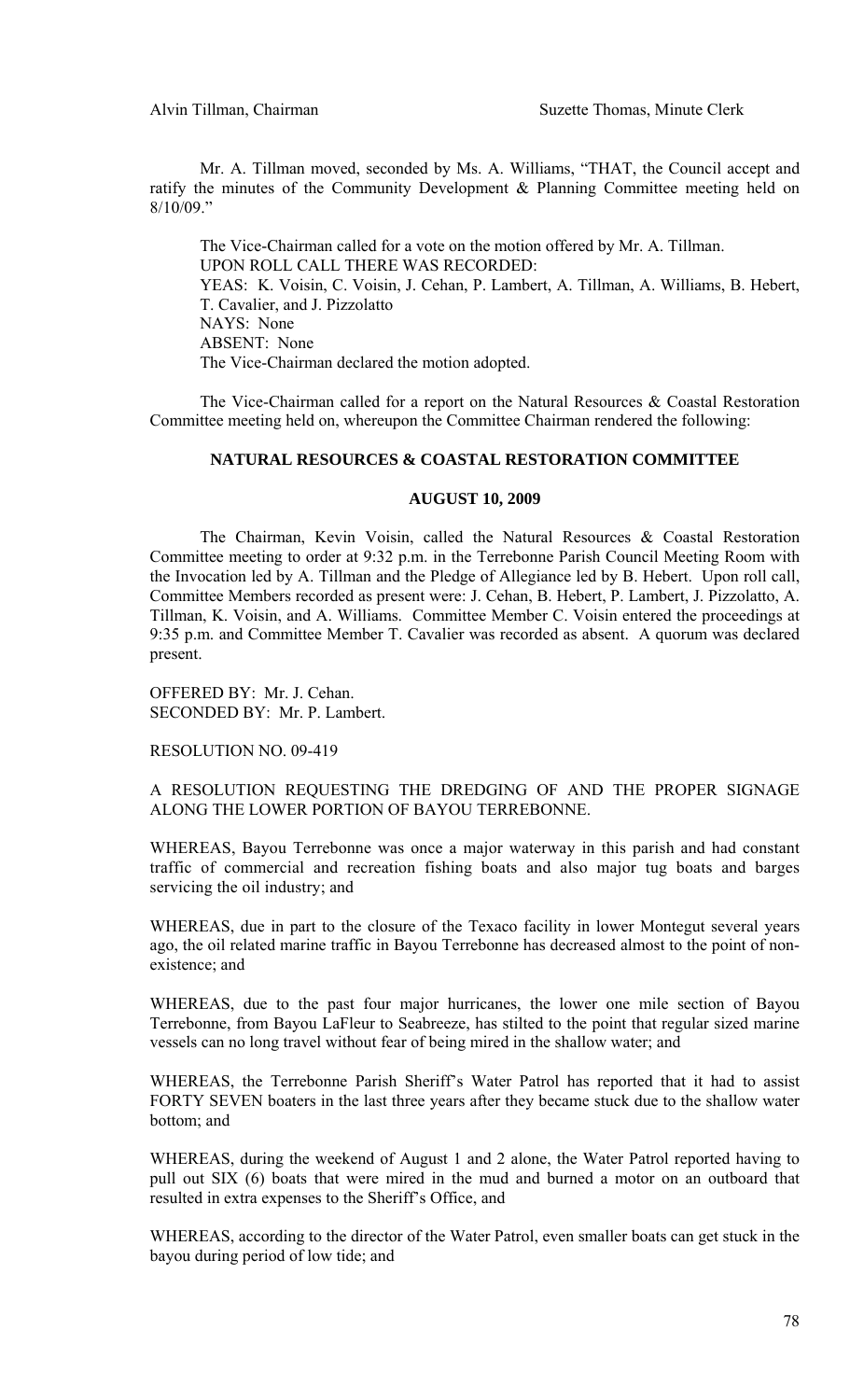Alvin Tillman, Chairman Suzette Thomas, Minute Clerk

Mr. A. Tillman moved, seconded by Ms. A. Williams, "THAT, the Council accept and ratify the minutes of the Community Development & Planning Committee meeting held on 8/10/09."

The Vice-Chairman called for a vote on the motion offered by Mr. A. Tillman.
UPON ROLL CALL THERE WAS RECORDED:
YEAS: K. Voisin, C. Voisin, J. Cehan, P. Lambert, A. Tillman, A. Williams, B. Hebert, T. Cavalier, and J. Pizzolatto
NAYS: None
ABSENT: None
The Vice-Chairman declared the motion adopted.

The Vice-Chairman called for a report on the Natural Resources & Coastal Restoration Committee meeting held on, whereupon the Committee Chairman rendered the following:

**NATURAL RESOURCES & COASTAL RESTORATION COMMITTEE**

**AUGUST 10, 2009**

The Chairman, Kevin Voisin, called the Natural Resources & Coastal Restoration Committee meeting to order at 9:32 p.m. in the Terrebonne Parish Council Meeting Room with the Invocation led by A. Tillman and the Pledge of Allegiance led by B. Hebert. Upon roll call, Committee Members recorded as present were: J. Cehan, B. Hebert, P. Lambert, J. Pizzolatto, A. Tillman, K. Voisin, and A. Williams. Committee Member C. Voisin entered the proceedings at 9:35 p.m. and Committee Member T. Cavalier was recorded as absent. A quorum was declared present.

OFFERED BY: Mr. J. Cehan.
SECONDED BY: Mr. P. Lambert.

RESOLUTION NO. 09-419

A RESOLUTION REQUESTING THE DREDGING OF AND THE PROPER SIGNAGE ALONG THE LOWER PORTION OF BAYOU TERREBONNE.

WHEREAS, Bayou Terrebonne was once a major waterway in this parish and had constant traffic of commercial and recreation fishing boats and also major tug boats and barges servicing the oil industry; and

WHEREAS, due in part to the closure of the Texaco facility in lower Montegut several years ago, the oil related marine traffic in Bayou Terrebonne has decreased almost to the point of non-existence; and

WHEREAS, due to the past four major hurricanes, the lower one mile section of Bayou Terrebonne, from Bayou LaFleur to Seabreeze, has stilted to the point that regular sized marine vessels can no long travel without fear of being mired in the shallow water; and

WHEREAS, the Terrebonne Parish Sheriff's Water Patrol has reported that it had to assist FORTY SEVEN boaters in the last three years after they became stuck due to the shallow water bottom; and

WHEREAS, during the weekend of August 1 and 2 alone, the Water Patrol reported having to pull out SIX (6) boats that were mired in the mud and burned a motor on an outboard that resulted in extra expenses to the Sheriff's Office, and

WHEREAS, according to the director of the Water Patrol, even smaller boats can get stuck in the bayou during period of low tide; and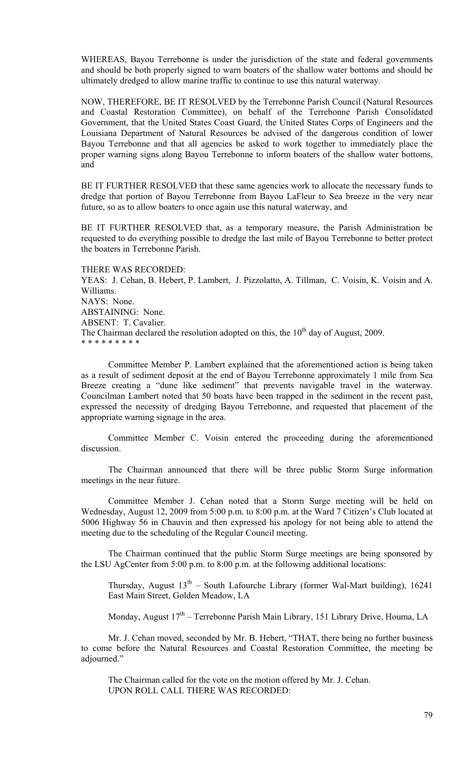WHEREAS, Bayou Terrebonne is under the jurisdiction of the state and federal governments and should be both properly signed to warn boaters of the shallow water bottoms and should be ultimately dredged to allow marine traffic to continue to use this natural waterway.

NOW, THEREFORE, BE IT RESOLVED by the Terrebonne Parish Council (Natural Resources and Coastal Restoration Committee), on behalf of the Terrebonne Parish Consolidated Government, that the United States Coast Guard, the United States Corps of Engineers and the Louisiana Department of Natural Resources be advised of the dangerous condition of lower Bayou Terrebonne and that all agencies be asked to work together to immediately place the proper warning signs along Bayou Terrebonne to inform boaters of the shallow water bottoms, and

BE IT FURTHER RESOLVED that these same agencies work to allocate the necessary funds to dredge that portion of Bayou Terrebonne from Bayou LaFleur to Sea breeze in the very near future, so as to allow boaters to once again use this natural waterway, and

BE IT FURTHER RESOLVED that, as a temporary measure, the Parish Administration be requested to do everything possible to dredge the last mile of Bayou Terrebonne to better protect the boaters in Terrebonne Parish.

THERE WAS RECORDED:
YEAS: J. Cehan, B. Hebert, P. Lambert, J. Pizzolatto, A. Tillman, C. Voisin, K. Voisin and A. Williams.
NAYS: None.
ABSTAINING: None.
ABSENT: T. Cavalier.
The Chairman declared the resolution adopted on this, the 10th day of August, 2009.
* * * * * * * * *

Committee Member P. Lambert explained that the aforementioned action is being taken as a result of sediment deposit at the end of Bayou Terrebonne approximately 1 mile from Sea Breeze creating a "dune like sediment" that prevents navigable travel in the waterway. Councilman Lambert noted that 50 boats have been trapped in the sediment in the recent past, expressed the necessity of dredging Bayou Terrebonne, and requested that placement of the appropriate warning signage in the area.

Committee Member C. Voisin entered the proceeding during the aforementioned discussion.

The Chairman announced that there will be three public Storm Surge information meetings in the near future.

Committee Member J. Cehan noted that a Storm Surge meeting will be held on Wednesday, August 12, 2009 from 5:00 p.m. to 8:00 p.m. at the Ward 7 Citizen's Club located at 5006 Highway 56 in Chauvin and then expressed his apology for not being able to attend the meeting due to the scheduling of the Regular Council meeting.

The Chairman continued that the public Storm Surge meetings are being sponsored by the LSU AgCenter from 5:00 p.m. to 8:00 p.m. at the following additional locations:

Thursday, August 13th – South Lafourche Library (former Wal-Mart building), 16241 East Main Street, Golden Meadow, LA

Monday, August 17th – Terrebonne Parish Main Library, 151 Library Drive, Houma, LA

Mr. J. Cehan moved, seconded by Mr. B. Hebert, "THAT, there being no further business to come before the Natural Resources and Coastal Restoration Committee, the meeting be adjourned."

The Chairman called for the vote on the motion offered by Mr. J. Cehan.
UPON ROLL CALL THERE WAS RECORDED: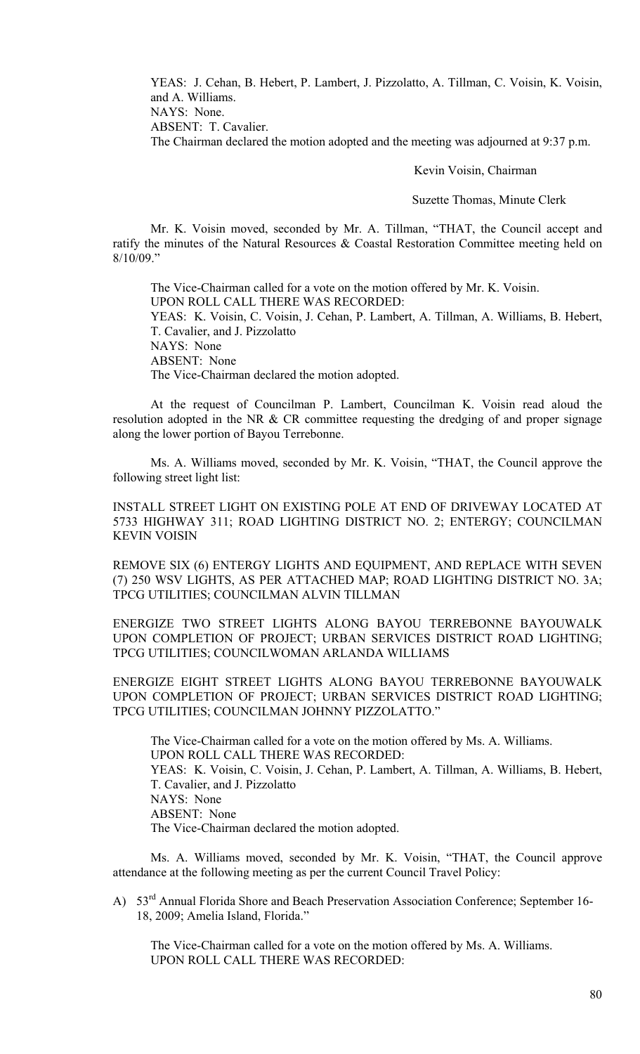YEAS: J. Cehan, B. Hebert, P. Lambert, J. Pizzolatto, A. Tillman, C. Voisin, K. Voisin, and A. Williams.
NAYS: None.
ABSENT: T. Cavalier.
The Chairman declared the motion adopted and the meeting was adjourned at 9:37 p.m.

Kevin Voisin, Chairman

Suzette Thomas, Minute Clerk

Mr. K. Voisin moved, seconded by Mr. A. Tillman, "THAT, the Council accept and ratify the minutes of the Natural Resources & Coastal Restoration Committee meeting held on 8/10/09."

The Vice-Chairman called for a vote on the motion offered by Mr. K. Voisin.
UPON ROLL CALL THERE WAS RECORDED:
YEAS: K. Voisin, C. Voisin, J. Cehan, P. Lambert, A. Tillman, A. Williams, B. Hebert, T. Cavalier, and J. Pizzolatto
NAYS: None
ABSENT: None
The Vice-Chairman declared the motion adopted.

At the request of Councilman P. Lambert, Councilman K. Voisin read aloud the resolution adopted in the NR & CR committee requesting the dredging of and proper signage along the lower portion of Bayou Terrebonne.

Ms. A. Williams moved, seconded by Mr. K. Voisin, "THAT, the Council approve the following street light list:

INSTALL STREET LIGHT ON EXISTING POLE AT END OF DRIVEWAY LOCATED AT 5733 HIGHWAY 311; ROAD LIGHTING DISTRICT NO. 2; ENTERGY; COUNCILMAN KEVIN VOISIN

REMOVE SIX (6) ENTERGY LIGHTS AND EQUIPMENT, AND REPLACE WITH SEVEN (7) 250 WSV LIGHTS, AS PER ATTACHED MAP; ROAD LIGHTING DISTRICT NO. 3A; TPCG UTILITIES; COUNCILMAN ALVIN TILLMAN

ENERGIZE TWO STREET LIGHTS ALONG BAYOU TERREBONNE BAYOUWALK UPON COMPLETION OF PROJECT; URBAN SERVICES DISTRICT ROAD LIGHTING; TPCG UTILITIES; COUNCILWOMAN ARLANDA WILLIAMS

ENERGIZE EIGHT STREET LIGHTS ALONG BAYOU TERREBONNE BAYOUWALK UPON COMPLETION OF PROJECT; URBAN SERVICES DISTRICT ROAD LIGHTING; TPCG UTILITIES; COUNCILMAN JOHNNY PIZZOLATTO."

The Vice-Chairman called for a vote on the motion offered by Ms. A. Williams.
UPON ROLL CALL THERE WAS RECORDED:
YEAS: K. Voisin, C. Voisin, J. Cehan, P. Lambert, A. Tillman, A. Williams, B. Hebert, T. Cavalier, and J. Pizzolatto
NAYS: None
ABSENT: None
The Vice-Chairman declared the motion adopted.

Ms. A. Williams moved, seconded by Mr. K. Voisin, "THAT, the Council approve attendance at the following meeting as per the current Council Travel Policy:

A) 53rd Annual Florida Shore and Beach Preservation Association Conference; September 16-18, 2009; Amelia Island, Florida."

The Vice-Chairman called for a vote on the motion offered by Ms. A. Williams.
UPON ROLL CALL THERE WAS RECORDED: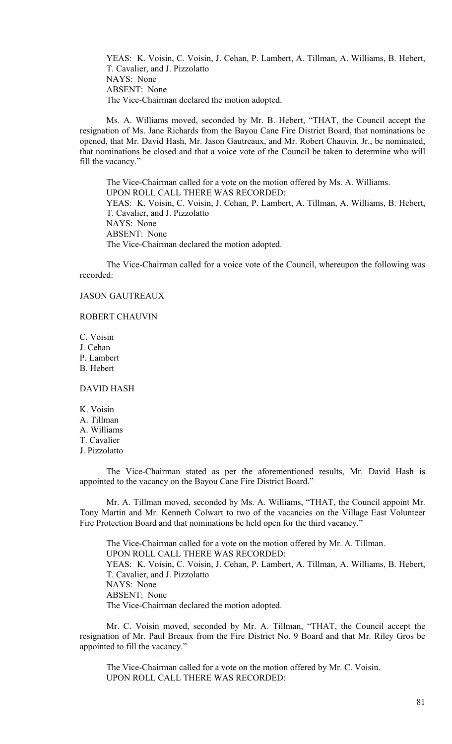YEAS: K. Voisin, C. Voisin, J. Cehan, P. Lambert, A. Tillman, A. Williams, B. Hebert, T. Cavalier, and J. Pizzolatto
NAYS: None
ABSENT: None
The Vice-Chairman declared the motion adopted.

Ms. A. Williams moved, seconded by Mr. B. Hebert, "THAT, the Council accept the resignation of Ms. Jane Richards from the Bayou Cane Fire District Board, that nominations be opened, that Mr. David Hash, Mr. Jason Gautreaux, and Mr. Robert Chauvin, Jr., be nominated, that nominations be closed and that a voice vote of the Council be taken to determine who will fill the vacancy."

The Vice-Chairman called for a vote on the motion offered by Ms. A. Williams.
UPON ROLL CALL THERE WAS RECORDED:
YEAS: K. Voisin, C. Voisin, J. Cehan, P. Lambert, A. Tillman, A. Williams, B. Hebert, T. Cavalier, and J. Pizzolatto
NAYS: None
ABSENT: None
The Vice-Chairman declared the motion adopted.

The Vice-Chairman called for a voice vote of the Council, whereupon the following was recorded:

JASON GAUTREAUX

ROBERT CHAUVIN

C. Voisin
J. Cehan
P. Lambert
B. Hebert

DAVID HASH

K. Voisin
A. Tillman
A. Williams
T. Cavalier
J. Pizzolatto

The Vice-Chairman stated as per the aforementioned results, Mr. David Hash is appointed to the vacancy on the Bayou Cane Fire District Board."

Mr. A. Tillman moved, seconded by Ms. A. Williams, "THAT, the Council appoint Mr. Tony Martin and Mr. Kenneth Colwart to two of the vacancies on the Village East Volunteer Fire Protection Board and that nominations be held open for the third vacancy."

The Vice-Chairman called for a vote on the motion offered by Mr. A. Tillman.
UPON ROLL CALL THERE WAS RECORDED:
YEAS: K. Voisin, C. Voisin, J. Cehan, P. Lambert, A. Tillman, A. Williams, B. Hebert, T. Cavalier, and J. Pizzolatto
NAYS: None
ABSENT: None
The Vice-Chairman declared the motion adopted.

Mr. C. Voisin moved, seconded by Mr. A. Tillman, "THAT, the Council accept the resignation of Mr. Paul Breaux from the Fire District No. 9 Board and that Mr. Riley Gros be appointed to fill the vacancy."

The Vice-Chairman called for a vote on the motion offered by Mr. C. Voisin.
UPON ROLL CALL THERE WAS RECORDED: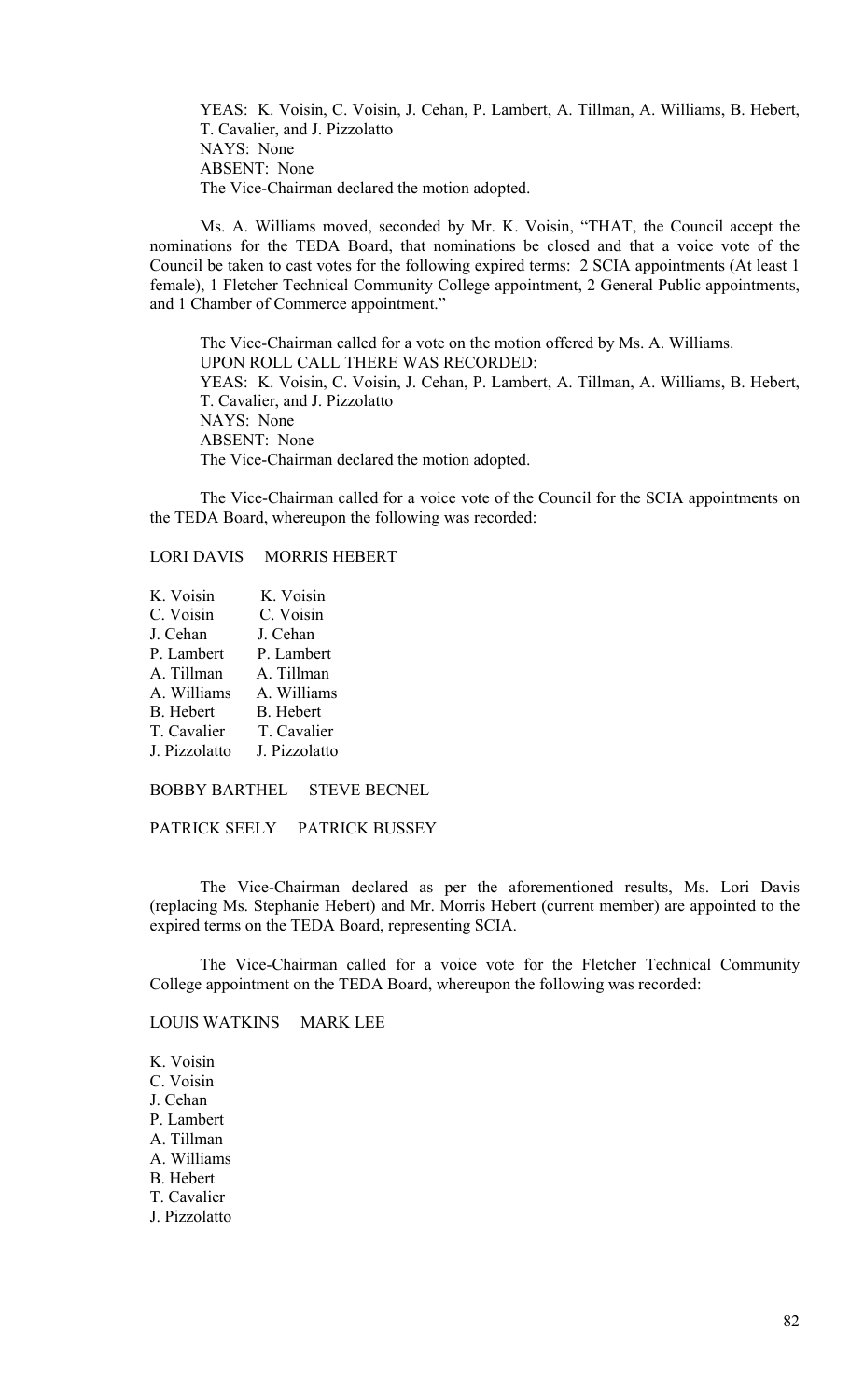YEAS: K. Voisin, C. Voisin, J. Cehan, P. Lambert, A. Tillman, A. Williams, B. Hebert, T. Cavalier, and J. Pizzolatto
NAYS: None
ABSENT: None
The Vice-Chairman declared the motion adopted.

Ms. A. Williams moved, seconded by Mr. K. Voisin, "THAT, the Council accept the nominations for the TEDA Board, that nominations be closed and that a voice vote of the Council be taken to cast votes for the following expired terms: 2 SCIA appointments (At least 1 female), 1 Fletcher Technical Community College appointment, 2 General Public appointments, and 1 Chamber of Commerce appointment."

The Vice-Chairman called for a vote on the motion offered by Ms. A. Williams.
UPON ROLL CALL THERE WAS RECORDED:
YEAS: K. Voisin, C. Voisin, J. Cehan, P. Lambert, A. Tillman, A. Williams, B. Hebert, T. Cavalier, and J. Pizzolatto
NAYS: None
ABSENT: None
The Vice-Chairman declared the motion adopted.

The Vice-Chairman called for a voice vote of the Council for the SCIA appointments on the TEDA Board, whereupon the following was recorded:

| LORI DAVIS | MORRIS HEBERT |
|---|---|
| K. Voisin | K. Voisin |
| C. Voisin | C. Voisin |
| J. Cehan | J. Cehan |
| P. Lambert | P. Lambert |
| A. Tillman | A. Tillman |
| A. Williams | A. Williams |
| B. Hebert | B. Hebert |
| T. Cavalier | T. Cavalier |
| J. Pizzolatto | J. Pizzolatto |

BOBBY BARTHEL STEVE BECNEL

PATRICK SEELY PATRICK BUSSEY

The Vice-Chairman declared as per the aforementioned results, Ms. Lori Davis (replacing Ms. Stephanie Hebert) and Mr. Morris Hebert (current member) are appointed to the expired terms on the TEDA Board, representing SCIA.

The Vice-Chairman called for a voice vote for the Fletcher Technical Community College appointment on the TEDA Board, whereupon the following was recorded:

| LOUIS WATKINS | MARK LEE |
|---|---|
| K. Voisin | |
| C. Voisin | |
| J. Cehan | |
| P. Lambert | |
| A. Tillman | |
| A. Williams | |
| B. Hebert | |
| T. Cavalier | |
| J. Pizzolatto | |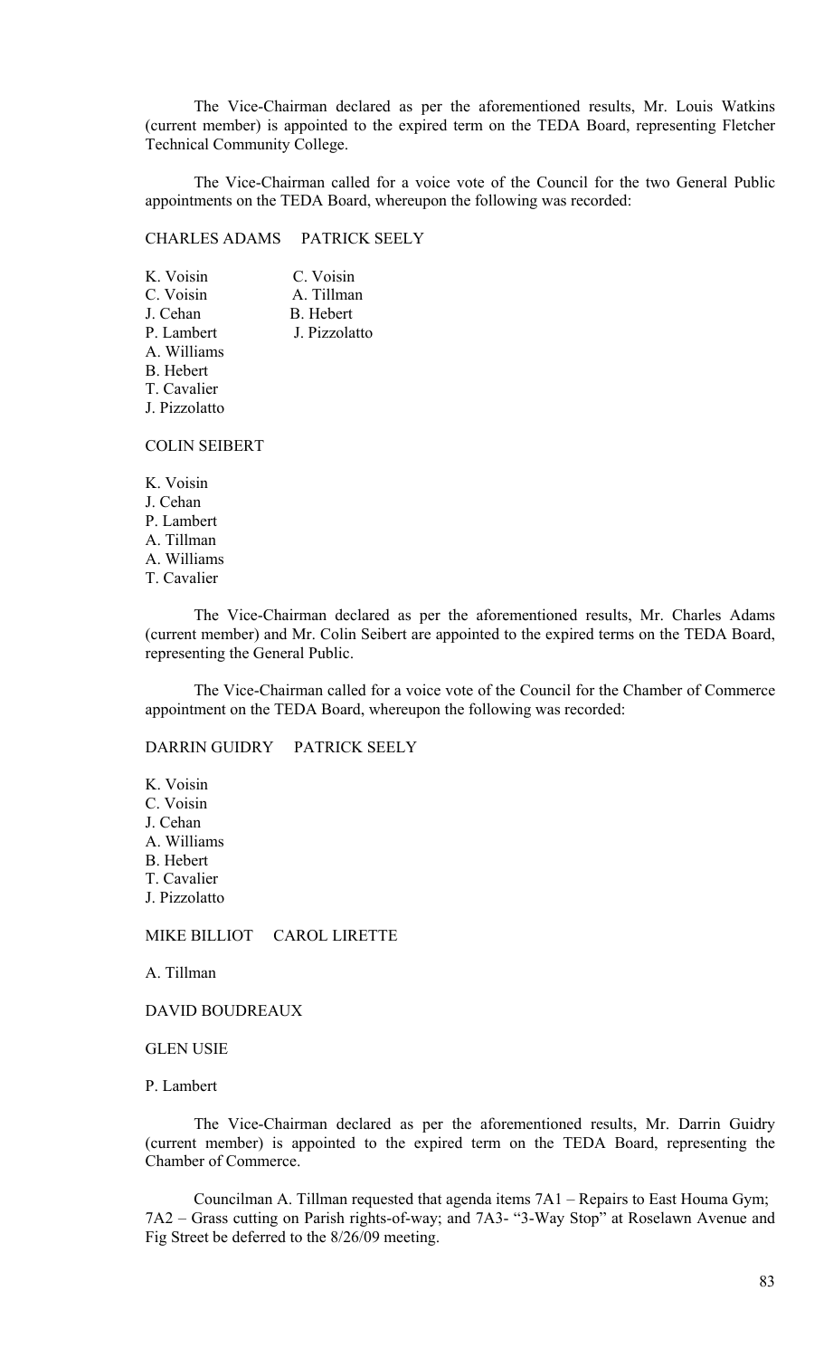The Vice-Chairman declared as per the aforementioned results, Mr. Louis Watkins (current member) is appointed to the expired term on the TEDA Board, representing Fletcher Technical Community College.

The Vice-Chairman called for a voice vote of the Council for the two General Public appointments on the TEDA Board, whereupon the following was recorded:

| CHARLES ADAMS | PATRICK SEELY |
|---|---|
| K. Voisin | C. Voisin |
| C. Voisin | A. Tillman |
| J. Cehan | B. Hebert |
| P. Lambert | J. Pizzolatto |
| A. Williams | |
| B. Hebert | |
| T. Cavalier | |
| J. Pizzolatto | |

COLIN SEIBERT

K. Voisin
J. Cehan
P. Lambert
A. Tillman
A. Williams
T. Cavalier

The Vice-Chairman declared as per the aforementioned results, Mr. Charles Adams (current member) and Mr. Colin Seibert are appointed to the expired terms on the TEDA Board, representing the General Public.

The Vice-Chairman called for a voice vote of the Council for the Chamber of Commerce appointment on the TEDA Board, whereupon the following was recorded:

DARRIN GUIDRY     PATRICK SEELY

K. Voisin
C. Voisin
J. Cehan
A. Williams
B. Hebert
T. Cavalier
J. Pizzolatto

MIKE BILLIOT     CAROL LIRETTE

A. Tillman

DAVID BOUDREAUX

GLEN USIE

P. Lambert

The Vice-Chairman declared as per the aforementioned results, Mr. Darrin Guidry (current member) is appointed to the expired term on the TEDA Board, representing the Chamber of Commerce.

Councilman A. Tillman requested that agenda items 7A1 – Repairs to East Houma Gym; 7A2 – Grass cutting on Parish rights-of-way; and 7A3- "3-Way Stop" at Roselawn Avenue and Fig Street be deferred to the 8/26/09 meeting.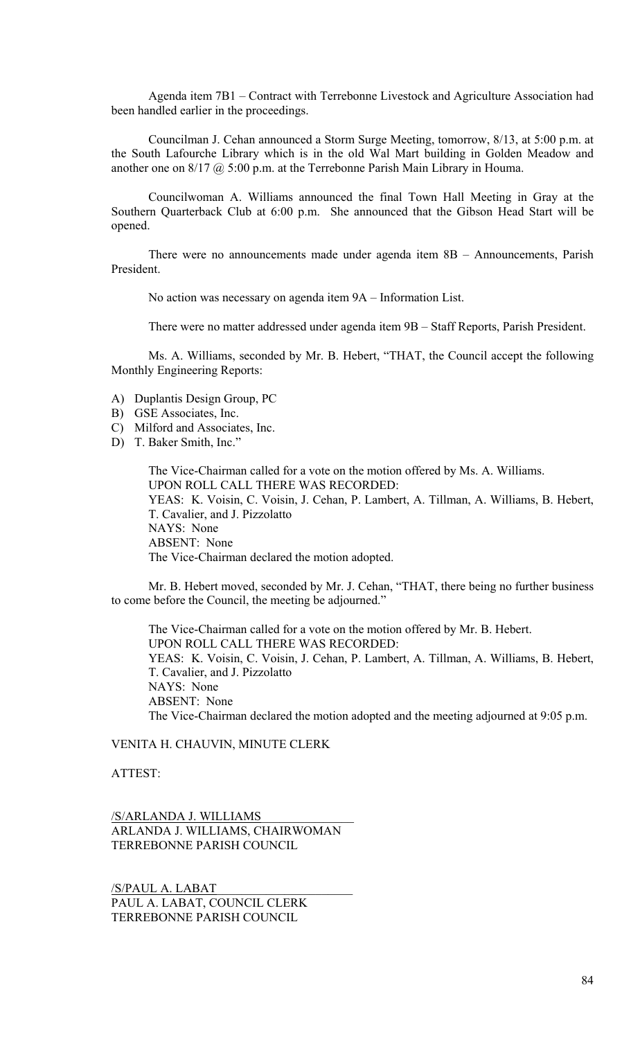Agenda item 7B1 – Contract with Terrebonne Livestock and Agriculture Association had been handled earlier in the proceedings.

Councilman J. Cehan announced a Storm Surge Meeting, tomorrow, 8/13, at 5:00 p.m. at the South Lafourche Library which is in the old Wal Mart building in Golden Meadow and another one on 8/17 @ 5:00 p.m. at the Terrebonne Parish Main Library in Houma.

Councilwoman A. Williams announced the final Town Hall Meeting in Gray at the Southern Quarterback Club at 6:00 p.m. She announced that the Gibson Head Start will be opened.

There were no announcements made under agenda item 8B – Announcements, Parish President.

No action was necessary on agenda item 9A – Information List.

There were no matter addressed under agenda item 9B – Staff Reports, Parish President.

Ms. A. Williams, seconded by Mr. B. Hebert, "THAT, the Council accept the following Monthly Engineering Reports:

A) Duplantis Design Group, PC
B) GSE Associates, Inc.
C) Milford and Associates, Inc.
D) T. Baker Smith, Inc."

The Vice-Chairman called for a vote on the motion offered by Ms. A. Williams.
UPON ROLL CALL THERE WAS RECORDED:
YEAS: K. Voisin, C. Voisin, J. Cehan, P. Lambert, A. Tillman, A. Williams, B. Hebert, T. Cavalier, and J. Pizzolatto
NAYS: None
ABSENT: None
The Vice-Chairman declared the motion adopted.

Mr. B. Hebert moved, seconded by Mr. J. Cehan, "THAT, there being no further business to come before the Council, the meeting be adjourned."

The Vice-Chairman called for a vote on the motion offered by Mr. B. Hebert.
UPON ROLL CALL THERE WAS RECORDED:
YEAS: K. Voisin, C. Voisin, J. Cehan, P. Lambert, A. Tillman, A. Williams, B. Hebert, T. Cavalier, and J. Pizzolatto
NAYS: None
ABSENT: None
The Vice-Chairman declared the motion adopted and the meeting adjourned at 9:05 p.m.

VENITA H. CHAUVIN, MINUTE CLERK

ATTEST:

/S/ARLANDA J. WILLIAMS
ARLANDA J. WILLIAMS, CHAIRWOMAN
TERREBONNE PARISH COUNCIL

/S/PAUL A. LABAT
PAUL A. LABAT, COUNCIL CLERK
TERREBONNE PARISH COUNCIL